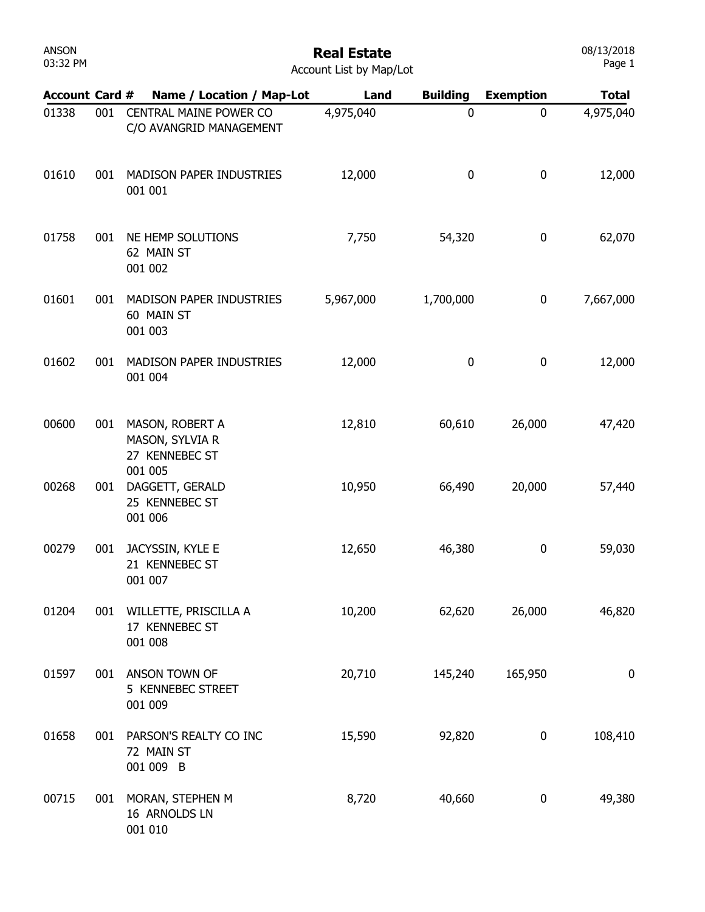# Real Estate

Account List by Map/Lot

| Account | Card # | Name / Location / Map-Lot | Land | Building | Exemption | Total |
|---|---|---|---|---|---|---|
| 01338 | 001 | CENTRAL MAINE POWER CO<br>C/O AVANGRID MANAGEMENT | 4,975,040 | 0 | 0 | 4,975,040 |
| 01610 | 001 | MADISON PAPER INDUSTRIES<br>001 001 | 12,000 | 0 | 0 | 12,000 |
| 01758 | 001 | NE HEMP SOLUTIONS<br>62 MAIN ST<br>001 002 | 7,750 | 54,320 | 0 | 62,070 |
| 01601 | 001 | MADISON PAPER INDUSTRIES<br>60 MAIN ST<br>001 003 | 5,967,000 | 1,700,000 | 0 | 7,667,000 |
| 01602 | 001 | MADISON PAPER INDUSTRIES<br>001 004 | 12,000 | 0 | 0 | 12,000 |
| 00600 | 001 | MASON, ROBERT A<br>MASON, SYLVIA R<br>27 KENNEBEC ST<br>001 005 | 12,810 | 60,610 | 26,000 | 47,420 |
| 00268 | 001 | DAGGETT, GERALD<br>25 KENNEBEC ST<br>001 006 | 10,950 | 66,490 | 20,000 | 57,440 |
| 00279 | 001 | JACYSSIN, KYLE E<br>21 KENNEBEC ST<br>001 007 | 12,650 | 46,380 | 0 | 59,030 |
| 01204 | 001 | WILLETTE, PRISCILLA A<br>17 KENNEBEC ST<br>001 008 | 10,200 | 62,620 | 26,000 | 46,820 |
| 01597 | 001 | ANSON TOWN OF<br>5 KENNEBEC STREET<br>001 009 | 20,710 | 145,240 | 165,950 | 0 |
| 01658 | 001 | PARSON'S REALTY CO INC<br>72 MAIN ST<br>001 009 B | 15,590 | 92,820 | 0 | 108,410 |
| 00715 | 001 | MORAN, STEPHEN M<br>16 ARNOLDS LN<br>001 010 | 8,720 | 40,660 | 0 | 49,380 |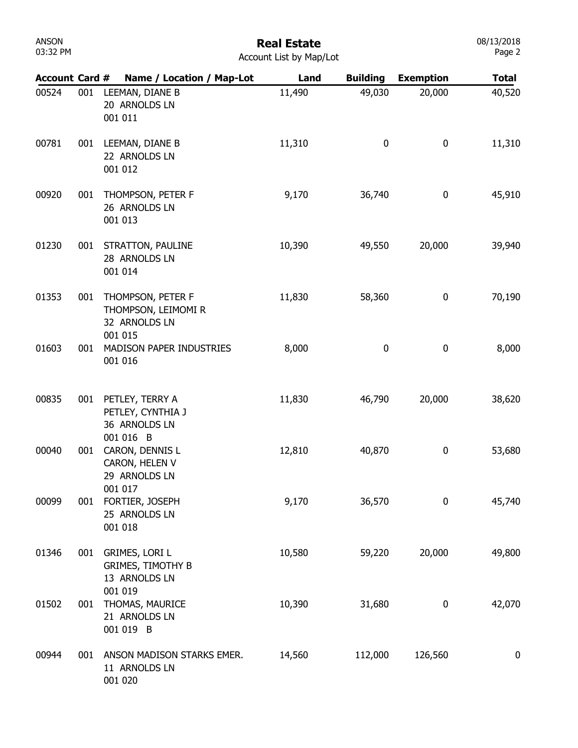# Real Estate

Account List by Map/Lot

| Account | Card # | Name / Location / Map-Lot | Land | Building | Exemption | Total |
|---|---|---|---|---|---|---|
| 00524 | 001 | LEEMAN, DIANE B<br>20 ARNOLDS LN<br>001 011 | 11,490 | 49,030 | 20,000 | 40,520 |
| 00781 | 001 | LEEMAN, DIANE B<br>22 ARNOLDS LN<br>001 012 | 11,310 | 0 | 0 | 11,310 |
| 00920 | 001 | THOMPSON, PETER F<br>26 ARNOLDS LN<br>001 013 | 9,170 | 36,740 | 0 | 45,910 |
| 01230 | 001 | STRATTON, PAULINE<br>28 ARNOLDS LN<br>001 014 | 10,390 | 49,550 | 20,000 | 39,940 |
| 01353 | 001 | THOMPSON, PETER F<br>THOMPSON, LEIMOMI R<br>32 ARNOLDS LN<br>001 015 | 11,830 | 58,360 | 0 | 70,190 |
| 01603 | 001 | MADISON PAPER INDUSTRIES<br>001 016 | 8,000 | 0 | 0 | 8,000 |
| 00835 | 001 | PETLEY, TERRY A<br>PETLEY, CYNTHIA J<br>36 ARNOLDS LN<br>001 016 B | 11,830 | 46,790 | 20,000 | 38,620 |
| 00040 | 001 | CARON, DENNIS L<br>CARON, HELEN V<br>29 ARNOLDS LN<br>001 017 | 12,810 | 40,870 | 0 | 53,680 |
| 00099 | 001 | FORTIER, JOSEPH<br>25 ARNOLDS LN<br>001 018 | 9,170 | 36,570 | 0 | 45,740 |
| 01346 | 001 | GRIMES, LORI L<br>GRIMES, TIMOTHY B<br>13 ARNOLDS LN<br>001 019 | 10,580 | 59,220 | 20,000 | 49,800 |
| 01502 | 001 | THOMAS, MAURICE<br>21 ARNOLDS LN<br>001 019 B | 10,390 | 31,680 | 0 | 42,070 |
| 00944 | 001 | ANSON MADISON STARKS EMER.<br>11 ARNOLDS LN<br>001 020 | 14,560 | 112,000 | 126,560 | 0 |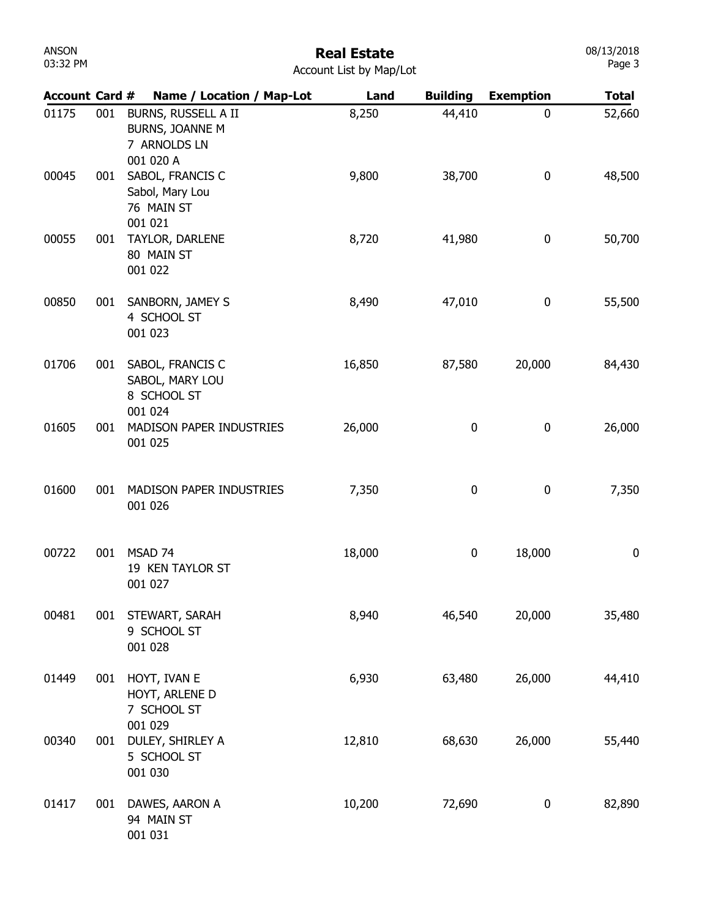# Real Estate

Account List by Map/Lot

| Account | Card # | Name / Location / Map-Lot | Land | Building | Exemption | Total |
|---|---|---|---|---|---|---|
| 01175 | 001 | BURNS, RUSSELL A II<br>BURNS, JOANNE M<br>7 ARNOLDS LN<br>001 020 A | 8,250 | 44,410 | 0 | 52,660 |
| 00045 | 001 | SABOL, FRANCIS C<br>Sabol, Mary Lou<br>76 MAIN ST<br>001 021 | 9,800 | 38,700 | 0 | 48,500 |
| 00055 | 001 | TAYLOR, DARLENE<br>80 MAIN ST<br>001 022 | 8,720 | 41,980 | 0 | 50,700 |
| 00850 | 001 | SANBORN, JAMEY S<br>4 SCHOOL ST<br>001 023 | 8,490 | 47,010 | 0 | 55,500 |
| 01706 | 001 | SABOL, FRANCIS C<br>SABOL, MARY LOU<br>8 SCHOOL ST<br>001 024 | 16,850 | 87,580 | 20,000 | 84,430 |
| 01605 | 001 | MADISON PAPER INDUSTRIES<br>001 025 | 26,000 | 0 | 0 | 26,000 |
| 01600 | 001 | MADISON PAPER INDUSTRIES<br>001 026 | 7,350 | 0 | 0 | 7,350 |
| 00722 | 001 | MSAD 74<br>19 KEN TAYLOR ST<br>001 027 | 18,000 | 0 | 18,000 | 0 |
| 00481 | 001 | STEWART, SARAH<br>9 SCHOOL ST<br>001 028 | 8,940 | 46,540 | 20,000 | 35,480 |
| 01449 | 001 | HOYT, IVAN E<br>HOYT, ARLENE D<br>7 SCHOOL ST<br>001 029 | 6,930 | 63,480 | 26,000 | 44,410 |
| 00340 | 001 | DULEY, SHIRLEY A<br>5 SCHOOL ST<br>001 030 | 12,810 | 68,630 | 26,000 | 55,440 |
| 01417 | 001 | DAWES, AARON A<br>94 MAIN ST<br>001 031 | 10,200 | 72,690 | 0 | 82,890 |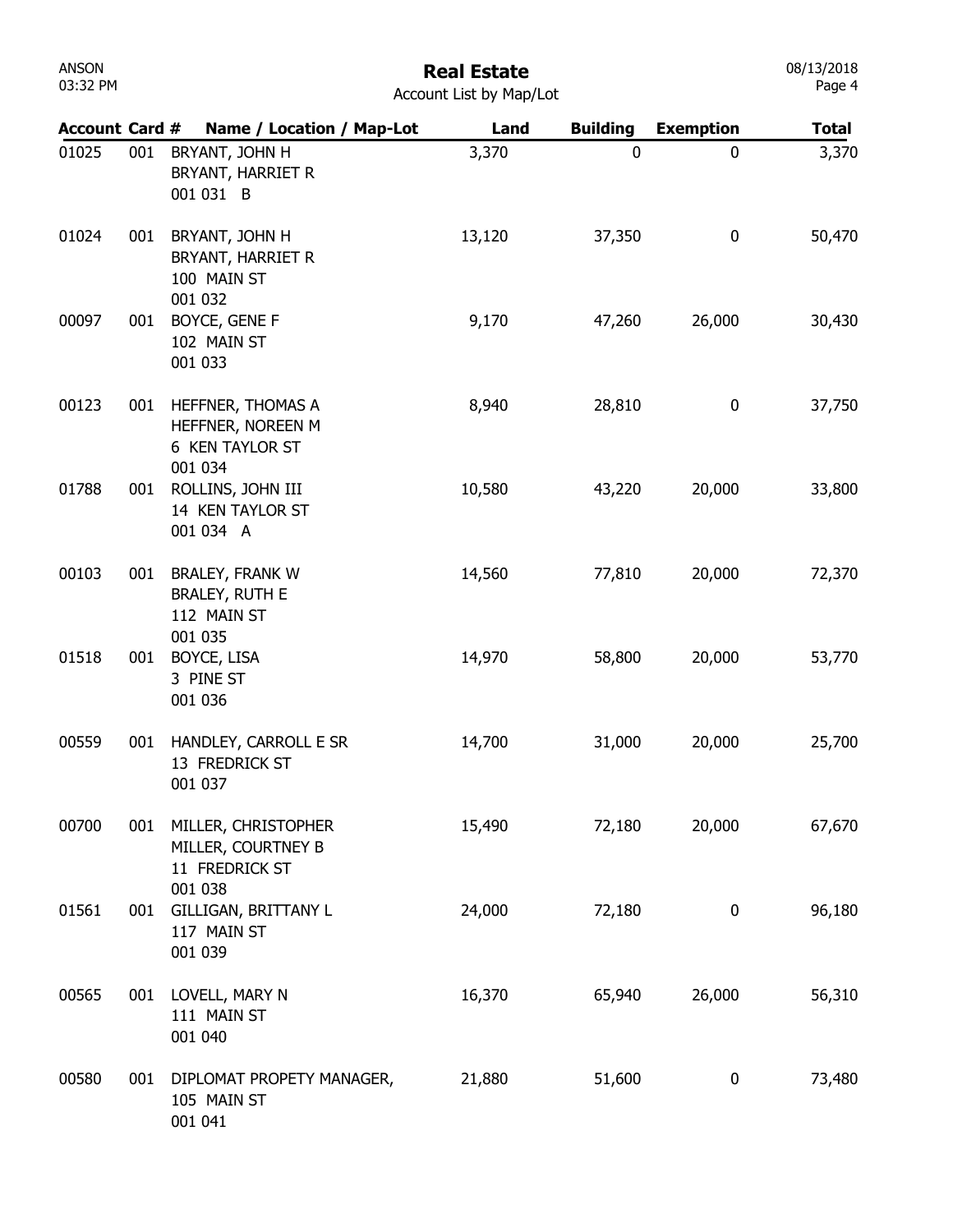# Real Estate

Account List by Map/Lot

| Account | Card # | Name / Location / Map-Lot | Land | Building | Exemption | Total |
|---|---|---|---|---|---|---|
| 01025 | 001 | BRYANT, JOHN H<br>BRYANT, HARRIET R<br>001 031 B | 3,370 | 0 | 0 | 3,370 |
| 01024 | 001 | BRYANT, JOHN H<br>BRYANT, HARRIET R<br>100 MAIN ST<br>001 032 | 13,120 | 37,350 | 0 | 50,470 |
| 00097 | 001 | BOYCE, GENE F<br>102 MAIN ST<br>001 033 | 9,170 | 47,260 | 26,000 | 30,430 |
| 00123 | 001 | HEFFNER, THOMAS A<br>HEFFNER, NOREEN M<br>6 KEN TAYLOR ST<br>001 034 | 8,940 | 28,810 | 0 | 37,750 |
| 01788 | 001 | ROLLINS, JOHN III<br>14 KEN TAYLOR ST<br>001 034 A | 10,580 | 43,220 | 20,000 | 33,800 |
| 00103 | 001 | BRALEY, FRANK W<br>BRALEY, RUTH E<br>112 MAIN ST<br>001 035 | 14,560 | 77,810 | 20,000 | 72,370 |
| 01518 | 001 | BOYCE, LISA<br>3 PINE ST<br>001 036 | 14,970 | 58,800 | 20,000 | 53,770 |
| 00559 | 001 | HANDLEY, CARROLL E SR<br>13 FREDRICK ST<br>001 037 | 14,700 | 31,000 | 20,000 | 25,700 |
| 00700 | 001 | MILLER, CHRISTOPHER<br>MILLER, COURTNEY B<br>11 FREDRICK ST<br>001 038 | 15,490 | 72,180 | 20,000 | 67,670 |
| 01561 | 001 | GILLIGAN, BRITTANY L<br>117 MAIN ST<br>001 039 | 24,000 | 72,180 | 0 | 96,180 |
| 00565 | 001 | LOVELL, MARY N<br>111 MAIN ST<br>001 040 | 16,370 | 65,940 | 26,000 | 56,310 |
| 00580 | 001 | DIPLOMAT PROPETY MANAGER,<br>105 MAIN ST<br>001 041 | 21,880 | 51,600 | 0 | 73,480 |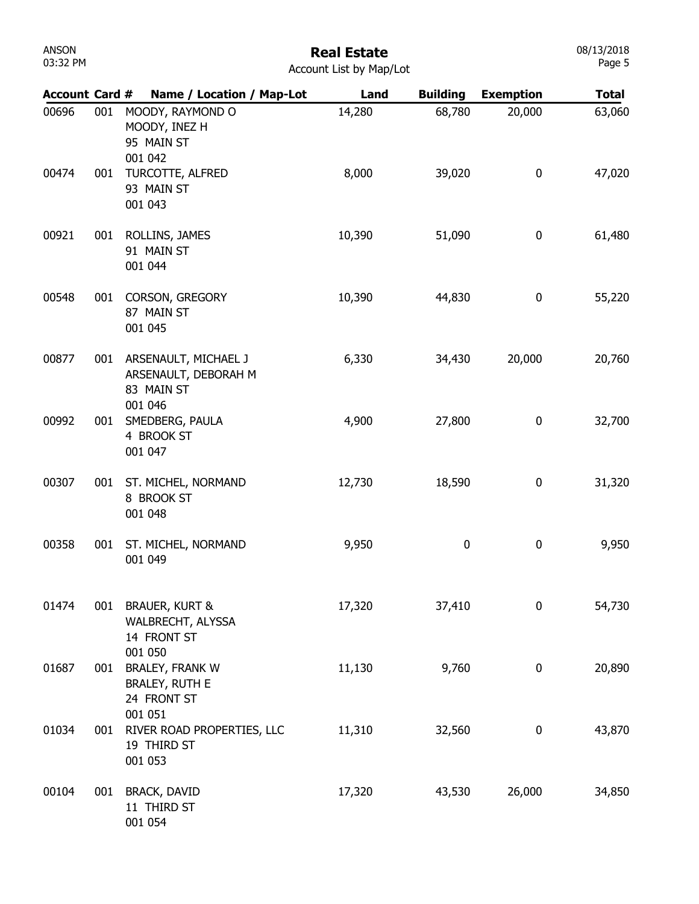# Real Estate

Account List by Map/Lot

| Account | Card # | Name / Location / Map-Lot | Land | Building | Exemption | Total |
|---|---|---|---|---|---|---|
| 00696 | 001 | MOODY, RAYMOND O<br>MOODY, INEZ H<br>95 MAIN ST<br>001 042 | 14,280 | 68,780 | 20,000 | 63,060 |
| 00474 | 001 | TURCOTTE, ALFRED<br>93 MAIN ST<br>001 043 | 8,000 | 39,020 | 0 | 47,020 |
| 00921 | 001 | ROLLINS, JAMES<br>91 MAIN ST<br>001 044 | 10,390 | 51,090 | 0 | 61,480 |
| 00548 | 001 | CORSON, GREGORY<br>87 MAIN ST<br>001 045 | 10,390 | 44,830 | 0 | 55,220 |
| 00877 | 001 | ARSENAULT, MICHAEL J<br>ARSENAULT, DEBORAH M<br>83 MAIN ST<br>001 046 | 6,330 | 34,430 | 20,000 | 20,760 |
| 00992 | 001 | SMEDBERG, PAULA<br>4 BROOK ST<br>001 047 | 4,900 | 27,800 | 0 | 32,700 |
| 00307 | 001 | ST. MICHEL, NORMAND<br>8 BROOK ST<br>001 048 | 12,730 | 18,590 | 0 | 31,320 |
| 00358 | 001 | ST. MICHEL, NORMAND<br>001 049 | 9,950 | 0 | 0 | 9,950 |
| 01474 | 001 | BRAUER, KURT &<br>WALBRECHT, ALYSSA<br>14 FRONT ST<br>001 050 | 17,320 | 37,410 | 0 | 54,730 |
| 01687 | 001 | BRALEY, FRANK W<br>BRALEY, RUTH E<br>24 FRONT ST<br>001 051 | 11,130 | 9,760 | 0 | 20,890 |
| 01034 | 001 | RIVER ROAD PROPERTIES, LLC<br>19 THIRD ST<br>001 053 | 11,310 | 32,560 | 0 | 43,870 |
| 00104 | 001 | BRACK, DAVID<br>11 THIRD ST<br>001 054 | 17,320 | 43,530 | 26,000 | 34,850 |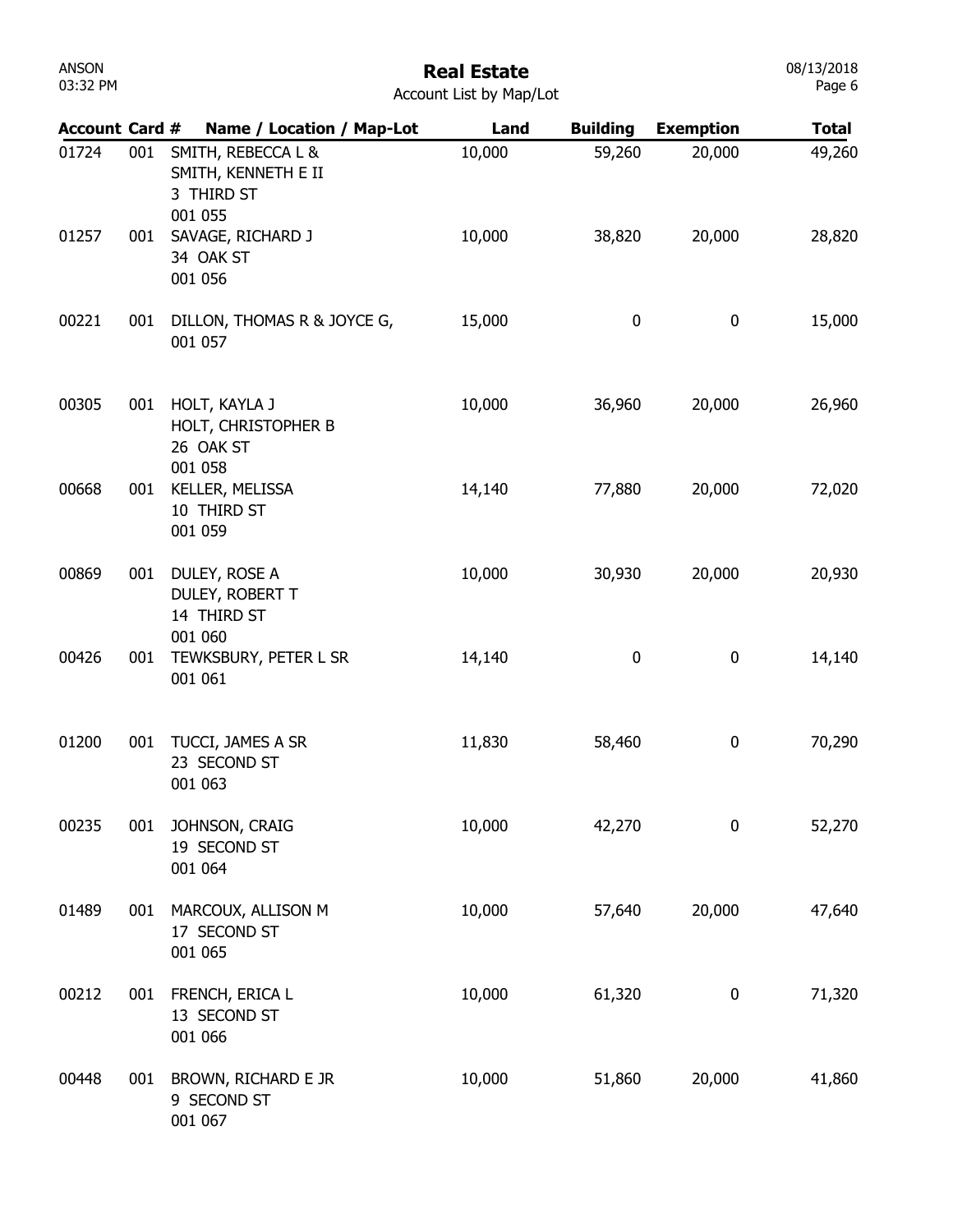# Real Estate

Account List by Map/Lot

| Account | Card # | Name / Location / Map-Lot | Land | Building | Exemption | Total |
|---|---|---|---|---|---|---|
| 01724 | 001 | SMITH, REBECCA L & SMITH, KENNETH E II 3 THIRD ST 001 055 | 10,000 | 59,260 | 20,000 | 49,260 |
| 01257 | 001 | SAVAGE, RICHARD J 34 OAK ST 001 056 | 10,000 | 38,820 | 20,000 | 28,820 |
| 00221 | 001 | DILLON, THOMAS R & JOYCE G, 001 057 | 15,000 | 0 | 0 | 15,000 |
| 00305 | 001 | HOLT, KAYLA J HOLT, CHRISTOPHER B 26 OAK ST 001 058 | 10,000 | 36,960 | 20,000 | 26,960 |
| 00668 | 001 | KELLER, MELISSA 10 THIRD ST 001 059 | 14,140 | 77,880 | 20,000 | 72,020 |
| 00869 | 001 | DULEY, ROSE A DULEY, ROBERT T 14 THIRD ST 001 060 | 10,000 | 30,930 | 20,000 | 20,930 |
| 00426 | 001 | TEWKSBURY, PETER L SR 001 061 | 14,140 | 0 | 0 | 14,140 |
| 01200 | 001 | TUCCI, JAMES A SR 23 SECOND ST 001 063 | 11,830 | 58,460 | 0 | 70,290 |
| 00235 | 001 | JOHNSON, CRAIG 19 SECOND ST 001 064 | 10,000 | 42,270 | 0 | 52,270 |
| 01489 | 001 | MARCOUX, ALLISON M 17 SECOND ST 001 065 | 10,000 | 57,640 | 20,000 | 47,640 |
| 00212 | 001 | FRENCH, ERICA L 13 SECOND ST 001 066 | 10,000 | 61,320 | 0 | 71,320 |
| 00448 | 001 | BROWN, RICHARD E JR 9 SECOND ST 001 067 | 10,000 | 51,860 | 20,000 | 41,860 |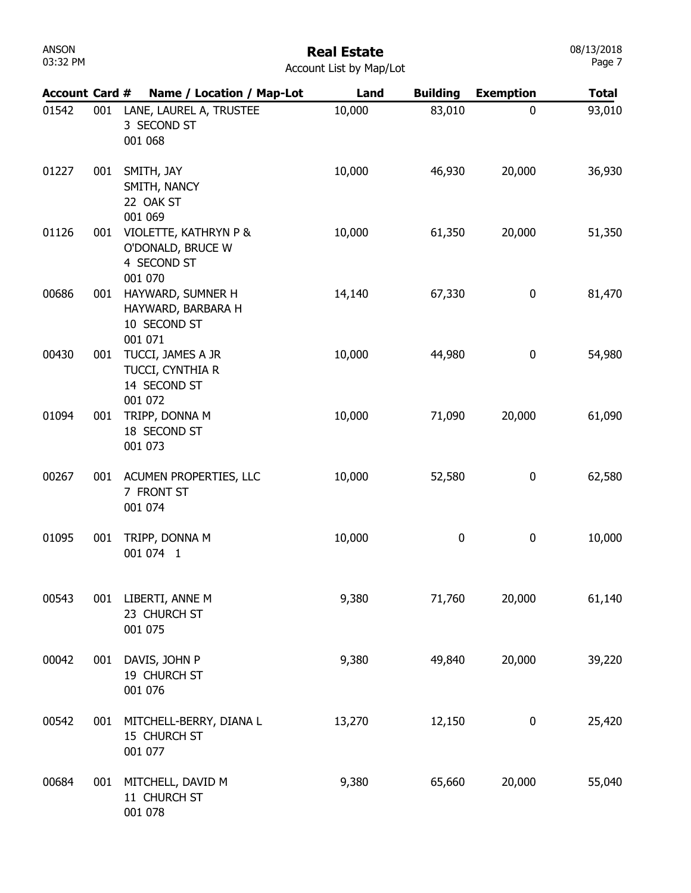# Real Estate

Account List by Map/Lot

| Account | Card # | Name / Location / Map-Lot | Land | Building | Exemption | Total |
|---|---|---|---|---|---|---|
| 01542 | 001 | LANE, LAUREL A, TRUSTEE<br>3 SECOND ST<br>001 068 | 10,000 | 83,010 | 0 | 93,010 |
| 01227 | 001 | SMITH, JAY<br>SMITH, NANCY<br>22 OAK ST<br>001 069 | 10,000 | 46,930 | 20,000 | 36,930 |
| 01126 | 001 | VIOLETTE, KATHRYN P &<br>O'DONALD, BRUCE W<br>4 SECOND ST<br>001 070 | 10,000 | 61,350 | 20,000 | 51,350 |
| 00686 | 001 | HAYWARD, SUMNER H<br>HAYWARD, BARBARA H<br>10 SECOND ST<br>001 071 | 14,140 | 67,330 | 0 | 81,470 |
| 00430 | 001 | TUCCI, JAMES A JR<br>TUCCI, CYNTHIA R<br>14 SECOND ST<br>001 072 | 10,000 | 44,980 | 0 | 54,980 |
| 01094 | 001 | TRIPP, DONNA M<br>18 SECOND ST<br>001 073 | 10,000 | 71,090 | 20,000 | 61,090 |
| 00267 | 001 | ACUMEN PROPERTIES, LLC<br>7 FRONT ST<br>001 074 | 10,000 | 52,580 | 0 | 62,580 |
| 01095 | 001 | TRIPP, DONNA M<br>001 074 1 | 10,000 | 0 | 0 | 10,000 |
| 00543 | 001 | LIBERTI, ANNE M<br>23 CHURCH ST<br>001 075 | 9,380 | 71,760 | 20,000 | 61,140 |
| 00042 | 001 | DAVIS, JOHN P<br>19 CHURCH ST<br>001 076 | 9,380 | 49,840 | 20,000 | 39,220 |
| 00542 | 001 | MITCHELL-BERRY, DIANA L<br>15 CHURCH ST<br>001 077 | 13,270 | 12,150 | 0 | 25,420 |
| 00684 | 001 | MITCHELL, DAVID M<br>11 CHURCH ST<br>001 078 | 9,380 | 65,660 | 20,000 | 55,040 |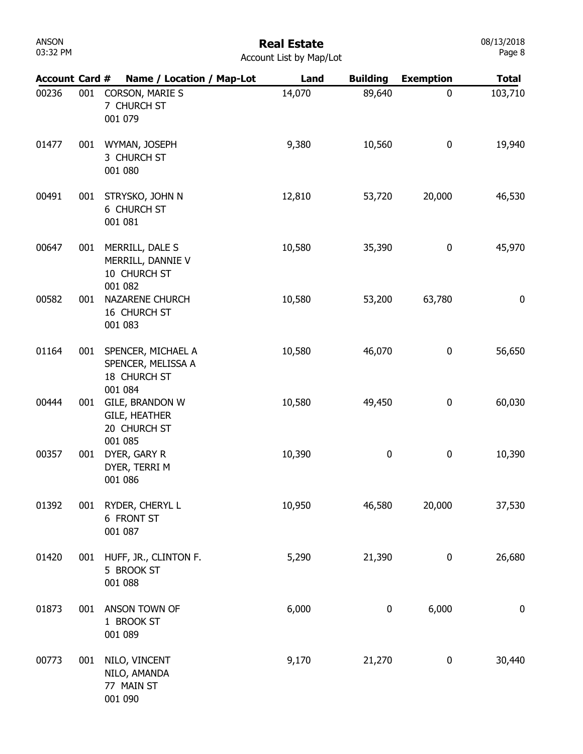# Real Estate

Account List by Map/Lot

| Account | Card # | Name / Location / Map-Lot | Land | Building | Exemption | Total |
|---|---|---|---|---|---|---|
| 00236 | 001 | CORSON, MARIE S<br>7 CHURCH ST<br>001 079 | 14,070 | 89,640 | 0 | 103,710 |
| 01477 | 001 | WYMAN, JOSEPH<br>3 CHURCH ST<br>001 080 | 9,380 | 10,560 | 0 | 19,940 |
| 00491 | 001 | STRYSKO, JOHN N<br>6 CHURCH ST<br>001 081 | 12,810 | 53,720 | 20,000 | 46,530 |
| 00647 | 001 | MERRILL, DALE S<br>MERRILL, DANNIE V<br>10 CHURCH ST<br>001 082 | 10,580 | 35,390 | 0 | 45,970 |
| 00582 | 001 | NAZARENE CHURCH<br>16 CHURCH ST<br>001 083 | 10,580 | 53,200 | 63,780 | 0 |
| 01164 | 001 | SPENCER, MICHAEL A<br>SPENCER, MELISSA A<br>18 CHURCH ST<br>001 084 | 10,580 | 46,070 | 0 | 56,650 |
| 00444 | 001 | GILE, BRANDON W<br>GILE, HEATHER<br>20 CHURCH ST<br>001 085 | 10,580 | 49,450 | 0 | 60,030 |
| 00357 | 001 | DYER, GARY R<br>DYER, TERRI M<br>001 086 | 10,390 | 0 | 0 | 10,390 |
| 01392 | 001 | RYDER, CHERYL L<br>6 FRONT ST<br>001 087 | 10,950 | 46,580 | 20,000 | 37,530 |
| 01420 | 001 | HUFF, JR., CLINTON F.<br>5 BROOK ST<br>001 088 | 5,290 | 21,390 | 0 | 26,680 |
| 01873 | 001 | ANSON TOWN OF<br>1 BROOK ST<br>001 089 | 6,000 | 0 | 6,000 | 0 |
| 00773 | 001 | NILO, VINCENT<br>NILO, AMANDA<br>77 MAIN ST<br>001 090 | 9,170 | 21,270 | 0 | 30,440 |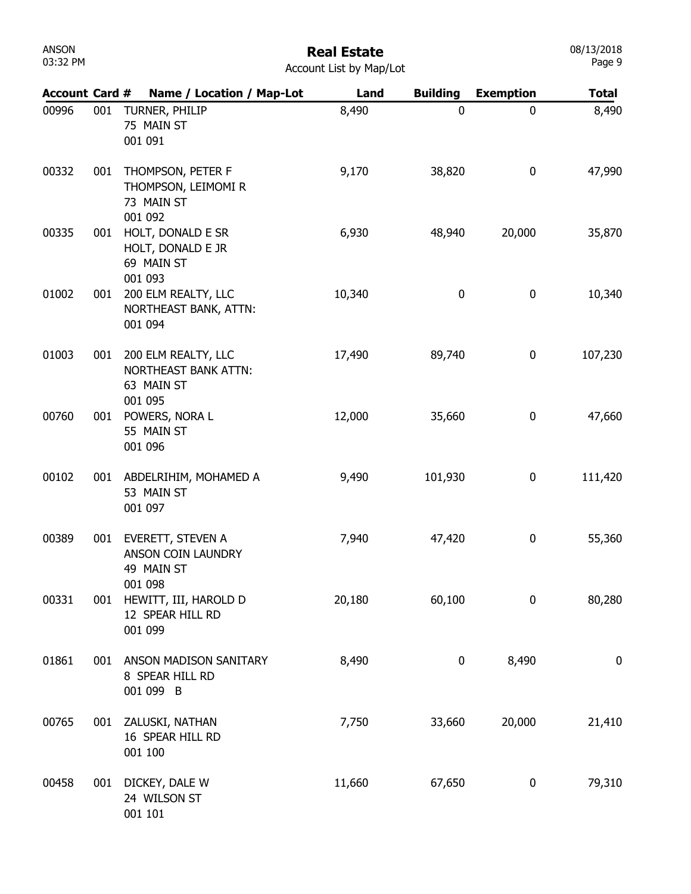# Real Estate

Account List by Map/Lot

| Account | Card # | Name / Location / Map-Lot | Land | Building | Exemption | Total |
|---|---|---|---|---|---|---|
| 00996 | 001 | TURNER, PHILIP<br>75 MAIN ST<br>001 091 | 8,490 | 0 | 0 | 8,490 |
| 00332 | 001 | THOMPSON, PETER F<br>THOMPSON, LEIMOMI R<br>73 MAIN ST<br>001 092 | 9,170 | 38,820 | 0 | 47,990 |
| 00335 | 001 | HOLT, DONALD E SR<br>HOLT, DONALD E JR<br>69 MAIN ST<br>001 093 | 6,930 | 48,940 | 20,000 | 35,870 |
| 01002 | 001 | 200 ELM REALTY, LLC<br>NORTHEAST BANK, ATTN:<br>001 094 | 10,340 | 0 | 0 | 10,340 |
| 01003 | 001 | 200 ELM REALTY, LLC<br>NORTHEAST BANK ATTN:<br>63 MAIN ST<br>001 095 | 17,490 | 89,740 | 0 | 107,230 |
| 00760 | 001 | POWERS, NORA L<br>55 MAIN ST<br>001 096 | 12,000 | 35,660 | 0 | 47,660 |
| 00102 | 001 | ABDELRIHIM, MOHAMED A<br>53 MAIN ST<br>001 097 | 9,490 | 101,930 | 0 | 111,420 |
| 00389 | 001 | EVERETT, STEVEN A<br>ANSON COIN LAUNDRY<br>49 MAIN ST<br>001 098 | 7,940 | 47,420 | 0 | 55,360 |
| 00331 | 001 | HEWITT, III, HAROLD D<br>12 SPEAR HILL RD<br>001 099 | 20,180 | 60,100 | 0 | 80,280 |
| 01861 | 001 | ANSON MADISON SANITARY<br>8 SPEAR HILL RD<br>001 099 B | 8,490 | 0 | 8,490 | 0 |
| 00765 | 001 | ZALUSKI, NATHAN<br>16 SPEAR HILL RD<br>001 100 | 7,750 | 33,660 | 20,000 | 21,410 |
| 00458 | 001 | DICKEY, DALE W<br>24 WILSON ST<br>001 101 | 11,660 | 67,650 | 0 | 79,310 |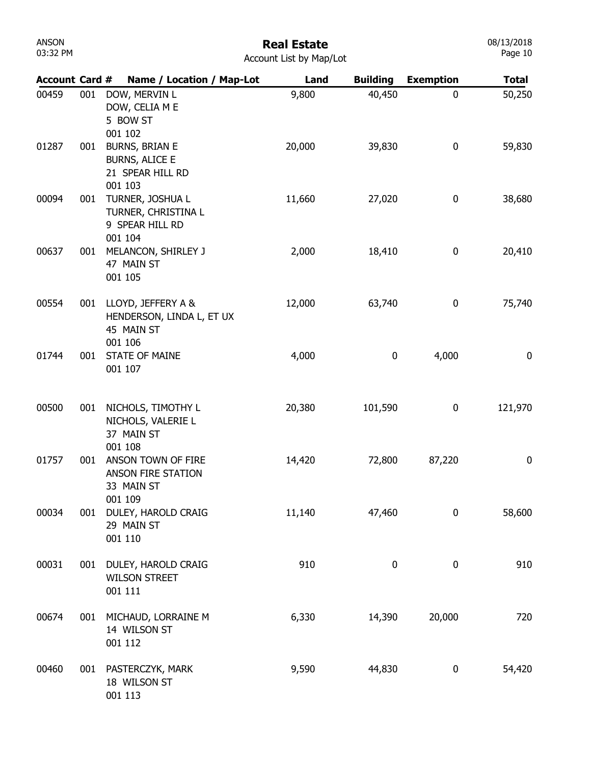# Real Estate

Account List by Map/Lot

| Account | Card # | Name / Location / Map-Lot | Land | Building | Exemption | Total |
|---|---|---|---|---|---|---|
| 00459 | 001 | DOW, MERVIN L<br>DOW, CELIA M E<br>5 BOW ST<br>001 102 | 9,800 | 40,450 | 0 | 50,250 |
| 01287 | 001 | BURNS, BRIAN E<br>BURNS, ALICE E<br>21 SPEAR HILL RD<br>001 103 | 20,000 | 39,830 | 0 | 59,830 |
| 00094 | 001 | TURNER, JOSHUA L<br>TURNER, CHRISTINA L<br>9 SPEAR HILL RD<br>001 104 | 11,660 | 27,020 | 0 | 38,680 |
| 00637 | 001 | MELANCON, SHIRLEY J<br>47 MAIN ST<br>001 105 | 2,000 | 18,410 | 0 | 20,410 |
| 00554 | 001 | LLOYD, JEFFERY A &<br>HENDERSON, LINDA L, ET UX<br>45 MAIN ST<br>001 106 | 12,000 | 63,740 | 0 | 75,740 |
| 01744 | 001 | STATE OF MAINE<br>001 107 | 4,000 | 0 | 4,000 | 0 |
| 00500 | 001 | NICHOLS, TIMOTHY L<br>NICHOLS, VALERIE L<br>37 MAIN ST<br>001 108 | 20,380 | 101,590 | 0 | 121,970 |
| 01757 | 001 | ANSON TOWN OF FIRE<br>ANSON FIRE STATION<br>33 MAIN ST<br>001 109 | 14,420 | 72,800 | 87,220 | 0 |
| 00034 | 001 | DULEY, HAROLD CRAIG<br>29 MAIN ST<br>001 110 | 11,140 | 47,460 | 0 | 58,600 |
| 00031 | 001 | DULEY, HAROLD CRAIG<br>WILSON STREET<br>001 111 | 910 | 0 | 0 | 910 |
| 00674 | 001 | MICHAUD, LORRAINE M<br>14 WILSON ST<br>001 112 | 6,330 | 14,390 | 20,000 | 720 |
| 00460 | 001 | PASTERCZYK, MARK<br>18 WILSON ST<br>001 113 | 9,590 | 44,830 | 0 | 54,420 |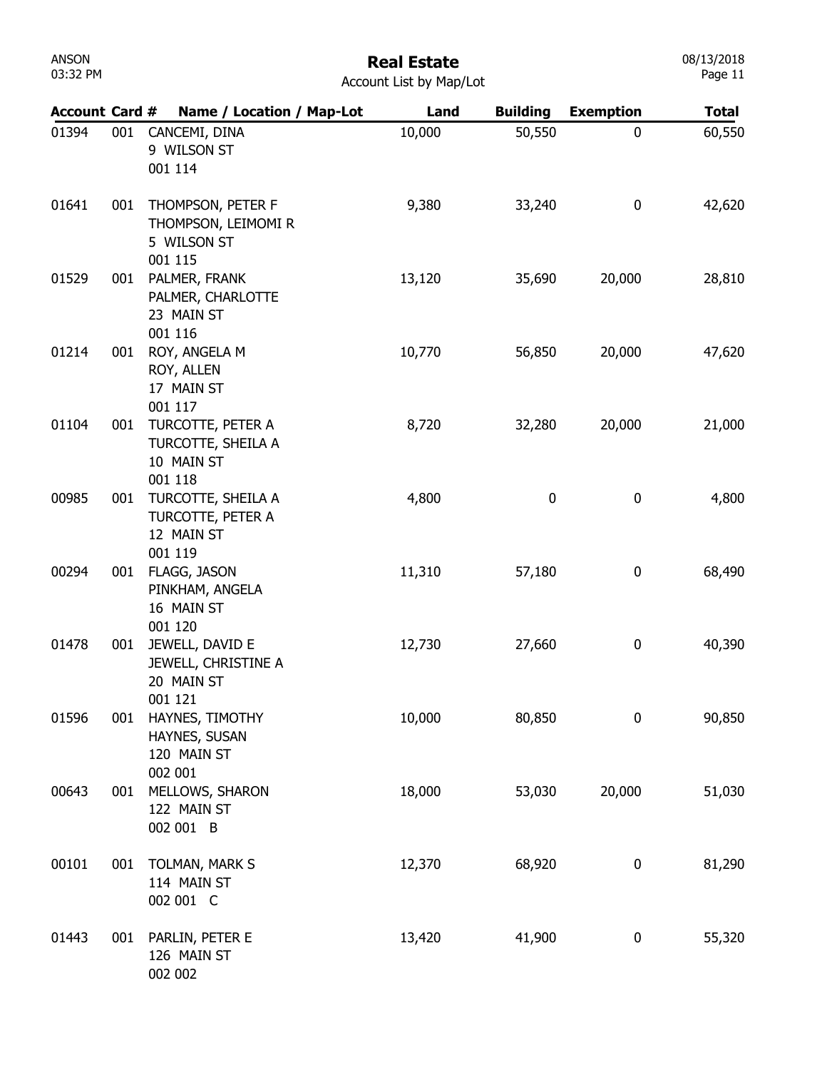# Real Estate

Account List by Map/Lot

| Account | Card # | Name / Location / Map-Lot | Land | Building | Exemption | Total |
|---|---|---|---|---|---|---|
| 01394 | 001 | CANCEMI, DINA<br>9 WILSON ST<br>001 114 | 10,000 | 50,550 | 0 | 60,550 |
| 01641 | 001 | THOMPSON, PETER F<br>THOMPSON, LEIMOMI R<br>5 WILSON ST<br>001 115 | 9,380 | 33,240 | 0 | 42,620 |
| 01529 | 001 | PALMER, FRANK<br>PALMER, CHARLOTTE<br>23 MAIN ST<br>001 116 | 13,120 | 35,690 | 20,000 | 28,810 |
| 01214 | 001 | ROY, ANGELA M<br>ROY, ALLEN<br>17 MAIN ST<br>001 117 | 10,770 | 56,850 | 20,000 | 47,620 |
| 01104 | 001 | TURCOTTE, PETER A<br>TURCOTTE, SHEILA A<br>10 MAIN ST<br>001 118 | 8,720 | 32,280 | 20,000 | 21,000 |
| 00985 | 001 | TURCOTTE, SHEILA A<br>TURCOTTE, PETER A<br>12 MAIN ST<br>001 119 | 4,800 | 0 | 0 | 4,800 |
| 00294 | 001 | FLAGG, JASON<br>PINKHAM, ANGELA<br>16 MAIN ST<br>001 120 | 11,310 | 57,180 | 0 | 68,490 |
| 01478 | 001 | JEWELL, DAVID E<br>JEWELL, CHRISTINE A<br>20 MAIN ST<br>001 121 | 12,730 | 27,660 | 0 | 40,390 |
| 01596 | 001 | HAYNES, TIMOTHY<br>HAYNES, SUSAN<br>120 MAIN ST<br>002 001 | 10,000 | 80,850 | 0 | 90,850 |
| 00643 | 001 | MELLOWS, SHARON<br>122 MAIN ST<br>002 001 B | 18,000 | 53,030 | 20,000 | 51,030 |
| 00101 | 001 | TOLMAN, MARK S<br>114 MAIN ST<br>002 001 C | 12,370 | 68,920 | 0 | 81,290 |
| 01443 | 001 | PARLIN, PETER E<br>126 MAIN ST<br>002 002 | 13,420 | 41,900 | 0 | 55,320 |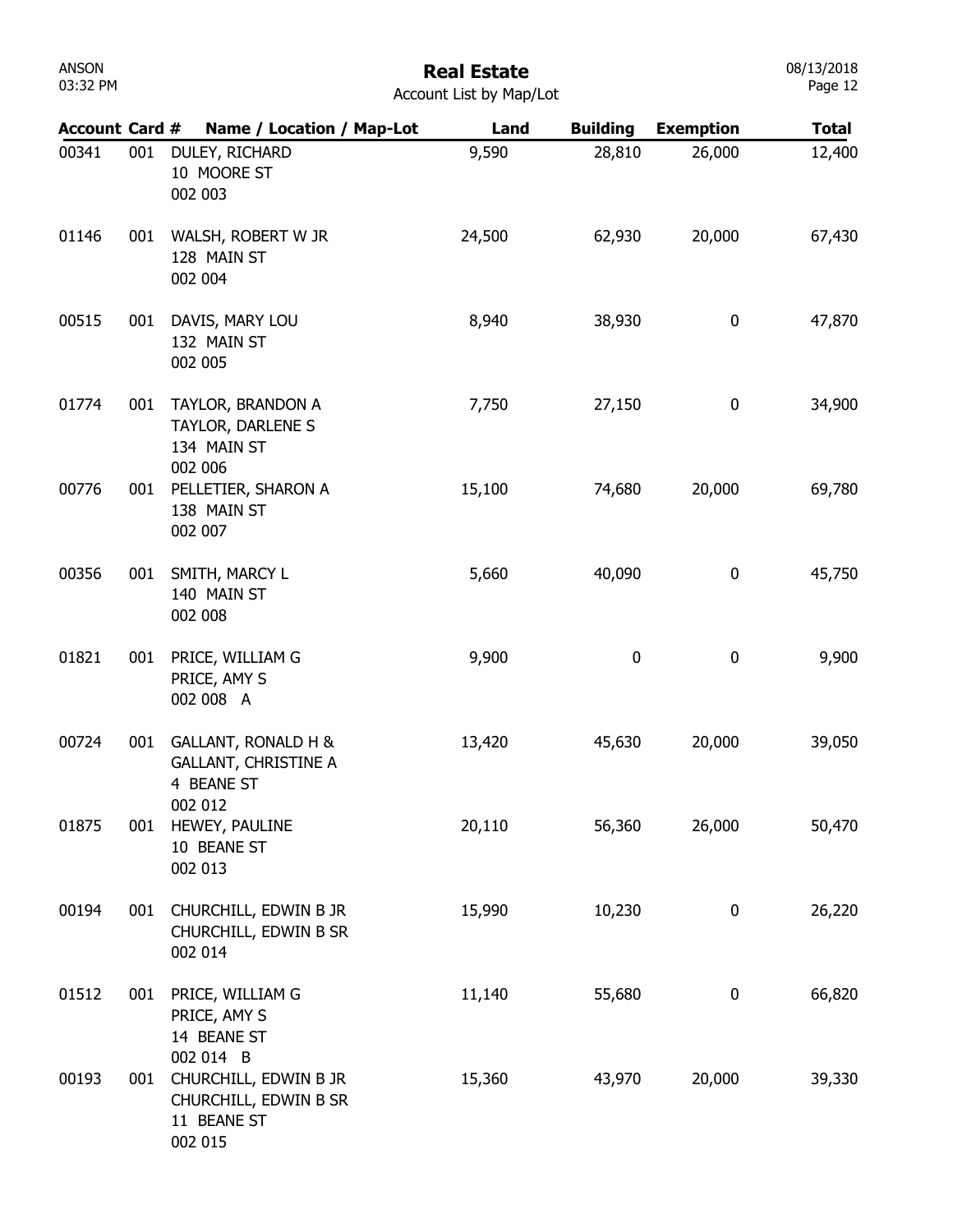# Real Estate

Account List by Map/Lot

| Account | Card # | Name / Location / Map-Lot | Land | Building | Exemption | Total |
|---|---|---|---|---|---|---|
| 00341 | 001 | DULEY, RICHARD<br>10 MOORE ST<br>002 003 | 9,590 | 28,810 | 26,000 | 12,400 |
| 01146 | 001 | WALSH, ROBERT W JR<br>128 MAIN ST<br>002 004 | 24,500 | 62,930 | 20,000 | 67,430 |
| 00515 | 001 | DAVIS, MARY LOU<br>132 MAIN ST<br>002 005 | 8,940 | 38,930 | 0 | 47,870 |
| 01774 | 001 | TAYLOR, BRANDON A<br>TAYLOR, DARLENE S<br>134 MAIN ST<br>002 006 | 7,750 | 27,150 | 0 | 34,900 |
| 00776 | 001 | PELLETIER, SHARON A<br>138 MAIN ST<br>002 007 | 15,100 | 74,680 | 20,000 | 69,780 |
| 00356 | 001 | SMITH, MARCY L<br>140 MAIN ST<br>002 008 | 5,660 | 40,090 | 0 | 45,750 |
| 01821 | 001 | PRICE, WILLIAM G<br>PRICE, AMY S<br>002 008 A | 9,900 | 0 | 0 | 9,900 |
| 00724 | 001 | GALLANT, RONALD H &<br>GALLANT, CHRISTINE A<br>4 BEANE ST<br>002 012 | 13,420 | 45,630 | 20,000 | 39,050 |
| 01875 | 001 | HEWEY, PAULINE<br>10 BEANE ST<br>002 013 | 20,110 | 56,360 | 26,000 | 50,470 |
| 00194 | 001 | CHURCHILL, EDWIN B JR<br>CHURCHILL, EDWIN B SR<br>002 014 | 15,990 | 10,230 | 0 | 26,220 |
| 01512 | 001 | PRICE, WILLIAM G<br>PRICE, AMY S<br>14 BEANE ST<br>002 014 B | 11,140 | 55,680 | 0 | 66,820 |
| 00193 | 001 | CHURCHILL, EDWIN B JR<br>CHURCHILL, EDWIN B SR<br>11 BEANE ST<br>002 015 | 15,360 | 43,970 | 20,000 | 39,330 |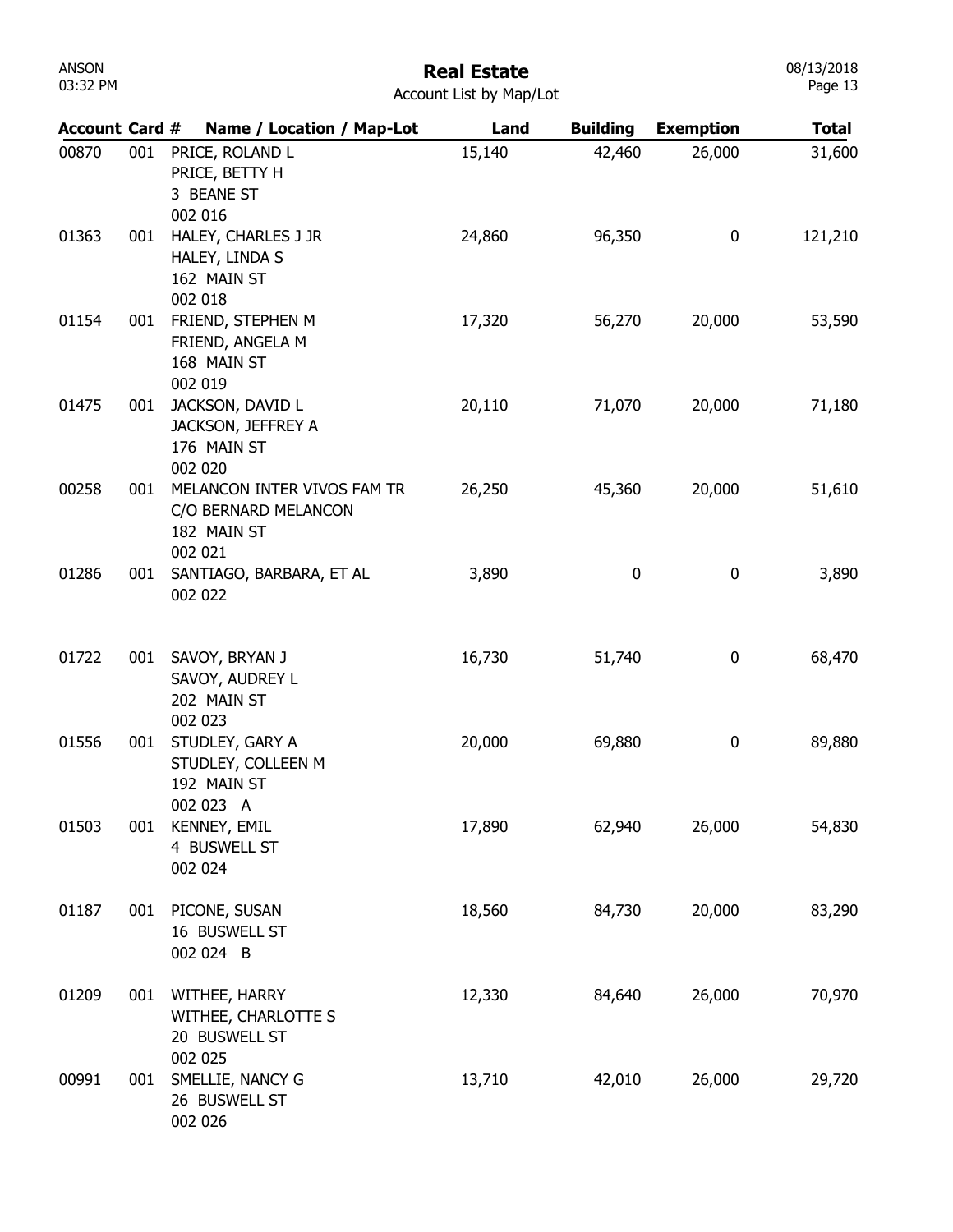# Real Estate

Account List by Map/Lot

| Account | Card # | Name / Location / Map-Lot | Land | Building | Exemption | Total |
|---|---|---|---|---|---|---|
| 00870 | 001 | PRICE, ROLAND L<br>PRICE, BETTY H<br>3 BEANE ST<br>002 016 | 15,140 | 42,460 | 26,000 | 31,600 |
| 01363 | 001 | HALEY, CHARLES J JR<br>HALEY, LINDA S<br>162 MAIN ST<br>002 018 | 24,860 | 96,350 | 0 | 121,210 |
| 01154 | 001 | FRIEND, STEPHEN M<br>FRIEND, ANGELA M<br>168 MAIN ST<br>002 019 | 17,320 | 56,270 | 20,000 | 53,590 |
| 01475 | 001 | JACKSON, DAVID L<br>JACKSON, JEFFREY A<br>176 MAIN ST<br>002 020 | 20,110 | 71,070 | 20,000 | 71,180 |
| 00258 | 001 | MELANCON INTER VIVOS FAM TR<br>C/O BERNARD MELANCON<br>182 MAIN ST<br>002 021 | 26,250 | 45,360 | 20,000 | 51,610 |
| 01286 | 001 | SANTIAGO, BARBARA, ET AL<br>002 022 | 3,890 | 0 | 0 | 3,890 |
| 01722 | 001 | SAVOY, BRYAN J<br>SAVOY, AUDREY L<br>202 MAIN ST<br>002 023 | 16,730 | 51,740 | 0 | 68,470 |
| 01556 | 001 | STUDLEY, GARY A<br>STUDLEY, COLLEEN M<br>192 MAIN ST<br>002 023 A | 20,000 | 69,880 | 0 | 89,880 |
| 01503 | 001 | KENNEY, EMIL<br>4 BUSWELL ST<br>002 024 | 17,890 | 62,940 | 26,000 | 54,830 |
| 01187 | 001 | PICONE, SUSAN<br>16 BUSWELL ST<br>002 024 B | 18,560 | 84,730 | 20,000 | 83,290 |
| 01209 | 001 | WITHEE, HARRY<br>WITHEE, CHARLOTTE S<br>20 BUSWELL ST<br>002 025 | 12,330 | 84,640 | 26,000 | 70,970 |
| 00991 | 001 | SMELLIE, NANCY G<br>26 BUSWELL ST<br>002 026 | 13,710 | 42,010 | 26,000 | 29,720 |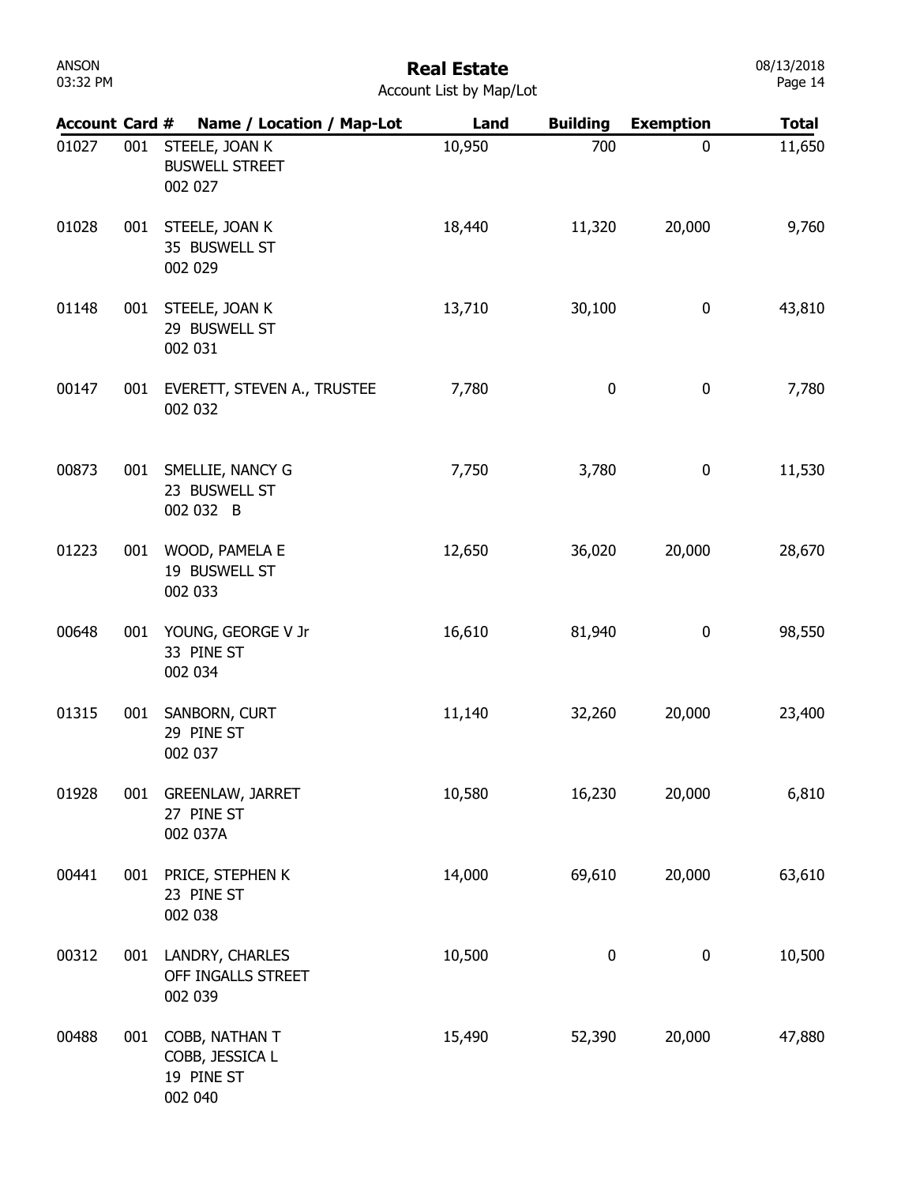# Real Estate

Account List by Map/Lot

| Account | Card # | Name / Location / Map-Lot | Land | Building | Exemption | Total |
|---|---|---|---|---|---|---|
| 01027 | 001 | STEELE, JOAN K<br>BUSWELL STREET<br>002 027 | 10,950 | 700 | 0 | 11,650 |
| 01028 | 001 | STEELE, JOAN K<br>35 BUSWELL ST<br>002 029 | 18,440 | 11,320 | 20,000 | 9,760 |
| 01148 | 001 | STEELE, JOAN K<br>29 BUSWELL ST<br>002 031 | 13,710 | 30,100 | 0 | 43,810 |
| 00147 | 001 | EVERETT, STEVEN A., TRUSTEE<br>002 032 | 7,780 | 0 | 0 | 7,780 |
| 00873 | 001 | SMELLIE, NANCY G<br>23 BUSWELL ST<br>002 032 B | 7,750 | 3,780 | 0 | 11,530 |
| 01223 | 001 | WOOD, PAMELA E<br>19 BUSWELL ST<br>002 033 | 12,650 | 36,020 | 20,000 | 28,670 |
| 00648 | 001 | YOUNG, GEORGE V Jr<br>33 PINE ST<br>002 034 | 16,610 | 81,940 | 0 | 98,550 |
| 01315 | 001 | SANBORN, CURT<br>29 PINE ST<br>002 037 | 11,140 | 32,260 | 20,000 | 23,400 |
| 01928 | 001 | GREENLAW, JARRET<br>27 PINE ST<br>002 037A | 10,580 | 16,230 | 20,000 | 6,810 |
| 00441 | 001 | PRICE, STEPHEN K<br>23 PINE ST<br>002 038 | 14,000 | 69,610 | 20,000 | 63,610 |
| 00312 | 001 | LANDRY, CHARLES<br>OFF INGALLS STREET<br>002 039 | 10,500 | 0 | 0 | 10,500 |
| 00488 | 001 | COBB, NATHAN T<br>COBB, JESSICA L<br>19 PINE ST<br>002 040 | 15,490 | 52,390 | 20,000 | 47,880 |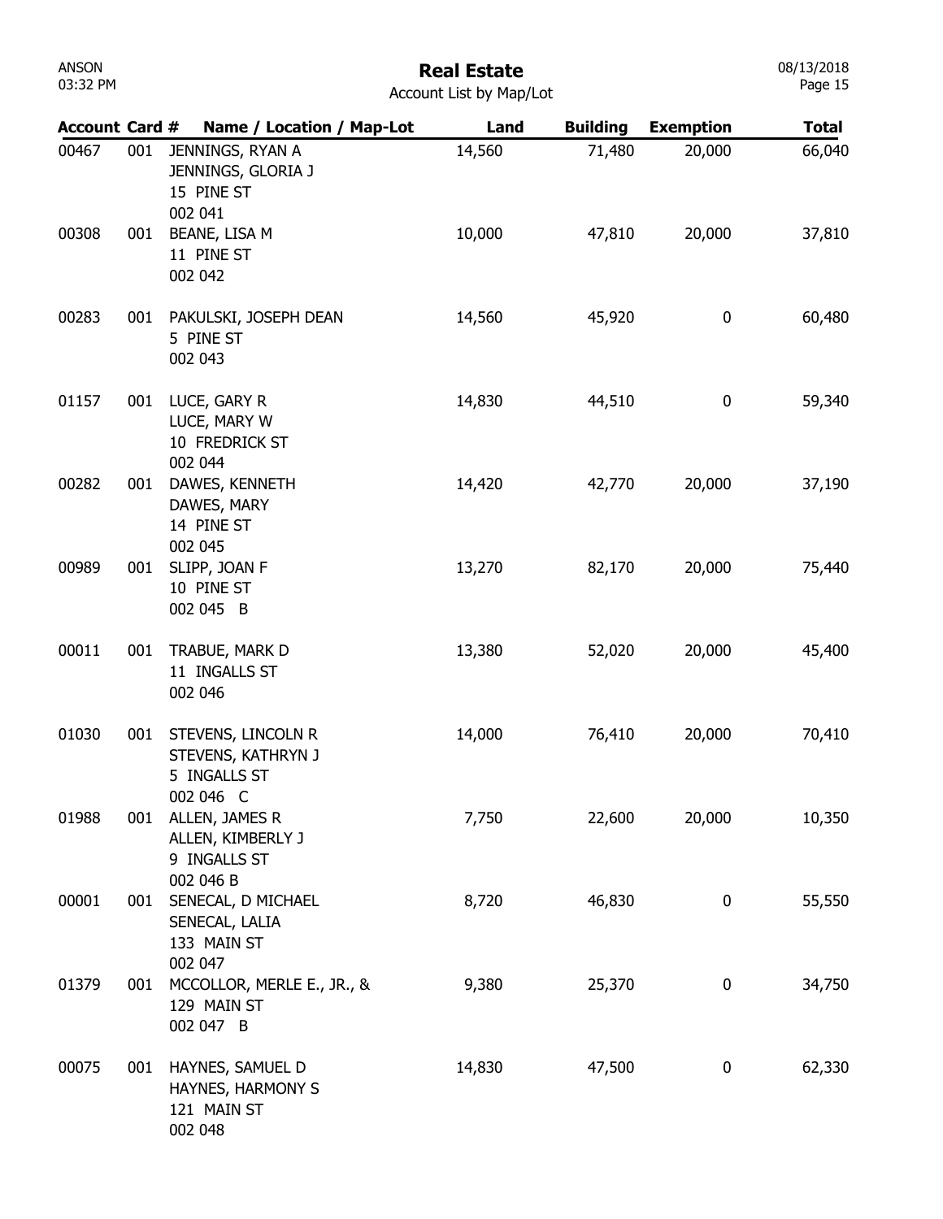# Real Estate

Account List by Map/Lot

| Account | Card # | Name / Location / Map-Lot | Land | Building | Exemption | Total |
|---|---|---|---|---|---|---|
| 00467 | 001 | JENNINGS, RYAN A<br>JENNINGS, GLORIA J<br>15 PINE ST<br>002 041 | 14,560 | 71,480 | 20,000 | 66,040 |
| 00308 | 001 | BEANE, LISA M<br>11 PINE ST<br>002 042 | 10,000 | 47,810 | 20,000 | 37,810 |
| 00283 | 001 | PAKULSKI, JOSEPH DEAN<br>5 PINE ST<br>002 043 | 14,560 | 45,920 | 0 | 60,480 |
| 01157 | 001 | LUCE, GARY R<br>LUCE, MARY W<br>10 FREDRICK ST<br>002 044 | 14,830 | 44,510 | 0 | 59,340 |
| 00282 | 001 | DAWES, KENNETH<br>DAWES, MARY<br>14 PINE ST<br>002 045 | 14,420 | 42,770 | 20,000 | 37,190 |
| 00989 | 001 | SLIPP, JOAN F<br>10 PINE ST<br>002 045 B | 13,270 | 82,170 | 20,000 | 75,440 |
| 00011 | 001 | TRABUE, MARK D<br>11 INGALLS ST<br>002 046 | 13,380 | 52,020 | 20,000 | 45,400 |
| 01030 | 001 | STEVENS, LINCOLN R<br>STEVENS, KATHRYN J<br>5 INGALLS ST<br>002 046 C | 14,000 | 76,410 | 20,000 | 70,410 |
| 01988 | 001 | ALLEN, JAMES R<br>ALLEN, KIMBERLY J<br>9 INGALLS ST<br>002 046 B | 7,750 | 22,600 | 20,000 | 10,350 |
| 00001 | 001 | SENECAL, D MICHAEL<br>SENECAL, LALIA<br>133 MAIN ST<br>002 047 | 8,720 | 46,830 | 0 | 55,550 |
| 01379 | 001 | MCCOLLOR, MERLE E., JR., &<br>129 MAIN ST<br>002 047 B | 9,380 | 25,370 | 0 | 34,750 |
| 00075 | 001 | HAYNES, SAMUEL D<br>HAYNES, HARMONY S<br>121 MAIN ST<br>002 048 | 14,830 | 47,500 | 0 | 62,330 |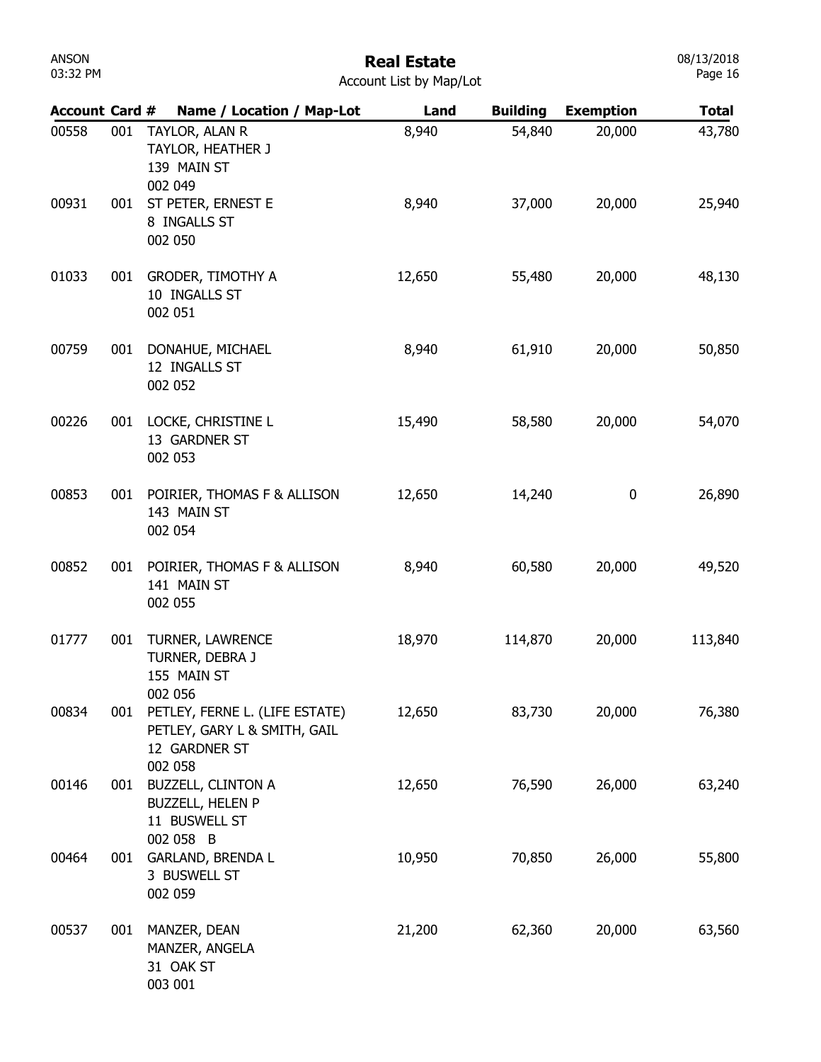# Real Estate

Account List by Map/Lot

| Account | Card # | Name / Location / Map-Lot | Land | Building | Exemption | Total |
|---|---|---|---|---|---|---|
| 00558 | 001 | TAYLOR, ALAN R<br>TAYLOR, HEATHER J<br>139 MAIN ST<br>002 049 | 8,940 | 54,840 | 20,000 | 43,780 |
| 00931 | 001 | ST PETER, ERNEST E<br>8 INGALLS ST<br>002 050 | 8,940 | 37,000 | 20,000 | 25,940 |
| 01033 | 001 | GRODER, TIMOTHY A<br>10 INGALLS ST<br>002 051 | 12,650 | 55,480 | 20,000 | 48,130 |
| 00759 | 001 | DONAHUE, MICHAEL<br>12 INGALLS ST<br>002 052 | 8,940 | 61,910 | 20,000 | 50,850 |
| 00226 | 001 | LOCKE, CHRISTINE L<br>13 GARDNER ST<br>002 053 | 15,490 | 58,580 | 20,000 | 54,070 |
| 00853 | 001 | POIRIER, THOMAS F & ALLISON<br>143 MAIN ST<br>002 054 | 12,650 | 14,240 | 0 | 26,890 |
| 00852 | 001 | POIRIER, THOMAS F & ALLISON<br>141 MAIN ST<br>002 055 | 8,940 | 60,580 | 20,000 | 49,520 |
| 01777 | 001 | TURNER, LAWRENCE<br>TURNER, DEBRA J<br>155 MAIN ST<br>002 056 | 18,970 | 114,870 | 20,000 | 113,840 |
| 00834 | 001 | PETLEY, FERNE L. (LIFE ESTATE)<br>PETLEY, GARY L & SMITH, GAIL<br>12 GARDNER ST<br>002 058 | 12,650 | 83,730 | 20,000 | 76,380 |
| 00146 | 001 | BUZZELL, CLINTON A<br>BUZZELL, HELEN P<br>11 BUSWELL ST<br>002 058 B | 12,650 | 76,590 | 26,000 | 63,240 |
| 00464 | 001 | GARLAND, BRENDA L<br>3 BUSWELL ST<br>002 059 | 10,950 | 70,850 | 26,000 | 55,800 |
| 00537 | 001 | MANZER, DEAN<br>MANZER, ANGELA<br>31 OAK ST<br>003 001 | 21,200 | 62,360 | 20,000 | 63,560 |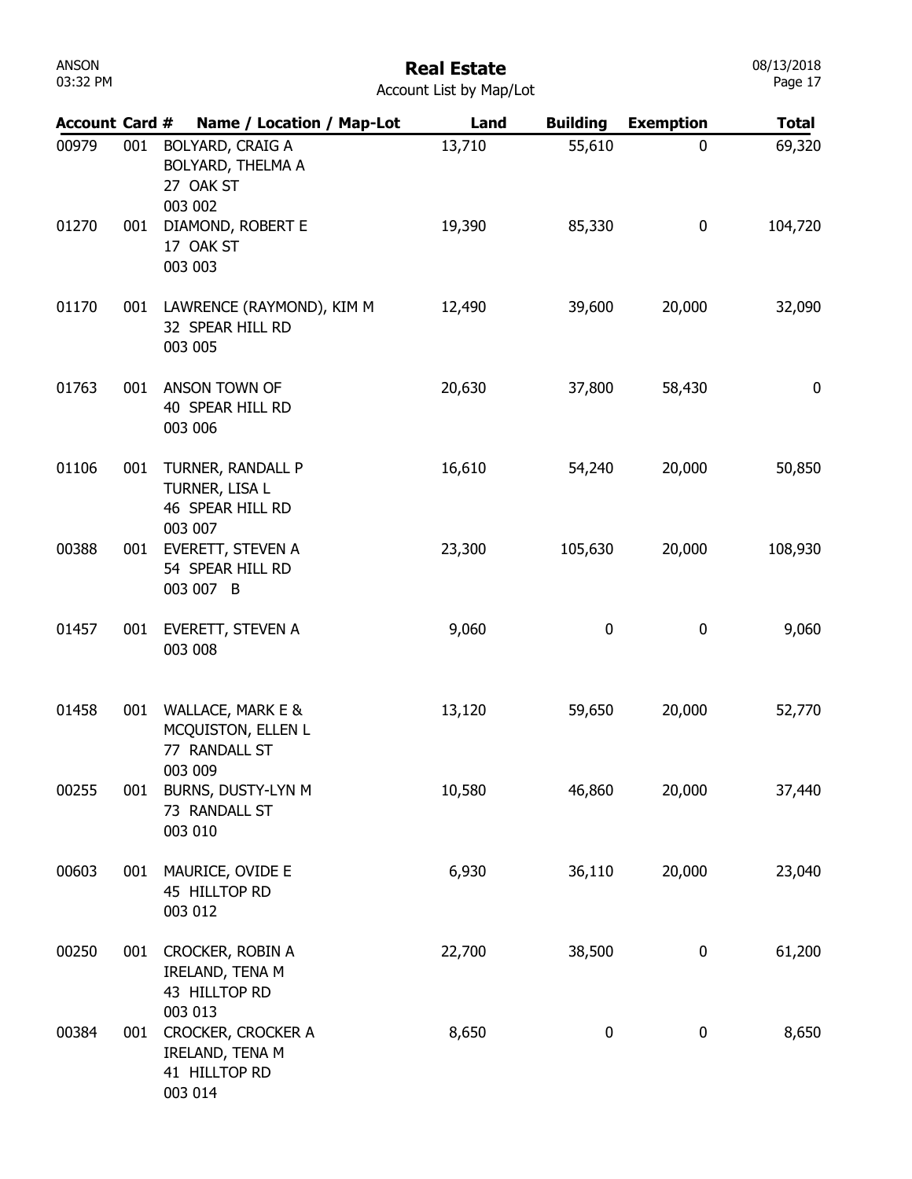# Real Estate

Account List by Map/Lot

| Account | Card # | Name / Location / Map-Lot | Land | Building | Exemption | Total |
|---|---|---|---|---|---|---|
| 00979 | 001 | BOLYARD, CRAIG A<br>BOLYARD, THELMA A<br>27 OAK ST<br>003 002 | 13,710 | 55,610 | 0 | 69,320 |
| 01270 | 001 | DIAMOND, ROBERT E<br>17 OAK ST<br>003 003 | 19,390 | 85,330 | 0 | 104,720 |
| 01170 | 001 | LAWRENCE (RAYMOND), KIM M<br>32 SPEAR HILL RD<br>003 005 | 12,490 | 39,600 | 20,000 | 32,090 |
| 01763 | 001 | ANSON TOWN OF<br>40 SPEAR HILL RD<br>003 006 | 20,630 | 37,800 | 58,430 | 0 |
| 01106 | 001 | TURNER, RANDALL P<br>TURNER, LISA L<br>46 SPEAR HILL RD<br>003 007 | 16,610 | 54,240 | 20,000 | 50,850 |
| 00388 | 001 | EVERETT, STEVEN A<br>54 SPEAR HILL RD<br>003 007 B | 23,300 | 105,630 | 20,000 | 108,930 |
| 01457 | 001 | EVERETT, STEVEN A<br>003 008 | 9,060 | 0 | 0 | 9,060 |
| 01458 | 001 | WALLACE, MARK E &<br>MCQUISTON, ELLEN L<br>77 RANDALL ST<br>003 009 | 13,120 | 59,650 | 20,000 | 52,770 |
| 00255 | 001 | BURNS, DUSTY-LYN M<br>73 RANDALL ST<br>003 010 | 10,580 | 46,860 | 20,000 | 37,440 |
| 00603 | 001 | MAURICE, OVIDE E<br>45 HILLTOP RD<br>003 012 | 6,930 | 36,110 | 20,000 | 23,040 |
| 00250 | 001 | CROCKER, ROBIN A<br>IRELAND, TENA M<br>43 HILLTOP RD<br>003 013 | 22,700 | 38,500 | 0 | 61,200 |
| 00384 | 001 | CROCKER, CROCKER A<br>IRELAND, TENA M<br>41 HILLTOP RD<br>003 014 | 8,650 | 0 | 0 | 8,650 |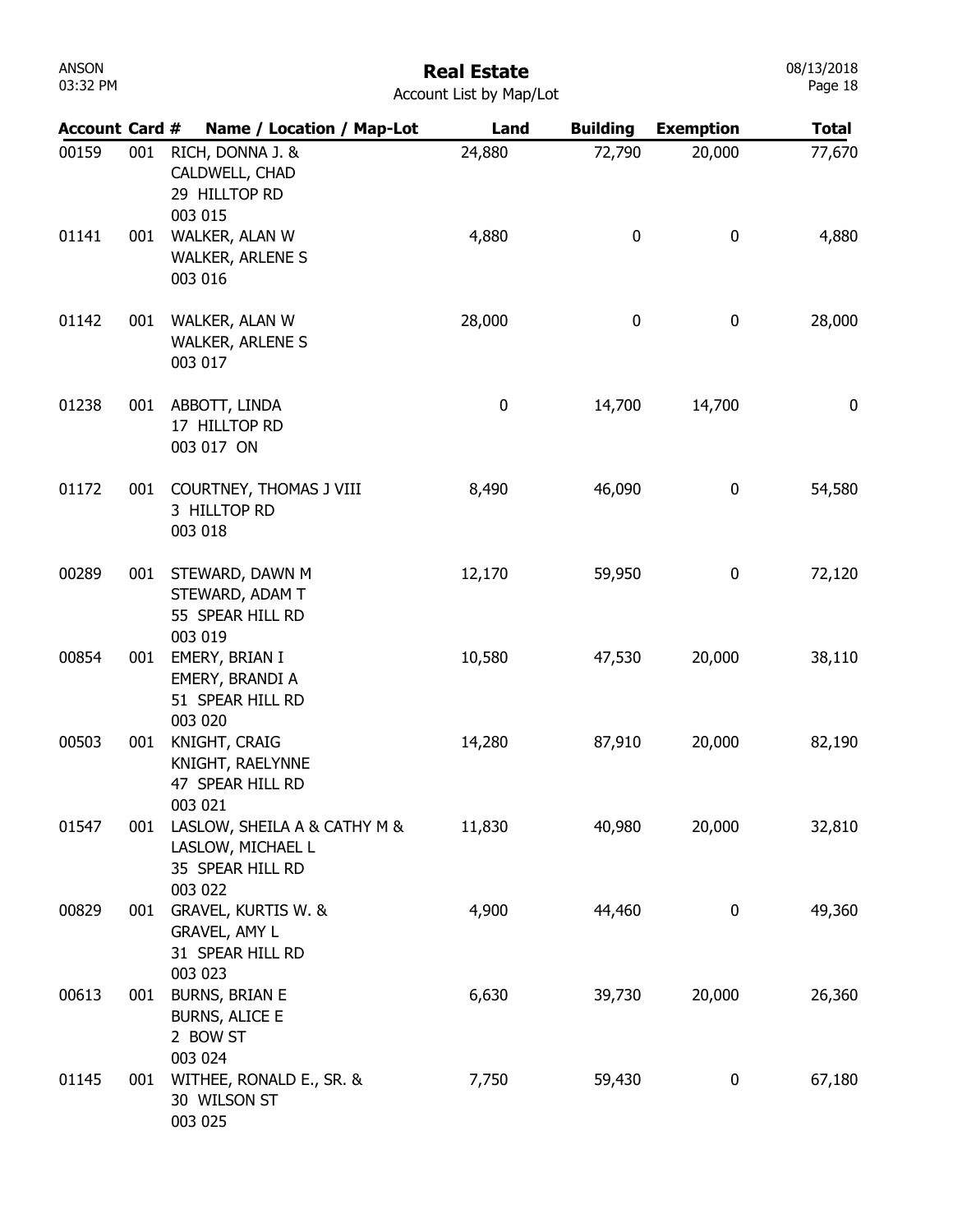# Real Estate

Account List by Map/Lot

| Account | Card # | Name / Location / Map-Lot | Land | Building | Exemption | Total |
|---|---|---|---|---|---|---|
| 00159 | 001 | RICH, DONNA J. & CALDWELL, CHAD 29 HILLTOP RD 003 015 | 24,880 | 72,790 | 20,000 | 77,670 |
| 01141 | 001 | WALKER, ALAN W WALKER, ARLENE S 003 016 | 4,880 | 0 | 0 | 4,880 |
| 01142 | 001 | WALKER, ALAN W WALKER, ARLENE S 003 017 | 28,000 | 0 | 0 | 28,000 |
| 01238 | 001 | ABBOTT, LINDA 17 HILLTOP RD 003 017 ON | 0 | 14,700 | 14,700 | 0 |
| 01172 | 001 | COURTNEY, THOMAS J VIII 3 HILLTOP RD 003 018 | 8,490 | 46,090 | 0 | 54,580 |
| 00289 | 001 | STEWARD, DAWN M STEWARD, ADAM T 55 SPEAR HILL RD 003 019 | 12,170 | 59,950 | 0 | 72,120 |
| 00854 | 001 | EMERY, BRIAN I EMERY, BRANDI A 51 SPEAR HILL RD 003 020 | 10,580 | 47,530 | 20,000 | 38,110 |
| 00503 | 001 | KNIGHT, CRAIG KNIGHT, RAELYNNE 47 SPEAR HILL RD 003 021 | 14,280 | 87,910 | 20,000 | 82,190 |
| 01547 | 001 | LASLOW, SHEILA A & CATHY M & LASLOW, MICHAEL L 35 SPEAR HILL RD 003 022 | 11,830 | 40,980 | 20,000 | 32,810 |
| 00829 | 001 | GRAVEL, KURTIS W. & GRAVEL, AMY L 31 SPEAR HILL RD 003 023 | 4,900 | 44,460 | 0 | 49,360 |
| 00613 | 001 | BURNS, BRIAN E BURNS, ALICE E 2 BOW ST 003 024 | 6,630 | 39,730 | 20,000 | 26,360 |
| 01145 | 001 | WITHEE, RONALD E., SR. & 30 WILSON ST 003 025 | 7,750 | 59,430 | 0 | 67,180 |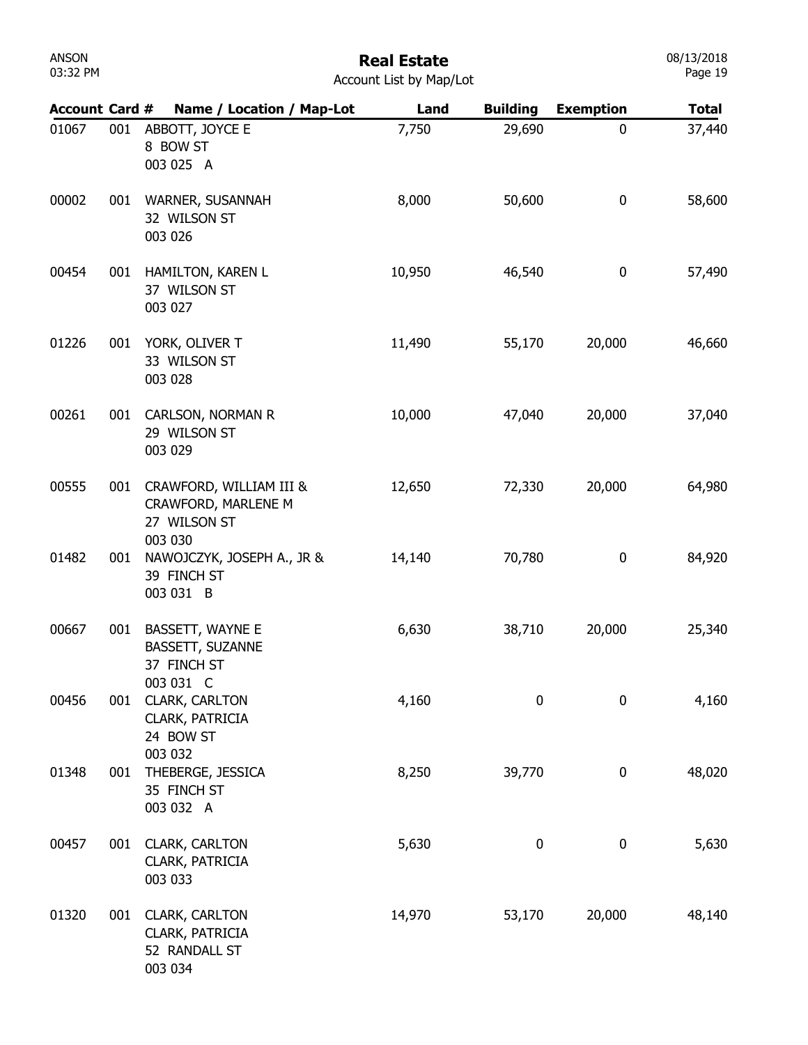# Real Estate

Account List by Map/Lot

| Account | Card # | Name / Location / Map-Lot | Land | Building | Exemption | Total |
|---|---|---|---|---|---|---|
| 01067 | 001 | ABBOTT, JOYCE E<br>8 BOW ST<br>003 025 A | 7,750 | 29,690 | 0 | 37,440 |
| 00002 | 001 | WARNER, SUSANNAH<br>32 WILSON ST<br>003 026 | 8,000 | 50,600 | 0 | 58,600 |
| 00454 | 001 | HAMILTON, KAREN L<br>37 WILSON ST<br>003 027 | 10,950 | 46,540 | 0 | 57,490 |
| 01226 | 001 | YORK, OLIVER T<br>33 WILSON ST<br>003 028 | 11,490 | 55,170 | 20,000 | 46,660 |
| 00261 | 001 | CARLSON, NORMAN R<br>29 WILSON ST<br>003 029 | 10,000 | 47,040 | 20,000 | 37,040 |
| 00555 | 001 | CRAWFORD, WILLIAM III &<br>CRAWFORD, MARLENE M<br>27 WILSON ST<br>003 030 | 12,650 | 72,330 | 20,000 | 64,980 |
| 01482 | 001 | NAWOJCZYK, JOSEPH A., JR &<br>39 FINCH ST<br>003 031 B | 14,140 | 70,780 | 0 | 84,920 |
| 00667 | 001 | BASSETT, WAYNE E<br>BASSETT, SUZANNE<br>37 FINCH ST<br>003 031 C | 6,630 | 38,710 | 20,000 | 25,340 |
| 00456 | 001 | CLARK, CARLTON<br>CLARK, PATRICIA<br>24 BOW ST<br>003 032 | 4,160 | 0 | 0 | 4,160 |
| 01348 | 001 | THEBERGE, JESSICA<br>35 FINCH ST<br>003 032 A | 8,250 | 39,770 | 0 | 48,020 |
| 00457 | 001 | CLARK, CARLTON<br>CLARK, PATRICIA<br>003 033 | 5,630 | 0 | 0 | 5,630 |
| 01320 | 001 | CLARK, CARLTON<br>CLARK, PATRICIA<br>52 RANDALL ST<br>003 034 | 14,970 | 53,170 | 20,000 | 48,140 |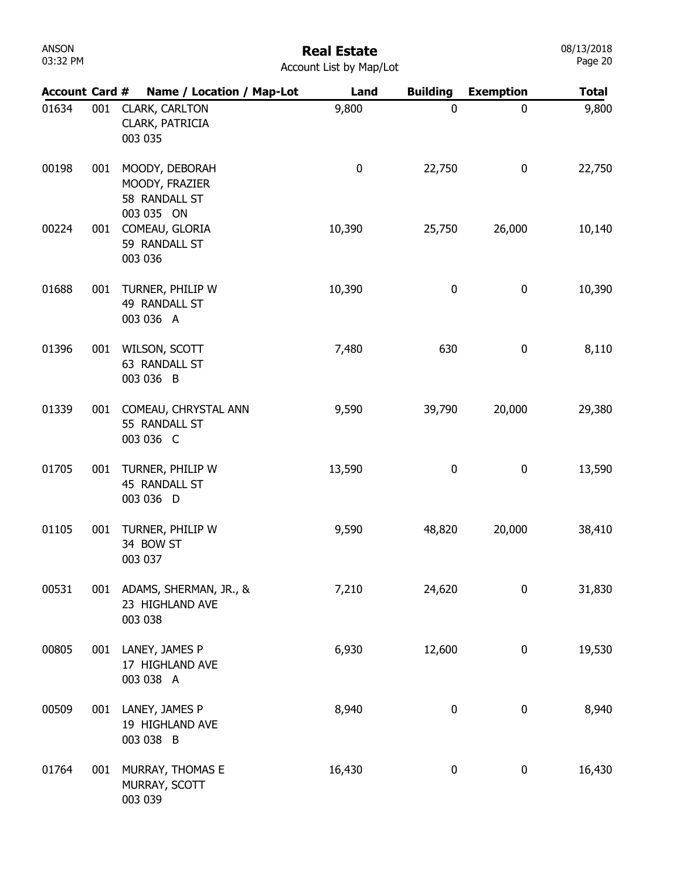# Real Estate

Account List by Map/Lot

| Account | Card # | Name / Location / Map-Lot | Land | Building | Exemption | Total |
|---|---|---|---|---|---|---|
| 01634 | 001 | CLARK, CARLTON<br>CLARK, PATRICIA<br>003 035 | 9,800 | 0 | 0 | 9,800 |
| 00198 | 001 | MOODY, DEBORAH<br>MOODY, FRAZIER<br>58 RANDALL ST<br>003 035 ON | 0 | 22,750 | 0 | 22,750 |
| 00224 | 001 | COMEAU, GLORIA<br>59 RANDALL ST<br>003 036 | 10,390 | 25,750 | 26,000 | 10,140 |
| 01688 | 001 | TURNER, PHILIP W<br>49 RANDALL ST<br>003 036 A | 10,390 | 0 | 0 | 10,390 |
| 01396 | 001 | WILSON, SCOTT<br>63 RANDALL ST<br>003 036 B | 7,480 | 630 | 0 | 8,110 |
| 01339 | 001 | COMEAU, CHRYSTAL ANN<br>55 RANDALL ST<br>003 036 C | 9,590 | 39,790 | 20,000 | 29,380 |
| 01705 | 001 | TURNER, PHILIP W<br>45 RANDALL ST<br>003 036 D | 13,590 | 0 | 0 | 13,590 |
| 01105 | 001 | TURNER, PHILIP W<br>34 BOW ST<br>003 037 | 9,590 | 48,820 | 20,000 | 38,410 |
| 00531 | 001 | ADAMS, SHERMAN, JR., &<br>23 HIGHLAND AVE<br>003 038 | 7,210 | 24,620 | 0 | 31,830 |
| 00805 | 001 | LANEY, JAMES P<br>17 HIGHLAND AVE<br>003 038 A | 6,930 | 12,600 | 0 | 19,530 |
| 00509 | 001 | LANEY, JAMES P<br>19 HIGHLAND AVE<br>003 038 B | 8,940 | 0 | 0 | 8,940 |
| 01764 | 001 | MURRAY, THOMAS E<br>MURRAY, SCOTT<br>003 039 | 16,430 | 0 | 0 | 16,430 |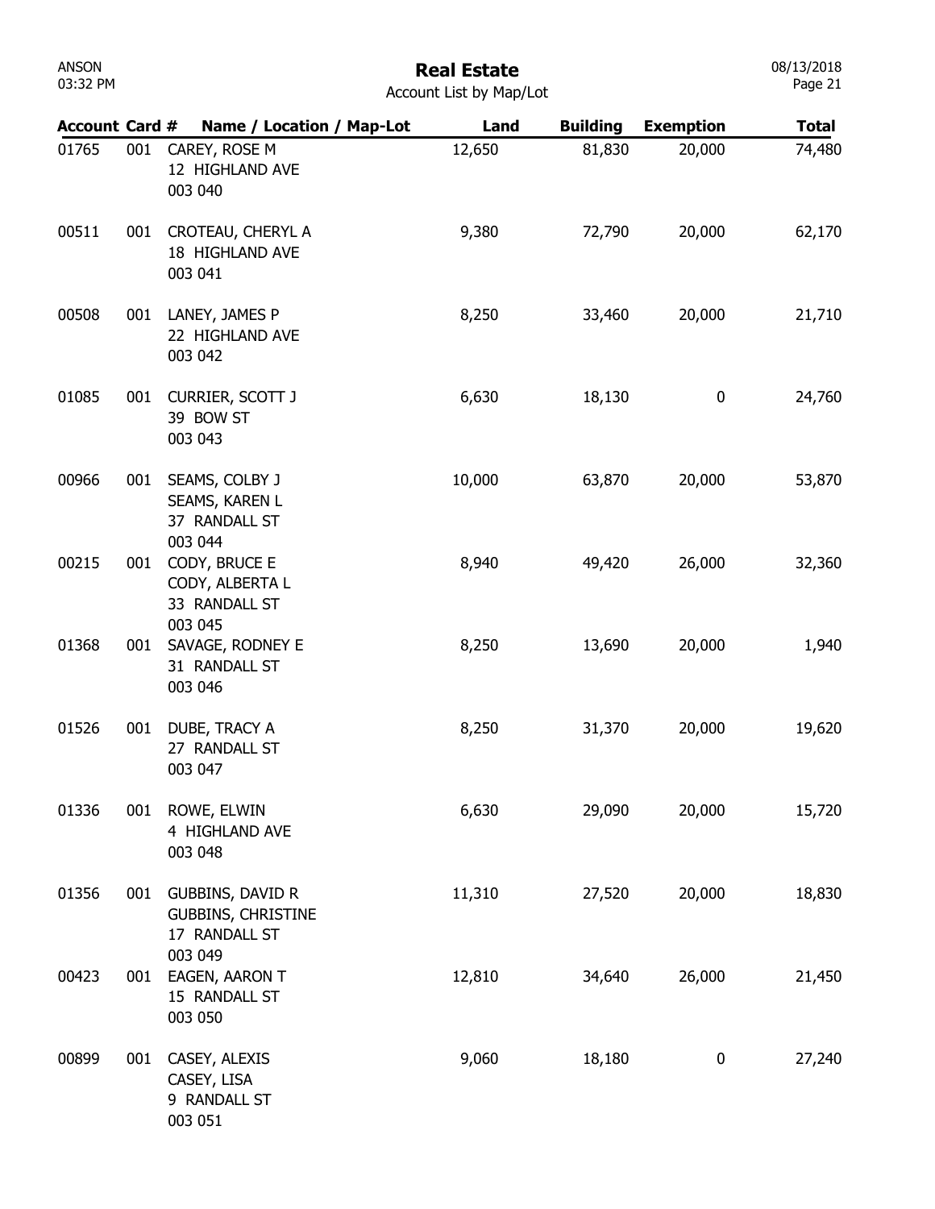# Real Estate

Account List by Map/Lot

| Account | Card # | Name / Location / Map-Lot | Land | Building | Exemption | Total |
|---|---|---|---|---|---|---|
| 01765 | 001 | CAREY, ROSE M<br>12 HIGHLAND AVE<br>003 040 | 12,650 | 81,830 | 20,000 | 74,480 |
| 00511 | 001 | CROTEAU, CHERYL A<br>18 HIGHLAND AVE<br>003 041 | 9,380 | 72,790 | 20,000 | 62,170 |
| 00508 | 001 | LANEY, JAMES P<br>22 HIGHLAND AVE<br>003 042 | 8,250 | 33,460 | 20,000 | 21,710 |
| 01085 | 001 | CURRIER, SCOTT J<br>39 BOW ST<br>003 043 | 6,630 | 18,130 | 0 | 24,760 |
| 00966 | 001 | SEAMS, COLBY J<br>SEAMS, KAREN L<br>37 RANDALL ST<br>003 044 | 10,000 | 63,870 | 20,000 | 53,870 |
| 00215 | 001 | CODY, BRUCE E<br>CODY, ALBERTA L<br>33 RANDALL ST<br>003 045 | 8,940 | 49,420 | 26,000 | 32,360 |
| 01368 | 001 | SAVAGE, RODNEY E<br>31 RANDALL ST<br>003 046 | 8,250 | 13,690 | 20,000 | 1,940 |
| 01526 | 001 | DUBE, TRACY A<br>27 RANDALL ST<br>003 047 | 8,250 | 31,370 | 20,000 | 19,620 |
| 01336 | 001 | ROWE, ELWIN<br>4 HIGHLAND AVE<br>003 048 | 6,630 | 29,090 | 20,000 | 15,720 |
| 01356 | 001 | GUBBINS, DAVID R<br>GUBBINS, CHRISTINE<br>17 RANDALL ST<br>003 049 | 11,310 | 27,520 | 20,000 | 18,830 |
| 00423 | 001 | EAGEN, AARON T<br>15 RANDALL ST<br>003 050 | 12,810 | 34,640 | 26,000 | 21,450 |
| 00899 | 001 | CASEY, ALEXIS<br>CASEY, LISA<br>9 RANDALL ST<br>003 051 | 9,060 | 18,180 | 0 | 27,240 |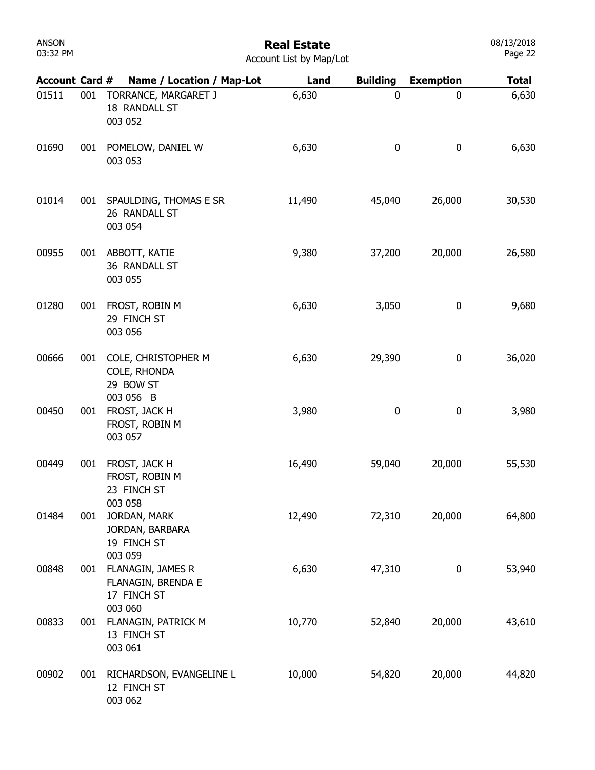# Real Estate

Account List by Map/Lot

| Account | Card # | Name / Location / Map-Lot | Land | Building | Exemption | Total |
|---|---|---|---|---|---|---|
| 01511 | 001 | TORRANCE, MARGARET J<br>18 RANDALL ST<br>003 052 | 6,630 | 0 | 0 | 6,630 |
| 01690 | 001 | POMELOW, DANIEL W<br>003 053 | 6,630 | 0 | 0 | 6,630 |
| 01014 | 001 | SPAULDING, THOMAS E SR<br>26 RANDALL ST<br>003 054 | 11,490 | 45,040 | 26,000 | 30,530 |
| 00955 | 001 | ABBOTT, KATIE<br>36 RANDALL ST<br>003 055 | 9,380 | 37,200 | 20,000 | 26,580 |
| 01280 | 001 | FROST, ROBIN M<br>29 FINCH ST<br>003 056 | 6,630 | 3,050 | 0 | 9,680 |
| 00666 | 001 | COLE, CHRISTOPHER M<br>COLE, RHONDA<br>29 BOW ST<br>003 056 B | 6,630 | 29,390 | 0 | 36,020 |
| 00450 | 001 | FROST, JACK H<br>FROST, ROBIN M<br>003 057 | 3,980 | 0 | 0 | 3,980 |
| 00449 | 001 | FROST, JACK H<br>FROST, ROBIN M<br>23 FINCH ST<br>003 058 | 16,490 | 59,040 | 20,000 | 55,530 |
| 01484 | 001 | JORDAN, MARK<br>JORDAN, BARBARA<br>19 FINCH ST<br>003 059 | 12,490 | 72,310 | 20,000 | 64,800 |
| 00848 | 001 | FLANAGIN, JAMES R<br>FLANAGIN, BRENDA E<br>17 FINCH ST<br>003 060 | 6,630 | 47,310 | 0 | 53,940 |
| 00833 | 001 | FLANAGIN, PATRICK M<br>13 FINCH ST<br>003 061 | 10,770 | 52,840 | 20,000 | 43,610 |
| 00902 | 001 | RICHARDSON, EVANGELINE L<br>12 FINCH ST<br>003 062 | 10,000 | 54,820 | 20,000 | 44,820 |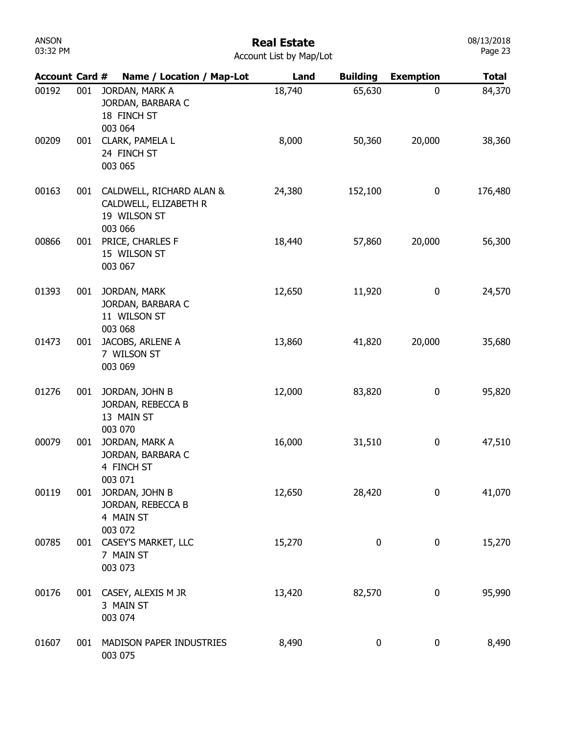# Real Estate

Account List by Map/Lot

| Account | Card # | Name / Location / Map-Lot | Land | Building | Exemption | Total |
|---|---|---|---|---|---|---|
| 00192 | 001 | JORDAN, MARK A<br>JORDAN, BARBARA C<br>18 FINCH ST<br>003 064 | 18,740 | 65,630 | 0 | 84,370 |
| 00209 | 001 | CLARK, PAMELA L<br>24 FINCH ST<br>003 065 | 8,000 | 50,360 | 20,000 | 38,360 |
| 00163 | 001 | CALDWELL, RICHARD ALAN &<br>CALDWELL, ELIZABETH R<br>19 WILSON ST<br>003 066 | 24,380 | 152,100 | 0 | 176,480 |
| 00866 | 001 | PRICE, CHARLES F<br>15 WILSON ST<br>003 067 | 18,440 | 57,860 | 20,000 | 56,300 |
| 01393 | 001 | JORDAN, MARK<br>JORDAN, BARBARA C<br>11 WILSON ST<br>003 068 | 12,650 | 11,920 | 0 | 24,570 |
| 01473 | 001 | JACOBS, ARLENE A<br>7 WILSON ST<br>003 069 | 13,860 | 41,820 | 20,000 | 35,680 |
| 01276 | 001 | JORDAN, JOHN B<br>JORDAN, REBECCA B<br>13 MAIN ST<br>003 070 | 12,000 | 83,820 | 0 | 95,820 |
| 00079 | 001 | JORDAN, MARK A<br>JORDAN, BARBARA C<br>4 FINCH ST<br>003 071 | 16,000 | 31,510 | 0 | 47,510 |
| 00119 | 001 | JORDAN, JOHN B<br>JORDAN, REBECCA B<br>4 MAIN ST<br>003 072 | 12,650 | 28,420 | 0 | 41,070 |
| 00785 | 001 | CASEY'S MARKET, LLC<br>7 MAIN ST<br>003 073 | 15,270 | 0 | 0 | 15,270 |
| 00176 | 001 | CASEY, ALEXIS M JR<br>3 MAIN ST<br>003 074 | 13,420 | 82,570 | 0 | 95,990 |
| 01607 | 001 | MADISON PAPER INDUSTRIES<br>003 075 | 8,490 | 0 | 0 | 8,490 |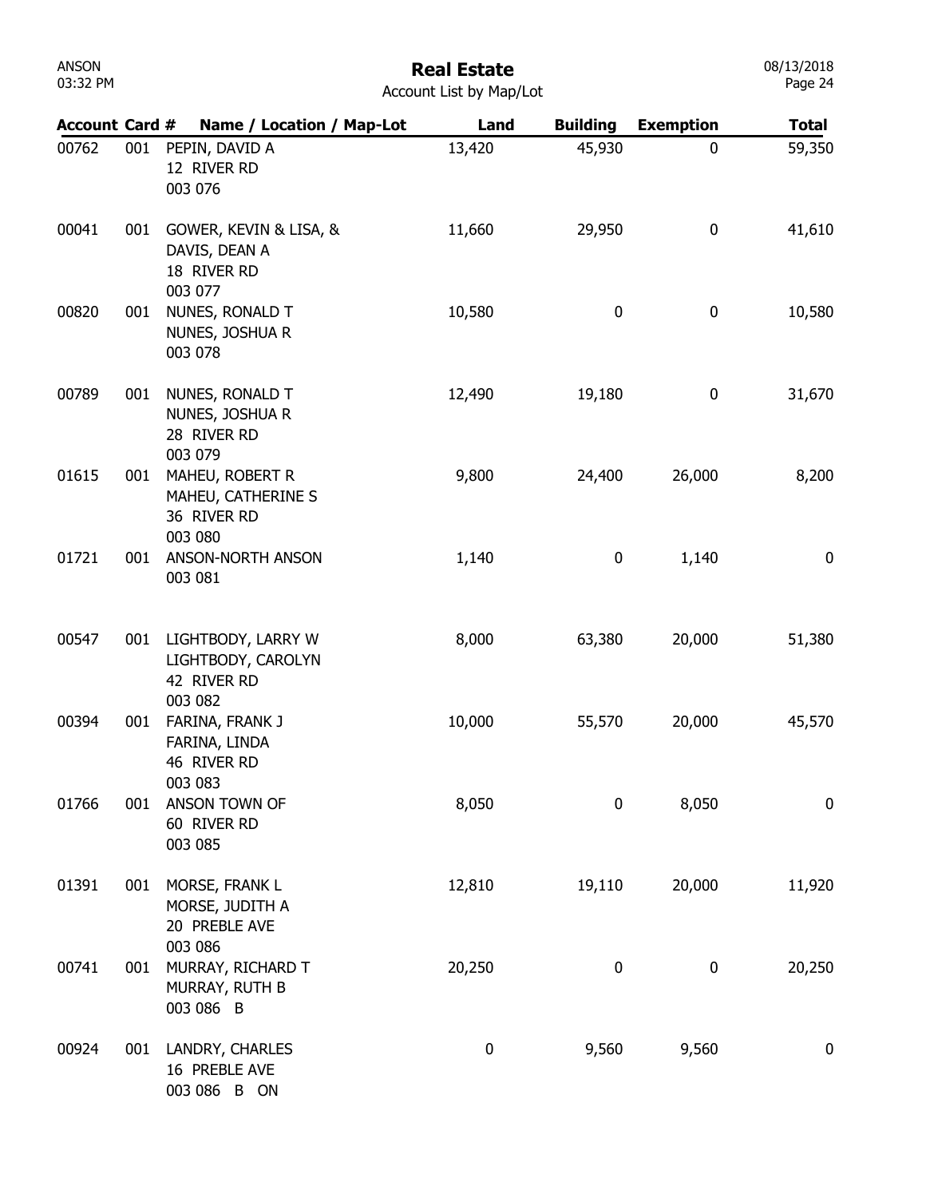# Real Estate

Account List by Map/Lot

| Account | Card # | Name / Location / Map-Lot | Land | Building | Exemption | Total |
|---|---|---|---|---|---|---|
| 00762 | 001 | PEPIN, DAVID A<br>12 RIVER RD<br>003 076 | 13,420 | 45,930 | 0 | 59,350 |
| 00041 | 001 | GOWER, KEVIN & LISA, &<br>DAVIS, DEAN A<br>18 RIVER RD<br>003 077 | 11,660 | 29,950 | 0 | 41,610 |
| 00820 | 001 | NUNES, RONALD T<br>NUNES, JOSHUA R<br>003 078 | 10,580 | 0 | 0 | 10,580 |
| 00789 | 001 | NUNES, RONALD T<br>NUNES, JOSHUA R<br>28 RIVER RD<br>003 079 | 12,490 | 19,180 | 0 | 31,670 |
| 01615 | 001 | MAHEU, ROBERT R<br>MAHEU, CATHERINE S<br>36 RIVER RD<br>003 080 | 9,800 | 24,400 | 26,000 | 8,200 |
| 01721 | 001 | ANSON-NORTH ANSON<br>003 081 | 1,140 | 0 | 1,140 | 0 |
| 00547 | 001 | LIGHTBODY, LARRY W<br>LIGHTBODY, CAROLYN<br>42 RIVER RD<br>003 082 | 8,000 | 63,380 | 20,000 | 51,380 |
| 00394 | 001 | FARINA, FRANK J<br>FARINA, LINDA<br>46 RIVER RD<br>003 083 | 10,000 | 55,570 | 20,000 | 45,570 |
| 01766 | 001 | ANSON TOWN OF<br>60 RIVER RD<br>003 085 | 8,050 | 0 | 8,050 | 0 |
| 01391 | 001 | MORSE, FRANK L<br>MORSE, JUDITH A<br>20 PREBLE AVE<br>003 086 | 12,810 | 19,110 | 20,000 | 11,920 |
| 00741 | 001 | MURRAY, RICHARD T<br>MURRAY, RUTH B<br>003 086 B | 20,250 | 0 | 0 | 20,250 |
| 00924 | 001 | LANDRY, CHARLES<br>16 PREBLE AVE<br>003 086 B ON | 0 | 9,560 | 9,560 | 0 |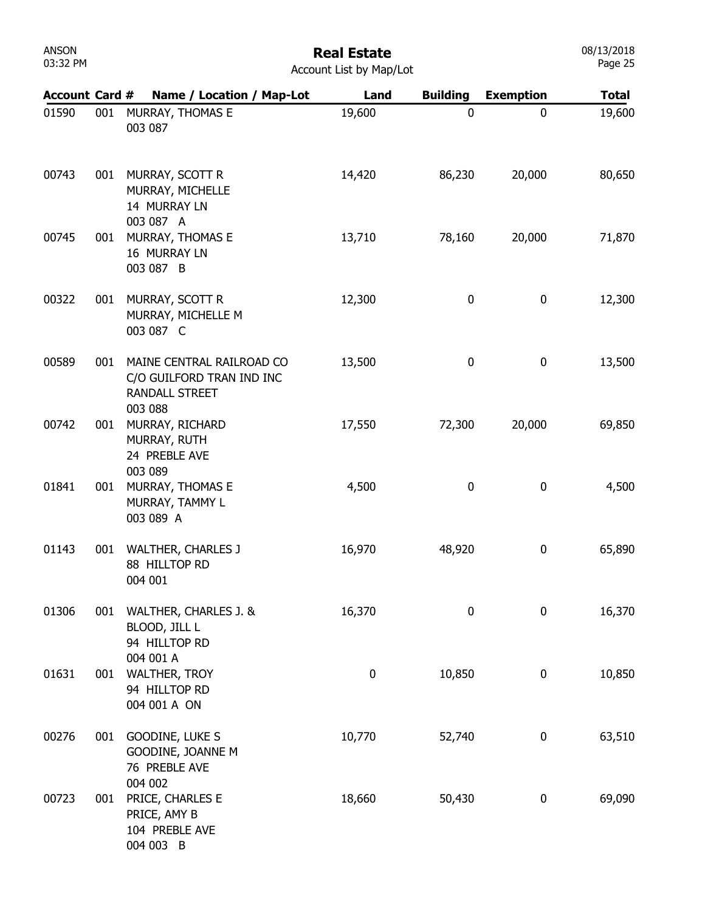# Real Estate

Account List by Map/Lot

| Account | Card # | Name / Location / Map-Lot | Land | Building | Exemption | Total |
|---|---|---|---|---|---|---|
| 01590 | 001 | MURRAY, THOMAS E<br>003 087 | 19,600 | 0 | 0 | 19,600 |
| 00743 | 001 | MURRAY, SCOTT R<br>MURRAY, MICHELLE<br>14 MURRAY LN<br>003 087 A | 14,420 | 86,230 | 20,000 | 80,650 |
| 00745 | 001 | MURRAY, THOMAS E<br>16 MURRAY LN<br>003 087 B | 13,710 | 78,160 | 20,000 | 71,870 |
| 00322 | 001 | MURRAY, SCOTT R<br>MURRAY, MICHELLE M<br>003 087 C | 12,300 | 0 | 0 | 12,300 |
| 00589 | 001 | MAINE CENTRAL RAILROAD CO<br>C/O GUILFORD TRAN IND INC<br>RANDALL STREET<br>003 088 | 13,500 | 0 | 0 | 13,500 |
| 00742 | 001 | MURRAY, RICHARD<br>MURRAY, RUTH<br>24 PREBLE AVE<br>003 089 | 17,550 | 72,300 | 20,000 | 69,850 |
| 01841 | 001 | MURRAY, THOMAS E<br>MURRAY, TAMMY L<br>003 089 A | 4,500 | 0 | 0 | 4,500 |
| 01143 | 001 | WALTHER, CHARLES J<br>88 HILLTOP RD<br>004 001 | 16,970 | 48,920 | 0 | 65,890 |
| 01306 | 001 | WALTHER, CHARLES J. &<br>BLOOD, JILL L<br>94 HILLTOP RD<br>004 001 A | 16,370 | 0 | 0 | 16,370 |
| 01631 | 001 | WALTHER, TROY<br>94 HILLTOP RD<br>004 001 A ON | 0 | 10,850 | 0 | 10,850 |
| 00276 | 001 | GOODINE, LUKE S<br>GOODINE, JOANNE M<br>76 PREBLE AVE<br>004 002 | 10,770 | 52,740 | 0 | 63,510 |
| 00723 | 001 | PRICE, CHARLES E<br>PRICE, AMY B<br>104 PREBLE AVE<br>004 003 B | 18,660 | 50,430 | 0 | 69,090 |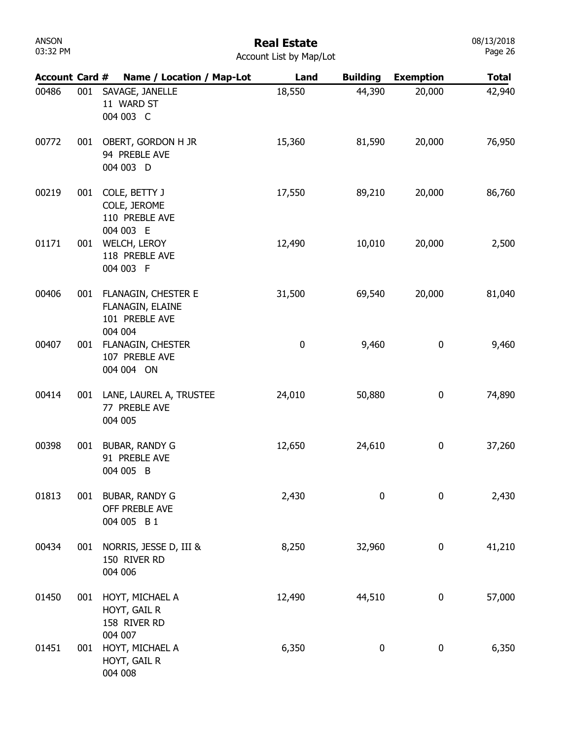# Real Estate

Account List by Map/Lot

| Account | Card # | Name / Location / Map-Lot | Land | Building | Exemption | Total |
|---|---|---|---|---|---|---|
| 00486 | 001 | SAVAGE, JANELLE<br>11 WARD ST<br>004 003 C | 18,550 | 44,390 | 20,000 | 42,940 |
| 00772 | 001 | OBERT, GORDON H JR<br>94 PREBLE AVE<br>004 003 D | 15,360 | 81,590 | 20,000 | 76,950 |
| 00219 | 001 | COLE, BETTY J<br>COLE, JEROME<br>110 PREBLE AVE<br>004 003 E | 17,550 | 89,210 | 20,000 | 86,760 |
| 01171 | 001 | WELCH, LEROY<br>118 PREBLE AVE<br>004 003 F | 12,490 | 10,010 | 20,000 | 2,500 |
| 00406 | 001 | FLANAGIN, CHESTER E<br>FLANAGIN, ELAINE<br>101 PREBLE AVE<br>004 004 | 31,500 | 69,540 | 20,000 | 81,040 |
| 00407 | 001 | FLANAGIN, CHESTER<br>107 PREBLE AVE<br>004 004 ON | 0 | 9,460 | 0 | 9,460 |
| 00414 | 001 | LANE, LAUREL A, TRUSTEE<br>77 PREBLE AVE<br>004 005 | 24,010 | 50,880 | 0 | 74,890 |
| 00398 | 001 | BUBAR, RANDY G<br>91 PREBLE AVE<br>004 005 B | 12,650 | 24,610 | 0 | 37,260 |
| 01813 | 001 | BUBAR, RANDY G<br>OFF PREBLE AVE<br>004 005 B 1 | 2,430 | 0 | 0 | 2,430 |
| 00434 | 001 | NORRIS, JESSE D, III &<br>150 RIVER RD<br>004 006 | 8,250 | 32,960 | 0 | 41,210 |
| 01450 | 001 | HOYT, MICHAEL A<br>HOYT, GAIL R<br>158 RIVER RD<br>004 007 | 12,490 | 44,510 | 0 | 57,000 |
| 01451 | 001 | HOYT, MICHAEL A<br>HOYT, GAIL R<br>004 008 | 6,350 | 0 | 0 | 6,350 |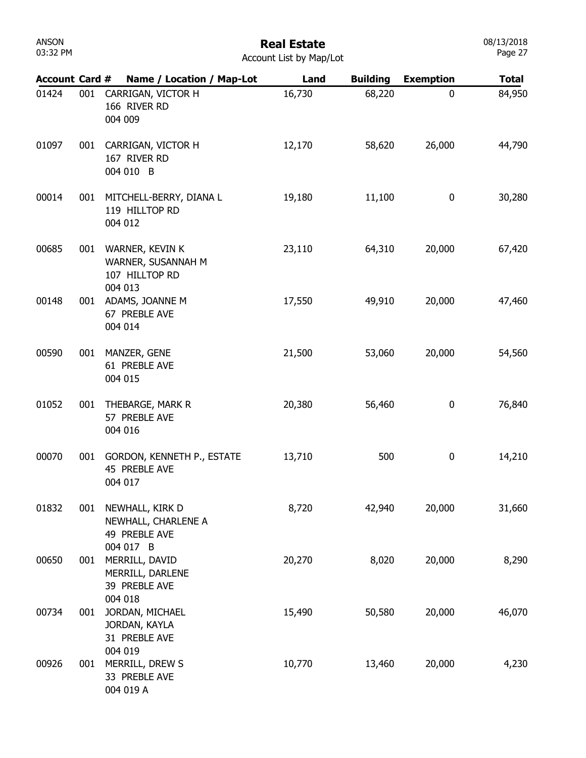# Real Estate

Account List by Map/Lot

| Account | Card # | Name / Location / Map-Lot | Land | Building | Exemption | Total |
|---|---|---|---|---|---|---|
| 01424 | 001 | CARRIGAN, VICTOR H<br>166 RIVER RD<br>004 009 | 16,730 | 68,220 | 0 | 84,950 |
| 01097 | 001 | CARRIGAN, VICTOR H<br>167 RIVER RD<br>004 010 B | 12,170 | 58,620 | 26,000 | 44,790 |
| 00014 | 001 | MITCHELL-BERRY, DIANA L<br>119 HILLTOP RD<br>004 012 | 19,180 | 11,100 | 0 | 30,280 |
| 00685 | 001 | WARNER, KEVIN K<br>WARNER, SUSANNAH M<br>107 HILLTOP RD<br>004 013 | 23,110 | 64,310 | 20,000 | 67,420 |
| 00148 | 001 | ADAMS, JOANNE M<br>67 PREBLE AVE<br>004 014 | 17,550 | 49,910 | 20,000 | 47,460 |
| 00590 | 001 | MANZER, GENE<br>61 PREBLE AVE<br>004 015 | 21,500 | 53,060 | 20,000 | 54,560 |
| 01052 | 001 | THEBARGE, MARK R<br>57 PREBLE AVE<br>004 016 | 20,380 | 56,460 | 0 | 76,840 |
| 00070 | 001 | GORDON, KENNETH P., ESTATE<br>45 PREBLE AVE<br>004 017 | 13,710 | 500 | 0 | 14,210 |
| 01832 | 001 | NEWHALL, KIRK D<br>NEWHALL, CHARLENE A<br>49 PREBLE AVE<br>004 017 B | 8,720 | 42,940 | 20,000 | 31,660 |
| 00650 | 001 | MERRILL, DAVID<br>MERRILL, DARLENE<br>39 PREBLE AVE<br>004 018 | 20,270 | 8,020 | 20,000 | 8,290 |
| 00734 | 001 | JORDAN, MICHAEL<br>JORDAN, KAYLA<br>31 PREBLE AVE<br>004 019 | 15,490 | 50,580 | 20,000 | 46,070 |
| 00926 | 001 | MERRILL, DREW S<br>33 PREBLE AVE<br>004 019 A | 10,770 | 13,460 | 20,000 | 4,230 |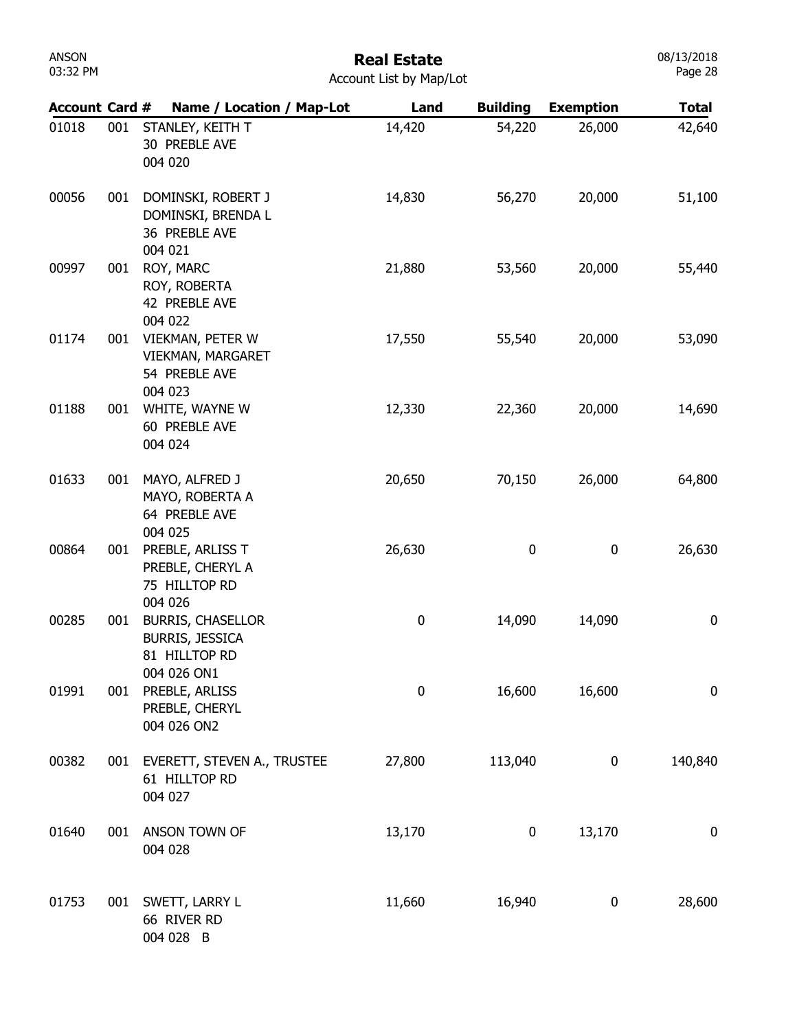# Real Estate

Account List by Map/Lot

| Account | Card # | Name / Location / Map-Lot | Land | Building | Exemption | Total |
|---|---|---|---|---|---|---|
| 01018 | 001 | STANLEY, KEITH T<br>30 PREBLE AVE<br>004 020 | 14,420 | 54,220 | 26,000 | 42,640 |
| 00056 | 001 | DOMINSKI, ROBERT J<br>DOMINSKI, BRENDA L<br>36 PREBLE AVE<br>004 021 | 14,830 | 56,270 | 20,000 | 51,100 |
| 00997 | 001 | ROY, MARC<br>ROY, ROBERTA<br>42 PREBLE AVE<br>004 022 | 21,880 | 53,560 | 20,000 | 55,440 |
| 01174 | 001 | VIEKMAN, PETER W<br>VIEKMAN, MARGARET<br>54 PREBLE AVE<br>004 023 | 17,550 | 55,540 | 20,000 | 53,090 |
| 01188 | 001 | WHITE, WAYNE W<br>60 PREBLE AVE<br>004 024 | 12,330 | 22,360 | 20,000 | 14,690 |
| 01633 | 001 | MAYO, ALFRED J<br>MAYO, ROBERTA A<br>64 PREBLE AVE<br>004 025 | 20,650 | 70,150 | 26,000 | 64,800 |
| 00864 | 001 | PREBLE, ARLISS T<br>PREBLE, CHERYL A<br>75 HILLTOP RD<br>004 026 | 26,630 | 0 | 0 | 26,630 |
| 00285 | 001 | BURRIS, CHASELLOR<br>BURRIS, JESSICA<br>81 HILLTOP RD<br>004 026 ON1 | 0 | 14,090 | 14,090 | 0 |
| 01991 | 001 | PREBLE, ARLISS<br>PREBLE, CHERYL<br>004 026 ON2 | 0 | 16,600 | 16,600 | 0 |
| 00382 | 001 | EVERETT, STEVEN A., TRUSTEE<br>61 HILLTOP RD<br>004 027 | 27,800 | 113,040 | 0 | 140,840 |
| 01640 | 001 | ANSON TOWN OF<br>004 028 | 13,170 | 0 | 13,170 | 0 |
| 01753 | 001 | SWETT, LARRY L<br>66 RIVER RD<br>004 028 B | 11,660 | 16,940 | 0 | 28,600 |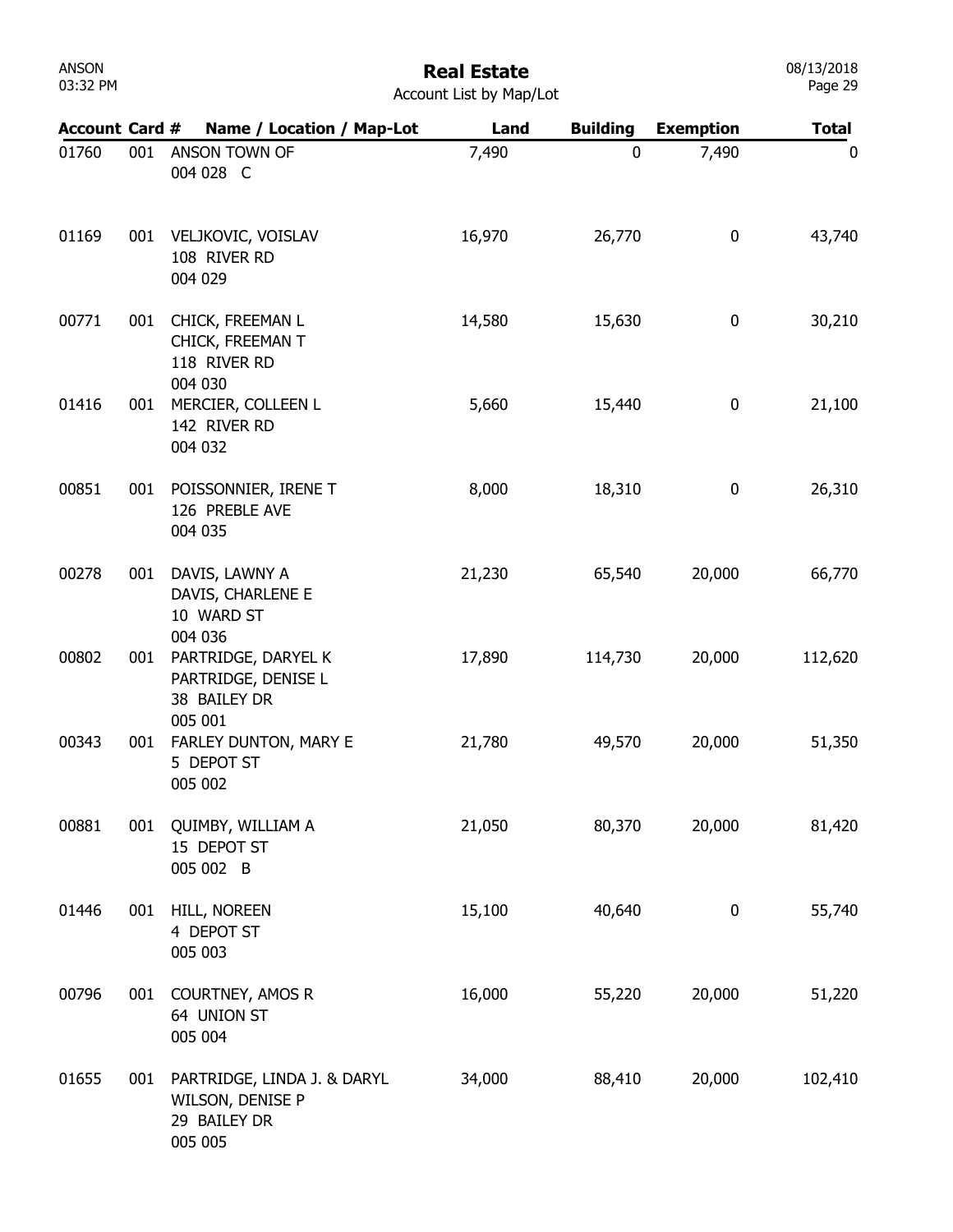# Real Estate

Account List by Map/Lot

| Account | Card # | Name / Location / Map-Lot | Land | Building | Exemption | Total |
|---|---|---|---|---|---|---|
| 01760 | 001 | ANSON TOWN OF<br>004 028 C | 7,490 | 0 | 7,490 | 0 |
| 01169 | 001 | VELJKOVIC, VOISLAV<br>108 RIVER RD<br>004 029 | 16,970 | 26,770 | 0 | 43,740 |
| 00771 | 001 | CHICK, FREEMAN L<br>CHICK, FREEMAN T<br>118 RIVER RD<br>004 030 | 14,580 | 15,630 | 0 | 30,210 |
| 01416 | 001 | MERCIER, COLLEEN L<br>142 RIVER RD<br>004 032 | 5,660 | 15,440 | 0 | 21,100 |
| 00851 | 001 | POISSONNIER, IRENE T<br>126 PREBLE AVE<br>004 035 | 8,000 | 18,310 | 0 | 26,310 |
| 00278 | 001 | DAVIS, LAWNY A<br>DAVIS, CHARLENE E<br>10 WARD ST<br>004 036 | 21,230 | 65,540 | 20,000 | 66,770 |
| 00802 | 001 | PARTRIDGE, DARYEL K<br>PARTRIDGE, DENISE L<br>38 BAILEY DR<br>005 001 | 17,890 | 114,730 | 20,000 | 112,620 |
| 00343 | 001 | FARLEY DUNTON, MARY E<br>5 DEPOT ST<br>005 002 | 21,780 | 49,570 | 20,000 | 51,350 |
| 00881 | 001 | QUIMBY, WILLIAM A<br>15 DEPOT ST<br>005 002 B | 21,050 | 80,370 | 20,000 | 81,420 |
| 01446 | 001 | HILL, NOREEN<br>4 DEPOT ST<br>005 003 | 15,100 | 40,640 | 0 | 55,740 |
| 00796 | 001 | COURTNEY, AMOS R<br>64 UNION ST<br>005 004 | 16,000 | 55,220 | 20,000 | 51,220 |
| 01655 | 001 | PARTRIDGE, LINDA J. & DARYL<br>WILSON, DENISE P<br>29 BAILEY DR<br>005 005 | 34,000 | 88,410 | 20,000 | 102,410 |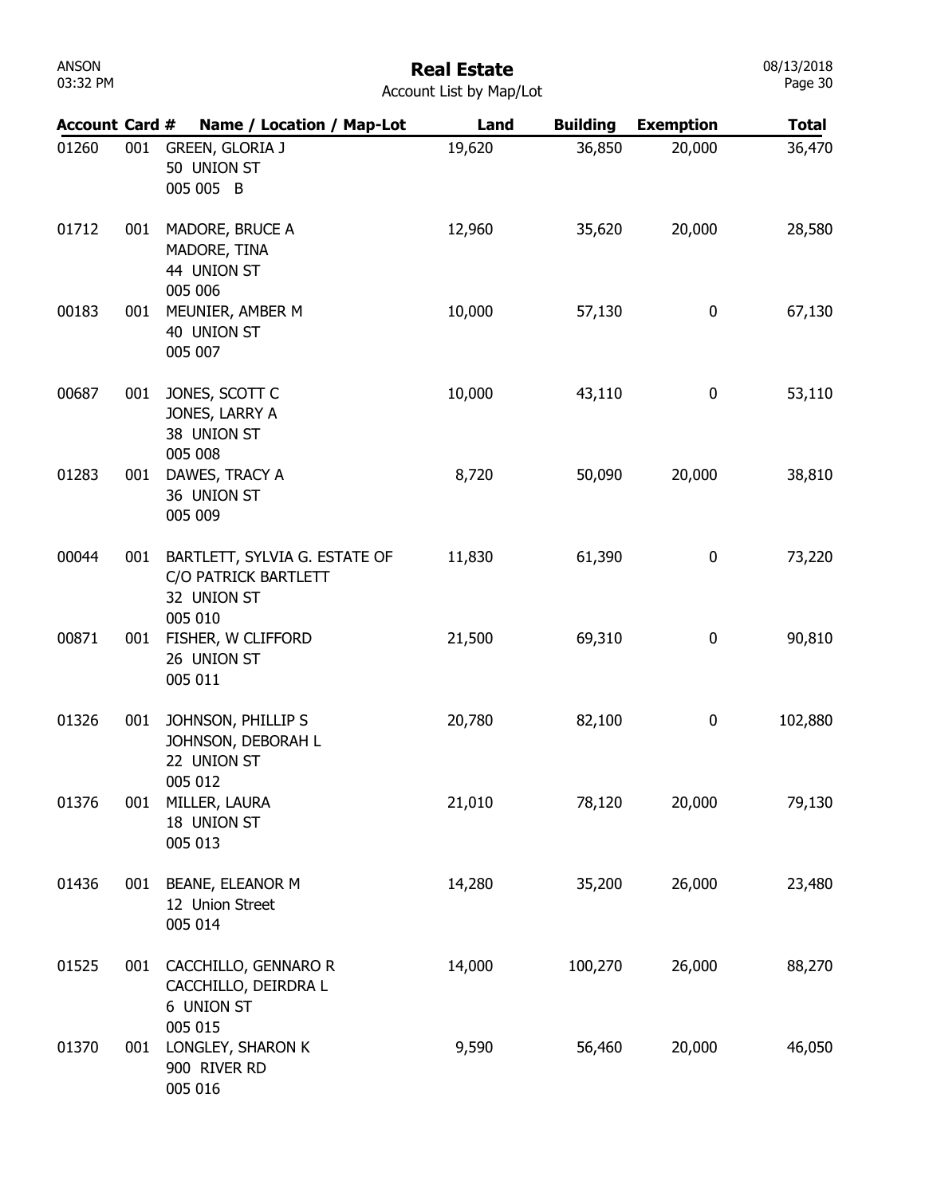# Real Estate

Account List by Map/Lot

| Account | Card # | Name / Location / Map-Lot | Land | Building | Exemption | Total |
|---|---|---|---|---|---|---|
| 01260 | 001 | GREEN, GLORIA J<br>50 UNION ST<br>005 005 B | 19,620 | 36,850 | 20,000 | 36,470 |
| 01712 | 001 | MADORE, BRUCE A<br>MADORE, TINA<br>44 UNION ST<br>005 006 | 12,960 | 35,620 | 20,000 | 28,580 |
| 00183 | 001 | MEUNIER, AMBER M<br>40 UNION ST<br>005 007 | 10,000 | 57,130 | 0 | 67,130 |
| 00687 | 001 | JONES, SCOTT C<br>JONES, LARRY A<br>38 UNION ST<br>005 008 | 10,000 | 43,110 | 0 | 53,110 |
| 01283 | 001 | DAWES, TRACY A<br>36 UNION ST<br>005 009 | 8,720 | 50,090 | 20,000 | 38,810 |
| 00044 | 001 | BARTLETT, SYLVIA G. ESTATE OF<br>C/O PATRICK BARTLETT<br>32 UNION ST<br>005 010 | 11,830 | 61,390 | 0 | 73,220 |
| 00871 | 001 | FISHER, W CLIFFORD<br>26 UNION ST<br>005 011 | 21,500 | 69,310 | 0 | 90,810 |
| 01326 | 001 | JOHNSON, PHILLIP S<br>JOHNSON, DEBORAH L<br>22 UNION ST<br>005 012 | 20,780 | 82,100 | 0 | 102,880 |
| 01376 | 001 | MILLER, LAURA<br>18 UNION ST<br>005 013 | 21,010 | 78,120 | 20,000 | 79,130 |
| 01436 | 001 | BEANE, ELEANOR M<br>12 Union Street<br>005 014 | 14,280 | 35,200 | 26,000 | 23,480 |
| 01525 | 001 | CACCHILLO, GENNARO R<br>CACCHILLO, DEIRDRA L<br>6 UNION ST<br>005 015 | 14,000 | 100,270 | 26,000 | 88,270 |
| 01370 | 001 | LONGLEY, SHARON K<br>900 RIVER RD<br>005 016 | 9,590 | 56,460 | 20,000 | 46,050 |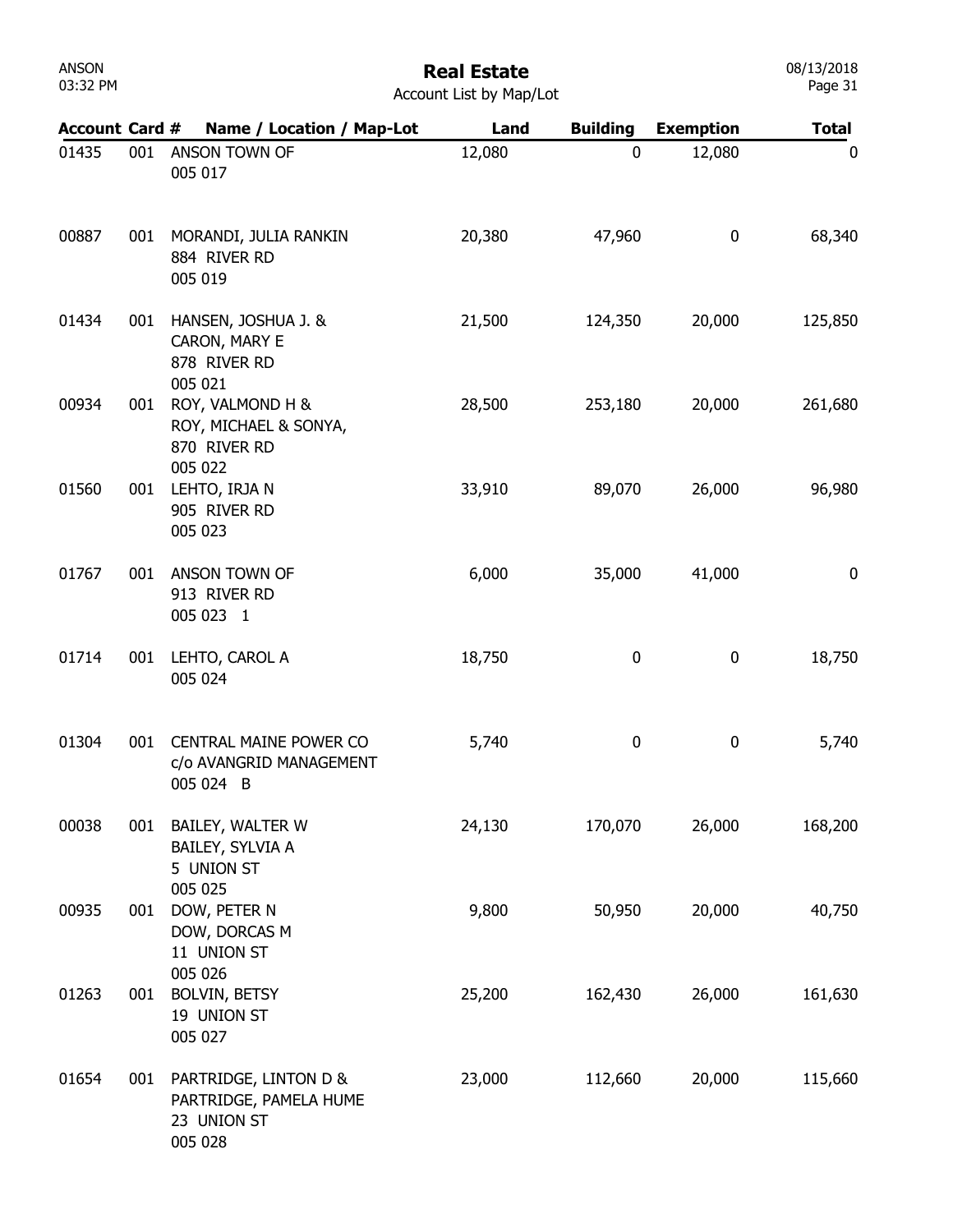# Real Estate

Account List by Map/Lot

| Account | Card # | Name / Location / Map-Lot | Land | Building | Exemption | Total |
|---|---|---|---|---|---|---|
| 01435 | 001 | ANSON TOWN OF<br>005 017 | 12,080 | 0 | 12,080 | 0 |
| 00887 | 001 | MORANDI, JULIA RANKIN<br>884 RIVER RD<br>005 019 | 20,380 | 47,960 | 0 | 68,340 |
| 01434 | 001 | HANSEN, JOSHUA J. &<br>CARON, MARY E<br>878 RIVER RD<br>005 021 | 21,500 | 124,350 | 20,000 | 125,850 |
| 00934 | 001 | ROY, VALMOND H &<br>ROY, MICHAEL & SONYA,<br>870 RIVER RD<br>005 022 | 28,500 | 253,180 | 20,000 | 261,680 |
| 01560 | 001 | LEHTO, IRJA N<br>905 RIVER RD<br>005 023 | 33,910 | 89,070 | 26,000 | 96,980 |
| 01767 | 001 | ANSON TOWN OF<br>913 RIVER RD<br>005 023 1 | 6,000 | 35,000 | 41,000 | 0 |
| 01714 | 001 | LEHTO, CAROL A<br>005 024 | 18,750 | 0 | 0 | 18,750 |
| 01304 | 001 | CENTRAL MAINE POWER CO<br>c/o AVANGRID MANAGEMENT<br>005 024 B | 5,740 | 0 | 0 | 5,740 |
| 00038 | 001 | BAILEY, WALTER W<br>BAILEY, SYLVIA A<br>5 UNION ST<br>005 025 | 24,130 | 170,070 | 26,000 | 168,200 |
| 00935 | 001 | DOW, PETER N<br>DOW, DORCAS M<br>11 UNION ST<br>005 026 | 9,800 | 50,950 | 20,000 | 40,750 |
| 01263 | 001 | BOLVIN, BETSY<br>19 UNION ST<br>005 027 | 25,200 | 162,430 | 26,000 | 161,630 |
| 01654 | 001 | PARTRIDGE, LINTON D &<br>PARTRIDGE, PAMELA HUME<br>23 UNION ST<br>005 028 | 23,000 | 112,660 | 20,000 | 115,660 |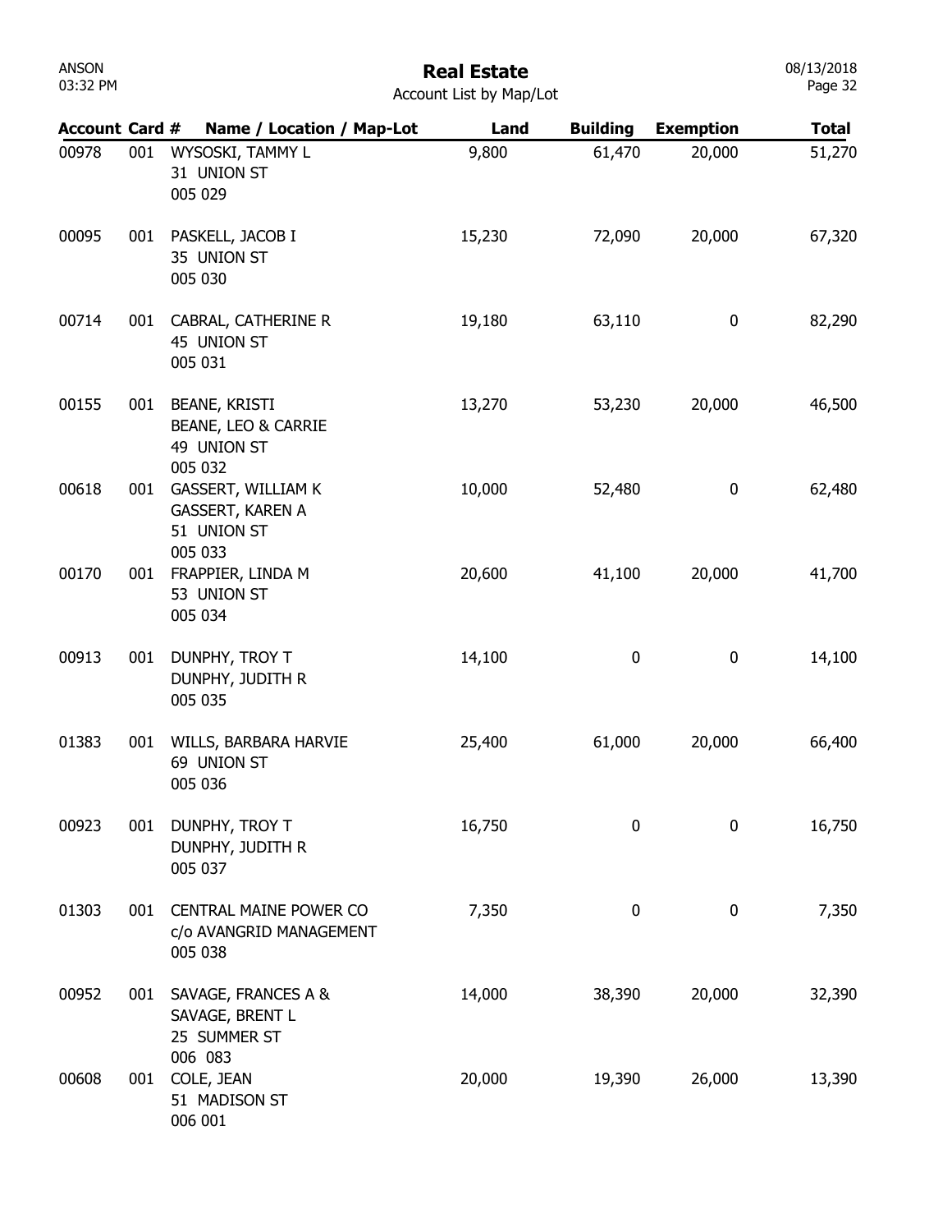# Real Estate

Account List by Map/Lot

| Account | Card # | Name / Location / Map-Lot | Land | Building | Exemption | Total |
|---|---|---|---|---|---|---|
| 00978 | 001 | WYSOSKI, TAMMY L<br>31 UNION ST<br>005 029 | 9,800 | 61,470 | 20,000 | 51,270 |
| 00095 | 001 | PASKELL, JACOB I<br>35 UNION ST<br>005 030 | 15,230 | 72,090 | 20,000 | 67,320 |
| 00714 | 001 | CABRAL, CATHERINE R<br>45 UNION ST<br>005 031 | 19,180 | 63,110 | 0 | 82,290 |
| 00155 | 001 | BEANE, KRISTI<br>BEANE, LEO & CARRIE<br>49 UNION ST<br>005 032 | 13,270 | 53,230 | 20,000 | 46,500 |
| 00618 | 001 | GASSERT, WILLIAM K<br>GASSERT, KAREN A<br>51 UNION ST<br>005 033 | 10,000 | 52,480 | 0 | 62,480 |
| 00170 | 001 | FRAPPIER, LINDA M<br>53 UNION ST<br>005 034 | 20,600 | 41,100 | 20,000 | 41,700 |
| 00913 | 001 | DUNPHY, TROY T<br>DUNPHY, JUDITH R<br>005 035 | 14,100 | 0 | 0 | 14,100 |
| 01383 | 001 | WILLS, BARBARA HARVIE<br>69 UNION ST<br>005 036 | 25,400 | 61,000 | 20,000 | 66,400 |
| 00923 | 001 | DUNPHY, TROY T<br>DUNPHY, JUDITH R<br>005 037 | 16,750 | 0 | 0 | 16,750 |
| 01303 | 001 | CENTRAL MAINE POWER CO<br>c/o AVANGRID MANAGEMENT<br>005 038 | 7,350 | 0 | 0 | 7,350 |
| 00952 | 001 | SAVAGE, FRANCES A &<br>SAVAGE, BRENT L<br>25 SUMMER ST<br>006 083 | 14,000 | 38,390 | 20,000 | 32,390 |
| 00608 | 001 | COLE, JEAN<br>51 MADISON ST<br>006 001 | 20,000 | 19,390 | 26,000 | 13,390 |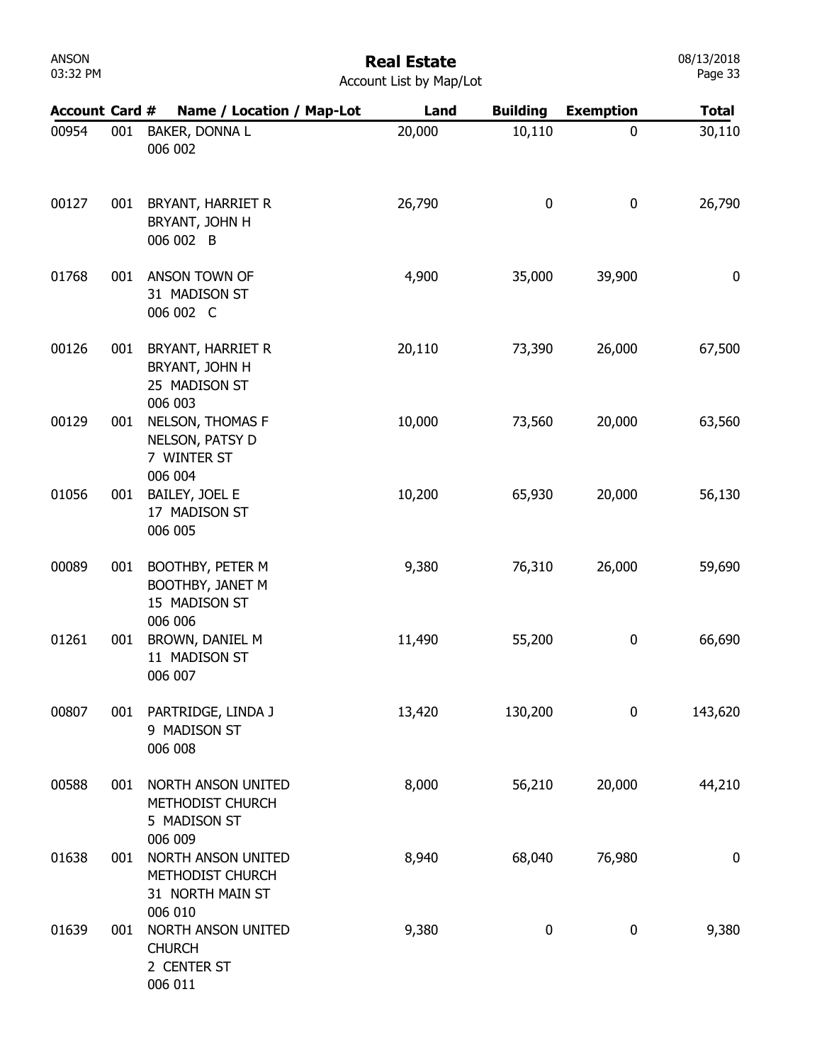# Real Estate

Account List by Map/Lot

| Account | Card # | Name / Location / Map-Lot | Land | Building | Exemption | Total |
|---|---|---|---|---|---|---|
| 00954 | 001 | BAKER, DONNA L<br>006 002 | 20,000 | 10,110 | 0 | 30,110 |
| 00127 | 001 | BRYANT, HARRIET R<br>BRYANT, JOHN H<br>006 002 B | 26,790 | 0 | 0 | 26,790 |
| 01768 | 001 | ANSON TOWN OF<br>31 MADISON ST<br>006 002 C | 4,900 | 35,000 | 39,900 | 0 |
| 00126 | 001 | BRYANT, HARRIET R<br>BRYANT, JOHN H<br>25 MADISON ST<br>006 003 | 20,110 | 73,390 | 26,000 | 67,500 |
| 00129 | 001 | NELSON, THOMAS F<br>NELSON, PATSY D<br>7 WINTER ST<br>006 004 | 10,000 | 73,560 | 20,000 | 63,560 |
| 01056 | 001 | BAILEY, JOEL E<br>17 MADISON ST<br>006 005 | 10,200 | 65,930 | 20,000 | 56,130 |
| 00089 | 001 | BOOTHBY, PETER M<br>BOOTHBY, JANET M<br>15 MADISON ST<br>006 006 | 9,380 | 76,310 | 26,000 | 59,690 |
| 01261 | 001 | BROWN, DANIEL M<br>11 MADISON ST<br>006 007 | 11,490 | 55,200 | 0 | 66,690 |
| 00807 | 001 | PARTRIDGE, LINDA J<br>9 MADISON ST<br>006 008 | 13,420 | 130,200 | 0 | 143,620 |
| 00588 | 001 | NORTH ANSON UNITED<br>METHODIST CHURCH<br>5 MADISON ST<br>006 009 | 8,000 | 56,210 | 20,000 | 44,210 |
| 01638 | 001 | NORTH ANSON UNITED<br>METHODIST CHURCH<br>31 NORTH MAIN ST<br>006 010 | 8,940 | 68,040 | 76,980 | 0 |
| 01639 | 001 | NORTH ANSON UNITED<br>CHURCH<br>2 CENTER ST<br>006 011 | 9,380 | 0 | 0 | 9,380 |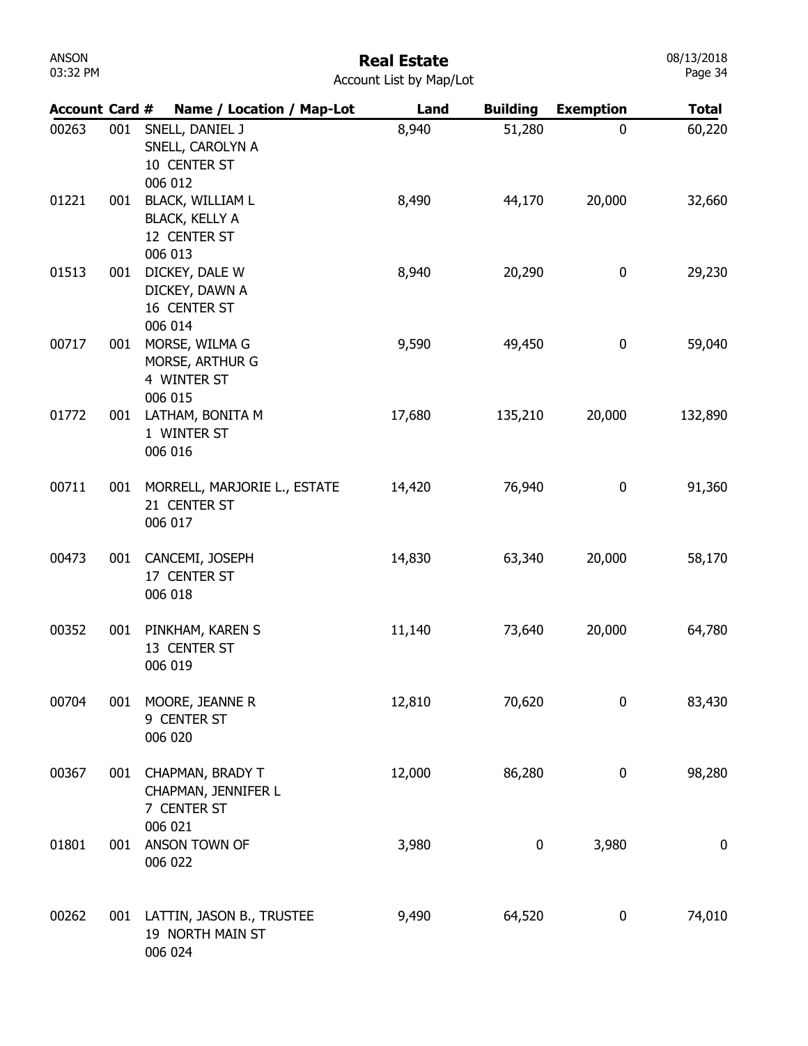# Real Estate

Account List by Map/Lot

| Account | Card # | Name / Location / Map-Lot | Land | Building | Exemption | Total |
|---|---|---|---|---|---|---|
| 00263 | 001 | SNELL, DANIEL J<br>SNELL, CAROLYN A<br>10 CENTER ST<br>006 012 | 8,940 | 51,280 | 0 | 60,220 |
| 01221 | 001 | BLACK, WILLIAM L<br>BLACK, KELLY A<br>12 CENTER ST<br>006 013 | 8,490 | 44,170 | 20,000 | 32,660 |
| 01513 | 001 | DICKEY, DALE W<br>DICKEY, DAWN A<br>16 CENTER ST<br>006 014 | 8,940 | 20,290 | 0 | 29,230 |
| 00717 | 001 | MORSE, WILMA G<br>MORSE, ARTHUR G<br>4 WINTER ST<br>006 015 | 9,590 | 49,450 | 0 | 59,040 |
| 01772 | 001 | LATHAM, BONITA M<br>1 WINTER ST<br>006 016 | 17,680 | 135,210 | 20,000 | 132,890 |
| 00711 | 001 | MORRELL, MARJORIE L., ESTATE<br>21 CENTER ST<br>006 017 | 14,420 | 76,940 | 0 | 91,360 |
| 00473 | 001 | CANCEMI, JOSEPH<br>17 CENTER ST<br>006 018 | 14,830 | 63,340 | 20,000 | 58,170 |
| 00352 | 001 | PINKHAM, KAREN S<br>13 CENTER ST<br>006 019 | 11,140 | 73,640 | 20,000 | 64,780 |
| 00704 | 001 | MOORE, JEANNE R<br>9 CENTER ST<br>006 020 | 12,810 | 70,620 | 0 | 83,430 |
| 00367 | 001 | CHAPMAN, BRADY T<br>CHAPMAN, JENNIFER L<br>7 CENTER ST<br>006 021 | 12,000 | 86,280 | 0 | 98,280 |
| 01801 | 001 | ANSON TOWN OF<br>006 022 | 3,980 | 0 | 3,980 | 0 |
| 00262 | 001 | LATTIN, JASON B., TRUSTEE<br>19 NORTH MAIN ST<br>006 024 | 9,490 | 64,520 | 0 | 74,010 |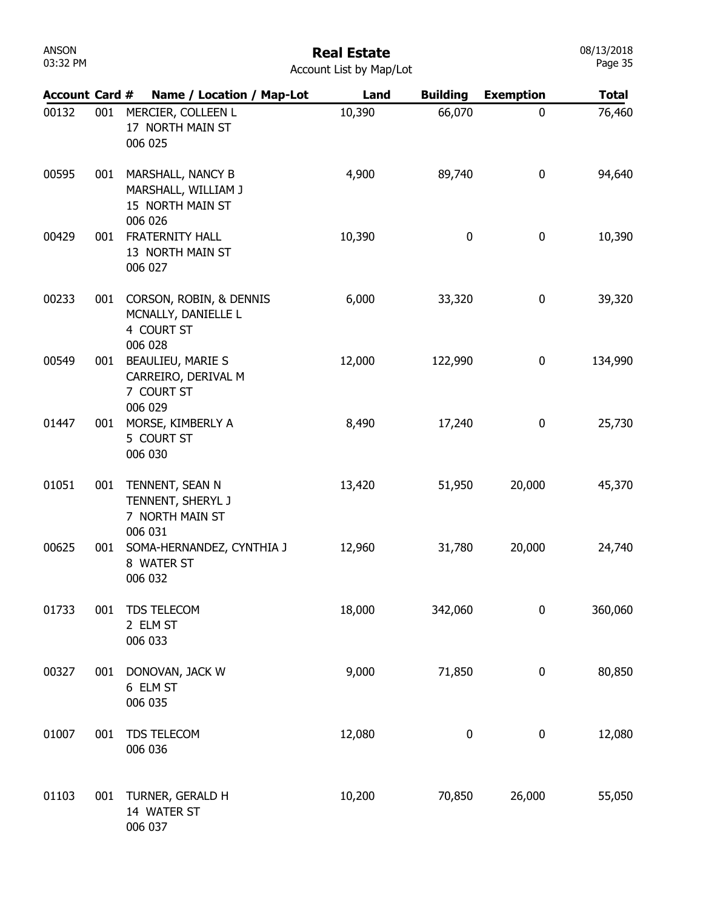# Real Estate

Account List by Map/Lot

| Account | Card # | Name / Location / Map-Lot | Land | Building | Exemption | Total |
|---|---|---|---|---|---|---|
| 00132 | 001 | MERCIER, COLLEEN L<br>17 NORTH MAIN ST<br>006 025 | 10,390 | 66,070 | 0 | 76,460 |
| 00595 | 001 | MARSHALL, NANCY B<br>MARSHALL, WILLIAM J<br>15 NORTH MAIN ST<br>006 026 | 4,900 | 89,740 | 0 | 94,640 |
| 00429 | 001 | FRATERNITY HALL<br>13 NORTH MAIN ST<br>006 027 | 10,390 | 0 | 0 | 10,390 |
| 00233 | 001 | CORSON, ROBIN, & DENNIS<br>MCNALLY, DANIELLE L<br>4 COURT ST<br>006 028 | 6,000 | 33,320 | 0 | 39,320 |
| 00549 | 001 | BEAULIEU, MARIE S<br>CARREIRO, DERIVAL M<br>7 COURT ST<br>006 029 | 12,000 | 122,990 | 0 | 134,990 |
| 01447 | 001 | MORSE, KIMBERLY A<br>5 COURT ST<br>006 030 | 8,490 | 17,240 | 0 | 25,730 |
| 01051 | 001 | TENNENT, SEAN N<br>TENNENT, SHERYL J<br>7 NORTH MAIN ST<br>006 031 | 13,420 | 51,950 | 20,000 | 45,370 |
| 00625 | 001 | SOMA-HERNANDEZ, CYNTHIA J<br>8 WATER ST<br>006 032 | 12,960 | 31,780 | 20,000 | 24,740 |
| 01733 | 001 | TDS TELECOM<br>2 ELM ST<br>006 033 | 18,000 | 342,060 | 0 | 360,060 |
| 00327 | 001 | DONOVAN, JACK W<br>6 ELM ST<br>006 035 | 9,000 | 71,850 | 0 | 80,850 |
| 01007 | 001 | TDS TELECOM<br>006 036 | 12,080 | 0 | 0 | 12,080 |
| 01103 | 001 | TURNER, GERALD H<br>14 WATER ST<br>006 037 | 10,200 | 70,850 | 26,000 | 55,050 |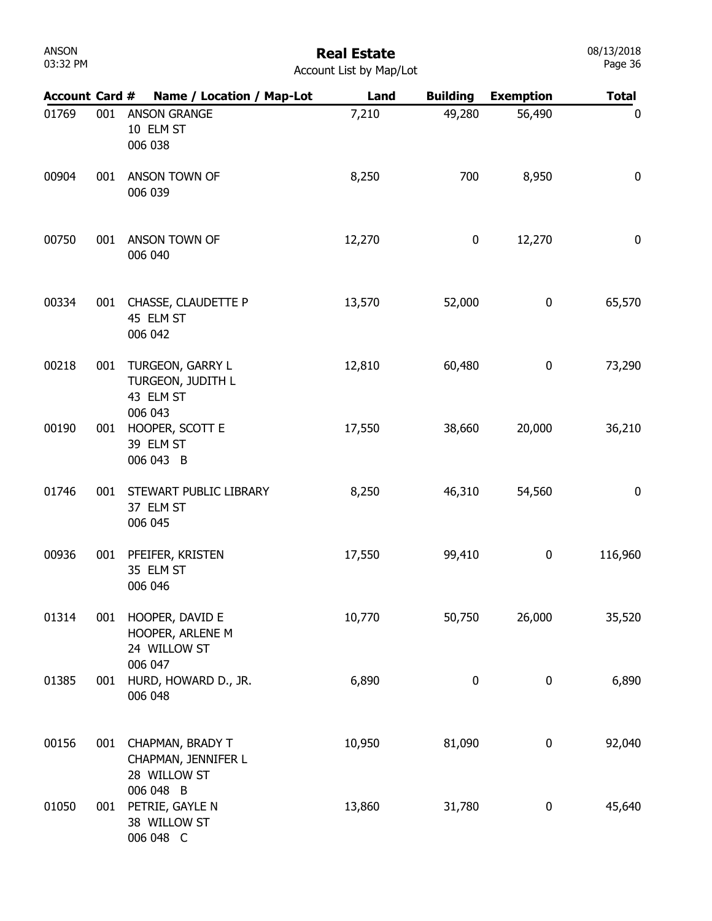# Real Estate

Account List by Map/Lot

| Account | Card # | Name / Location / Map-Lot | Land | Building | Exemption | Total |
|---|---|---|---|---|---|---|
| 01769 | 001 | ANSON GRANGE<br>10 ELM ST<br>006 038 | 7,210 | 49,280 | 56,490 | 0 |
| 00904 | 001 | ANSON TOWN OF<br>006 039 | 8,250 | 700 | 8,950 | 0 |
| 00750 | 001 | ANSON TOWN OF<br>006 040 | 12,270 | 0 | 12,270 | 0 |
| 00334 | 001 | CHASSE, CLAUDETTE P<br>45 ELM ST<br>006 042 | 13,570 | 52,000 | 0 | 65,570 |
| 00218 | 001 | TURGEON, GARRY L<br>TURGEON, JUDITH L<br>43 ELM ST<br>006 043 | 12,810 | 60,480 | 0 | 73,290 |
| 00190 | 001 | HOOPER, SCOTT E<br>39 ELM ST<br>006 043 B | 17,550 | 38,660 | 20,000 | 36,210 |
| 01746 | 001 | STEWART PUBLIC LIBRARY<br>37 ELM ST<br>006 045 | 8,250 | 46,310 | 54,560 | 0 |
| 00936 | 001 | PFEIFER, KRISTEN<br>35 ELM ST<br>006 046 | 17,550 | 99,410 | 0 | 116,960 |
| 01314 | 001 | HOOPER, DAVID E<br>HOOPER, ARLENE M<br>24 WILLOW ST<br>006 047 | 10,770 | 50,750 | 26,000 | 35,520 |
| 01385 | 001 | HURD, HOWARD D., JR.<br>006 048 | 6,890 | 0 | 0 | 6,890 |
| 00156 | 001 | CHAPMAN, BRADY T<br>CHAPMAN, JENNIFER L<br>28 WILLOW ST<br>006 048 B | 10,950 | 81,090 | 0 | 92,040 |
| 01050 | 001 | PETRIE, GAYLE N<br>38 WILLOW ST<br>006 048 C | 13,860 | 31,780 | 0 | 45,640 |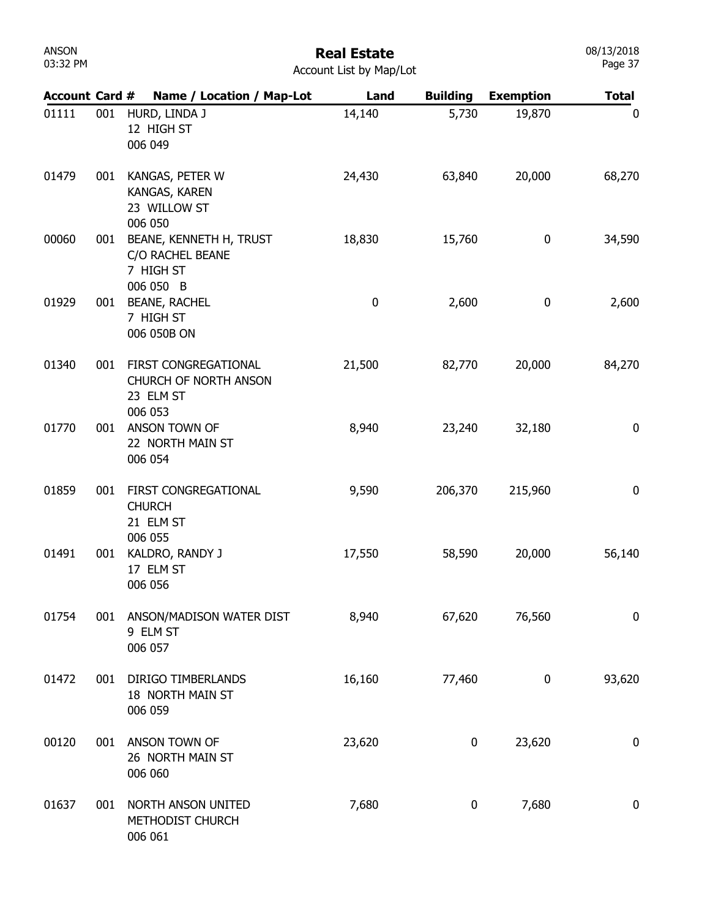# Real Estate

Account List by Map/Lot

| Account | Card # | Name / Location / Map-Lot | Land | Building | Exemption | Total |
|---|---|---|---|---|---|---|
| 01111 | 001 | HURD, LINDA J<br>12 HIGH ST<br>006 049 | 14,140 | 5,730 | 19,870 | 0 |
| 01479 | 001 | KANGAS, PETER W<br>KANGAS, KAREN<br>23 WILLOW ST<br>006 050 | 24,430 | 63,840 | 20,000 | 68,270 |
| 00060 | 001 | BEANE, KENNETH H, TRUST<br>C/O RACHEL BEANE<br>7 HIGH ST<br>006 050 B | 18,830 | 15,760 | 0 | 34,590 |
| 01929 | 001 | BEANE, RACHEL<br>7 HIGH ST<br>006 050B ON | 0 | 2,600 | 0 | 2,600 |
| 01340 | 001 | FIRST CONGREGATIONAL<br>CHURCH OF NORTH ANSON<br>23 ELM ST<br>006 053 | 21,500 | 82,770 | 20,000 | 84,270 |
| 01770 | 001 | ANSON TOWN OF<br>22 NORTH MAIN ST<br>006 054 | 8,940 | 23,240 | 32,180 | 0 |
| 01859 | 001 | FIRST CONGREGATIONAL<br>CHURCH<br>21 ELM ST<br>006 055 | 9,590 | 206,370 | 215,960 | 0 |
| 01491 | 001 | KALDRO, RANDY J<br>17 ELM ST<br>006 056 | 17,550 | 58,590 | 20,000 | 56,140 |
| 01754 | 001 | ANSON/MADISON WATER DIST<br>9 ELM ST<br>006 057 | 8,940 | 67,620 | 76,560 | 0 |
| 01472 | 001 | DIRIGO TIMBERLANDS<br>18 NORTH MAIN ST<br>006 059 | 16,160 | 77,460 | 0 | 93,620 |
| 00120 | 001 | ANSON TOWN OF<br>26 NORTH MAIN ST<br>006 060 | 23,620 | 0 | 23,620 | 0 |
| 01637 | 001 | NORTH ANSON UNITED<br>METHODIST CHURCH<br>006 061 | 7,680 | 0 | 7,680 | 0 |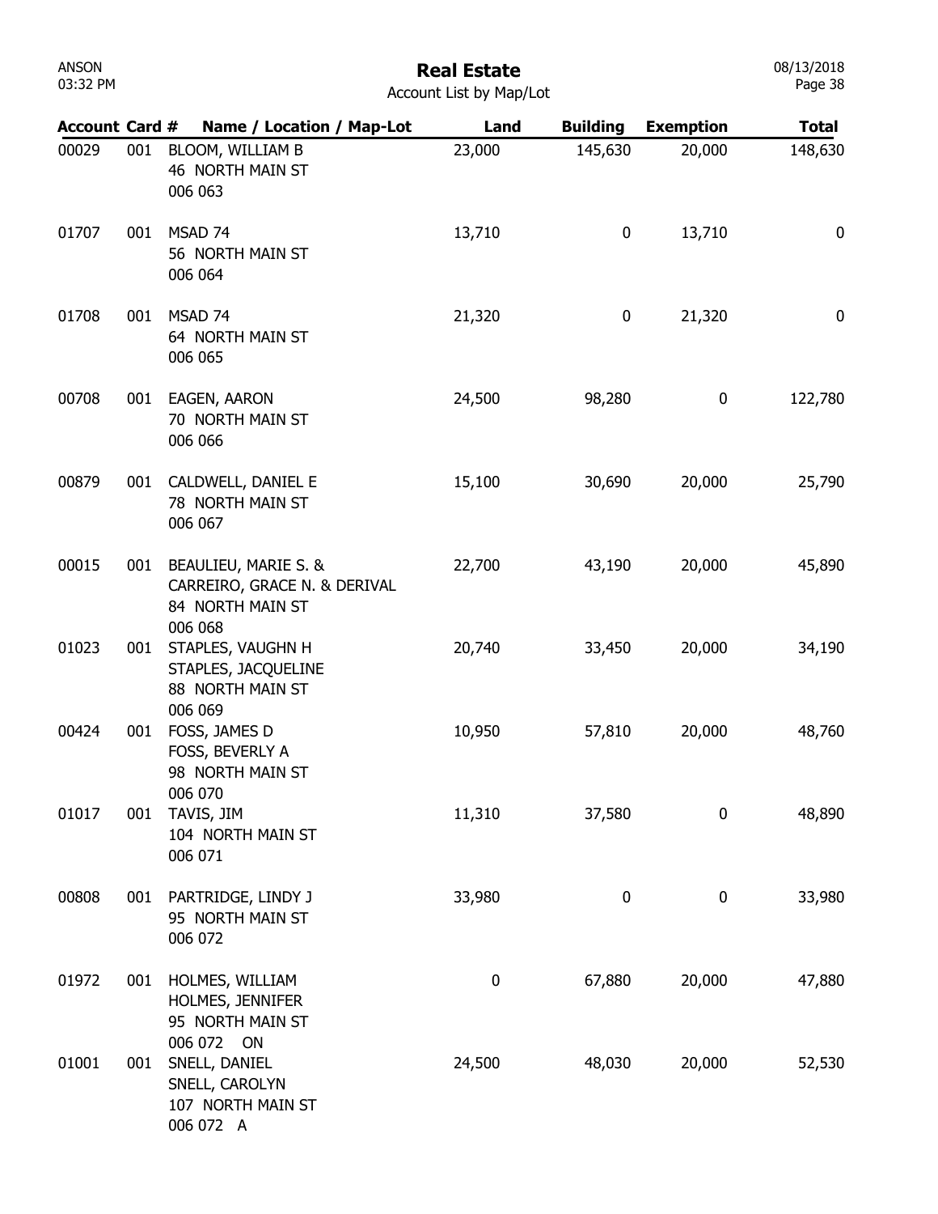# Real Estate

Account List by Map/Lot

| Account | Card # | Name / Location / Map-Lot | Land | Building | Exemption | Total |
|---|---|---|---|---|---|---|
| 00029 | 001 | BLOOM, WILLIAM B<br>46 NORTH MAIN ST<br>006 063 | 23,000 | 145,630 | 20,000 | 148,630 |
| 01707 | 001 | MSAD 74<br>56 NORTH MAIN ST<br>006 064 | 13,710 | 0 | 13,710 | 0 |
| 01708 | 001 | MSAD 74<br>64 NORTH MAIN ST<br>006 065 | 21,320 | 0 | 21,320 | 0 |
| 00708 | 001 | EAGEN, AARON<br>70 NORTH MAIN ST<br>006 066 | 24,500 | 98,280 | 0 | 122,780 |
| 00879 | 001 | CALDWELL, DANIEL E<br>78 NORTH MAIN ST<br>006 067 | 15,100 | 30,690 | 20,000 | 25,790 |
| 00015 | 001 | BEAULIEU, MARIE S. &<br>CARREIRO, GRACE N. & DERIVAL<br>84 NORTH MAIN ST<br>006 068 | 22,700 | 43,190 | 20,000 | 45,890 |
| 01023 | 001 | STAPLES, VAUGHN H<br>STAPLES, JACQUELINE<br>88 NORTH MAIN ST<br>006 069 | 20,740 | 33,450 | 20,000 | 34,190 |
| 00424 | 001 | FOSS, JAMES D<br>FOSS, BEVERLY A<br>98 NORTH MAIN ST<br>006 070 | 10,950 | 57,810 | 20,000 | 48,760 |
| 01017 | 001 | TAVIS, JIM<br>104 NORTH MAIN ST<br>006 071 | 11,310 | 37,580 | 0 | 48,890 |
| 00808 | 001 | PARTRIDGE, LINDY J<br>95 NORTH MAIN ST<br>006 072 | 33,980 | 0 | 0 | 33,980 |
| 01972 | 001 | HOLMES, WILLIAM<br>HOLMES, JENNIFER<br>95 NORTH MAIN ST<br>006 072 ON | 0 | 67,880 | 20,000 | 47,880 |
| 01001 | 001 | SNELL, DANIEL<br>SNELL, CAROLYN<br>107 NORTH MAIN ST<br>006 072 A | 24,500 | 48,030 | 20,000 | 52,530 |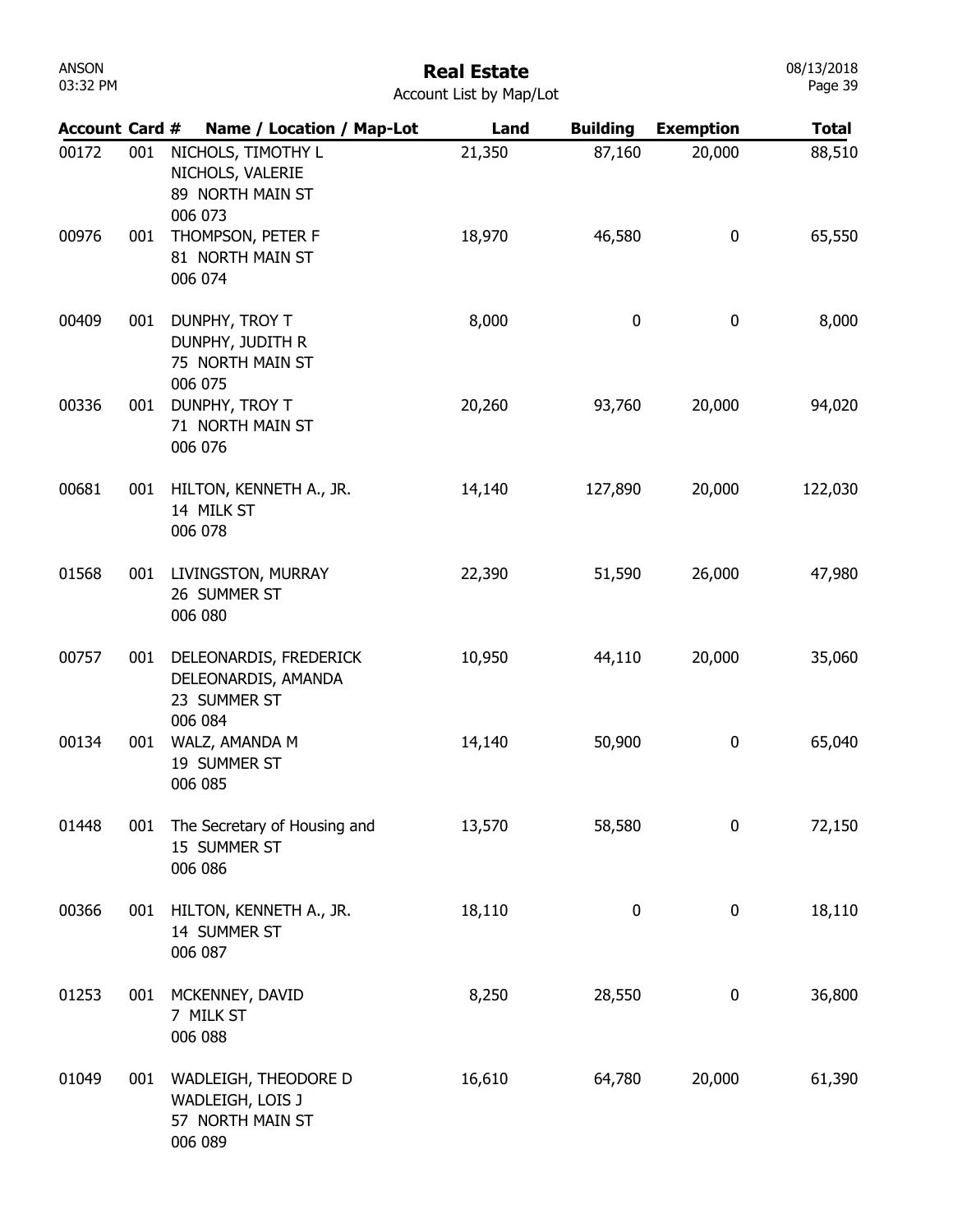# Real Estate

Account List by Map/Lot

| Account | Card # | Name / Location / Map-Lot | Land | Building | Exemption | Total |
|---|---|---|---|---|---|---|
| 00172 | 001 | NICHOLS, TIMOTHY L<br>NICHOLS, VALERIE<br>89 NORTH MAIN ST<br>006 073 | 21,350 | 87,160 | 20,000 | 88,510 |
| 00976 | 001 | THOMPSON, PETER F<br>81 NORTH MAIN ST<br>006 074 | 18,970 | 46,580 | 0 | 65,550 |
| 00409 | 001 | DUNPHY, TROY T<br>DUNPHY, JUDITH R<br>75 NORTH MAIN ST<br>006 075 | 8,000 | 0 | 0 | 8,000 |
| 00336 | 001 | DUNPHY, TROY T<br>71 NORTH MAIN ST<br>006 076 | 20,260 | 93,760 | 20,000 | 94,020 |
| 00681 | 001 | HILTON, KENNETH A., JR.<br>14 MILK ST<br>006 078 | 14,140 | 127,890 | 20,000 | 122,030 |
| 01568 | 001 | LIVINGSTON, MURRAY<br>26 SUMMER ST<br>006 080 | 22,390 | 51,590 | 26,000 | 47,980 |
| 00757 | 001 | DELEONARDIS, FREDERICK<br>DELEONARDIS, AMANDA<br>23 SUMMER ST<br>006 084 | 10,950 | 44,110 | 20,000 | 35,060 |
| 00134 | 001 | WALZ, AMANDA M<br>19 SUMMER ST<br>006 085 | 14,140 | 50,900 | 0 | 65,040 |
| 01448 | 001 | The Secretary of Housing and<br>15 SUMMER ST<br>006 086 | 13,570 | 58,580 | 0 | 72,150 |
| 00366 | 001 | HILTON, KENNETH A., JR.<br>14 SUMMER ST<br>006 087 | 18,110 | 0 | 0 | 18,110 |
| 01253 | 001 | MCKENNEY, DAVID<br>7 MILK ST<br>006 088 | 8,250 | 28,550 | 0 | 36,800 |
| 01049 | 001 | WADLEIGH, THEODORE D<br>WADLEIGH, LOIS J<br>57 NORTH MAIN ST<br>006 089 | 16,610 | 64,780 | 20,000 | 61,390 |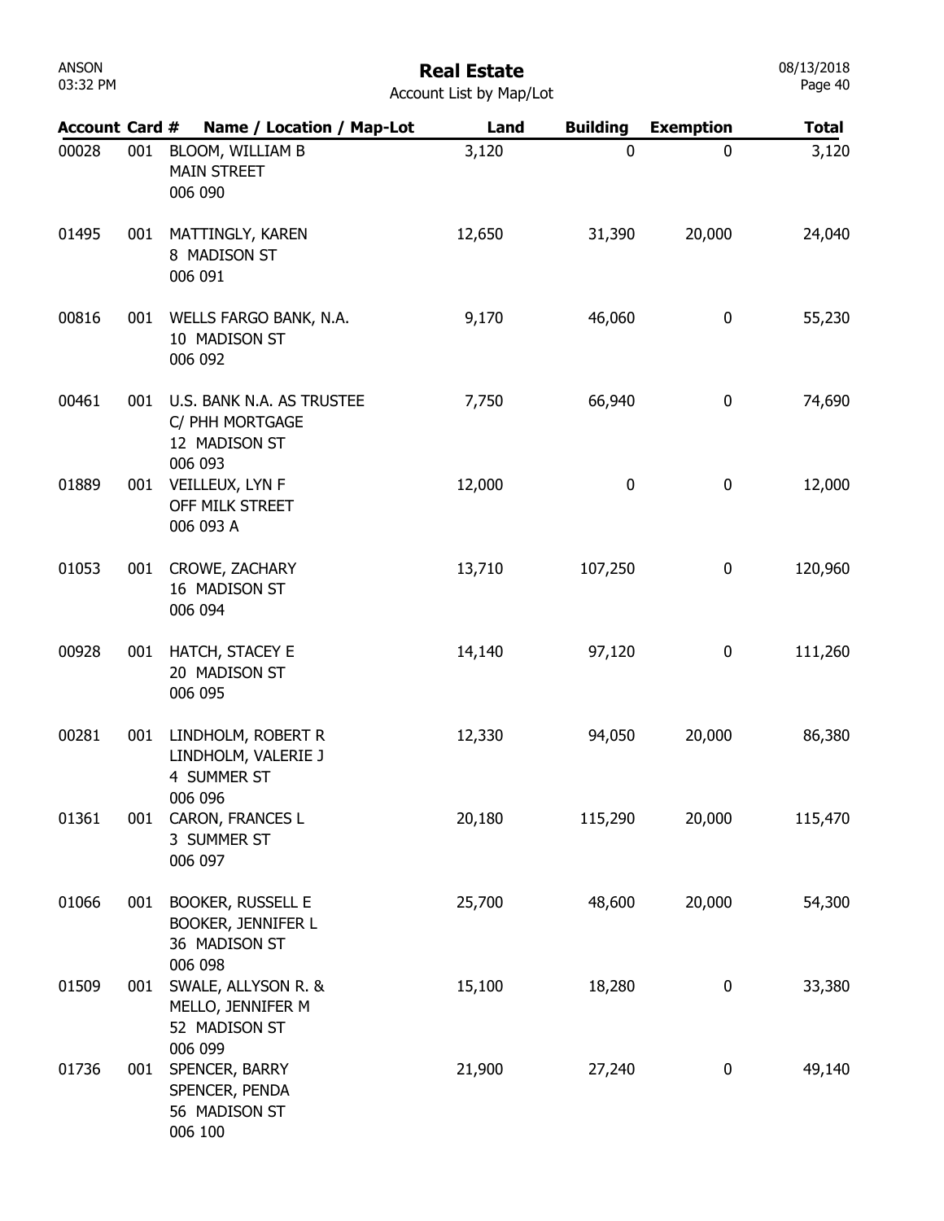# Real Estate

Account List by Map/Lot

| Account | Card # | Name / Location / Map-Lot | Land | Building | Exemption | Total |
|---|---|---|---|---|---|---|
| 00028 | 001 | BLOOM, WILLIAM B<br>MAIN STREET<br>006 090 | 3,120 | 0 | 0 | 3,120 |
| 01495 | 001 | MATTINGLY, KAREN<br>8 MADISON ST<br>006 091 | 12,650 | 31,390 | 20,000 | 24,040 |
| 00816 | 001 | WELLS FARGO BANK, N.A.<br>10 MADISON ST<br>006 092 | 9,170 | 46,060 | 0 | 55,230 |
| 00461 | 001 | U.S. BANK N.A. AS TRUSTEE<br>C/ PHH MORTGAGE<br>12 MADISON ST<br>006 093 | 7,750 | 66,940 | 0 | 74,690 |
| 01889 | 001 | VEILLEUX, LYN F<br>OFF MILK STREET<br>006 093 A | 12,000 | 0 | 0 | 12,000 |
| 01053 | 001 | CROWE, ZACHARY<br>16 MADISON ST<br>006 094 | 13,710 | 107,250 | 0 | 120,960 |
| 00928 | 001 | HATCH, STACEY E<br>20 MADISON ST<br>006 095 | 14,140 | 97,120 | 0 | 111,260 |
| 00281 | 001 | LINDHOLM, ROBERT R<br>LINDHOLM, VALERIE J<br>4 SUMMER ST<br>006 096 | 12,330 | 94,050 | 20,000 | 86,380 |
| 01361 | 001 | CARON, FRANCES L<br>3 SUMMER ST<br>006 097 | 20,180 | 115,290 | 20,000 | 115,470 |
| 01066 | 001 | BOOKER, RUSSELL E<br>BOOKER, JENNIFER L<br>36 MADISON ST<br>006 098 | 25,700 | 48,600 | 20,000 | 54,300 |
| 01509 | 001 | SWALE, ALLYSON R. &<br>MELLO, JENNIFER M<br>52 MADISON ST<br>006 099 | 15,100 | 18,280 | 0 | 33,380 |
| 01736 | 001 | SPENCER, BARRY<br>SPENCER, PENDA<br>56 MADISON ST<br>006 100 | 21,900 | 27,240 | 0 | 49,140 |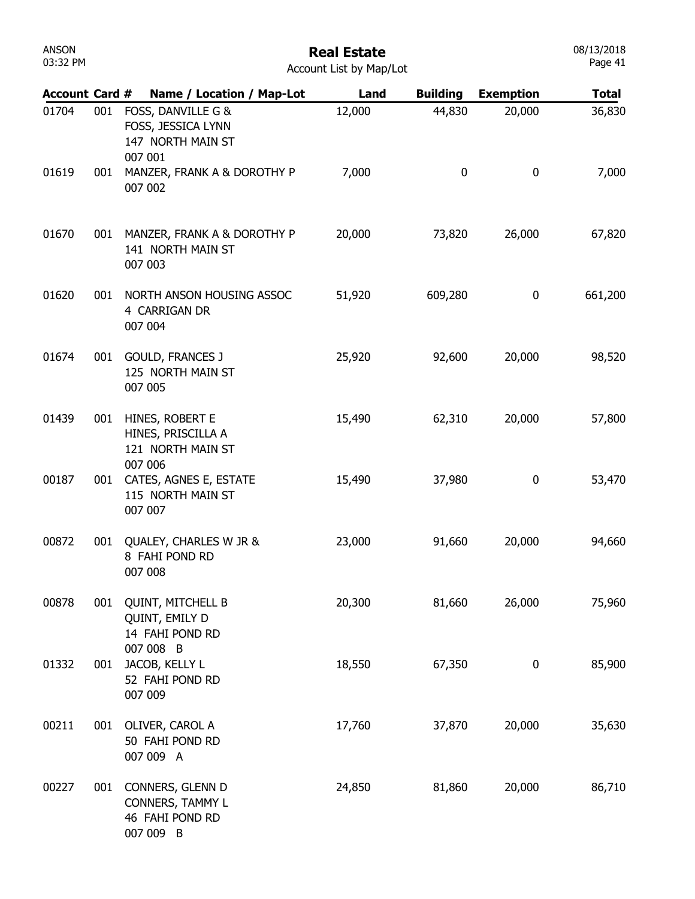# Real Estate

Account List by Map/Lot

| Account | Card # | Name / Location / Map-Lot | Land | Building | Exemption | Total |
|---|---|---|---|---|---|---|
| 01704 | 001 | FOSS, DANVILLE G & FOSS, JESSICA LYNN 147 NORTH MAIN ST 007 001 | 12,000 | 44,830 | 20,000 | 36,830 |
| 01619 | 001 | MANZER, FRANK A & DOROTHY P 007 002 | 7,000 | 0 | 0 | 7,000 |
| 01670 | 001 | MANZER, FRANK A & DOROTHY P 141 NORTH MAIN ST 007 003 | 20,000 | 73,820 | 26,000 | 67,820 |
| 01620 | 001 | NORTH ANSON HOUSING ASSOC 4 CARRIGAN DR 007 004 | 51,920 | 609,280 | 0 | 661,200 |
| 01674 | 001 | GOULD, FRANCES J 125 NORTH MAIN ST 007 005 | 25,920 | 92,600 | 20,000 | 98,520 |
| 01439 | 001 | HINES, ROBERT E HINES, PRISCILLA A 121 NORTH MAIN ST 007 006 | 15,490 | 62,310 | 20,000 | 57,800 |
| 00187 | 001 | CATES, AGNES E, ESTATE 115 NORTH MAIN ST 007 007 | 15,490 | 37,980 | 0 | 53,470 |
| 00872 | 001 | QUALEY, CHARLES W JR & 8 FAHI POND RD 007 008 | 23,000 | 91,660 | 20,000 | 94,660 |
| 00878 | 001 | QUINT, MITCHELL B QUINT, EMILY D 14 FAHI POND RD 007 008 B | 20,300 | 81,660 | 26,000 | 75,960 |
| 01332 | 001 | JACOB, KELLY L 52 FAHI POND RD 007 009 | 18,550 | 67,350 | 0 | 85,900 |
| 00211 | 001 | OLIVER, CAROL A 50 FAHI POND RD 007 009 A | 17,760 | 37,870 | 20,000 | 35,630 |
| 00227 | 001 | CONNERS, GLENN D CONNERS, TAMMY L 46 FAHI POND RD 007 009 B | 24,850 | 81,860 | 20,000 | 86,710 |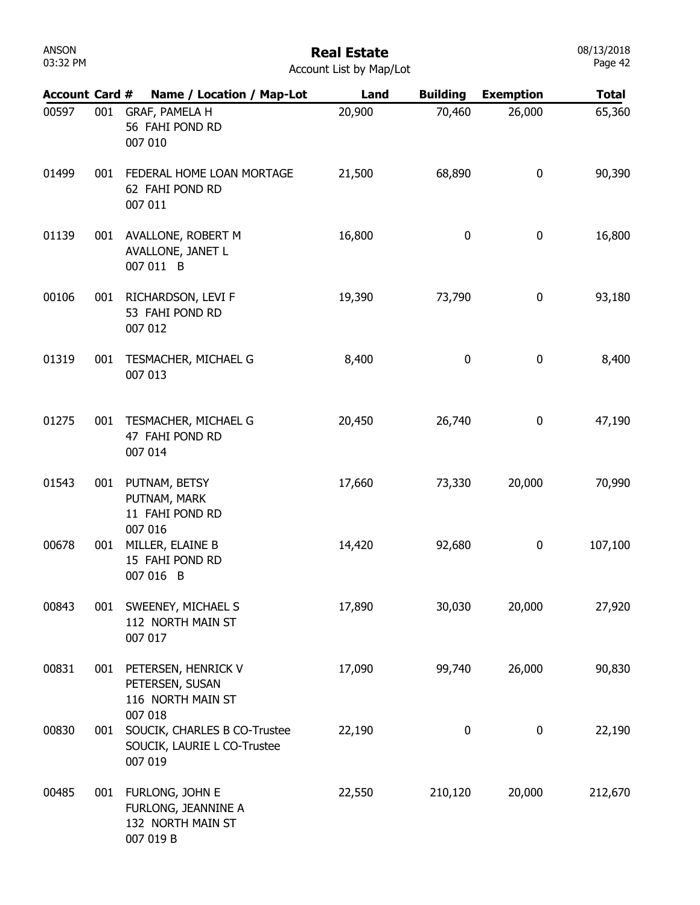# Real Estate

Account List by Map/Lot

| Account | Card # | Name / Location / Map-Lot | Land | Building | Exemption | Total |
|---|---|---|---|---|---|---|
| 00597 | 001 | GRAF, PAMELA H<br>56 FAHI POND RD<br>007 010 | 20,900 | 70,460 | 26,000 | 65,360 |
| 01499 | 001 | FEDERAL HOME LOAN MORTAGE<br>62 FAHI POND RD<br>007 011 | 21,500 | 68,890 | 0 | 90,390 |
| 01139 | 001 | AVALLONE, ROBERT M<br>AVALLONE, JANET L<br>007 011 B | 16,800 | 0 | 0 | 16,800 |
| 00106 | 001 | RICHARDSON, LEVI F<br>53 FAHI POND RD<br>007 012 | 19,390 | 73,790 | 0 | 93,180 |
| 01319 | 001 | TESMACHER, MICHAEL G<br>007 013 | 8,400 | 0 | 0 | 8,400 |
| 01275 | 001 | TESMACHER, MICHAEL G<br>47 FAHI POND RD<br>007 014 | 20,450 | 26,740 | 0 | 47,190 |
| 01543 | 001 | PUTNAM, BETSY<br>PUTNAM, MARK<br>11 FAHI POND RD<br>007 016 | 17,660 | 73,330 | 20,000 | 70,990 |
| 00678 | 001 | MILLER, ELAINE B<br>15 FAHI POND RD<br>007 016 B | 14,420 | 92,680 | 0 | 107,100 |
| 00843 | 001 | SWEENEY, MICHAEL S<br>112 NORTH MAIN ST<br>007 017 | 17,890 | 30,030 | 20,000 | 27,920 |
| 00831 | 001 | PETERSEN, HENRICK V<br>PETERSEN, SUSAN<br>116 NORTH MAIN ST<br>007 018 | 17,090 | 99,740 | 26,000 | 90,830 |
| 00830 | 001 | SOUCIK, CHARLES B CO-Trustee<br>SOUCIK, LAURIE L CO-Trustee<br>007 019 | 22,190 | 0 | 0 | 22,190 |
| 00485 | 001 | FURLONG, JOHN E<br>FURLONG, JEANNINE A<br>132 NORTH MAIN ST<br>007 019 B | 22,550 | 210,120 | 20,000 | 212,670 |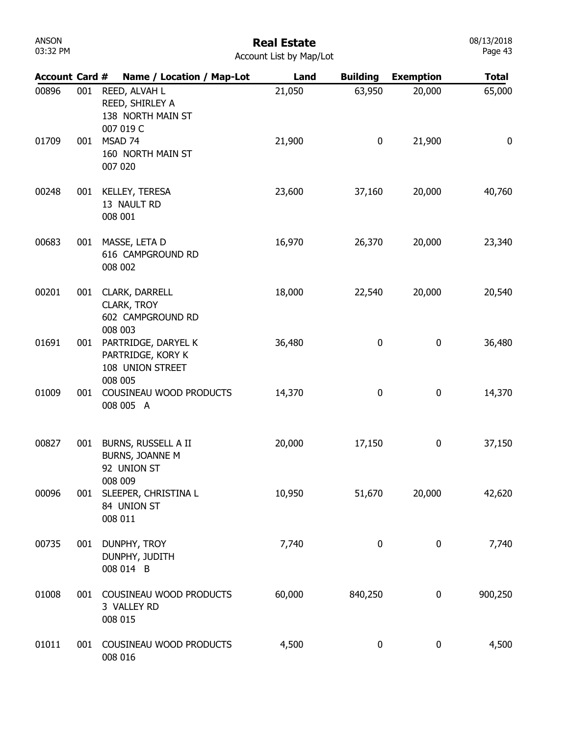# Real Estate

Account List by Map/Lot

| Account | Card # | Name / Location / Map-Lot | Land | Building | Exemption | Total |
|---|---|---|---|---|---|---|
| 00896 | 001 | REED, ALVAH L<br>REED, SHIRLEY A<br>138 NORTH MAIN ST<br>007 019 C | 21,050 | 63,950 | 20,000 | 65,000 |
| 01709 | 001 | MSAD 74<br>160 NORTH MAIN ST<br>007 020 | 21,900 | 0 | 21,900 | 0 |
| 00248 | 001 | KELLEY, TERESA<br>13 NAULT RD<br>008 001 | 23,600 | 37,160 | 20,000 | 40,760 |
| 00683 | 001 | MASSE, LETA D<br>616 CAMPGROUND RD<br>008 002 | 16,970 | 26,370 | 20,000 | 23,340 |
| 00201 | 001 | CLARK, DARRELL<br>CLARK, TROY<br>602 CAMPGROUND RD<br>008 003 | 18,000 | 22,540 | 20,000 | 20,540 |
| 01691 | 001 | PARTRIDGE, DARYEL K<br>PARTRIDGE, KORY K<br>108 UNION STREET<br>008 005 | 36,480 | 0 | 0 | 36,480 |
| 01009 | 001 | COUSINEAU WOOD PRODUCTS<br>008 005 A | 14,370 | 0 | 0 | 14,370 |
| 00827 | 001 | BURNS, RUSSELL A II<br>BURNS, JOANNE M<br>92 UNION ST<br>008 009 | 20,000 | 17,150 | 0 | 37,150 |
| 00096 | 001 | SLEEPER, CHRISTINA L<br>84 UNION ST<br>008 011 | 10,950 | 51,670 | 20,000 | 42,620 |
| 00735 | 001 | DUNPHY, TROY<br>DUNPHY, JUDITH<br>008 014 B | 7,740 | 0 | 0 | 7,740 |
| 01008 | 001 | COUSINEAU WOOD PRODUCTS<br>3 VALLEY RD<br>008 015 | 60,000 | 840,250 | 0 | 900,250 |
| 01011 | 001 | COUSINEAU WOOD PRODUCTS<br>008 016 | 4,500 | 0 | 0 | 4,500 |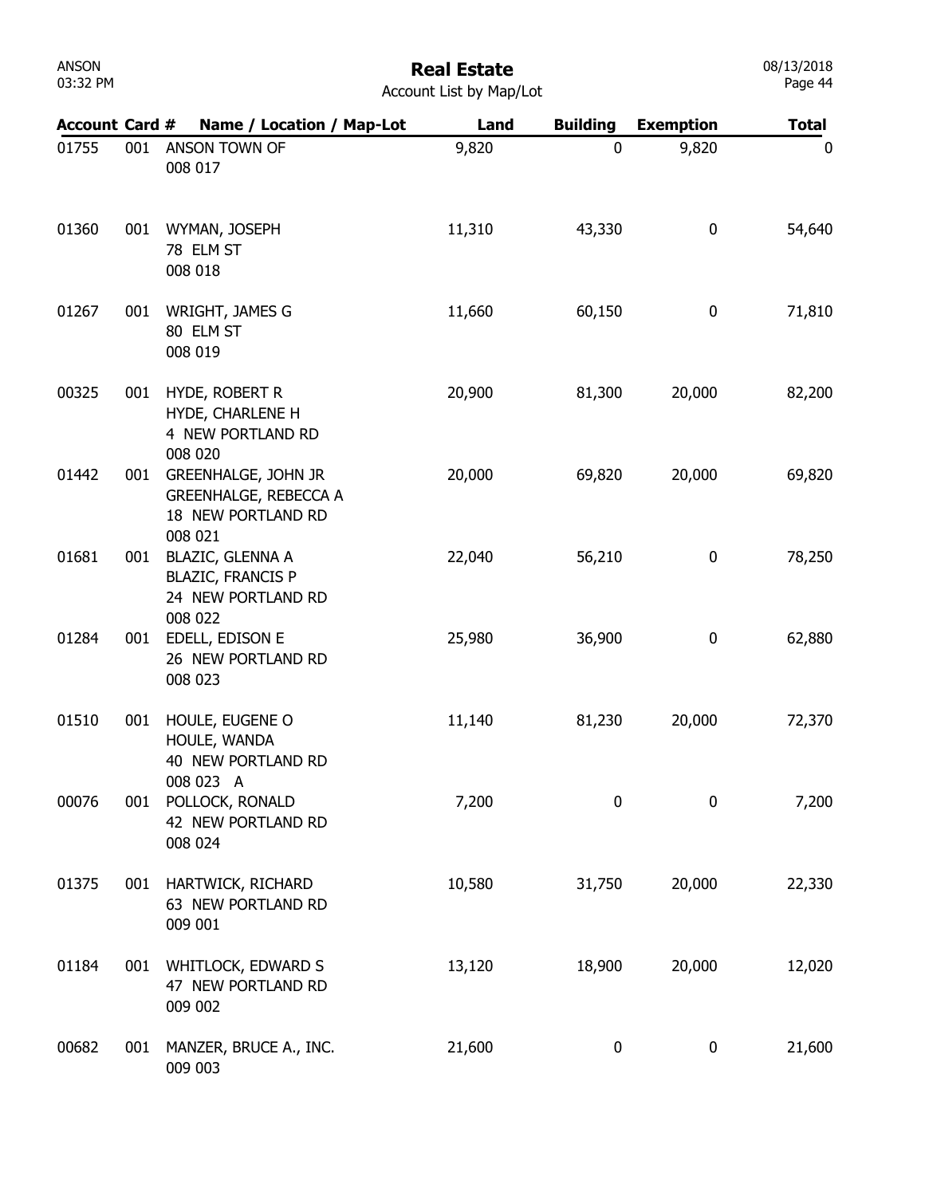# Real Estate

Account List by Map/Lot

| Account | Card # | Name / Location / Map-Lot | Land | Building | Exemption | Total |
|---|---|---|---|---|---|---|
| 01755 | 001 | ANSON TOWN OF<br>008 017 | 9,820 | 0 | 9,820 | 0 |
| 01360 | 001 | WYMAN, JOSEPH<br>78 ELM ST<br>008 018 | 11,310 | 43,330 | 0 | 54,640 |
| 01267 | 001 | WRIGHT, JAMES G<br>80 ELM ST<br>008 019 | 11,660 | 60,150 | 0 | 71,810 |
| 00325 | 001 | HYDE, ROBERT R<br>HYDE, CHARLENE H<br>4 NEW PORTLAND RD<br>008 020 | 20,900 | 81,300 | 20,000 | 82,200 |
| 01442 | 001 | GREENHALGE, JOHN JR<br>GREENHALGE, REBECCA A<br>18 NEW PORTLAND RD<br>008 021 | 20,000 | 69,820 | 20,000 | 69,820 |
| 01681 | 001 | BLAZIC, GLENNA A<br>BLAZIC, FRANCIS P<br>24 NEW PORTLAND RD<br>008 022 | 22,040 | 56,210 | 0 | 78,250 |
| 01284 | 001 | EDELL, EDISON E<br>26 NEW PORTLAND RD<br>008 023 | 25,980 | 36,900 | 0 | 62,880 |
| 01510 | 001 | HOULE, EUGENE O<br>HOULE, WANDA<br>40 NEW PORTLAND RD<br>008 023 A | 11,140 | 81,230 | 20,000 | 72,370 |
| 00076 | 001 | POLLOCK, RONALD<br>42 NEW PORTLAND RD<br>008 024 | 7,200 | 0 | 0 | 7,200 |
| 01375 | 001 | HARTWICK, RICHARD<br>63 NEW PORTLAND RD<br>009 001 | 10,580 | 31,750 | 20,000 | 22,330 |
| 01184 | 001 | WHITLOCK, EDWARD S<br>47 NEW PORTLAND RD<br>009 002 | 13,120 | 18,900 | 20,000 | 12,020 |
| 00682 | 001 | MANZER, BRUCE A., INC.<br>009 003 | 21,600 | 0 | 0 | 21,600 |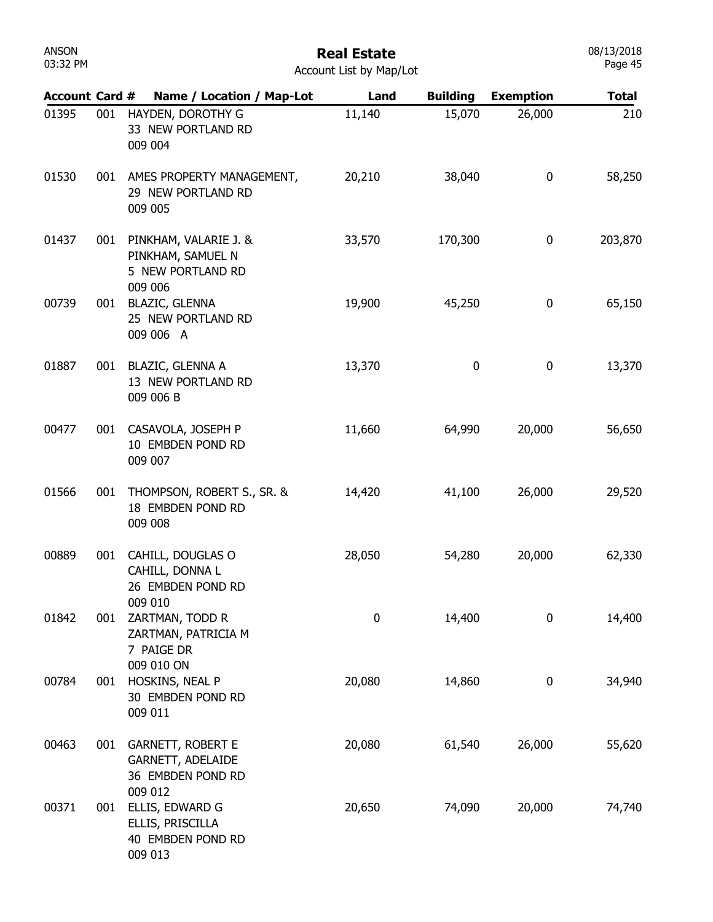# Real Estate

Account List by Map/Lot

| Account | Card # | Name / Location / Map-Lot | Land | Building | Exemption | Total |
|---|---|---|---|---|---|---|
| 01395 | 001 | HAYDEN, DOROTHY G<br>33 NEW PORTLAND RD<br>009 004 | 11,140 | 15,070 | 26,000 | 210 |
| 01530 | 001 | AMES PROPERTY MANAGEMENT,<br>29 NEW PORTLAND RD<br>009 005 | 20,210 | 38,040 | 0 | 58,250 |
| 01437 | 001 | PINKHAM, VALARIE J. &<br>PINKHAM, SAMUEL N<br>5 NEW PORTLAND RD<br>009 006 | 33,570 | 170,300 | 0 | 203,870 |
| 00739 | 001 | BLAZIC, GLENNA<br>25 NEW PORTLAND RD<br>009 006 A | 19,900 | 45,250 | 0 | 65,150 |
| 01887 | 001 | BLAZIC, GLENNA A<br>13 NEW PORTLAND RD<br>009 006 B | 13,370 | 0 | 0 | 13,370 |
| 00477 | 001 | CASAVOLA, JOSEPH P<br>10 EMBDEN POND RD<br>009 007 | 11,660 | 64,990 | 20,000 | 56,650 |
| 01566 | 001 | THOMPSON, ROBERT S., SR. &<br>18 EMBDEN POND RD<br>009 008 | 14,420 | 41,100 | 26,000 | 29,520 |
| 00889 | 001 | CAHILL, DOUGLAS O<br>CAHILL, DONNA L<br>26 EMBDEN POND RD<br>009 010 | 28,050 | 54,280 | 20,000 | 62,330 |
| 01842 | 001 | ZARTMAN, TODD R<br>ZARTMAN, PATRICIA M<br>7 PAIGE DR<br>009 010 ON | 0 | 14,400 | 0 | 14,400 |
| 00784 | 001 | HOSKINS, NEAL P<br>30 EMBDEN POND RD<br>009 011 | 20,080 | 14,860 | 0 | 34,940 |
| 00463 | 001 | GARNETT, ROBERT E<br>GARNETT, ADELAIDE<br>36 EMBDEN POND RD<br>009 012 | 20,080 | 61,540 | 26,000 | 55,620 |
| 00371 | 001 | ELLIS, EDWARD G<br>ELLIS, PRISCILLA<br>40 EMBDEN POND RD<br>009 013 | 20,650 | 74,090 | 20,000 | 74,740 |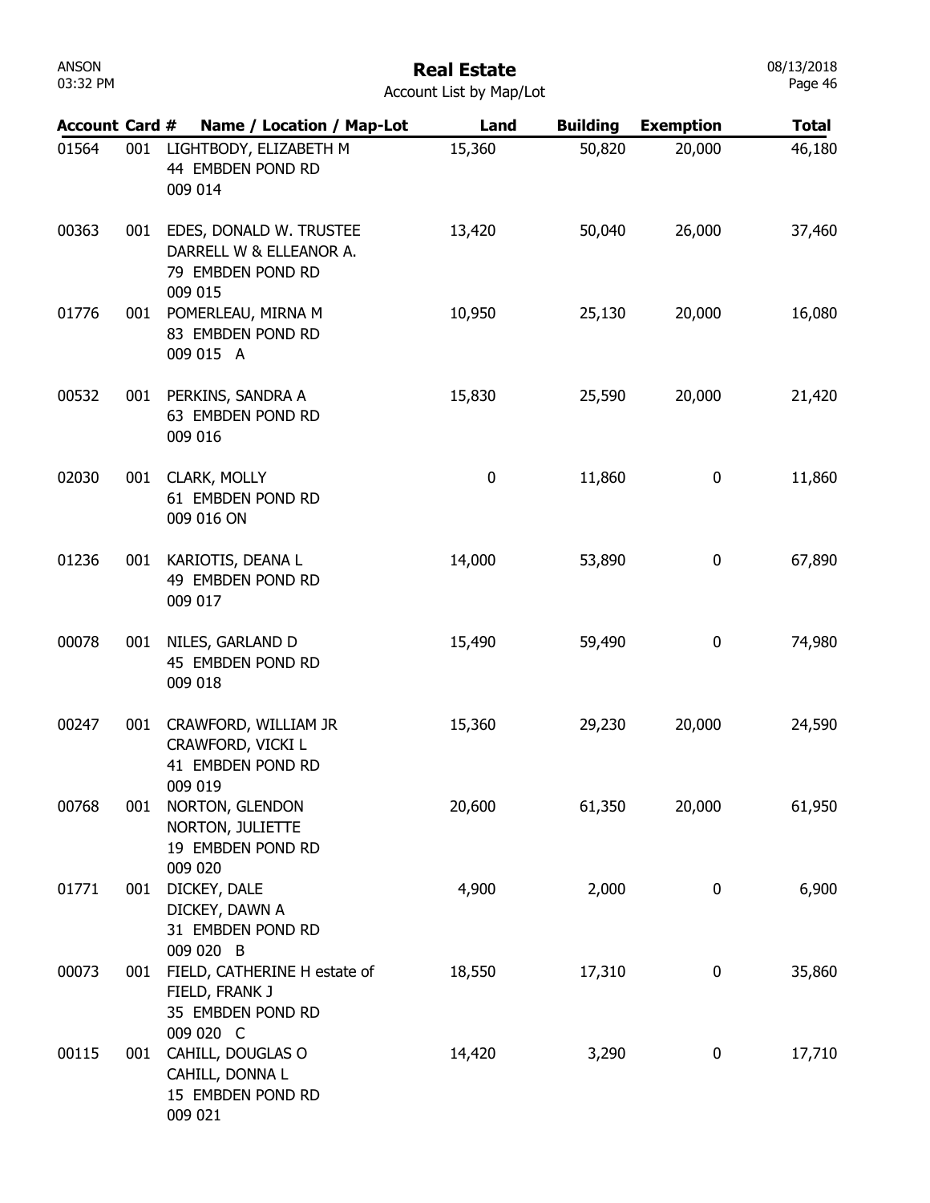# Real Estate

Account List by Map/Lot

| Account | Card # | Name / Location / Map-Lot | Land | Building | Exemption | Total |
|---|---|---|---|---|---|---|
| 01564 | 001 | LIGHTBODY, ELIZABETH M<br>44 EMBDEN POND RD<br>009 014 | 15,360 | 50,820 | 20,000 | 46,180 |
| 00363 | 001 | EDES, DONALD W. TRUSTEE<br>DARRELL W & ELLEANOR A.<br>79 EMBDEN POND RD<br>009 015 | 13,420 | 50,040 | 26,000 | 37,460 |
| 01776 | 001 | POMERLEAU, MIRNA M<br>83 EMBDEN POND RD<br>009 015 A | 10,950 | 25,130 | 20,000 | 16,080 |
| 00532 | 001 | PERKINS, SANDRA A<br>63 EMBDEN POND RD<br>009 016 | 15,830 | 25,590 | 20,000 | 21,420 |
| 02030 | 001 | CLARK, MOLLY<br>61 EMBDEN POND RD<br>009 016 ON | 0 | 11,860 | 0 | 11,860 |
| 01236 | 001 | KARIOTIS, DEANA L<br>49 EMBDEN POND RD<br>009 017 | 14,000 | 53,890 | 0 | 67,890 |
| 00078 | 001 | NILES, GARLAND D<br>45 EMBDEN POND RD<br>009 018 | 15,490 | 59,490 | 0 | 74,980 |
| 00247 | 001 | CRAWFORD, WILLIAM JR<br>CRAWFORD, VICKI L<br>41 EMBDEN POND RD<br>009 019 | 15,360 | 29,230 | 20,000 | 24,590 |
| 00768 | 001 | NORTON, GLENDON<br>NORTON, JULIETTE<br>19 EMBDEN POND RD<br>009 020 | 20,600 | 61,350 | 20,000 | 61,950 |
| 01771 | 001 | DICKEY, DALE<br>DICKEY, DAWN A<br>31 EMBDEN POND RD<br>009 020 B | 4,900 | 2,000 | 0 | 6,900 |
| 00073 | 001 | FIELD, CATHERINE H estate of<br>FIELD, FRANK J<br>35 EMBDEN POND RD<br>009 020 C | 18,550 | 17,310 | 0 | 35,860 |
| 00115 | 001 | CAHILL, DOUGLAS O<br>CAHILL, DONNA L<br>15 EMBDEN POND RD<br>009 021 | 14,420 | 3,290 | 0 | 17,710 |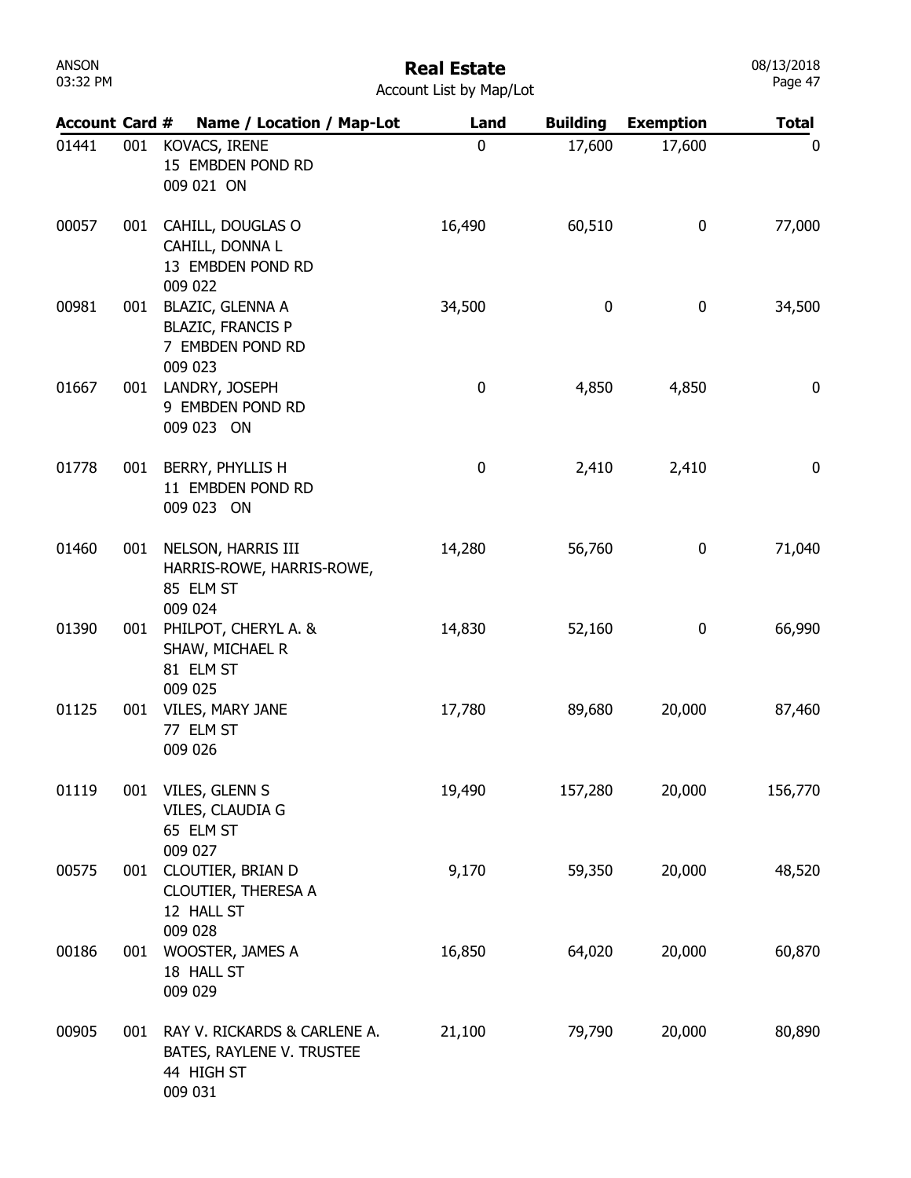# Real Estate

Account List by Map/Lot

| Account | Card # | Name / Location / Map-Lot | Land | Building | Exemption | Total |
|---|---|---|---|---|---|---|
| 01441 | 001 | KOVACS, IRENE<br>15 EMBDEN POND RD<br>009 021 ON | 0 | 17,600 | 17,600 | 0 |
| 00057 | 001 | CAHILL, DOUGLAS O<br>CAHILL, DONNA L<br>13 EMBDEN POND RD<br>009 022 | 16,490 | 60,510 | 0 | 77,000 |
| 00981 | 001 | BLAZIC, GLENNA A<br>BLAZIC, FRANCIS P<br>7 EMBDEN POND RD<br>009 023 | 34,500 | 0 | 0 | 34,500 |
| 01667 | 001 | LANDRY, JOSEPH<br>9 EMBDEN POND RD<br>009 023 ON | 0 | 4,850 | 4,850 | 0 |
| 01778 | 001 | BERRY, PHYLLIS H<br>11 EMBDEN POND RD<br>009 023 ON | 0 | 2,410 | 2,410 | 0 |
| 01460 | 001 | NELSON, HARRIS III<br>HARRIS-ROWE, HARRIS-ROWE,<br>85 ELM ST<br>009 024 | 14,280 | 56,760 | 0 | 71,040 |
| 01390 | 001 | PHILPOT, CHERYL A. &<br>SHAW, MICHAEL R<br>81 ELM ST<br>009 025 | 14,830 | 52,160 | 0 | 66,990 |
| 01125 | 001 | VILES, MARY JANE<br>77 ELM ST<br>009 026 | 17,780 | 89,680 | 20,000 | 87,460 |
| 01119 | 001 | VILES, GLENN S<br>VILES, CLAUDIA G<br>65 ELM ST<br>009 027 | 19,490 | 157,280 | 20,000 | 156,770 |
| 00575 | 001 | CLOUTIER, BRIAN D<br>CLOUTIER, THERESA A<br>12 HALL ST<br>009 028 | 9,170 | 59,350 | 20,000 | 48,520 |
| 00186 | 001 | WOOSTER, JAMES A<br>18 HALL ST<br>009 029 | 16,850 | 64,020 | 20,000 | 60,870 |
| 00905 | 001 | RAY V. RICKARDS & CARLENE A.<br>BATES, RAYLENE V. TRUSTEE<br>44 HIGH ST<br>009 031 | 21,100 | 79,790 | 20,000 | 80,890 |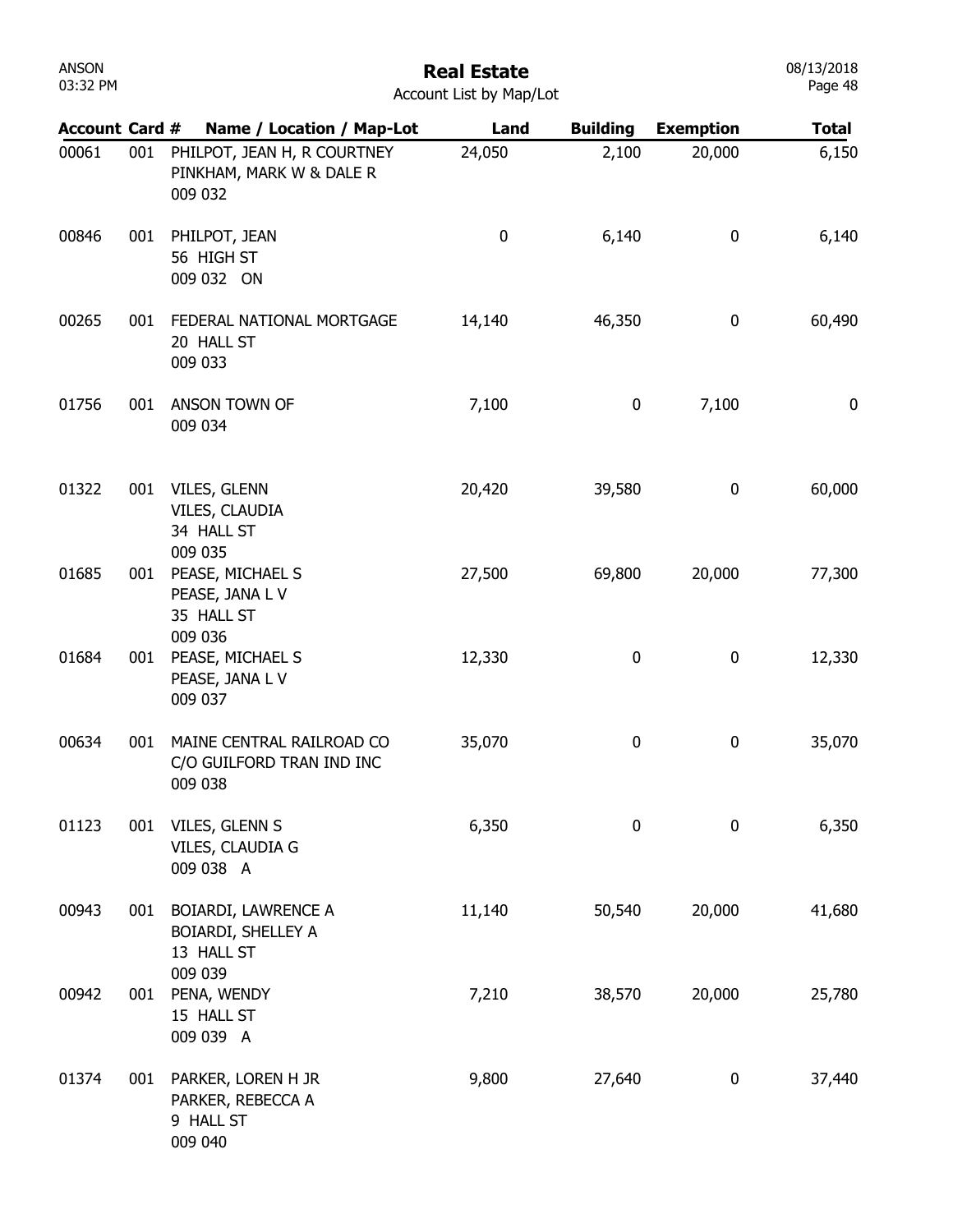# Real Estate

Account List by Map/Lot

| Account | Card # | Name / Location / Map-Lot | Land | Building | Exemption | Total |
|---|---|---|---|---|---|---|
| 00061 | 001 | PHILPOT, JEAN H, R COURTNEY<br>PINKHAM, MARK W & DALE R<br>009 032 | 24,050 | 2,100 | 20,000 | 6,150 |
| 00846 | 001 | PHILPOT, JEAN<br>56 HIGH ST<br>009 032 ON | 0 | 6,140 | 0 | 6,140 |
| 00265 | 001 | FEDERAL NATIONAL MORTGAGE<br>20 HALL ST<br>009 033 | 14,140 | 46,350 | 0 | 60,490 |
| 01756 | 001 | ANSON TOWN OF<br>009 034 | 7,100 | 0 | 7,100 | 0 |
| 01322 | 001 | VILES, GLENN<br>VILES, CLAUDIA<br>34 HALL ST<br>009 035 | 20,420 | 39,580 | 0 | 60,000 |
| 01685 | 001 | PEASE, MICHAEL S<br>PEASE, JANA L V<br>35 HALL ST<br>009 036 | 27,500 | 69,800 | 20,000 | 77,300 |
| 01684 | 001 | PEASE, MICHAEL S<br>PEASE, JANA L V<br>009 037 | 12,330 | 0 | 0 | 12,330 |
| 00634 | 001 | MAINE CENTRAL RAILROAD CO<br>C/O GUILFORD TRAN IND INC<br>009 038 | 35,070 | 0 | 0 | 35,070 |
| 01123 | 001 | VILES, GLENN S<br>VILES, CLAUDIA G<br>009 038 A | 6,350 | 0 | 0 | 6,350 |
| 00943 | 001 | BOIARDI, LAWRENCE A<br>BOIARDI, SHELLEY A<br>13 HALL ST<br>009 039 | 11,140 | 50,540 | 20,000 | 41,680 |
| 00942 | 001 | PENA, WENDY<br>15 HALL ST<br>009 039 A | 7,210 | 38,570 | 20,000 | 25,780 |
| 01374 | 001 | PARKER, LOREN H JR<br>PARKER, REBECCA A<br>9 HALL ST<br>009 040 | 9,800 | 27,640 | 0 | 37,440 |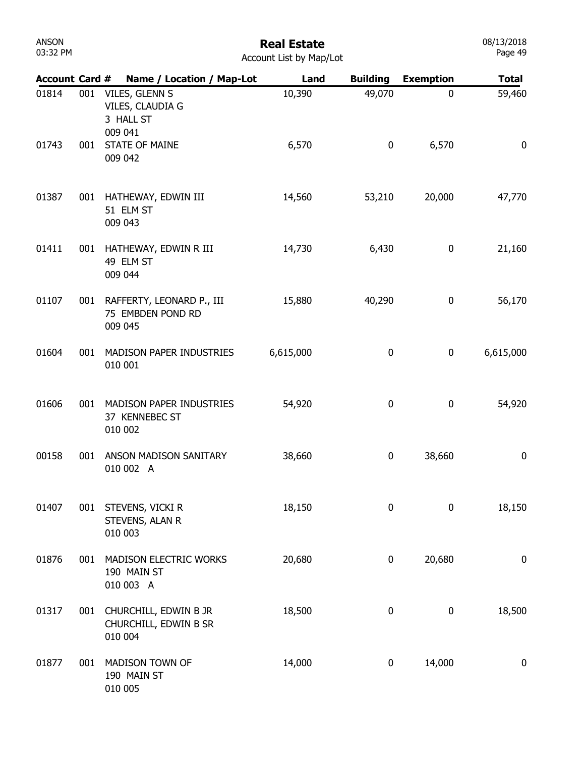# Real Estate

Account List by Map/Lot

| Account | Card # | Name / Location / Map-Lot | Land | Building | Exemption | Total |
|---|---|---|---|---|---|---|
| 01814 | 001 | VILES, GLENN S<br>VILES, CLAUDIA G<br>3 HALL ST<br>009 041 | 10,390 | 49,070 | 0 | 59,460 |
| 01743 | 001 | STATE OF MAINE<br>009 042 | 6,570 | 0 | 6,570 | 0 |
| 01387 | 001 | HATHEWAY, EDWIN III<br>51 ELM ST<br>009 043 | 14,560 | 53,210 | 20,000 | 47,770 |
| 01411 | 001 | HATHEWAY, EDWIN R III<br>49 ELM ST<br>009 044 | 14,730 | 6,430 | 0 | 21,160 |
| 01107 | 001 | RAFFERTY, LEONARD P., III<br>75 EMBDEN POND RD<br>009 045 | 15,880 | 40,290 | 0 | 56,170 |
| 01604 | 001 | MADISON PAPER INDUSTRIES<br>010 001 | 6,615,000 | 0 | 0 | 6,615,000 |
| 01606 | 001 | MADISON PAPER INDUSTRIES<br>37 KENNEBEC ST<br>010 002 | 54,920 | 0 | 0 | 54,920 |
| 00158 | 001 | ANSON MADISON SANITARY<br>010 002 A | 38,660 | 0 | 38,660 | 0 |
| 01407 | 001 | STEVENS, VICKI R<br>STEVENS, ALAN R<br>010 003 | 18,150 | 0 | 0 | 18,150 |
| 01876 | 001 | MADISON ELECTRIC WORKS<br>190 MAIN ST<br>010 003 A | 20,680 | 0 | 20,680 | 0 |
| 01317 | 001 | CHURCHILL, EDWIN B JR<br>CHURCHILL, EDWIN B SR<br>010 004 | 18,500 | 0 | 0 | 18,500 |
| 01877 | 001 | MADISON TOWN OF<br>190 MAIN ST<br>010 005 | 14,000 | 0 | 14,000 | 0 |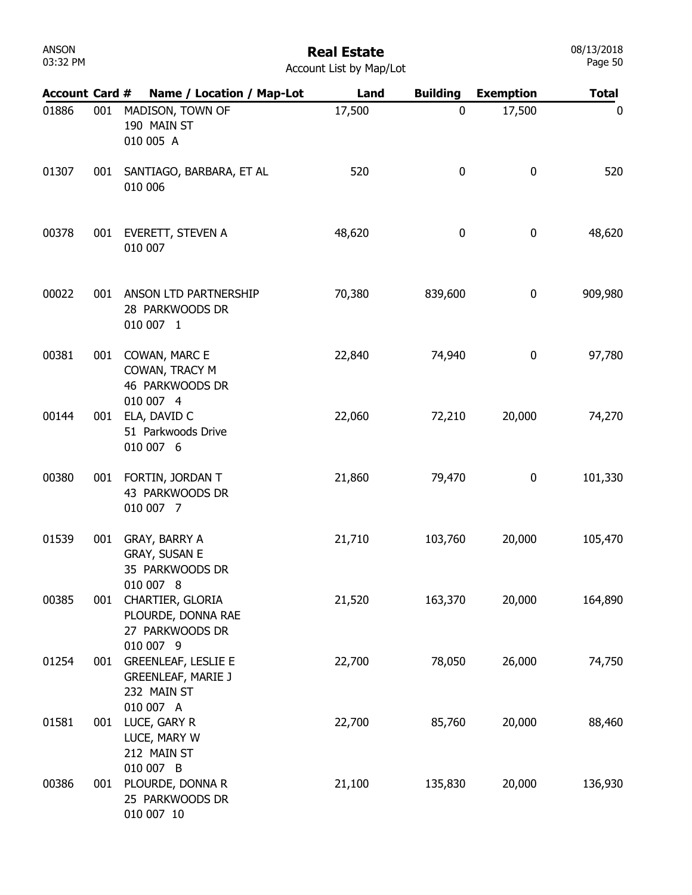# Real Estate

Account List by Map/Lot

| Account | Card # | Name / Location / Map-Lot | Land | Building | Exemption | Total |
|---|---|---|---|---|---|---|
| 01886 | 001 | MADISON, TOWN OF<br>190 MAIN ST<br>010 005 A | 17,500 | 0 | 17,500 | 0 |
| 01307 | 001 | SANTIAGO, BARBARA, ET AL<br>010 006 | 520 | 0 | 0 | 520 |
| 00378 | 001 | EVERETT, STEVEN A<br>010 007 | 48,620 | 0 | 0 | 48,620 |
| 00022 | 001 | ANSON LTD PARTNERSHIP<br>28 PARKWOODS DR<br>010 007 1 | 70,380 | 839,600 | 0 | 909,980 |
| 00381 | 001 | COWAN, MARC E<br>COWAN, TRACY M<br>46 PARKWOODS DR<br>010 007 4 | 22,840 | 74,940 | 0 | 97,780 |
| 00144 | 001 | ELA, DAVID C<br>51 Parkwoods Drive<br>010 007 6 | 22,060 | 72,210 | 20,000 | 74,270 |
| 00380 | 001 | FORTIN, JORDAN T<br>43 PARKWOODS DR<br>010 007 7 | 21,860 | 79,470 | 0 | 101,330 |
| 01539 | 001 | GRAY, BARRY A<br>GRAY, SUSAN E<br>35 PARKWOODS DR<br>010 007 8 | 21,710 | 103,760 | 20,000 | 105,470 |
| 00385 | 001 | CHARTIER, GLORIA<br>PLOURDE, DONNA RAE<br>27 PARKWOODS DR<br>010 007 9 | 21,520 | 163,370 | 20,000 | 164,890 |
| 01254 | 001 | GREENLEAF, LESLIE E<br>GREENLEAF, MARIE J<br>232 MAIN ST<br>010 007 A | 22,700 | 78,050 | 26,000 | 74,750 |
| 01581 | 001 | LUCE, GARY R<br>LUCE, MARY W<br>212 MAIN ST<br>010 007 B | 22,700 | 85,760 | 20,000 | 88,460 |
| 00386 | 001 | PLOURDE, DONNA R<br>25 PARKWOODS DR<br>010 007 10 | 21,100 | 135,830 | 20,000 | 136,930 |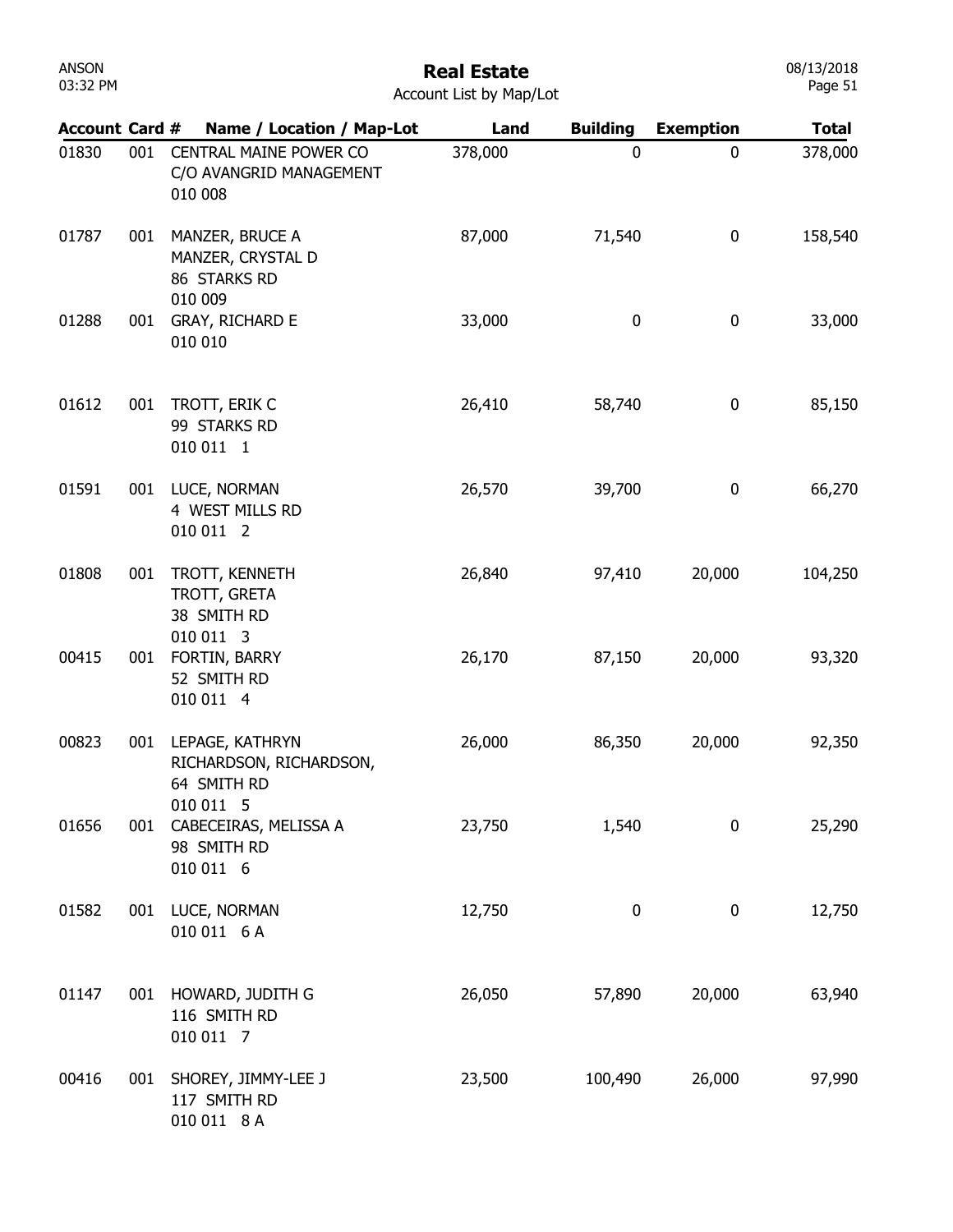# Real Estate

Account List by Map/Lot

| Account | Card # | Name / Location / Map-Lot | Land | Building | Exemption | Total |
|---|---|---|---|---|---|---|
| 01830 | 001 | CENTRAL MAINE POWER CO<br>C/O AVANGRID MANAGEMENT<br>010 008 | 378,000 | 0 | 0 | 378,000 |
| 01787 | 001 | MANZER, BRUCE A<br>MANZER, CRYSTAL D<br>86 STARKS RD<br>010 009 | 87,000 | 71,540 | 0 | 158,540 |
| 01288 | 001 | GRAY, RICHARD E<br>010 010 | 33,000 | 0 | 0 | 33,000 |
| 01612 | 001 | TROTT, ERIK C<br>99 STARKS RD<br>010 011 1 | 26,410 | 58,740 | 0 | 85,150 |
| 01591 | 001 | LUCE, NORMAN<br>4 WEST MILLS RD<br>010 011 2 | 26,570 | 39,700 | 0 | 66,270 |
| 01808 | 001 | TROTT, KENNETH<br>TROTT, GRETA<br>38 SMITH RD<br>010 011 3 | 26,840 | 97,410 | 20,000 | 104,250 |
| 00415 | 001 | FORTIN, BARRY<br>52 SMITH RD<br>010 011 4 | 26,170 | 87,150 | 20,000 | 93,320 |
| 00823 | 001 | LEPAGE, KATHRYN<br>RICHARDSON, RICHARDSON,<br>64 SMITH RD<br>010 011 5 | 26,000 | 86,350 | 20,000 | 92,350 |
| 01656 | 001 | CABECEIRAS, MELISSA A<br>98 SMITH RD<br>010 011 6 | 23,750 | 1,540 | 0 | 25,290 |
| 01582 | 001 | LUCE, NORMAN<br>010 011 6 A | 12,750 | 0 | 0 | 12,750 |
| 01147 | 001 | HOWARD, JUDITH G<br>116 SMITH RD<br>010 011 7 | 26,050 | 57,890 | 20,000 | 63,940 |
| 00416 | 001 | SHOREY, JIMMY-LEE J<br>117 SMITH RD<br>010 011 8 A | 23,500 | 100,490 | 26,000 | 97,990 |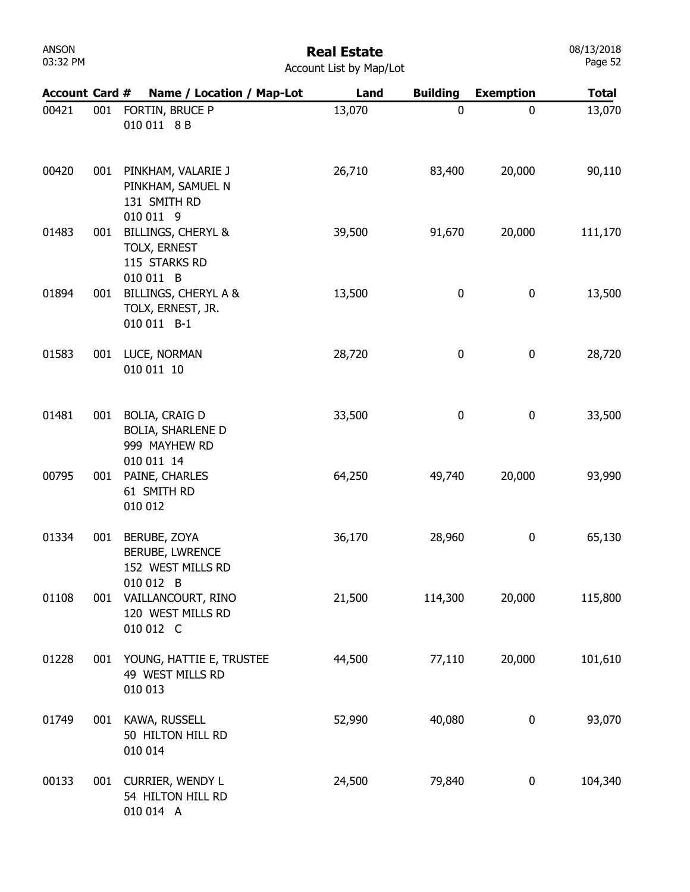# Real Estate

Account List by Map/Lot

| Account | Card # | Name / Location / Map-Lot | Land | Building | Exemption | Total |
|---|---|---|---|---|---|---|
| 00421 | 001 | FORTIN, BRUCE P<br>010 011 8 B | 13,070 | 0 | 0 | 13,070 |
| 00420 | 001 | PINKHAM, VALARIE J<br>PINKHAM, SAMUEL N<br>131 SMITH RD<br>010 011 9 | 26,710 | 83,400 | 20,000 | 90,110 |
| 01483 | 001 | BILLINGS, CHERYL &<br>TOLX, ERNEST<br>115 STARKS RD<br>010 011 B | 39,500 | 91,670 | 20,000 | 111,170 |
| 01894 | 001 | BILLINGS, CHERYL A &<br>TOLX, ERNEST, JR.<br>010 011 B-1 | 13,500 | 0 | 0 | 13,500 |
| 01583 | 001 | LUCE, NORMAN<br>010 011 10 | 28,720 | 0 | 0 | 28,720 |
| 01481 | 001 | BOLIA, CRAIG D<br>BOLIA, SHARLENE D<br>999 MAYHEW RD<br>010 011 14 | 33,500 | 0 | 0 | 33,500 |
| 00795 | 001 | PAINE, CHARLES<br>61 SMITH RD<br>010 012 | 64,250 | 49,740 | 20,000 | 93,990 |
| 01334 | 001 | BERUBE, ZOYA<br>BERUBE, LWRENCE<br>152 WEST MILLS RD<br>010 012 B | 36,170 | 28,960 | 0 | 65,130 |
| 01108 | 001 | VAILLANCOURT, RINO<br>120 WEST MILLS RD<br>010 012 C | 21,500 | 114,300 | 20,000 | 115,800 |
| 01228 | 001 | YOUNG, HATTIE E, TRUSTEE<br>49 WEST MILLS RD<br>010 013 | 44,500 | 77,110 | 20,000 | 101,610 |
| 01749 | 001 | KAWA, RUSSELL<br>50 HILTON HILL RD<br>010 014 | 52,990 | 40,080 | 0 | 93,070 |
| 00133 | 001 | CURRIER, WENDY L<br>54 HILTON HILL RD<br>010 014 A | 24,500 | 79,840 | 0 | 104,340 |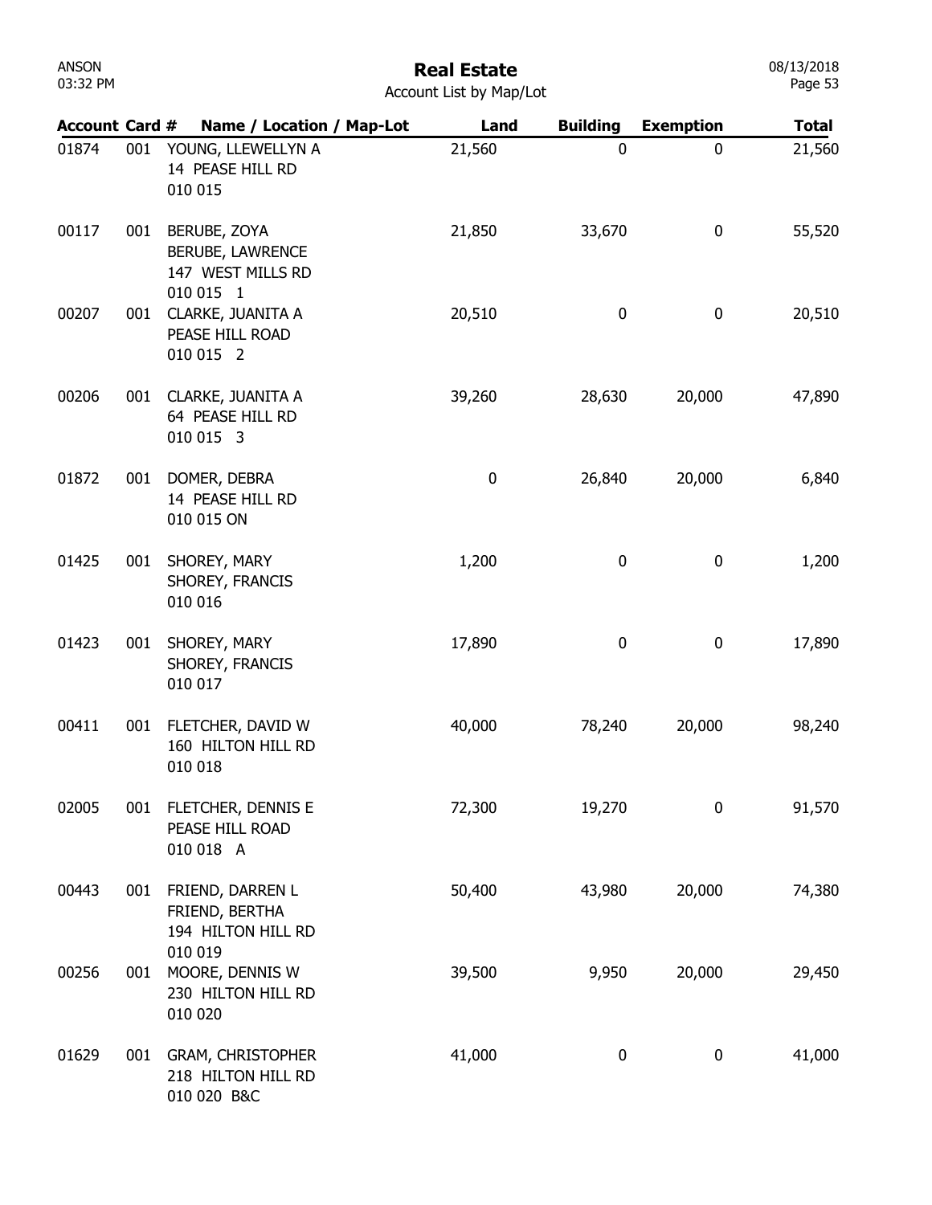# Real Estate

Account List by Map/Lot

| Account | Card # | Name / Location / Map-Lot | Land | Building | Exemption | Total |
|---|---|---|---|---|---|---|
| 01874 | 001 | YOUNG, LLEWELLYN A<br>14 PEASE HILL RD<br>010 015 | 21,560 | 0 | 0 | 21,560 |
| 00117 | 001 | BERUBE, ZOYA<br>BERUBE, LAWRENCE<br>147 WEST MILLS RD<br>010 015 1 | 21,850 | 33,670 | 0 | 55,520 |
| 00207 | 001 | CLARKE, JUANITA A<br>PEASE HILL ROAD<br>010 015 2 | 20,510 | 0 | 0 | 20,510 |
| 00206 | 001 | CLARKE, JUANITA A<br>64 PEASE HILL RD<br>010 015 3 | 39,260 | 28,630 | 20,000 | 47,890 |
| 01872 | 001 | DOMER, DEBRA<br>14 PEASE HILL RD<br>010 015 ON | 0 | 26,840 | 20,000 | 6,840 |
| 01425 | 001 | SHOREY, MARY<br>SHOREY, FRANCIS<br>010 016 | 1,200 | 0 | 0 | 1,200 |
| 01423 | 001 | SHOREY, MARY<br>SHOREY, FRANCIS<br>010 017 | 17,890 | 0 | 0 | 17,890 |
| 00411 | 001 | FLETCHER, DAVID W<br>160 HILTON HILL RD<br>010 018 | 40,000 | 78,240 | 20,000 | 98,240 |
| 02005 | 001 | FLETCHER, DENNIS E<br>PEASE HILL ROAD<br>010 018 A | 72,300 | 19,270 | 0 | 91,570 |
| 00443 | 001 | FRIEND, DARREN L<br>FRIEND, BERTHA<br>194 HILTON HILL RD<br>010 019 | 50,400 | 43,980 | 20,000 | 74,380 |
| 00256 | 001 | MOORE, DENNIS W<br>230 HILTON HILL RD<br>010 020 | 39,500 | 9,950 | 20,000 | 29,450 |
| 01629 | 001 | GRAM, CHRISTOPHER<br>218 HILTON HILL RD<br>010 020 B&C | 41,000 | 0 | 0 | 41,000 |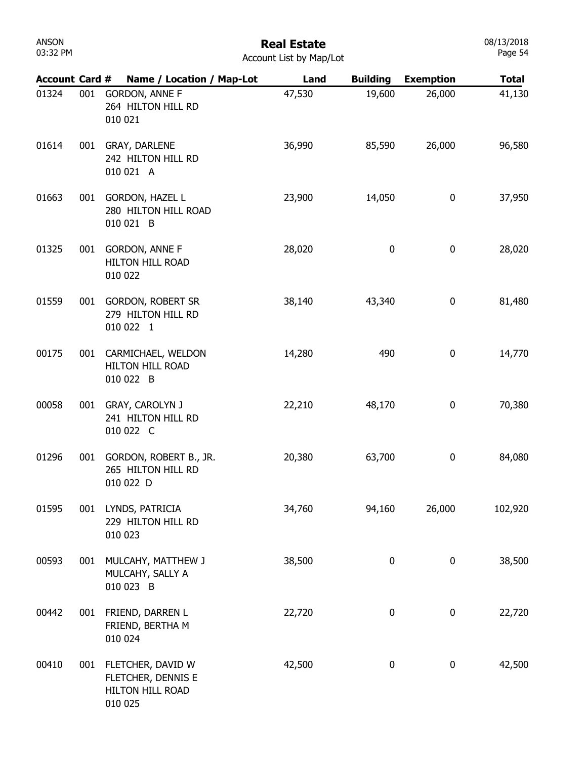# Real Estate

Account List by Map/Lot

| Account | Card # | Name / Location / Map-Lot | Land | Building | Exemption | Total |
|---|---|---|---|---|---|---|
| 01324 | 001 | GORDON, ANNE F<br>264 HILTON HILL RD<br>010 021 | 47,530 | 19,600 | 26,000 | 41,130 |
| 01614 | 001 | GRAY, DARLENE<br>242 HILTON HILL RD<br>010 021 A | 36,990 | 85,590 | 26,000 | 96,580 |
| 01663 | 001 | GORDON, HAZEL L<br>280 HILTON HILL ROAD<br>010 021 B | 23,900 | 14,050 | 0 | 37,950 |
| 01325 | 001 | GORDON, ANNE F<br>HILTON HILL ROAD<br>010 022 | 28,020 | 0 | 0 | 28,020 |
| 01559 | 001 | GORDON, ROBERT SR<br>279 HILTON HILL RD<br>010 022 1 | 38,140 | 43,340 | 0 | 81,480 |
| 00175 | 001 | CARMICHAEL, WELDON<br>HILTON HILL ROAD<br>010 022 B | 14,280 | 490 | 0 | 14,770 |
| 00058 | 001 | GRAY, CAROLYN J<br>241 HILTON HILL RD<br>010 022 C | 22,210 | 48,170 | 0 | 70,380 |
| 01296 | 001 | GORDON, ROBERT B., JR.<br>265 HILTON HILL RD<br>010 022 D | 20,380 | 63,700 | 0 | 84,080 |
| 01595 | 001 | LYNDS, PATRICIA<br>229 HILTON HILL RD<br>010 023 | 34,760 | 94,160 | 26,000 | 102,920 |
| 00593 | 001 | MULCAHY, MATTHEW J<br>MULCAHY, SALLY A<br>010 023 B | 38,500 | 0 | 0 | 38,500 |
| 00442 | 001 | FRIEND, DARREN L<br>FRIEND, BERTHA M<br>010 024 | 22,720 | 0 | 0 | 22,720 |
| 00410 | 001 | FLETCHER, DAVID W<br>FLETCHER, DENNIS E<br>HILTON HILL ROAD<br>010 025 | 42,500 | 0 | 0 | 42,500 |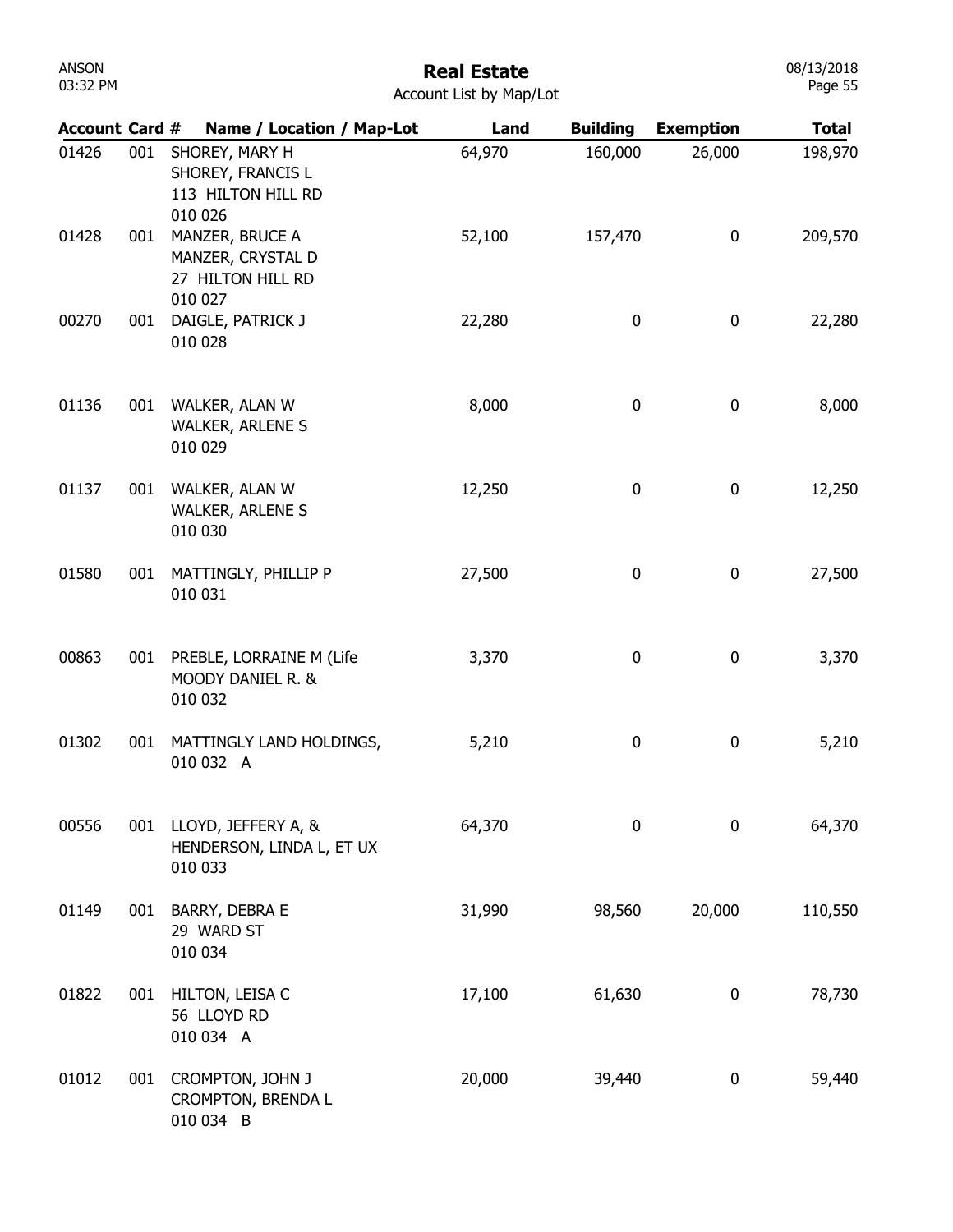# Real Estate

Account List by Map/Lot

| Account | Card # | Name / Location / Map-Lot | Land | Building | Exemption | Total |
|---|---|---|---|---|---|---|
| 01426 | 001 | SHOREY, MARY H<br>SHOREY, FRANCIS L<br>113 HILTON HILL RD<br>010 026 | 64,970 | 160,000 | 26,000 | 198,970 |
| 01428 | 001 | MANZER, BRUCE A<br>MANZER, CRYSTAL D<br>27 HILTON HILL RD<br>010 027 | 52,100 | 157,470 | 0 | 209,570 |
| 00270 | 001 | DAIGLE, PATRICK J<br>010 028 | 22,280 | 0 | 0 | 22,280 |
| 01136 | 001 | WALKER, ALAN W<br>WALKER, ARLENE S<br>010 029 | 8,000 | 0 | 0 | 8,000 |
| 01137 | 001 | WALKER, ALAN W<br>WALKER, ARLENE S<br>010 030 | 12,250 | 0 | 0 | 12,250 |
| 01580 | 001 | MATTINGLY, PHILLIP P<br>010 031 | 27,500 | 0 | 0 | 27,500 |
| 00863 | 001 | PREBLE, LORRAINE M (Life<br>MOODY DANIEL R. &<br>010 032 | 3,370 | 0 | 0 | 3,370 |
| 01302 | 001 | MATTINGLY LAND HOLDINGS,<br>010 032 A | 5,210 | 0 | 0 | 5,210 |
| 00556 | 001 | LLOYD, JEFFERY A, &<br>HENDERSON, LINDA L, ET UX<br>010 033 | 64,370 | 0 | 0 | 64,370 |
| 01149 | 001 | BARRY, DEBRA E<br>29 WARD ST<br>010 034 | 31,990 | 98,560 | 20,000 | 110,550 |
| 01822 | 001 | HILTON, LEISA C<br>56 LLOYD RD<br>010 034 A | 17,100 | 61,630 | 0 | 78,730 |
| 01012 | 001 | CROMPTON, JOHN J<br>CROMPTON, BRENDA L<br>010 034 B | 20,000 | 39,440 | 0 | 59,440 |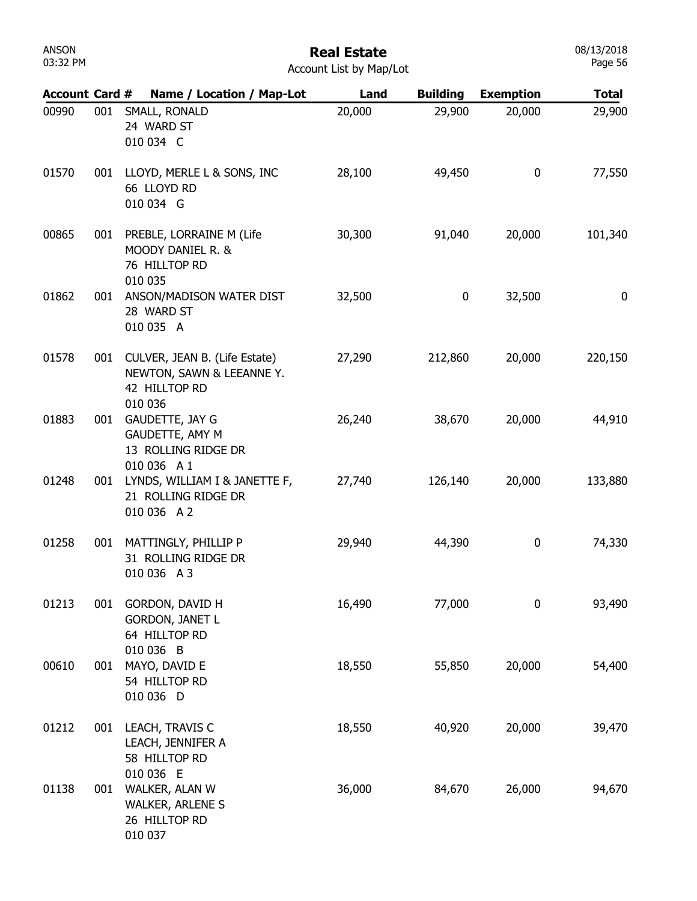# Real Estate

Account List by Map/Lot

| Account | Card # | Name / Location / Map-Lot | Land | Building | Exemption | Total |
|---|---|---|---|---|---|---|
| 00990 | 001 | SMALL, RONALD<br>24 WARD ST<br>010 034 C | 20,000 | 29,900 | 20,000 | 29,900 |
| 01570 | 001 | LLOYD, MERLE L & SONS, INC<br>66 LLOYD RD<br>010 034 G | 28,100 | 49,450 | 0 | 77,550 |
| 00865 | 001 | PREBLE, LORRAINE M (Life<br>MOODY DANIEL R. &<br>76 HILLTOP RD<br>010 035 | 30,300 | 91,040 | 20,000 | 101,340 |
| 01862 | 001 | ANSON/MADISON WATER DIST<br>28 WARD ST<br>010 035 A | 32,500 | 0 | 32,500 | 0 |
| 01578 | 001 | CULVER, JEAN B. (Life Estate)<br>NEWTON, SAWN & LEEANNE Y.<br>42 HILLTOP RD<br>010 036 | 27,290 | 212,860 | 20,000 | 220,150 |
| 01883 | 001 | GAUDETTE, JAY G<br>GAUDETTE, AMY M<br>13 ROLLING RIDGE DR<br>010 036 A 1 | 26,240 | 38,670 | 20,000 | 44,910 |
| 01248 | 001 | LYNDS, WILLIAM I & JANETTE F,<br>21 ROLLING RIDGE DR<br>010 036 A 2 | 27,740 | 126,140 | 20,000 | 133,880 |
| 01258 | 001 | MATTINGLY, PHILLIP P<br>31 ROLLING RIDGE DR<br>010 036 A 3 | 29,940 | 44,390 | 0 | 74,330 |
| 01213 | 001 | GORDON, DAVID H<br>GORDON, JANET L<br>64 HILLTOP RD<br>010 036 B | 16,490 | 77,000 | 0 | 93,490 |
| 00610 | 001 | MAYO, DAVID E<br>54 HILLTOP RD<br>010 036 D | 18,550 | 55,850 | 20,000 | 54,400 |
| 01212 | 001 | LEACH, TRAVIS C<br>LEACH, JENNIFER A<br>58 HILLTOP RD<br>010 036 E | 18,550 | 40,920 | 20,000 | 39,470 |
| 01138 | 001 | WALKER, ALAN W<br>WALKER, ARLENE S<br>26 HILLTOP RD<br>010 037 | 36,000 | 84,670 | 26,000 | 94,670 |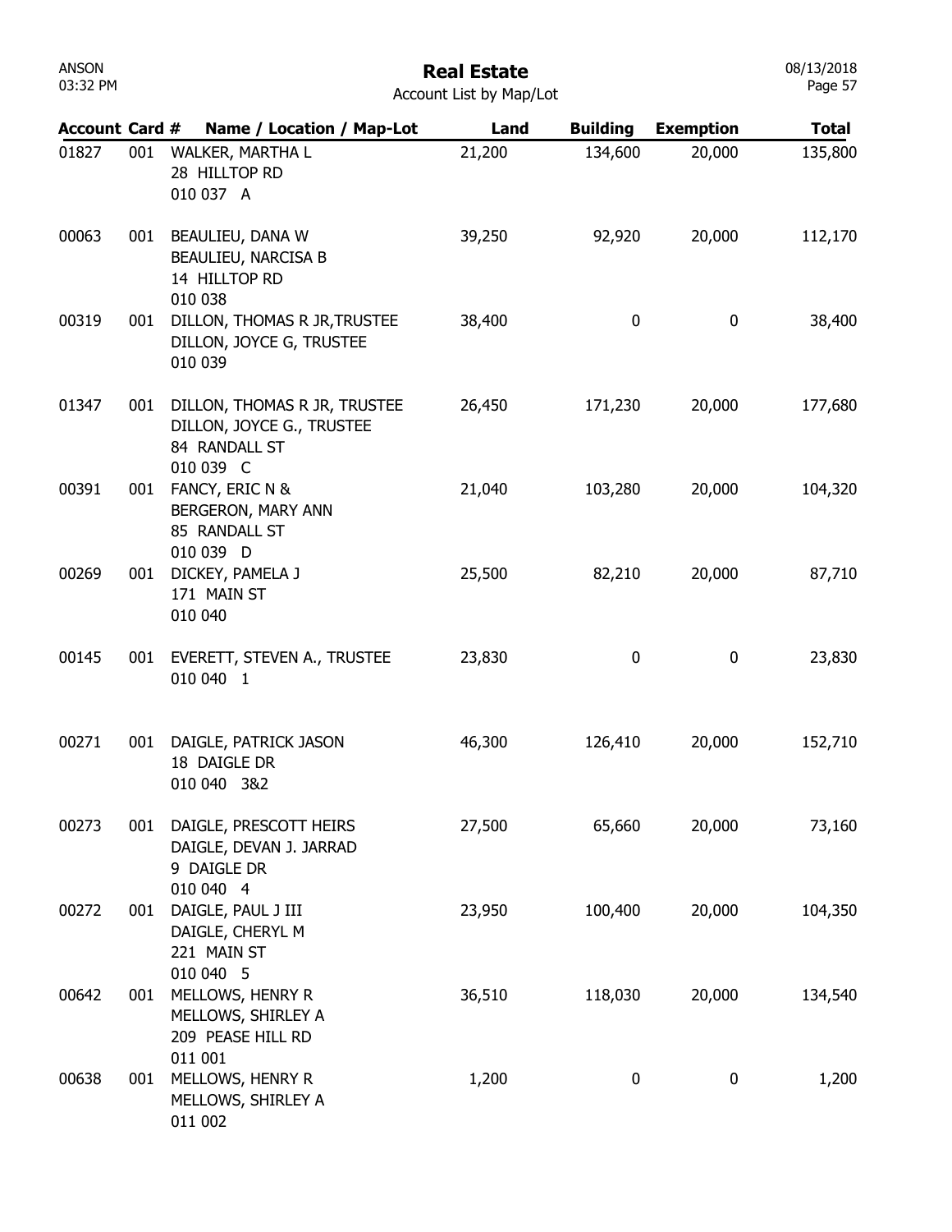# Real Estate

Account List by Map/Lot

| Account | Card # | Name / Location / Map-Lot | Land | Building | Exemption | Total |
|---|---|---|---|---|---|---|
| 01827 | 001 | WALKER, MARTHA L<br>28 HILLTOP RD<br>010 037 A | 21,200 | 134,600 | 20,000 | 135,800 |
| 00063 | 001 | BEAULIEU, DANA W<br>BEAULIEU, NARCISA B<br>14 HILLTOP RD<br>010 038 | 39,250 | 92,920 | 20,000 | 112,170 |
| 00319 | 001 | DILLON, THOMAS R JR,TRUSTEE<br>DILLON, JOYCE G, TRUSTEE<br>010 039 | 38,400 | 0 | 0 | 38,400 |
| 01347 | 001 | DILLON, THOMAS R JR, TRUSTEE<br>DILLON, JOYCE G., TRUSTEE<br>84 RANDALL ST<br>010 039 C | 26,450 | 171,230 | 20,000 | 177,680 |
| 00391 | 001 | FANCY, ERIC N &<br>BERGERON, MARY ANN<br>85 RANDALL ST<br>010 039 D | 21,040 | 103,280 | 20,000 | 104,320 |
| 00269 | 001 | DICKEY, PAMELA J<br>171 MAIN ST<br>010 040 | 25,500 | 82,210 | 20,000 | 87,710 |
| 00145 | 001 | EVERETT, STEVEN A., TRUSTEE<br>010 040 1 | 23,830 | 0 | 0 | 23,830 |
| 00271 | 001 | DAIGLE, PATRICK JASON<br>18 DAIGLE DR<br>010 040 3&2 | 46,300 | 126,410 | 20,000 | 152,710 |
| 00273 | 001 | DAIGLE, PRESCOTT HEIRS<br>DAIGLE, DEVAN J. JARRAD<br>9 DAIGLE DR<br>010 040 4 | 27,500 | 65,660 | 20,000 | 73,160 |
| 00272 | 001 | DAIGLE, PAUL J III<br>DAIGLE, CHERYL M<br>221 MAIN ST<br>010 040 5 | 23,950 | 100,400 | 20,000 | 104,350 |
| 00642 | 001 | MELLOWS, HENRY R<br>MELLOWS, SHIRLEY A<br>209 PEASE HILL RD<br>011 001 | 36,510 | 118,030 | 20,000 | 134,540 |
| 00638 | 001 | MELLOWS, HENRY R<br>MELLOWS, SHIRLEY A<br>011 002 | 1,200 | 0 | 0 | 1,200 |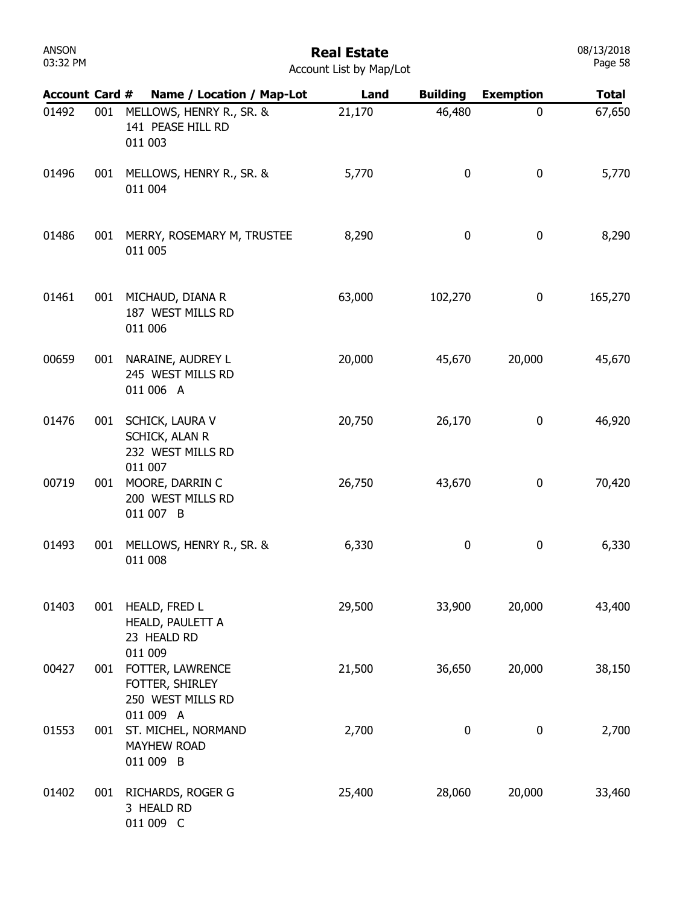# Real Estate

Account List by Map/Lot

| Account | Card # | Name / Location / Map-Lot | Land | Building | Exemption | Total |
|---|---|---|---|---|---|---|
| 01492 | 001 | MELLOWS, HENRY R., SR. & <br> 141 PEASE HILL RD <br> 011 003 | 21,170 | 46,480 | 0 | 67,650 |
| 01496 | 001 | MELLOWS, HENRY R., SR. & <br> 011 004 | 5,770 | 0 | 0 | 5,770 |
| 01486 | 001 | MERRY, ROSEMARY M, TRUSTEE <br> 011 005 | 8,290 | 0 | 0 | 8,290 |
| 01461 | 001 | MICHAUD, DIANA R <br> 187 WEST MILLS RD <br> 011 006 | 63,000 | 102,270 | 0 | 165,270 |
| 00659 | 001 | NARAINE, AUDREY L <br> 245 WEST MILLS RD <br> 011 006 A | 20,000 | 45,670 | 20,000 | 45,670 |
| 01476 | 001 | SCHICK, LAURA V <br> SCHICK, ALAN R <br> 232 WEST MILLS RD <br> 011 007 | 20,750 | 26,170 | 0 | 46,920 |
| 00719 | 001 | MOORE, DARRIN C <br> 200 WEST MILLS RD <br> 011 007 B | 26,750 | 43,670 | 0 | 70,420 |
| 01493 | 001 | MELLOWS, HENRY R., SR. & <br> 011 008 | 6,330 | 0 | 0 | 6,330 |
| 01403 | 001 | HEALD, FRED L <br> HEALD, PAULETT A <br> 23 HEALD RD <br> 011 009 | 29,500 | 33,900 | 20,000 | 43,400 |
| 00427 | 001 | FOTTER, LAWRENCE <br> FOTTER, SHIRLEY <br> 250 WEST MILLS RD <br> 011 009 A | 21,500 | 36,650 | 20,000 | 38,150 |
| 01553 | 001 | ST. MICHEL, NORMAND <br> MAYHEW ROAD <br> 011 009 B | 2,700 | 0 | 0 | 2,700 |
| 01402 | 001 | RICHARDS, ROGER G <br> 3 HEALD RD <br> 011 009 C | 25,400 | 28,060 | 20,000 | 33,460 |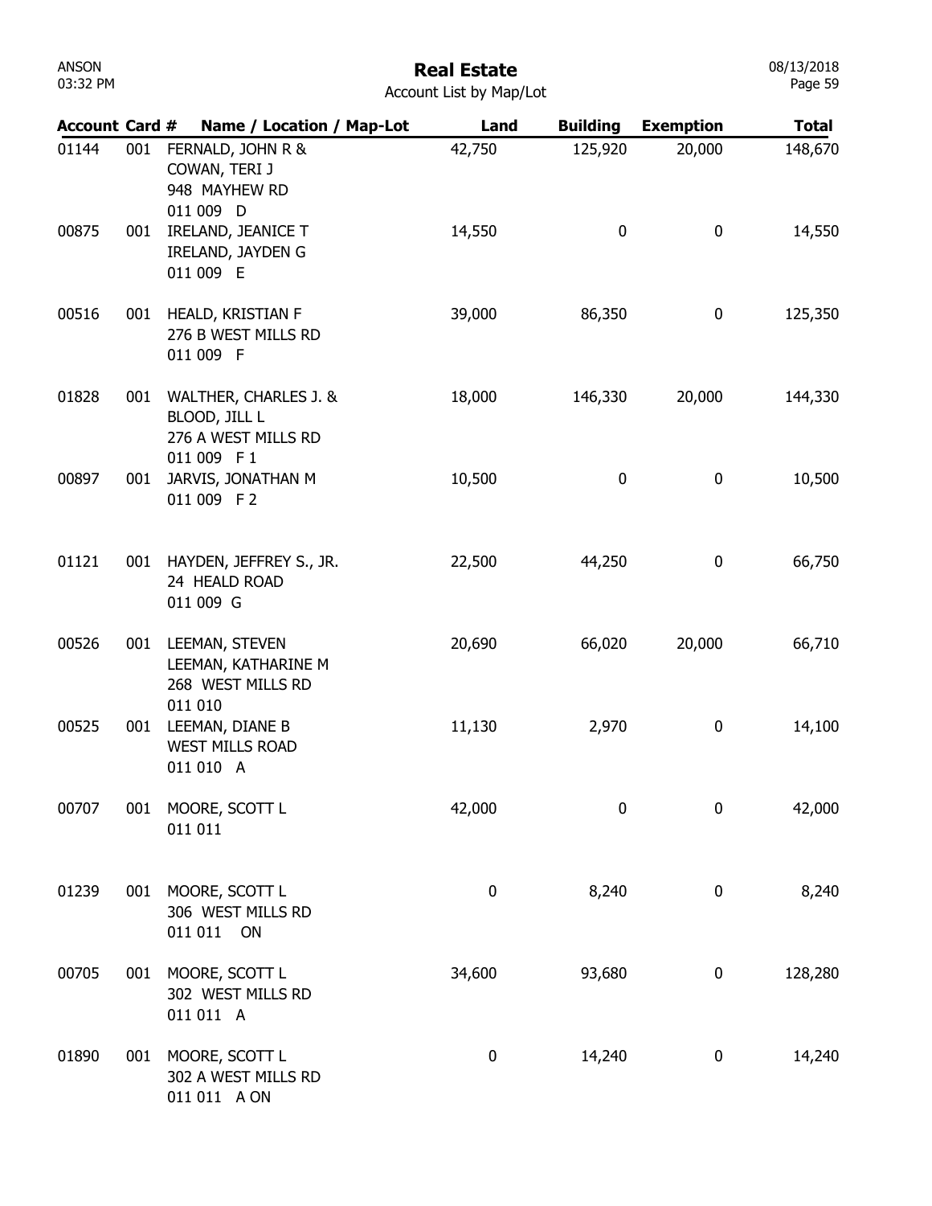# Real Estate

Account List by Map/Lot

| Account | Card # | Name / Location / Map-Lot | Land | Building | Exemption | Total |
|---|---|---|---|---|---|---|
| 01144 | 001 | FERNALD, JOHN R &<br>COWAN, TERI J<br>948 MAYHEW RD<br>011 009 D | 42,750 | 125,920 | 20,000 | 148,670 |
| 00875 | 001 | IRELAND, JEANICE T<br>IRELAND, JAYDEN G<br>011 009 E | 14,550 | 0 | 0 | 14,550 |
| 00516 | 001 | HEALD, KRISTIAN F<br>276 B WEST MILLS RD<br>011 009 F | 39,000 | 86,350 | 0 | 125,350 |
| 01828 | 001 | WALTHER, CHARLES J. &<br>BLOOD, JILL L<br>276 A WEST MILLS RD<br>011 009 F 1 | 18,000 | 146,330 | 20,000 | 144,330 |
| 00897 | 001 | JARVIS, JONATHAN M<br>011 009 F 2 | 10,500 | 0 | 0 | 10,500 |
| 01121 | 001 | HAYDEN, JEFFREY S., JR.<br>24 HEALD ROAD<br>011 009 G | 22,500 | 44,250 | 0 | 66,750 |
| 00526 | 001 | LEEMAN, STEVEN<br>LEEMAN, KATHARINE M<br>268 WEST MILLS RD<br>011 010 | 20,690 | 66,020 | 20,000 | 66,710 |
| 00525 | 001 | LEEMAN, DIANE B<br>WEST MILLS ROAD<br>011 010 A | 11,130 | 2,970 | 0 | 14,100 |
| 00707 | 001 | MOORE, SCOTT L<br>011 011 | 42,000 | 0 | 0 | 42,000 |
| 01239 | 001 | MOORE, SCOTT L<br>306 WEST MILLS RD<br>011 011 ON | 0 | 8,240 | 0 | 8,240 |
| 00705 | 001 | MOORE, SCOTT L<br>302 WEST MILLS RD<br>011 011 A | 34,600 | 93,680 | 0 | 128,280 |
| 01890 | 001 | MOORE, SCOTT L<br>302 A WEST MILLS RD<br>011 011 A ON | 0 | 14,240 | 0 | 14,240 |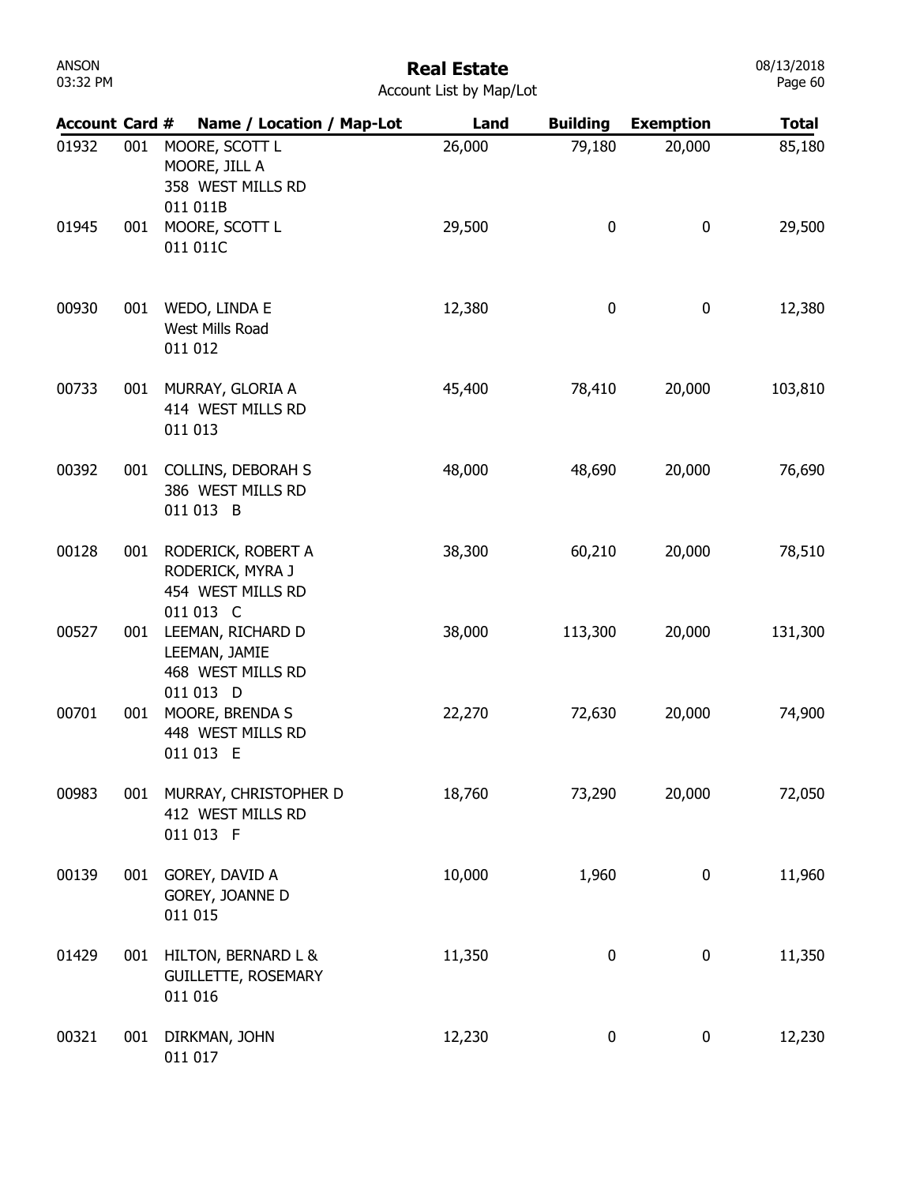# Real Estate

Account List by Map/Lot

| Account | Card # | Name / Location / Map-Lot | Land | Building | Exemption | Total |
|---|---|---|---|---|---|---|
| 01932 | 001 | MOORE, SCOTT L<br>MOORE, JILL A<br>358 WEST MILLS RD<br>011 011B | 26,000 | 79,180 | 20,000 | 85,180 |
| 01945 | 001 | MOORE, SCOTT L<br>011 011C | 29,500 | 0 | 0 | 29,500 |
| 00930 | 001 | WEDO, LINDA E<br>West Mills Road<br>011 012 | 12,380 | 0 | 0 | 12,380 |
| 00733 | 001 | MURRAY, GLORIA A<br>414 WEST MILLS RD<br>011 013 | 45,400 | 78,410 | 20,000 | 103,810 |
| 00392 | 001 | COLLINS, DEBORAH S<br>386 WEST MILLS RD<br>011 013 B | 48,000 | 48,690 | 20,000 | 76,690 |
| 00128 | 001 | RODERICK, ROBERT A<br>RODERICK, MYRA J<br>454 WEST MILLS RD<br>011 013 C | 38,300 | 60,210 | 20,000 | 78,510 |
| 00527 | 001 | LEEMAN, RICHARD D<br>LEEMAN, JAMIE<br>468 WEST MILLS RD<br>011 013 D | 38,000 | 113,300 | 20,000 | 131,300 |
| 00701 | 001 | MOORE, BRENDA S<br>448 WEST MILLS RD<br>011 013 E | 22,270 | 72,630 | 20,000 | 74,900 |
| 00983 | 001 | MURRAY, CHRISTOPHER D<br>412 WEST MILLS RD<br>011 013 F | 18,760 | 73,290 | 20,000 | 72,050 |
| 00139 | 001 | GOREY, DAVID A<br>GOREY, JOANNE D<br>011 015 | 10,000 | 1,960 | 0 | 11,960 |
| 01429 | 001 | HILTON, BERNARD L &<br>GUILLETTE, ROSEMARY<br>011 016 | 11,350 | 0 | 0 | 11,350 |
| 00321 | 001 | DIRKMAN, JOHN<br>011 017 | 12,230 | 0 | 0 | 12,230 |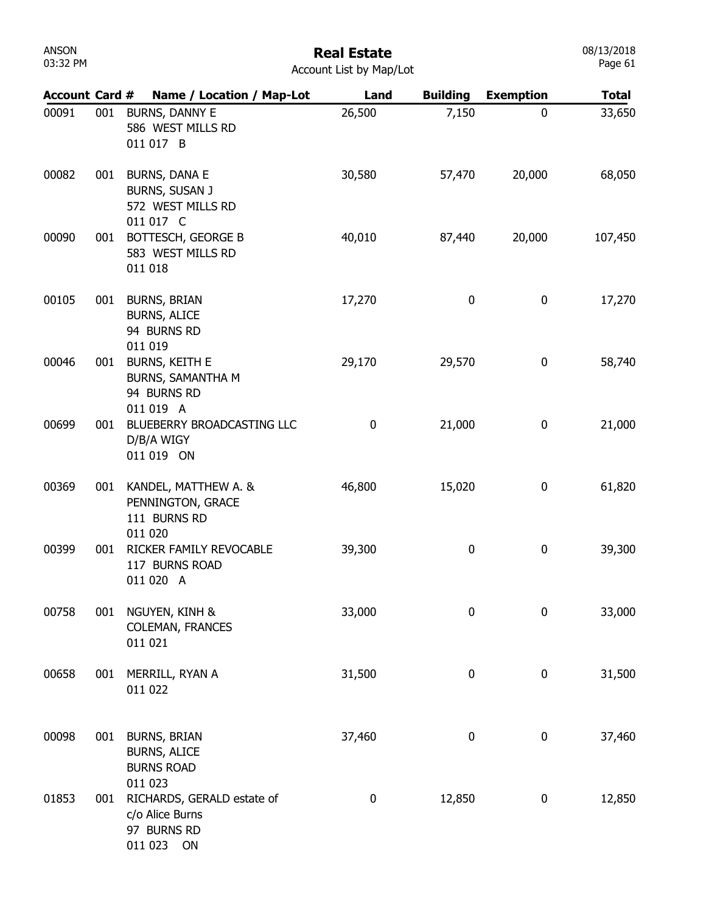# Real Estate

Account List by Map/Lot

| Account | Card # | Name / Location / Map-Lot | Land | Building | Exemption | Total |
|---|---|---|---|---|---|---|
| 00091 | 001 | BURNS, DANNY E<br>586 WEST MILLS RD<br>011 017 B | 26,500 | 7,150 | 0 | 33,650 |
| 00082 | 001 | BURNS, DANA E<br>BURNS, SUSAN J<br>572 WEST MILLS RD<br>011 017 C | 30,580 | 57,470 | 20,000 | 68,050 |
| 00090 | 001 | BOTTESCH, GEORGE B<br>583 WEST MILLS RD<br>011 018 | 40,010 | 87,440 | 20,000 | 107,450 |
| 00105 | 001 | BURNS, BRIAN<br>BURNS, ALICE<br>94 BURNS RD<br>011 019 | 17,270 | 0 | 0 | 17,270 |
| 00046 | 001 | BURNS, KEITH E<br>BURNS, SAMANTHA M<br>94 BURNS RD<br>011 019 A | 29,170 | 29,570 | 0 | 58,740 |
| 00699 | 001 | BLUEBERRY BROADCASTING LLC<br>D/B/A WIGY<br>011 019 ON | 0 | 21,000 | 0 | 21,000 |
| 00369 | 001 | KANDEL, MATTHEW A. &<br>PENNINGTON, GRACE<br>111 BURNS RD<br>011 020 | 46,800 | 15,020 | 0 | 61,820 |
| 00399 | 001 | RICKER FAMILY REVOCABLE<br>117 BURNS ROAD<br>011 020 A | 39,300 | 0 | 0 | 39,300 |
| 00758 | 001 | NGUYEN, KINH &<br>COLEMAN, FRANCES<br>011 021 | 33,000 | 0 | 0 | 33,000 |
| 00658 | 001 | MERRILL, RYAN A<br>011 022 | 31,500 | 0 | 0 | 31,500 |
| 00098 | 001 | BURNS, BRIAN<br>BURNS, ALICE<br>BURNS ROAD<br>011 023 | 37,460 | 0 | 0 | 37,460 |
| 01853 | 001 | RICHARDS, GERALD estate of<br>c/o Alice Burns<br>97 BURNS RD<br>011 023 ON | 0 | 12,850 | 0 | 12,850 |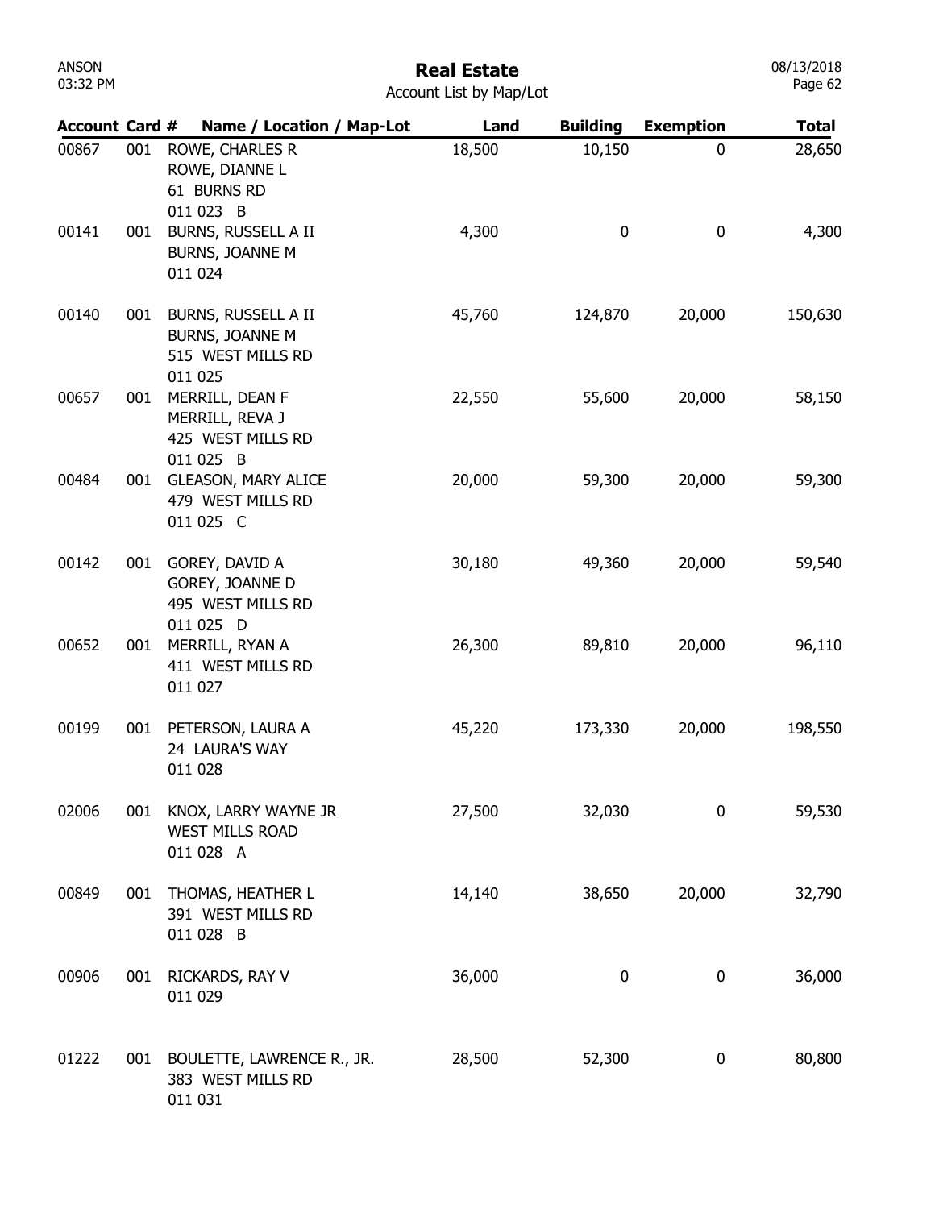# Real Estate

Account List by Map/Lot

| Account | Card # | Name / Location / Map-Lot | Land | Building | Exemption | Total |
|---|---|---|---|---|---|---|
| 00867 | 001 | ROWE, CHARLES R<br>ROWE, DIANNE L<br>61 BURNS RD<br>011 023 B | 18,500 | 10,150 | 0 | 28,650 |
| 00141 | 001 | BURNS, RUSSELL A II<br>BURNS, JOANNE M<br>011 024 | 4,300 | 0 | 0 | 4,300 |
| 00140 | 001 | BURNS, RUSSELL A II<br>BURNS, JOANNE M<br>515 WEST MILLS RD<br>011 025 | 45,760 | 124,870 | 20,000 | 150,630 |
| 00657 | 001 | MERRILL, DEAN F<br>MERRILL, REVA J<br>425 WEST MILLS RD<br>011 025 B | 22,550 | 55,600 | 20,000 | 58,150 |
| 00484 | 001 | GLEASON, MARY ALICE<br>479 WEST MILLS RD<br>011 025 C | 20,000 | 59,300 | 20,000 | 59,300 |
| 00142 | 001 | GOREY, DAVID A<br>GOREY, JOANNE D<br>495 WEST MILLS RD<br>011 025 D | 30,180 | 49,360 | 20,000 | 59,540 |
| 00652 | 001 | MERRILL, RYAN A<br>411 WEST MILLS RD<br>011 027 | 26,300 | 89,810 | 20,000 | 96,110 |
| 00199 | 001 | PETERSON, LAURA A<br>24 LAURA'S WAY<br>011 028 | 45,220 | 173,330 | 20,000 | 198,550 |
| 02006 | 001 | KNOX, LARRY WAYNE JR<br>WEST MILLS ROAD<br>011 028 A | 27,500 | 32,030 | 0 | 59,530 |
| 00849 | 001 | THOMAS, HEATHER L<br>391 WEST MILLS RD<br>011 028 B | 14,140 | 38,650 | 20,000 | 32,790 |
| 00906 | 001 | RICKARDS, RAY V<br>011 029 | 36,000 | 0 | 0 | 36,000 |
| 01222 | 001 | BOULETTE, LAWRENCE R., JR.<br>383 WEST MILLS RD<br>011 031 | 28,500 | 52,300 | 0 | 80,800 |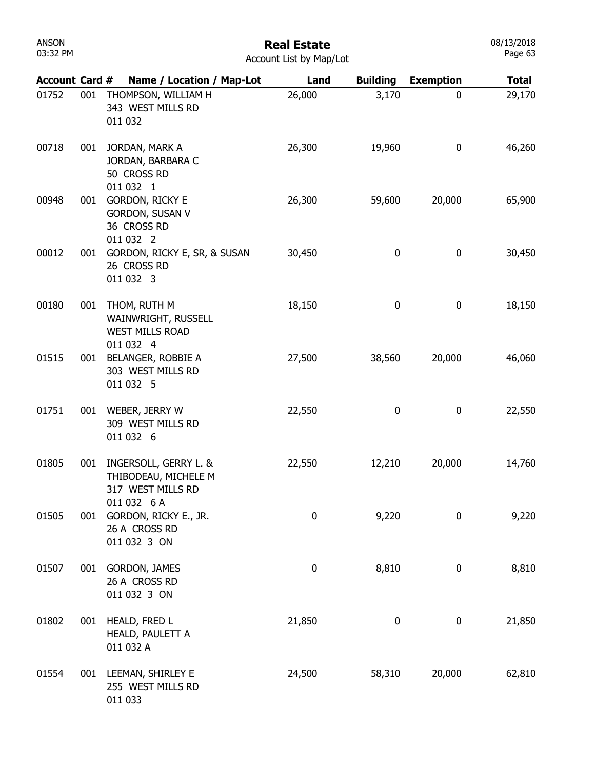# Real Estate

Account List by Map/Lot

| Account | Card # | Name / Location / Map-Lot | Land | Building | Exemption | Total |
|---|---|---|---|---|---|---|
| 01752 | 001 | THOMPSON, WILLIAM H<br>343 WEST MILLS RD<br>011 032 | 26,000 | 3,170 | 0 | 29,170 |
| 00718 | 001 | JORDAN, MARK A<br>JORDAN, BARBARA C<br>50 CROSS RD<br>011 032 1 | 26,300 | 19,960 | 0 | 46,260 |
| 00948 | 001 | GORDON, RICKY E<br>GORDON, SUSAN V<br>36 CROSS RD<br>011 032 2 | 26,300 | 59,600 | 20,000 | 65,900 |
| 00012 | 001 | GORDON, RICKY E, SR, & SUSAN<br>26 CROSS RD<br>011 032 3 | 30,450 | 0 | 0 | 30,450 |
| 00180 | 001 | THOM, RUTH M<br>WAINWRIGHT, RUSSELL<br>WEST MILLS ROAD<br>011 032 4 | 18,150 | 0 | 0 | 18,150 |
| 01515 | 001 | BELANGER, ROBBIE A<br>303 WEST MILLS RD<br>011 032 5 | 27,500 | 38,560 | 20,000 | 46,060 |
| 01751 | 001 | WEBER, JERRY W<br>309 WEST MILLS RD<br>011 032 6 | 22,550 | 0 | 0 | 22,550 |
| 01805 | 001 | INGERSOLL, GERRY L. &<br>THIBODEAU, MICHELE M<br>317 WEST MILLS RD<br>011 032 6 A | 22,550 | 12,210 | 20,000 | 14,760 |
| 01505 | 001 | GORDON, RICKY E., JR.<br>26 A CROSS RD<br>011 032 3 ON | 0 | 9,220 | 0 | 9,220 |
| 01507 | 001 | GORDON, JAMES<br>26 A CROSS RD<br>011 032 3 ON | 0 | 8,810 | 0 | 8,810 |
| 01802 | 001 | HEALD, FRED L<br>HEALD, PAULETT A<br>011 032 A | 21,850 | 0 | 0 | 21,850 |
| 01554 | 001 | LEEMAN, SHIRLEY E<br>255 WEST MILLS RD<br>011 033 | 24,500 | 58,310 | 20,000 | 62,810 |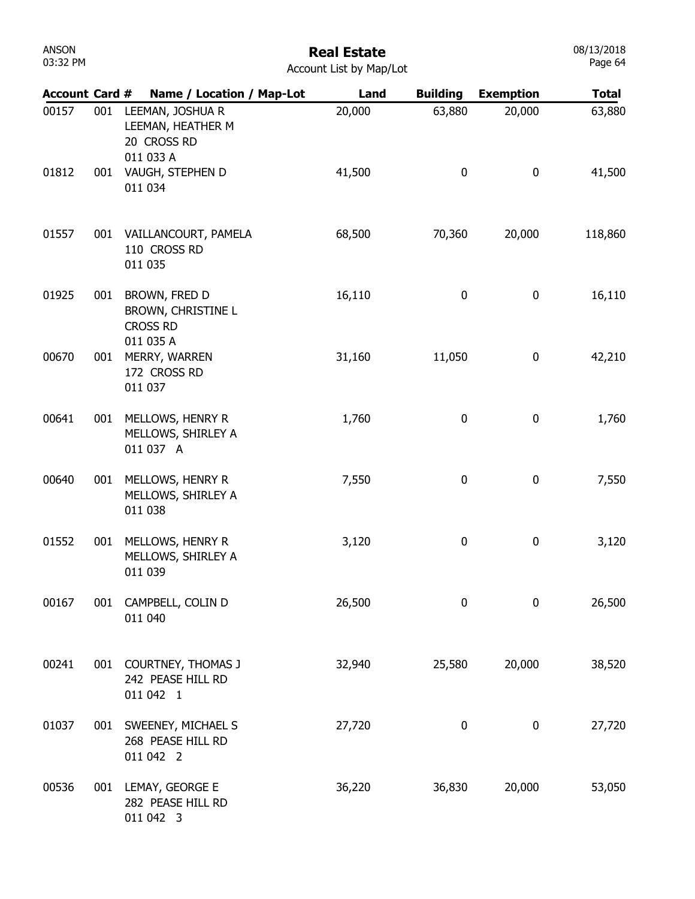# Real Estate

Account List by Map/Lot

| Account | Card # | Name / Location / Map-Lot | Land | Building | Exemption | Total |
|---|---|---|---|---|---|---|
| 00157 | 001 | LEEMAN, JOSHUA R<br>LEEMAN, HEATHER M<br>20 CROSS RD<br>011 033 A | 20,000 | 63,880 | 20,000 | 63,880 |
| 01812 | 001 | VAUGH, STEPHEN D<br>011 034 | 41,500 | 0 | 0 | 41,500 |
| 01557 | 001 | VAILLANCOURT, PAMELA<br>110 CROSS RD<br>011 035 | 68,500 | 70,360 | 20,000 | 118,860 |
| 01925 | 001 | BROWN, FRED D<br>BROWN, CHRISTINE L<br>CROSS RD<br>011 035 A | 16,110 | 0 | 0 | 16,110 |
| 00670 | 001 | MERRY, WARREN<br>172 CROSS RD<br>011 037 | 31,160 | 11,050 | 0 | 42,210 |
| 00641 | 001 | MELLOWS, HENRY R<br>MELLOWS, SHIRLEY A<br>011 037 A | 1,760 | 0 | 0 | 1,760 |
| 00640 | 001 | MELLOWS, HENRY R<br>MELLOWS, SHIRLEY A<br>011 038 | 7,550 | 0 | 0 | 7,550 |
| 01552 | 001 | MELLOWS, HENRY R<br>MELLOWS, SHIRLEY A<br>011 039 | 3,120 | 0 | 0 | 3,120 |
| 00167 | 001 | CAMPBELL, COLIN D<br>011 040 | 26,500 | 0 | 0 | 26,500 |
| 00241 | 001 | COURTNEY, THOMAS J<br>242 PEASE HILL RD<br>011 042 1 | 32,940 | 25,580 | 20,000 | 38,520 |
| 01037 | 001 | SWEENEY, MICHAEL S<br>268 PEASE HILL RD<br>011 042 2 | 27,720 | 0 | 0 | 27,720 |
| 00536 | 001 | LEMAY, GEORGE E<br>282 PEASE HILL RD<br>011 042 3 | 36,220 | 36,830 | 20,000 | 53,050 |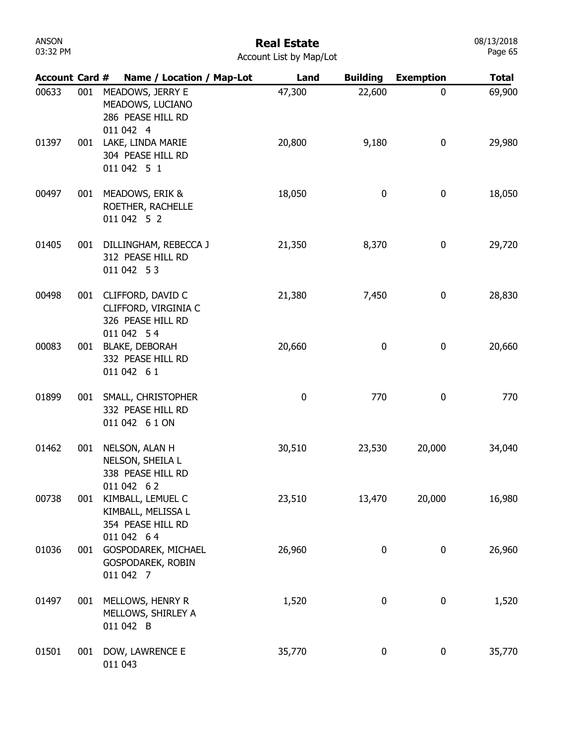# Real Estate

Account List by Map/Lot

| Account | Card # | Name / Location / Map-Lot | Land | Building | Exemption | Total |
|---|---|---|---|---|---|---|
| 00633 | 001 | MEADOWS, JERRY E<br>MEADOWS, LUCIANO<br>286 PEASE HILL RD<br>011 042 4 | 47,300 | 22,600 | 0 | 69,900 |
| 01397 | 001 | LAKE, LINDA MARIE<br>304 PEASE HILL RD<br>011 042 5 1 | 20,800 | 9,180 | 0 | 29,980 |
| 00497 | 001 | MEADOWS, ERIK &<br>ROETHER, RACHELLE<br>011 042 5 2 | 18,050 | 0 | 0 | 18,050 |
| 01405 | 001 | DILLINGHAM, REBECCA J<br>312 PEASE HILL RD<br>011 042 5 3 | 21,350 | 8,370 | 0 | 29,720 |
| 00498 | 001 | CLIFFORD, DAVID C<br>CLIFFORD, VIRGINIA C<br>326 PEASE HILL RD<br>011 042 5 4 | 21,380 | 7,450 | 0 | 28,830 |
| 00083 | 001 | BLAKE, DEBORAH<br>332 PEASE HILL RD<br>011 042 6 1 | 20,660 | 0 | 0 | 20,660 |
| 01899 | 001 | SMALL, CHRISTOPHER<br>332 PEASE HILL RD<br>011 042 6 1 ON | 0 | 770 | 0 | 770 |
| 01462 | 001 | NELSON, ALAN H<br>NELSON, SHEILA L<br>338 PEASE HILL RD<br>011 042 6 2 | 30,510 | 23,530 | 20,000 | 34,040 |
| 00738 | 001 | KIMBALL, LEMUEL C<br>KIMBALL, MELISSA L<br>354 PEASE HILL RD<br>011 042 6 4 | 23,510 | 13,470 | 20,000 | 16,980 |
| 01036 | 001 | GOSPODAREK, MICHAEL<br>GOSPODAREK, ROBIN<br>011 042 7 | 26,960 | 0 | 0 | 26,960 |
| 01497 | 001 | MELLOWS, HENRY R<br>MELLOWS, SHIRLEY A<br>011 042 B | 1,520 | 0 | 0 | 1,520 |
| 01501 | 001 | DOW, LAWRENCE E<br>011 043 | 35,770 | 0 | 0 | 35,770 |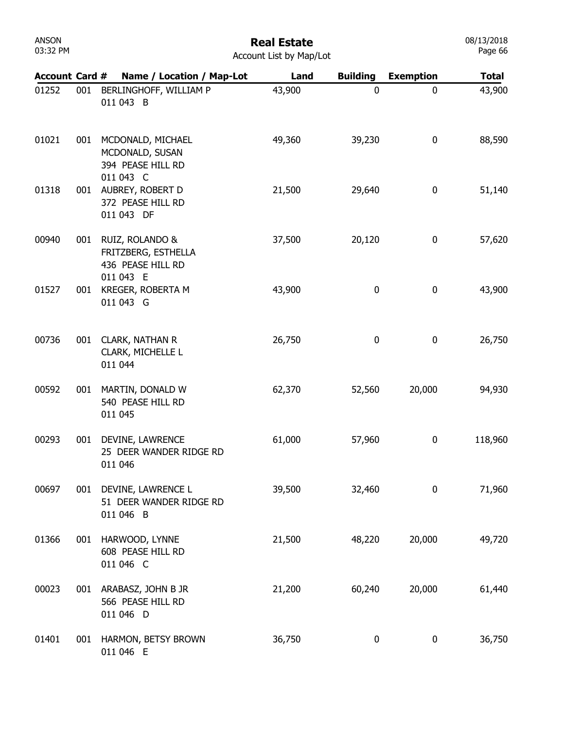# Real Estate

Account List by Map/Lot

| Account | Card # | Name / Location / Map-Lot | Land | Building | Exemption | Total |
|---|---|---|---|---|---|---|
| 01252 | 001 | BERLINGHOFF, WILLIAM P<br>011 043 B | 43,900 | 0 | 0 | 43,900 |
| 01021 | 001 | MCDONALD, MICHAEL<br>MCDONALD, SUSAN<br>394 PEASE HILL RD<br>011 043 C | 49,360 | 39,230 | 0 | 88,590 |
| 01318 | 001 | AUBREY, ROBERT D<br>372 PEASE HILL RD<br>011 043 DF | 21,500 | 29,640 | 0 | 51,140 |
| 00940 | 001 | RUIZ, ROLANDO &<br>FRITZBERG, ESTHELLA<br>436 PEASE HILL RD<br>011 043 E | 37,500 | 20,120 | 0 | 57,620 |
| 01527 | 001 | KREGER, ROBERTA M<br>011 043 G | 43,900 | 0 | 0 | 43,900 |
| 00736 | 001 | CLARK, NATHAN R<br>CLARK, MICHELLE L<br>011 044 | 26,750 | 0 | 0 | 26,750 |
| 00592 | 001 | MARTIN, DONALD W<br>540 PEASE HILL RD<br>011 045 | 62,370 | 52,560 | 20,000 | 94,930 |
| 00293 | 001 | DEVINE, LAWRENCE<br>25 DEER WANDER RIDGE RD<br>011 046 | 61,000 | 57,960 | 0 | 118,960 |
| 00697 | 001 | DEVINE, LAWRENCE L<br>51 DEER WANDER RIDGE RD<br>011 046 B | 39,500 | 32,460 | 0 | 71,960 |
| 01366 | 001 | HARWOOD, LYNNE<br>608 PEASE HILL RD<br>011 046 C | 21,500 | 48,220 | 20,000 | 49,720 |
| 00023 | 001 | ARABASZ, JOHN B JR<br>566 PEASE HILL RD<br>011 046 D | 21,200 | 60,240 | 20,000 | 61,440 |
| 01401 | 001 | HARMON, BETSY BROWN<br>011 046 E | 36,750 | 0 | 0 | 36,750 |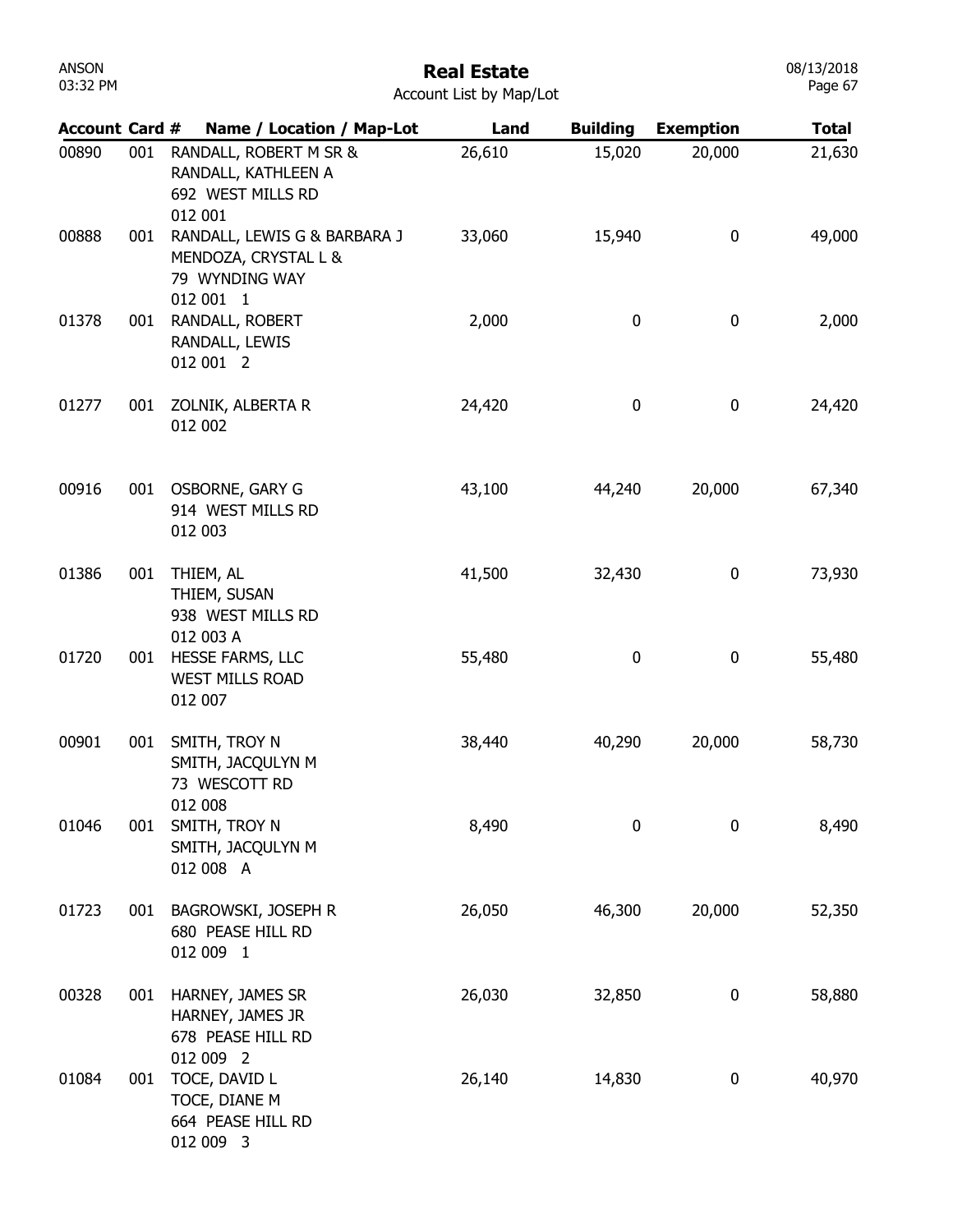# Real Estate

Account List by Map/Lot

| Account | Card # | Name / Location / Map-Lot | Land | Building | Exemption | Total |
|---|---|---|---|---|---|---|
| 00890 | 001 | RANDALL, ROBERT M SR & RANDALL, KATHLEEN A 692 WEST MILLS RD 012 001 | 26,610 | 15,020 | 20,000 | 21,630 |
| 00888 | 001 | RANDALL, LEWIS G & BARBARA J MENDOZA, CRYSTAL L & 79 WYNDING WAY 012 001 1 | 33,060 | 15,940 | 0 | 49,000 |
| 01378 | 001 | RANDALL, ROBERT RANDALL, LEWIS 012 001 2 | 2,000 | 0 | 0 | 2,000 |
| 01277 | 001 | ZOLNIK, ALBERTA R 012 002 | 24,420 | 0 | 0 | 24,420 |
| 00916 | 001 | OSBORNE, GARY G 914 WEST MILLS RD 012 003 | 43,100 | 44,240 | 20,000 | 67,340 |
| 01386 | 001 | THIEM, AL THIEM, SUSAN 938 WEST MILLS RD 012 003 A | 41,500 | 32,430 | 0 | 73,930 |
| 01720 | 001 | HESSE FARMS, LLC WEST MILLS ROAD 012 007 | 55,480 | 0 | 0 | 55,480 |
| 00901 | 001 | SMITH, TROY N SMITH, JACQULYN M 73 WESCOTT RD 012 008 | 38,440 | 40,290 | 20,000 | 58,730 |
| 01046 | 001 | SMITH, TROY N SMITH, JACQULYN M 012 008 A | 8,490 | 0 | 0 | 8,490 |
| 01723 | 001 | BAGROWSKI, JOSEPH R 680 PEASE HILL RD 012 009 1 | 26,050 | 46,300 | 20,000 | 52,350 |
| 00328 | 001 | HARNEY, JAMES SR HARNEY, JAMES JR 678 PEASE HILL RD 012 009 2 | 26,030 | 32,850 | 0 | 58,880 |
| 01084 | 001 | TOCE, DAVID L TOCE, DIANE M 664 PEASE HILL RD 012 009 3 | 26,140 | 14,830 | 0 | 40,970 |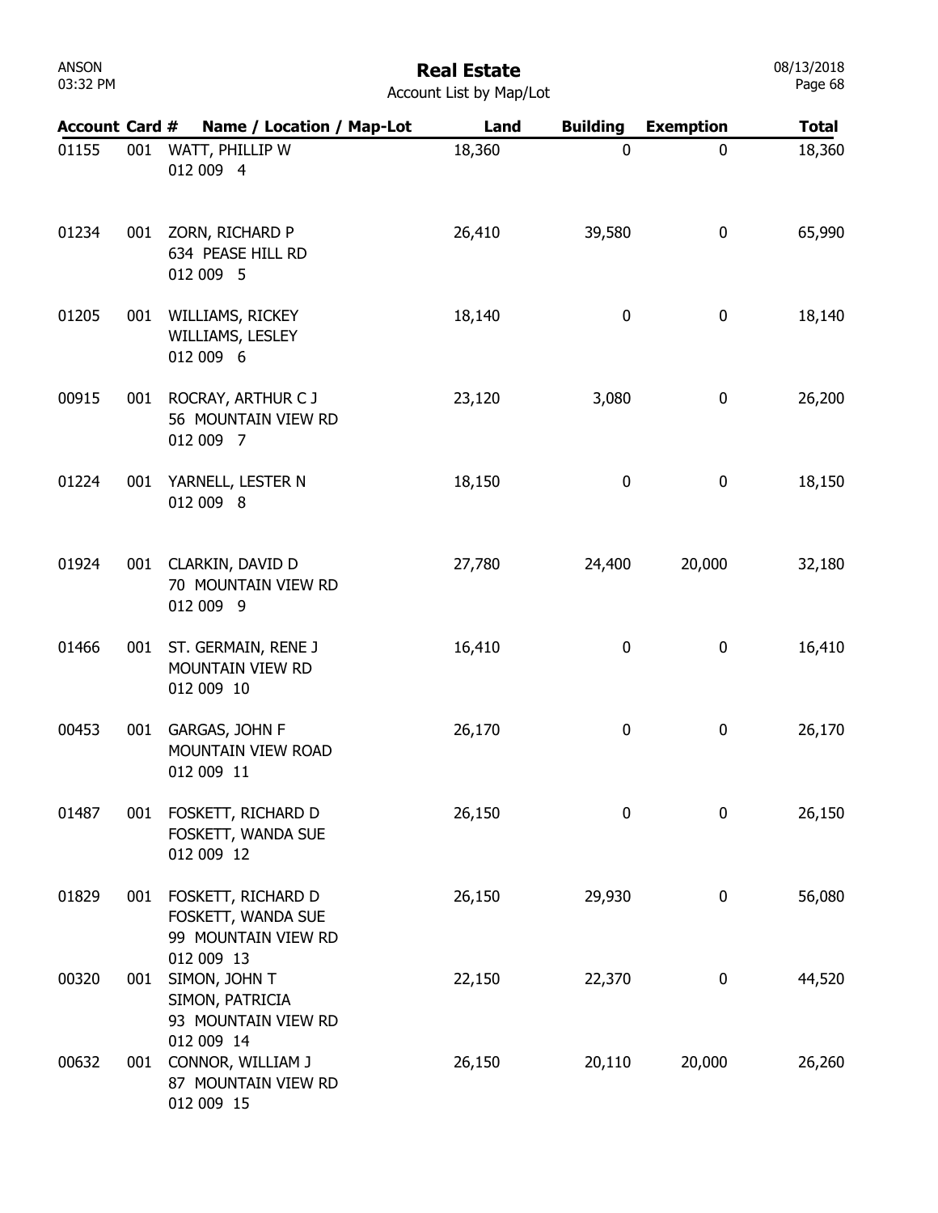# Real Estate

Account List by Map/Lot

| Account | Card # | Name / Location / Map-Lot | Land | Building | Exemption | Total |
|---|---|---|---|---|---|---|
| 01155 | 001 | WATT, PHILLIP W<br>012 009 4 | 18,360 | 0 | 0 | 18,360 |
| 01234 | 001 | ZORN, RICHARD P<br>634 PEASE HILL RD<br>012 009 5 | 26,410 | 39,580 | 0 | 65,990 |
| 01205 | 001 | WILLIAMS, RICKEY<br>WILLIAMS, LESLEY<br>012 009 6 | 18,140 | 0 | 0 | 18,140 |
| 00915 | 001 | ROCRAY, ARTHUR C J<br>56 MOUNTAIN VIEW RD<br>012 009 7 | 23,120 | 3,080 | 0 | 26,200 |
| 01224 | 001 | YARNELL, LESTER N<br>012 009 8 | 18,150 | 0 | 0 | 18,150 |
| 01924 | 001 | CLARKIN, DAVID D<br>70 MOUNTAIN VIEW RD<br>012 009 9 | 27,780 | 24,400 | 20,000 | 32,180 |
| 01466 | 001 | ST. GERMAIN, RENE J<br>MOUNTAIN VIEW RD<br>012 009 10 | 16,410 | 0 | 0 | 16,410 |
| 00453 | 001 | GARGAS, JOHN F<br>MOUNTAIN VIEW ROAD<br>012 009 11 | 26,170 | 0 | 0 | 26,170 |
| 01487 | 001 | FOSKETT, RICHARD D<br>FOSKETT, WANDA SUE<br>012 009 12 | 26,150 | 0 | 0 | 26,150 |
| 01829 | 001 | FOSKETT, RICHARD D<br>FOSKETT, WANDA SUE<br>99 MOUNTAIN VIEW RD<br>012 009 13 | 26,150 | 29,930 | 0 | 56,080 |
| 00320 | 001 | SIMON, JOHN T<br>SIMON, PATRICIA<br>93 MOUNTAIN VIEW RD<br>012 009 14 | 22,150 | 22,370 | 0 | 44,520 |
| 00632 | 001 | CONNOR, WILLIAM J<br>87 MOUNTAIN VIEW RD<br>012 009 15 | 26,150 | 20,110 | 20,000 | 26,260 |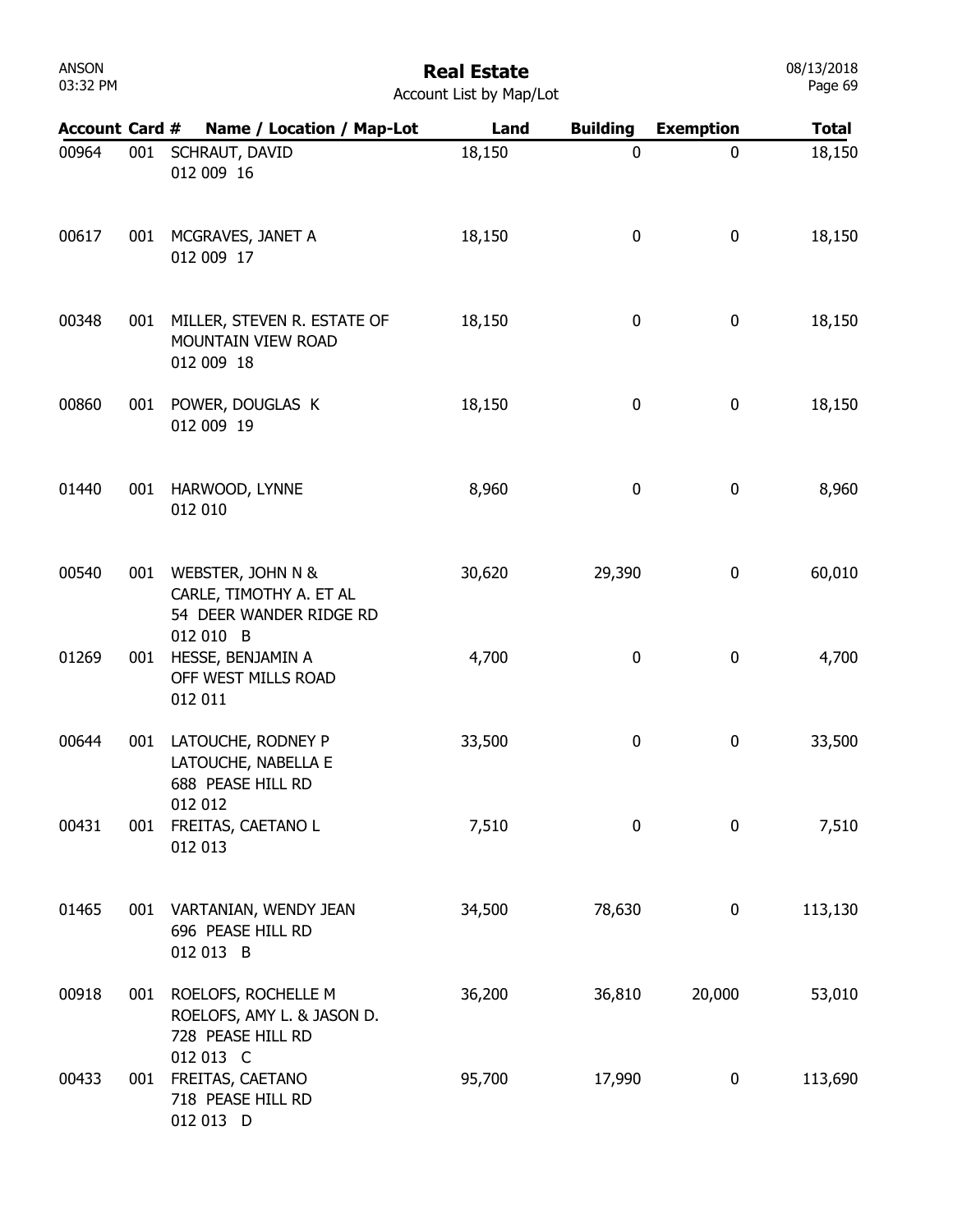## Real Estate

Account List by Map/Lot

| Account | Card # | Name / Location / Map-Lot | Land | Building | Exemption | Total |
|---|---|---|---|---|---|---|
| 00964 | 001 | SCHRAUT, DAVID<br>012 009 16 | 18,150 | 0 | 0 | 18,150 |
| 00617 | 001 | MCGRAVES, JANET A<br>012 009 17 | 18,150 | 0 | 0 | 18,150 |
| 00348 | 001 | MILLER, STEVEN R. ESTATE OF<br>MOUNTAIN VIEW ROAD<br>012 009 18 | 18,150 | 0 | 0 | 18,150 |
| 00860 | 001 | POWER, DOUGLAS K<br>012 009 19 | 18,150 | 0 | 0 | 18,150 |
| 01440 | 001 | HARWOOD, LYNNE<br>012 010 | 8,960 | 0 | 0 | 8,960 |
| 00540 | 001 | WEBSTER, JOHN N &<br>CARLE, TIMOTHY A. ET AL<br>54 DEER WANDER RIDGE RD<br>012 010 B | 30,620 | 29,390 | 0 | 60,010 |
| 01269 | 001 | HESSE, BENJAMIN A<br>OFF WEST MILLS ROAD<br>012 011 | 4,700 | 0 | 0 | 4,700 |
| 00644 | 001 | LATOUCHE, RODNEY P<br>LATOUCHE, NABELLA E<br>688 PEASE HILL RD<br>012 012 | 33,500 | 0 | 0 | 33,500 |
| 00431 | 001 | FREITAS, CAETANO L<br>012 013 | 7,510 | 0 | 0 | 7,510 |
| 01465 | 001 | VARTANIAN, WENDY JEAN<br>696 PEASE HILL RD<br>012 013 B | 34,500 | 78,630 | 0 | 113,130 |
| 00918 | 001 | ROELOFS, ROCHELLE M<br>ROELOFS, AMY L. & JASON D.<br>728 PEASE HILL RD<br>012 013 C | 36,200 | 36,810 | 20,000 | 53,010 |
| 00433 | 001 | FREITAS, CAETANO<br>718 PEASE HILL RD<br>012 013 D | 95,700 | 17,990 | 0 | 113,690 |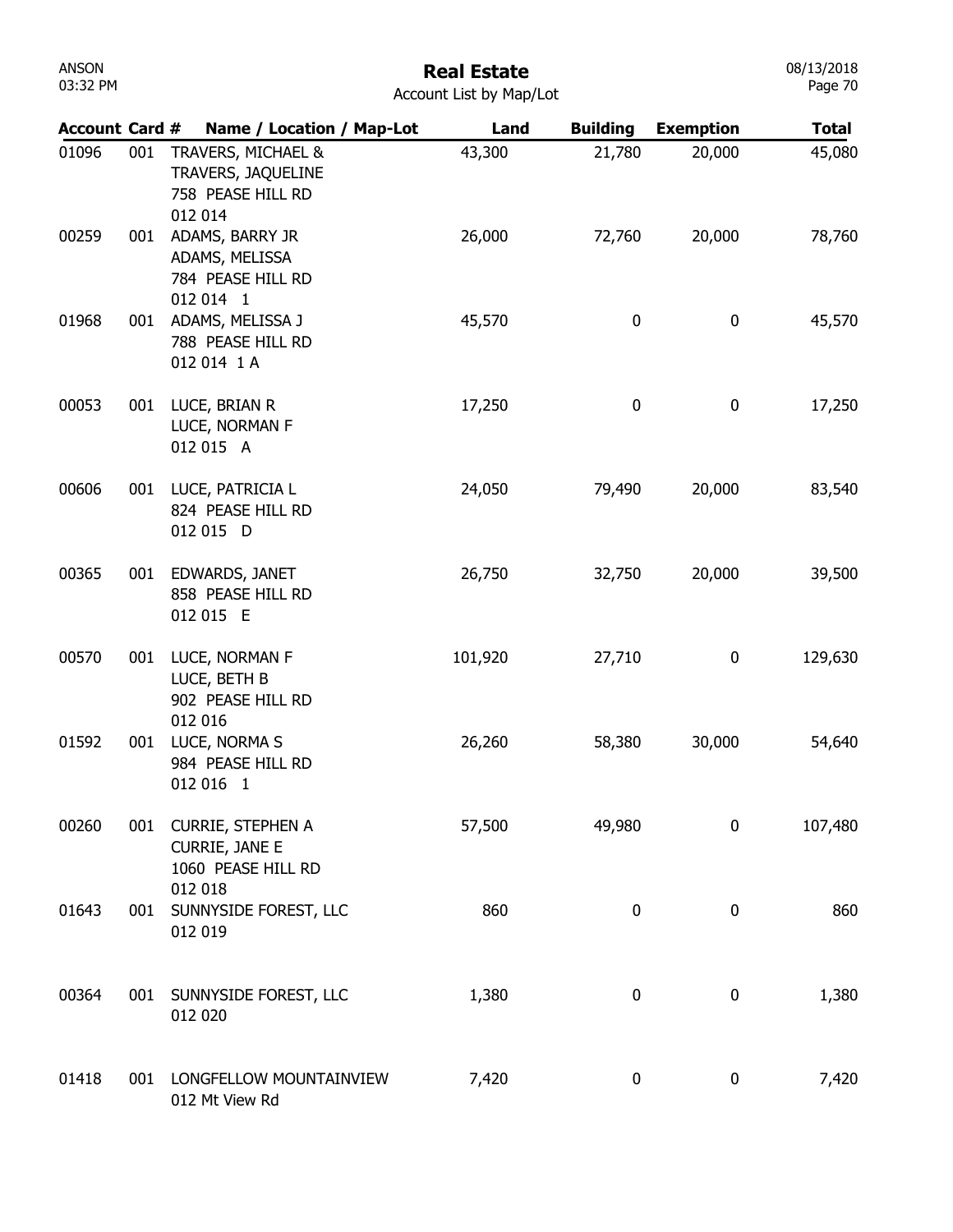# Real Estate

Account List by Map/Lot

| Account | Card # | Name / Location / Map-Lot | Land | Building | Exemption | Total |
|---|---|---|---|---|---|---|
| 01096 | 001 | TRAVERS, MICHAEL & TRAVERS, JAQUELINE 758 PEASE HILL RD 012 014 | 43,300 | 21,780 | 20,000 | 45,080 |
| 00259 | 001 | ADAMS, BARRY JR ADAMS, MELISSA 784 PEASE HILL RD 012 014 1 | 26,000 | 72,760 | 20,000 | 78,760 |
| 01968 | 001 | ADAMS, MELISSA J 788 PEASE HILL RD 012 014 1 A | 45,570 | 0 | 0 | 45,570 |
| 00053 | 001 | LUCE, BRIAN R LUCE, NORMAN F 012 015 A | 17,250 | 0 | 0 | 17,250 |
| 00606 | 001 | LUCE, PATRICIA L 824 PEASE HILL RD 012 015 D | 24,050 | 79,490 | 20,000 | 83,540 |
| 00365 | 001 | EDWARDS, JANET 858 PEASE HILL RD 012 015 E | 26,750 | 32,750 | 20,000 | 39,500 |
| 00570 | 001 | LUCE, NORMAN F LUCE, BETH B 902 PEASE HILL RD 012 016 | 101,920 | 27,710 | 0 | 129,630 |
| 01592 | 001 | LUCE, NORMA S 984 PEASE HILL RD 012 016 1 | 26,260 | 58,380 | 30,000 | 54,640 |
| 00260 | 001 | CURRIE, STEPHEN A CURRIE, JANE E 1060 PEASE HILL RD 012 018 | 57,500 | 49,980 | 0 | 107,480 |
| 01643 | 001 | SUNNYSIDE FOREST, LLC 012 019 | 860 | 0 | 0 | 860 |
| 00364 | 001 | SUNNYSIDE FOREST, LLC 012 020 | 1,380 | 0 | 0 | 1,380 |
| 01418 | 001 | LONGFELLOW MOUNTAINVIEW 012 Mt View Rd | 7,420 | 0 | 0 | 7,420 |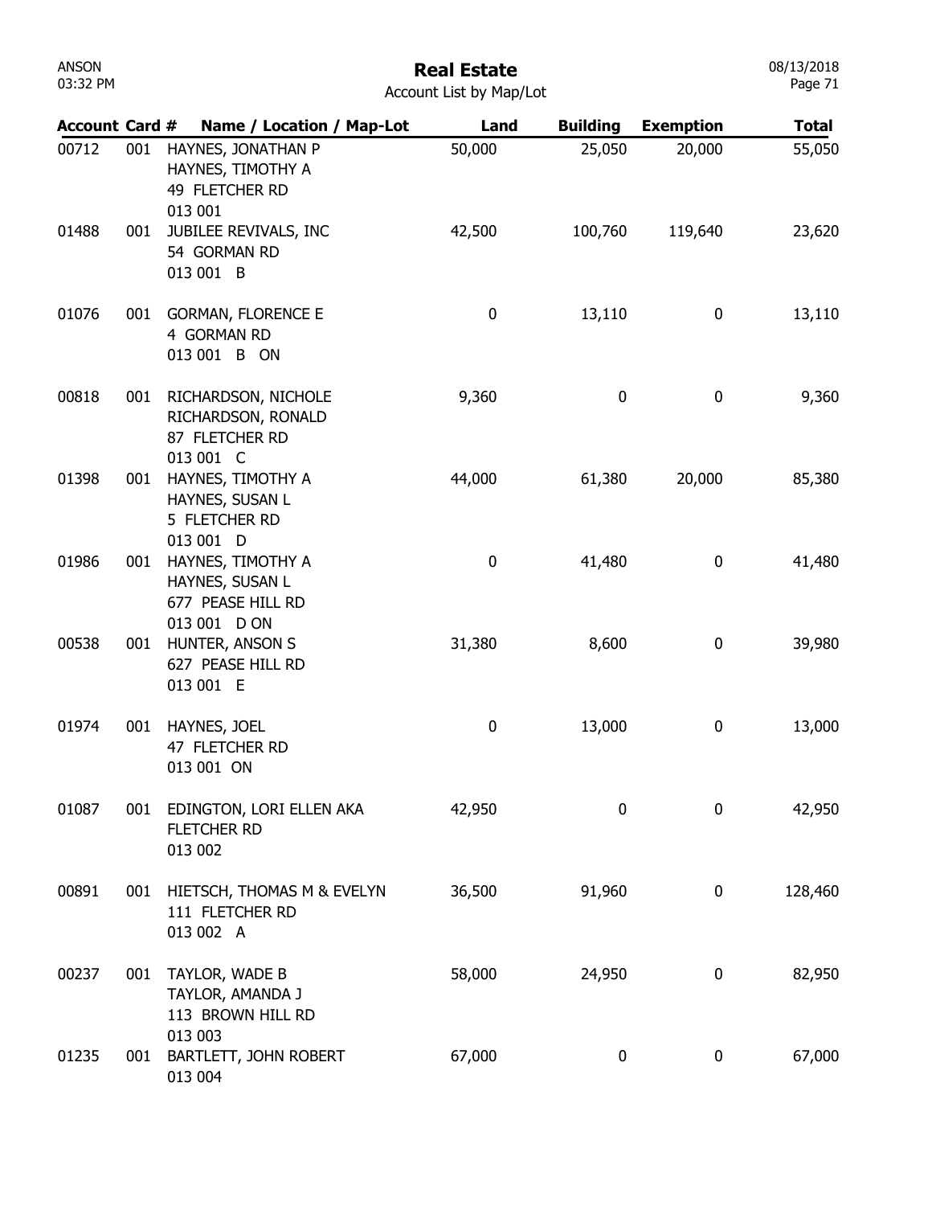# Real Estate

Account List by Map/Lot

| Account | Card # | Name / Location / Map-Lot | Land | Building | Exemption | Total |
|---|---|---|---|---|---|---|
| 00712 | 001 | HAYNES, JONATHAN P<br>HAYNES, TIMOTHY A<br>49 FLETCHER RD<br>013 001 | 50,000 | 25,050 | 20,000 | 55,050 |
| 01488 | 001 | JUBILEE REVIVALS, INC<br>54 GORMAN RD<br>013 001 B | 42,500 | 100,760 | 119,640 | 23,620 |
| 01076 | 001 | GORMAN, FLORENCE E<br>4 GORMAN RD<br>013 001 B ON | 0 | 13,110 | 0 | 13,110 |
| 00818 | 001 | RICHARDSON, NICHOLE<br>RICHARDSON, RONALD<br>87 FLETCHER RD<br>013 001 C | 9,360 | 0 | 0 | 9,360 |
| 01398 | 001 | HAYNES, TIMOTHY A<br>HAYNES, SUSAN L<br>5 FLETCHER RD<br>013 001 D | 44,000 | 61,380 | 20,000 | 85,380 |
| 01986 | 001 | HAYNES, TIMOTHY A<br>HAYNES, SUSAN L<br>677 PEASE HILL RD<br>013 001 D ON | 0 | 41,480 | 0 | 41,480 |
| 00538 | 001 | HUNTER, ANSON S<br>627 PEASE HILL RD<br>013 001 E | 31,380 | 8,600 | 0 | 39,980 |
| 01974 | 001 | HAYNES, JOEL<br>47 FLETCHER RD<br>013 001 ON | 0 | 13,000 | 0 | 13,000 |
| 01087 | 001 | EDINGTON, LORI ELLEN AKA<br>FLETCHER RD<br>013 002 | 42,950 | 0 | 0 | 42,950 |
| 00891 | 001 | HIETSCH, THOMAS M & EVELYN<br>111 FLETCHER RD<br>013 002 A | 36,500 | 91,960 | 0 | 128,460 |
| 00237 | 001 | TAYLOR, WADE B<br>TAYLOR, AMANDA J<br>113 BROWN HILL RD<br>013 003 | 58,000 | 24,950 | 0 | 82,950 |
| 01235 | 001 | BARTLETT, JOHN ROBERT<br>013 004 | 67,000 | 0 | 0 | 67,000 |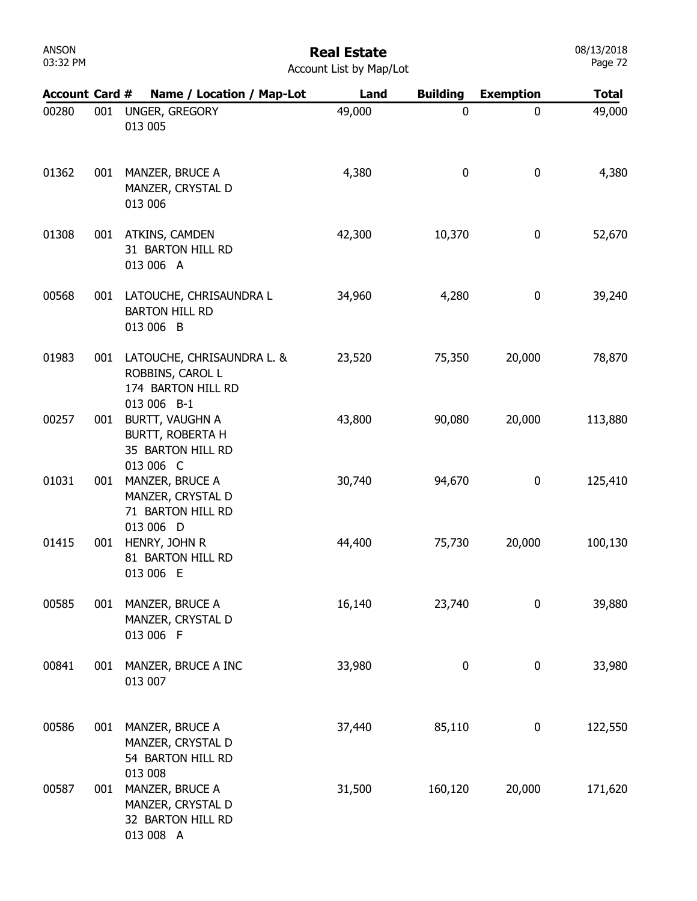# Real Estate

Account List by Map/Lot

| Account | Card # | Name / Location / Map-Lot | Land | Building | Exemption | Total |
|---|---|---|---|---|---|---|
| 00280 | 001 | UNGER, GREGORY<br>013 005 | 49,000 | 0 | 0 | 49,000 |
| 01362 | 001 | MANZER, BRUCE A<br>MANZER, CRYSTAL D<br>013 006 | 4,380 | 0 | 0 | 4,380 |
| 01308 | 001 | ATKINS, CAMDEN<br>31 BARTON HILL RD<br>013 006 A | 42,300 | 10,370 | 0 | 52,670 |
| 00568 | 001 | LATOUCHE, CHRISAUNDRA L<br>BARTON HILL RD<br>013 006 B | 34,960 | 4,280 | 0 | 39,240 |
| 01983 | 001 | LATOUCHE, CHRISAUNDRA L. &<br>ROBBINS, CAROL L<br>174 BARTON HILL RD<br>013 006 B-1 | 23,520 | 75,350 | 20,000 | 78,870 |
| 00257 | 001 | BURTT, VAUGHN A<br>BURTT, ROBERTA H<br>35 BARTON HILL RD<br>013 006 C | 43,800 | 90,080 | 20,000 | 113,880 |
| 01031 | 001 | MANZER, BRUCE A<br>MANZER, CRYSTAL D<br>71 BARTON HILL RD<br>013 006 D | 30,740 | 94,670 | 0 | 125,410 |
| 01415 | 001 | HENRY, JOHN R<br>81 BARTON HILL RD<br>013 006 E | 44,400 | 75,730 | 20,000 | 100,130 |
| 00585 | 001 | MANZER, BRUCE A<br>MANZER, CRYSTAL D<br>013 006 F | 16,140 | 23,740 | 0 | 39,880 |
| 00841 | 001 | MANZER, BRUCE A INC<br>013 007 | 33,980 | 0 | 0 | 33,980 |
| 00586 | 001 | MANZER, BRUCE A<br>MANZER, CRYSTAL D<br>54 BARTON HILL RD<br>013 008 | 37,440 | 85,110 | 0 | 122,550 |
| 00587 | 001 | MANZER, BRUCE A<br>MANZER, CRYSTAL D<br>32 BARTON HILL RD<br>013 008 A | 31,500 | 160,120 | 20,000 | 171,620 |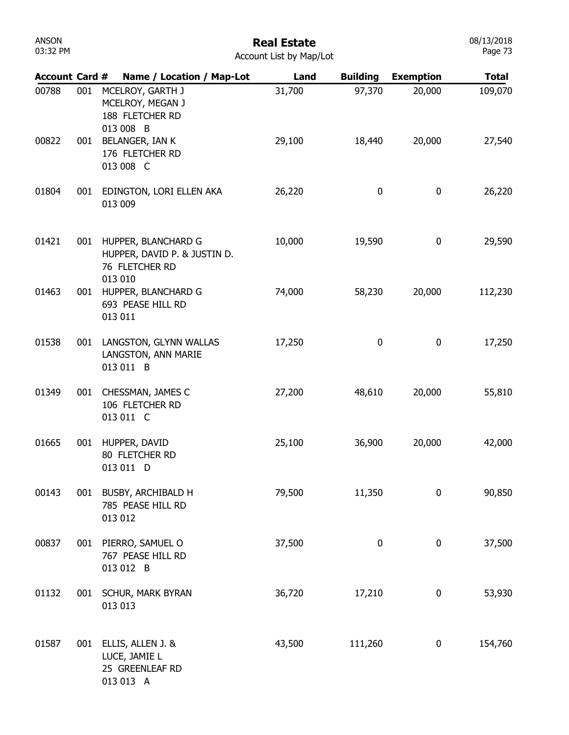# Real Estate

Account List by Map/Lot

| Account | Card # | Name / Location / Map-Lot | Land | Building | Exemption | Total |
|---|---|---|---|---|---|---|
| 00788 | 001 | MCELROY, GARTH J<br>MCELROY, MEGAN J<br>188 FLETCHER RD<br>013 008 B | 31,700 | 97,370 | 20,000 | 109,070 |
| 00822 | 001 | BELANGER, IAN K<br>176 FLETCHER RD<br>013 008 C | 29,100 | 18,440 | 20,000 | 27,540 |
| 01804 | 001 | EDINGTON, LORI ELLEN AKA<br>013 009 | 26,220 | 0 | 0 | 26,220 |
| 01421 | 001 | HUPPER, BLANCHARD G<br>HUPPER, DAVID P. & JUSTIN D.<br>76 FLETCHER RD<br>013 010 | 10,000 | 19,590 | 0 | 29,590 |
| 01463 | 001 | HUPPER, BLANCHARD G<br>693 PEASE HILL RD<br>013 011 | 74,000 | 58,230 | 20,000 | 112,230 |
| 01538 | 001 | LANGSTON, GLYNN WALLAS<br>LANGSTON, ANN MARIE<br>013 011 B | 17,250 | 0 | 0 | 17,250 |
| 01349 | 001 | CHESSMAN, JAMES C<br>106 FLETCHER RD<br>013 011 C | 27,200 | 48,610 | 20,000 | 55,810 |
| 01665 | 001 | HUPPER, DAVID<br>80 FLETCHER RD<br>013 011 D | 25,100 | 36,900 | 20,000 | 42,000 |
| 00143 | 001 | BUSBY, ARCHIBALD H<br>785 PEASE HILL RD<br>013 012 | 79,500 | 11,350 | 0 | 90,850 |
| 00837 | 001 | PIERRO, SAMUEL O<br>767 PEASE HILL RD<br>013 012 B | 37,500 | 0 | 0 | 37,500 |
| 01132 | 001 | SCHUR, MARK BYRAN<br>013 013 | 36,720 | 17,210 | 0 | 53,930 |
| 01587 | 001 | ELLIS, ALLEN J. &<br>LUCE, JAMIE L<br>25 GREENLEAF RD<br>013 013 A | 43,500 | 111,260 | 0 | 154,760 |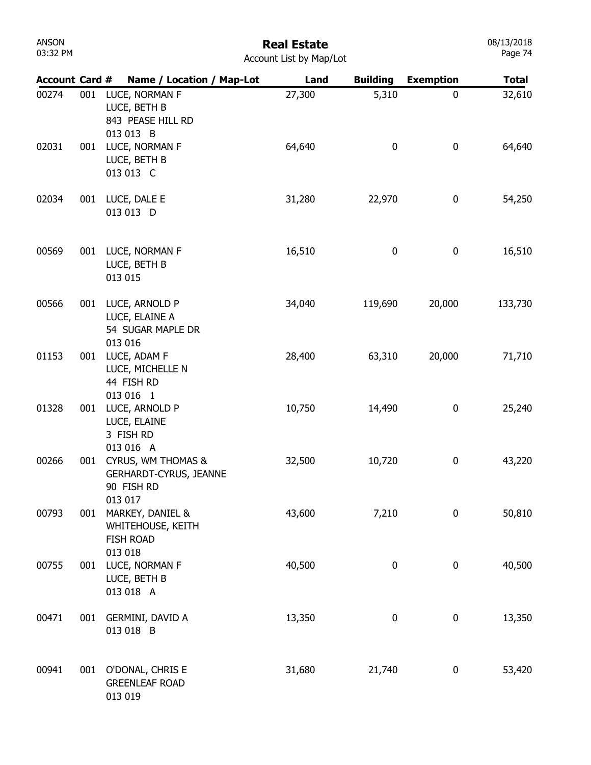# Real Estate

Account List by Map/Lot

| Account | Card # | Name / Location / Map-Lot | Land | Building | Exemption | Total |
|---|---|---|---|---|---|---|
| 00274 | 001 | LUCE, NORMAN F<br>LUCE, BETH B<br>843 PEASE HILL RD<br>013 013 B | 27,300 | 5,310 | 0 | 32,610 |
| 02031 | 001 | LUCE, NORMAN F<br>LUCE, BETH B<br>013 013 C | 64,640 | 0 | 0 | 64,640 |
| 02034 | 001 | LUCE, DALE E<br>013 013 D | 31,280 | 22,970 | 0 | 54,250 |
| 00569 | 001 | LUCE, NORMAN F<br>LUCE, BETH B<br>013 015 | 16,510 | 0 | 0 | 16,510 |
| 00566 | 001 | LUCE, ARNOLD P<br>LUCE, ELAINE A<br>54 SUGAR MAPLE DR<br>013 016 | 34,040 | 119,690 | 20,000 | 133,730 |
| 01153 | 001 | LUCE, ADAM F<br>LUCE, MICHELLE N<br>44 FISH RD<br>013 016 1 | 28,400 | 63,310 | 20,000 | 71,710 |
| 01328 | 001 | LUCE, ARNOLD P<br>LUCE, ELAINE<br>3 FISH RD<br>013 016 A | 10,750 | 14,490 | 0 | 25,240 |
| 00266 | 001 | CYRUS, WM THOMAS &<br>GERHARDT-CYRUS, JEANNE<br>90 FISH RD<br>013 017 | 32,500 | 10,720 | 0 | 43,220 |
| 00793 | 001 | MARKEY, DANIEL &<br>WHITEHOUSE, KEITH<br>FISH ROAD<br>013 018 | 43,600 | 7,210 | 0 | 50,810 |
| 00755 | 001 | LUCE, NORMAN F<br>LUCE, BETH B<br>013 018 A | 40,500 | 0 | 0 | 40,500 |
| 00471 | 001 | GERMINI, DAVID A<br>013 018 B | 13,350 | 0 | 0 | 13,350 |
| 00941 | 001 | O'DONAL, CHRIS E<br>GREENLEAF ROAD<br>013 019 | 31,680 | 21,740 | 0 | 53,420 |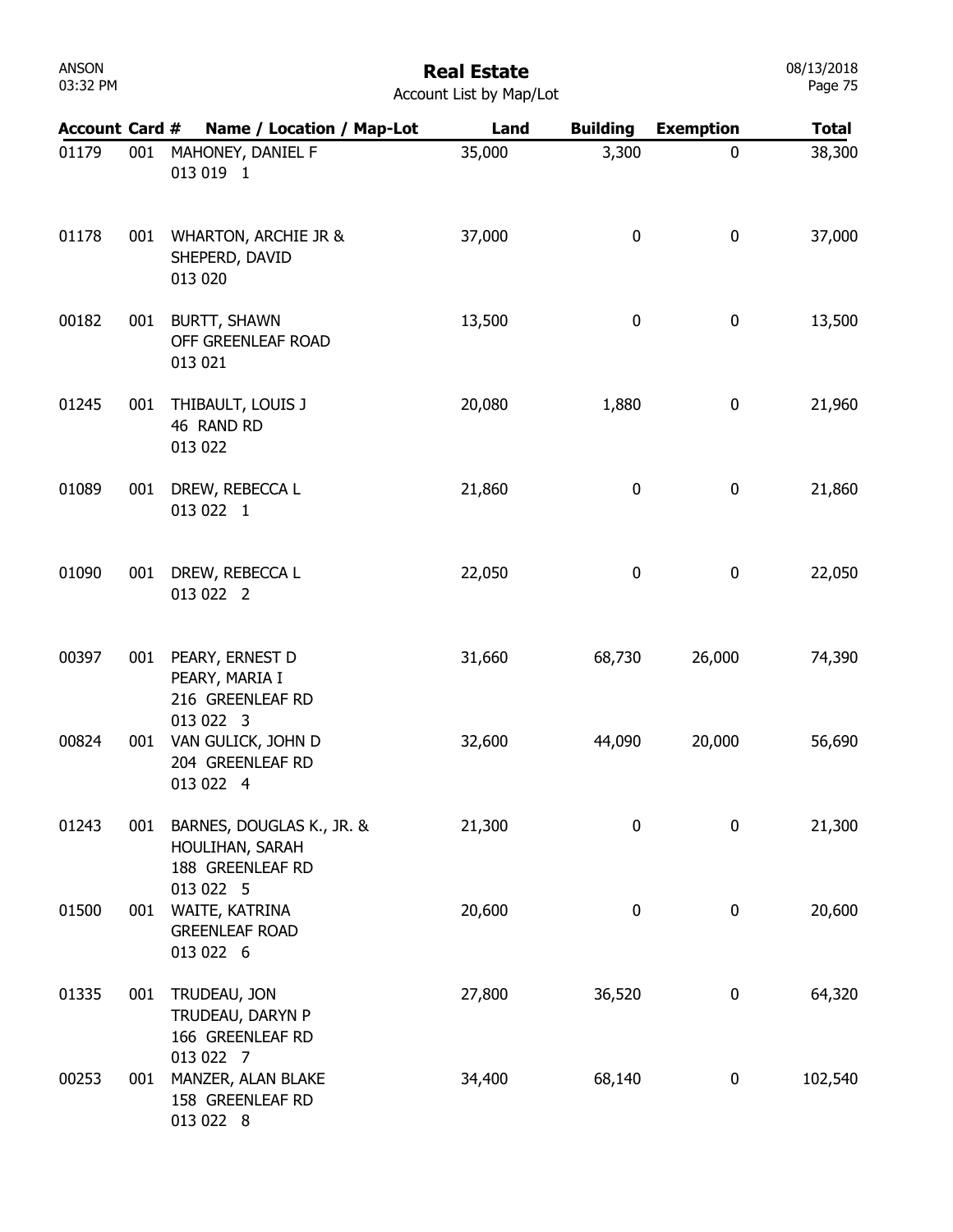# Real Estate

Account List by Map/Lot

| Account | Card # | Name / Location / Map-Lot | Land | Building | Exemption | Total |
|---|---|---|---|---|---|---|
| 01179 | 001 | MAHONEY, DANIEL F<br>013 019 1 | 35,000 | 3,300 | 0 | 38,300 |
| 01178 | 001 | WHARTON, ARCHIE JR &<br>SHEPERD, DAVID<br>013 020 | 37,000 | 0 | 0 | 37,000 |
| 00182 | 001 | BURTT, SHAWN<br>OFF GREENLEAF ROAD<br>013 021 | 13,500 | 0 | 0 | 13,500 |
| 01245 | 001 | THIBAULT, LOUIS J<br>46 RAND RD<br>013 022 | 20,080 | 1,880 | 0 | 21,960 |
| 01089 | 001 | DREW, REBECCA L<br>013 022 1 | 21,860 | 0 | 0 | 21,860 |
| 01090 | 001 | DREW, REBECCA L<br>013 022 2 | 22,050 | 0 | 0 | 22,050 |
| 00397 | 001 | PEARY, ERNEST D<br>PEARY, MARIA I<br>216 GREENLEAF RD<br>013 022 3 | 31,660 | 68,730 | 26,000 | 74,390 |
| 00824 | 001 | VAN GULICK, JOHN D<br>204 GREENLEAF RD<br>013 022 4 | 32,600 | 44,090 | 20,000 | 56,690 |
| 01243 | 001 | BARNES, DOUGLAS K., JR. &<br>HOULIHAN, SARAH<br>188 GREENLEAF RD<br>013 022 5 | 21,300 | 0 | 0 | 21,300 |
| 01500 | 001 | WAITE, KATRINA<br>GREENLEAF ROAD<br>013 022 6 | 20,600 | 0 | 0 | 20,600 |
| 01335 | 001 | TRUDEAU, JON<br>TRUDEAU, DARYN P<br>166 GREENLEAF RD<br>013 022 7 | 27,800 | 36,520 | 0 | 64,320 |
| 00253 | 001 | MANZER, ALAN BLAKE<br>158 GREENLEAF RD<br>013 022 8 | 34,400 | 68,140 | 0 | 102,540 |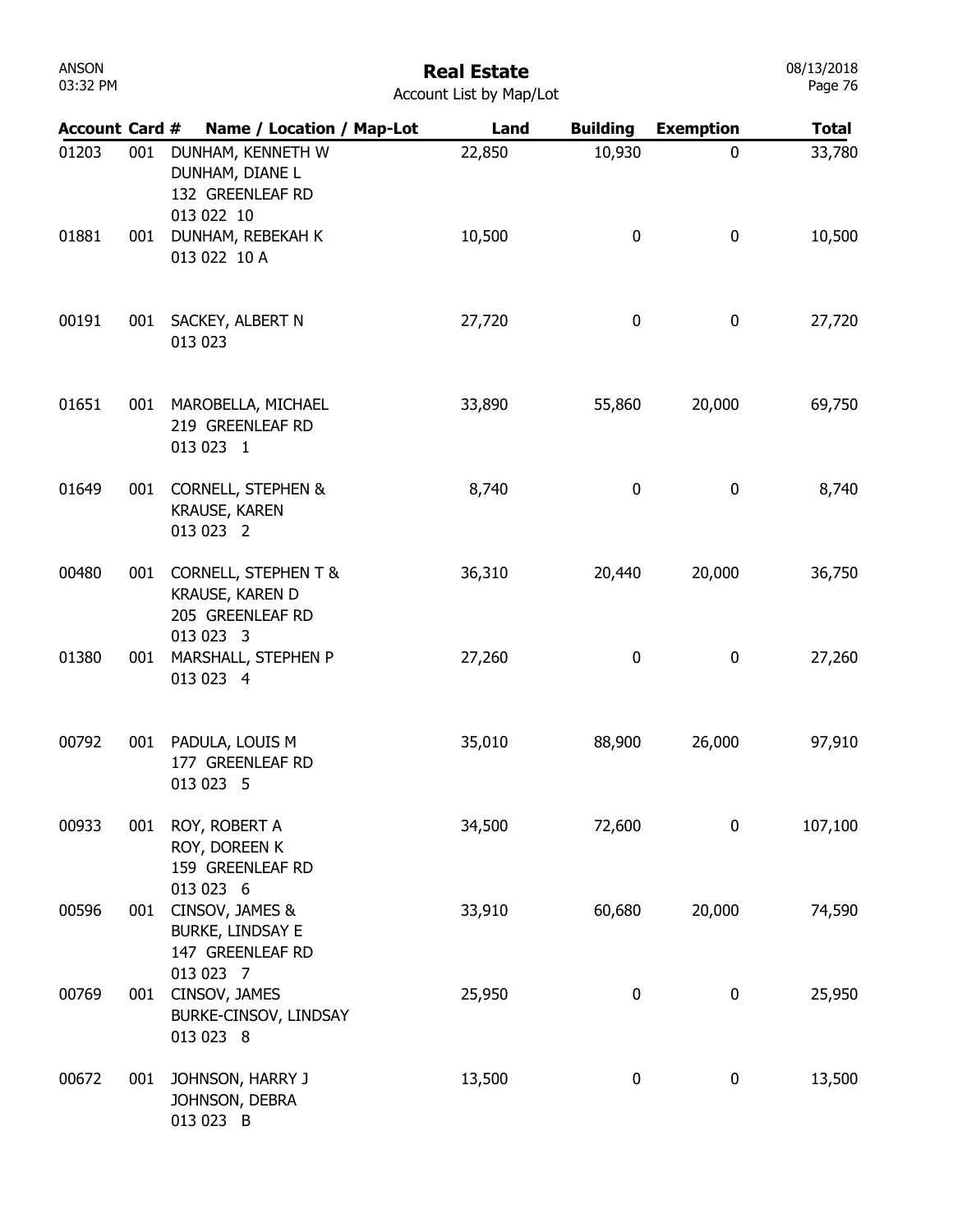# Real Estate

Account List by Map/Lot

ANSON
03:32 PM

08/13/2018

| Account | Card # | Name / Location / Map-Lot | Land | Building | Exemption | Total |
|---|---|---|---|---|---|---|
| 01203 | 001 | DUNHAM, KENNETH W<br>DUNHAM, DIANE L<br>132 GREENLEAF RD<br>013 022 10 | 22,850 | 10,930 | 0 | 33,780 |
| 01881 | 001 | DUNHAM, REBEKAH K<br>013 022 10 A | 10,500 | 0 | 0 | 10,500 |
| 00191 | 001 | SACKEY, ALBERT N<br>013 023 | 27,720 | 0 | 0 | 27,720 |
| 01651 | 001 | MAROBELLA, MICHAEL<br>219 GREENLEAF RD<br>013 023 1 | 33,890 | 55,860 | 20,000 | 69,750 |
| 01649 | 001 | CORNELL, STEPHEN &<br>KRAUSE, KAREN<br>013 023 2 | 8,740 | 0 | 0 | 8,740 |
| 00480 | 001 | CORNELL, STEPHEN T &<br>KRAUSE, KAREN D<br>205 GREENLEAF RD<br>013 023 3 | 36,310 | 20,440 | 20,000 | 36,750 |
| 01380 | 001 | MARSHALL, STEPHEN P<br>013 023 4 | 27,260 | 0 | 0 | 27,260 |
| 00792 | 001 | PADULA, LOUIS M<br>177 GREENLEAF RD<br>013 023 5 | 35,010 | 88,900 | 26,000 | 97,910 |
| 00933 | 001 | ROY, ROBERT A<br>ROY, DOREEN K<br>159 GREENLEAF RD<br>013 023 6 | 34,500 | 72,600 | 0 | 107,100 |
| 00596 | 001 | CINSOV, JAMES &<br>BURKE, LINDSAY E<br>147 GREENLEAF RD<br>013 023 7 | 33,910 | 60,680 | 20,000 | 74,590 |
| 00769 | 001 | CINSOV, JAMES<br>BURKE-CINSOV, LINDSAY<br>013 023 8 | 25,950 | 0 | 0 | 25,950 |
| 00672 | 001 | JOHNSON, HARRY J<br>JOHNSON, DEBRA<br>013 023 B | 13,500 | 0 | 0 | 13,500 |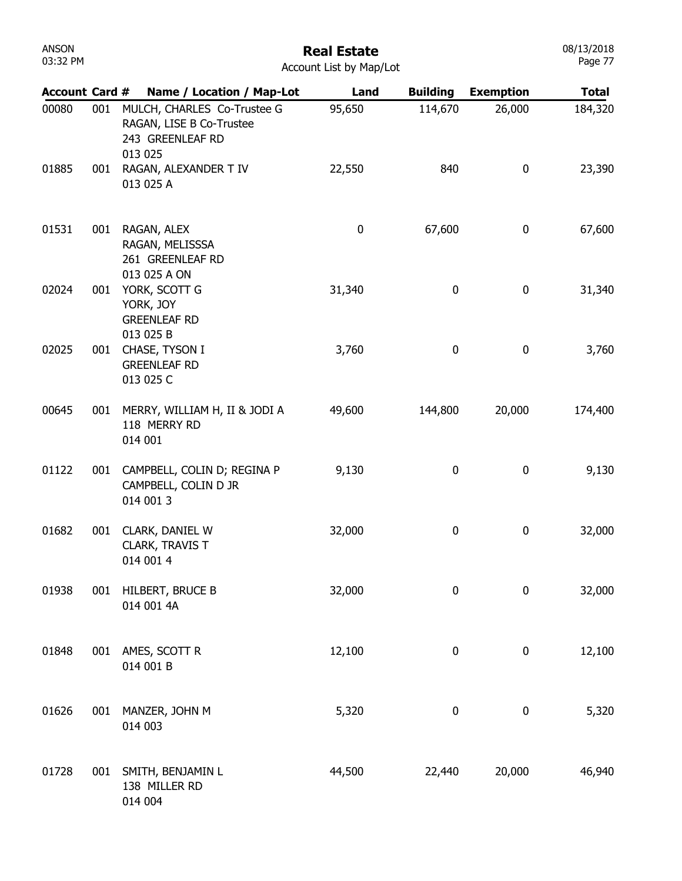# Real Estate

Account List by Map/Lot

| Account | Card # | Name / Location / Map-Lot | Land | Building | Exemption | Total |
|---|---|---|---|---|---|---|
| 00080 | 001 | MULCH, CHARLES Co-Trustee G<br>RAGAN, LISE B Co-Trustee<br>243 GREENLEAF RD<br>013 025 | 95,650 | 114,670 | 26,000 | 184,320 |
| 01885 | 001 | RAGAN, ALEXANDER T IV<br>013 025 A | 22,550 | 840 | 0 | 23,390 |
| 01531 | 001 | RAGAN, ALEX<br>RAGAN, MELISSSA<br>261 GREENLEAF RD<br>013 025 A ON | 0 | 67,600 | 0 | 67,600 |
| 02024 | 001 | YORK, SCOTT G<br>YORK, JOY<br>GREENLEAF RD<br>013 025 B | 31,340 | 0 | 0 | 31,340 |
| 02025 | 001 | CHASE, TYSON I<br>GREENLEAF RD<br>013 025 C | 3,760 | 0 | 0 | 3,760 |
| 00645 | 001 | MERRY, WILLIAM H, II & JODI A<br>118 MERRY RD<br>014 001 | 49,600 | 144,800 | 20,000 | 174,400 |
| 01122 | 001 | CAMPBELL, COLIN D; REGINA P<br>CAMPBELL, COLIN D JR<br>014 001 3 | 9,130 | 0 | 0 | 9,130 |
| 01682 | 001 | CLARK, DANIEL W<br>CLARK, TRAVIS T<br>014 001 4 | 32,000 | 0 | 0 | 32,000 |
| 01938 | 001 | HILBERT, BRUCE B<br>014 001 4A | 32,000 | 0 | 0 | 32,000 |
| 01848 | 001 | AMES, SCOTT R<br>014 001 B | 12,100 | 0 | 0 | 12,100 |
| 01626 | 001 | MANZER, JOHN M<br>014 003 | 5,320 | 0 | 0 | 5,320 |
| 01728 | 001 | SMITH, BENJAMIN L<br>138 MILLER RD<br>014 004 | 44,500 | 22,440 | 20,000 | 46,940 |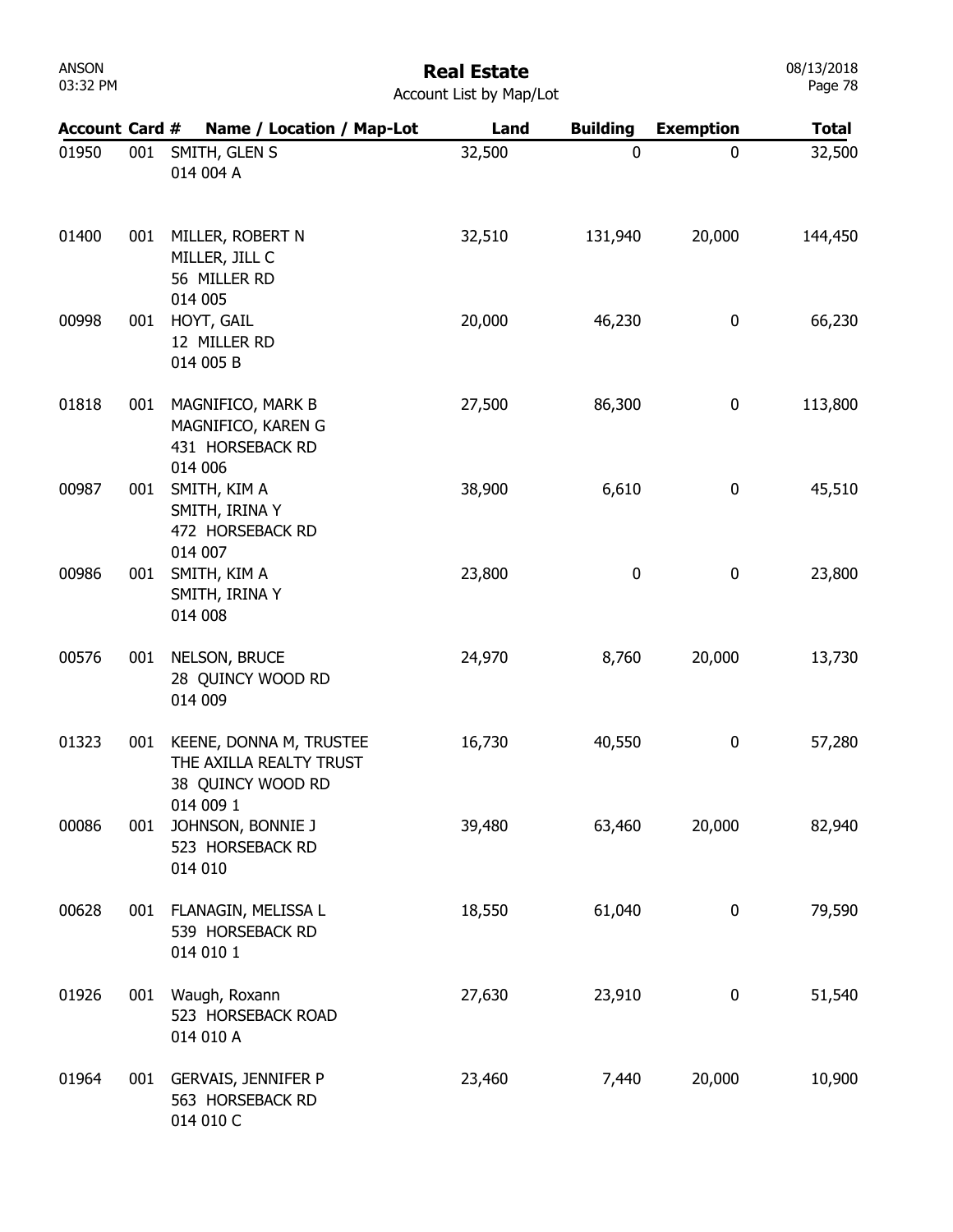# Real Estate

Account List by Map/Lot

| Account | Card # | Name / Location / Map-Lot | Land | Building | Exemption | Total |
|---|---|---|---|---|---|---|
| 01950 | 001 | SMITH, GLEN S<br>014 004 A | 32,500 | 0 | 0 | 32,500 |
| 01400 | 001 | MILLER, ROBERT N<br>MILLER, JILL C<br>56 MILLER RD<br>014 005 | 32,510 | 131,940 | 20,000 | 144,450 |
| 00998 | 001 | HOYT, GAIL<br>12 MILLER RD<br>014 005 B | 20,000 | 46,230 | 0 | 66,230 |
| 01818 | 001 | MAGNIFICO, MARK B<br>MAGNIFICO, KAREN G<br>431 HORSEBACK RD<br>014 006 | 27,500 | 86,300 | 0 | 113,800 |
| 00987 | 001 | SMITH, KIM A<br>SMITH, IRINA Y<br>472 HORSEBACK RD<br>014 007 | 38,900 | 6,610 | 0 | 45,510 |
| 00986 | 001 | SMITH, KIM A<br>SMITH, IRINA Y<br>014 008 | 23,800 | 0 | 0 | 23,800 |
| 00576 | 001 | NELSON, BRUCE<br>28 QUINCY WOOD RD<br>014 009 | 24,970 | 8,760 | 20,000 | 13,730 |
| 01323 | 001 | KEENE, DONNA M, TRUSTEE<br>THE AXILLA REALTY TRUST<br>38 QUINCY WOOD RD<br>014 009 1 | 16,730 | 40,550 | 0 | 57,280 |
| 00086 | 001 | JOHNSON, BONNIE J<br>523 HORSEBACK RD<br>014 010 | 39,480 | 63,460 | 20,000 | 82,940 |
| 00628 | 001 | FLANAGIN, MELISSA L<br>539 HORSEBACK RD<br>014 010 1 | 18,550 | 61,040 | 0 | 79,590 |
| 01926 | 001 | Waugh, Roxann<br>523 HORSEBACK ROAD<br>014 010 A | 27,630 | 23,910 | 0 | 51,540 |
| 01964 | 001 | GERVAIS, JENNIFER P<br>563 HORSEBACK RD<br>014 010 C | 23,460 | 7,440 | 20,000 | 10,900 |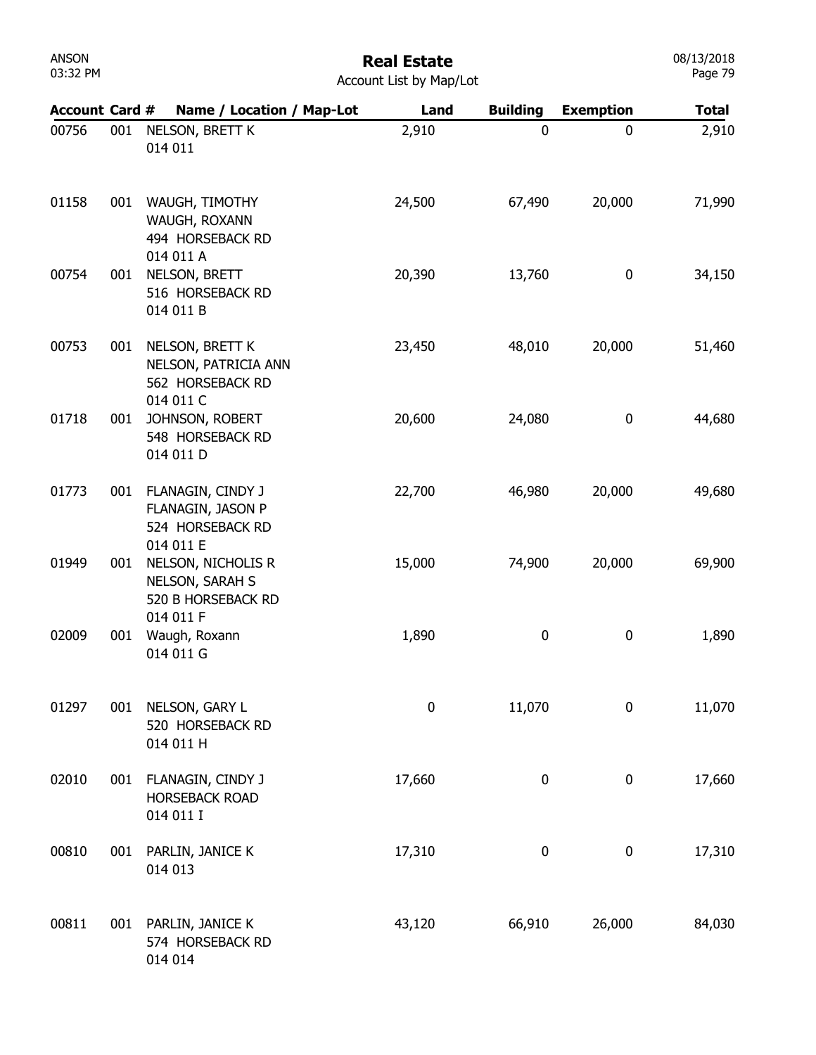# Real Estate

Account List by Map/Lot

| Account | Card # | Name / Location / Map-Lot | Land | Building | Exemption | Total |
|---|---|---|---|---|---|---|
| 00756 | 001 | NELSON, BRETT K<br>014 011 | 2,910 | 0 | 0 | 2,910 |
| 01158 | 001 | WAUGH, TIMOTHY<br>WAUGH, ROXANN<br>494 HORSEBACK RD<br>014 011 A | 24,500 | 67,490 | 20,000 | 71,990 |
| 00754 | 001 | NELSON, BRETT<br>516 HORSEBACK RD<br>014 011 B | 20,390 | 13,760 | 0 | 34,150 |
| 00753 | 001 | NELSON, BRETT K<br>NELSON, PATRICIA ANN<br>562 HORSEBACK RD<br>014 011 C | 23,450 | 48,010 | 20,000 | 51,460 |
| 01718 | 001 | JOHNSON, ROBERT<br>548 HORSEBACK RD<br>014 011 D | 20,600 | 24,080 | 0 | 44,680 |
| 01773 | 001 | FLANAGIN, CINDY J<br>FLANAGIN, JASON P<br>524 HORSEBACK RD<br>014 011 E | 22,700 | 46,980 | 20,000 | 49,680 |
| 01949 | 001 | NELSON, NICHOLIS R<br>NELSON, SARAH S<br>520 B HORSEBACK RD<br>014 011 F | 15,000 | 74,900 | 20,000 | 69,900 |
| 02009 | 001 | Waugh, Roxann<br>014 011 G | 1,890 | 0 | 0 | 1,890 |
| 01297 | 001 | NELSON, GARY L<br>520 HORSEBACK RD<br>014 011 H | 0 | 11,070 | 0 | 11,070 |
| 02010 | 001 | FLANAGIN, CINDY J<br>HORSEBACK ROAD<br>014 011 I | 17,660 | 0 | 0 | 17,660 |
| 00810 | 001 | PARLIN, JANICE K<br>014 013 | 17,310 | 0 | 0 | 17,310 |
| 00811 | 001 | PARLIN, JANICE K<br>574 HORSEBACK RD<br>014 014 | 43,120 | 66,910 | 26,000 | 84,030 |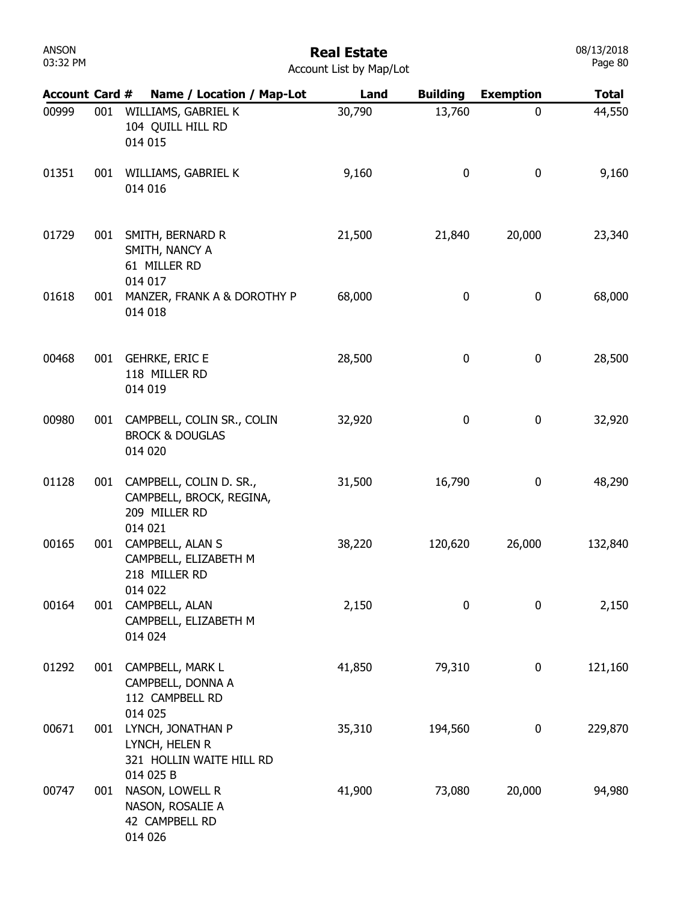# Real Estate

Account List by Map/Lot

| Account | Card # | Name / Location / Map-Lot | Land | Building | Exemption | Total |
|---|---|---|---|---|---|---|
| 00999 | 001 | WILLIAMS, GABRIEL K<br>104 QUILL HILL RD<br>014 015 | 30,790 | 13,760 | 0 | 44,550 |
| 01351 | 001 | WILLIAMS, GABRIEL K<br>014 016 | 9,160 | 0 | 0 | 9,160 |
| 01729 | 001 | SMITH, BERNARD R<br>SMITH, NANCY A<br>61 MILLER RD<br>014 017 | 21,500 | 21,840 | 20,000 | 23,340 |
| 01618 | 001 | MANZER, FRANK A & DOROTHY P<br>014 018 | 68,000 | 0 | 0 | 68,000 |
| 00468 | 001 | GEHRKE, ERIC E<br>118 MILLER RD<br>014 019 | 28,500 | 0 | 0 | 28,500 |
| 00980 | 001 | CAMPBELL, COLIN SR., COLIN<br>BROCK & DOUGLAS<br>014 020 | 32,920 | 0 | 0 | 32,920 |
| 01128 | 001 | CAMPBELL, COLIN D. SR.,<br>CAMPBELL, BROCK, REGINA,<br>209 MILLER RD<br>014 021 | 31,500 | 16,790 | 0 | 48,290 |
| 00165 | 001 | CAMPBELL, ALAN S<br>CAMPBELL, ELIZABETH M<br>218 MILLER RD<br>014 022 | 38,220 | 120,620 | 26,000 | 132,840 |
| 00164 | 001 | CAMPBELL, ALAN<br>CAMPBELL, ELIZABETH M<br>014 024 | 2,150 | 0 | 0 | 2,150 |
| 01292 | 001 | CAMPBELL, MARK L<br>CAMPBELL, DONNA A<br>112 CAMPBELL RD<br>014 025 | 41,850 | 79,310 | 0 | 121,160 |
| 00671 | 001 | LYNCH, JONATHAN P<br>LYNCH, HELEN R<br>321 HOLLIN WAITE HILL RD<br>014 025 B | 35,310 | 194,560 | 0 | 229,870 |
| 00747 | 001 | NASON, LOWELL R<br>NASON, ROSALIE A<br>42 CAMPBELL RD<br>014 026 | 41,900 | 73,080 | 20,000 | 94,980 |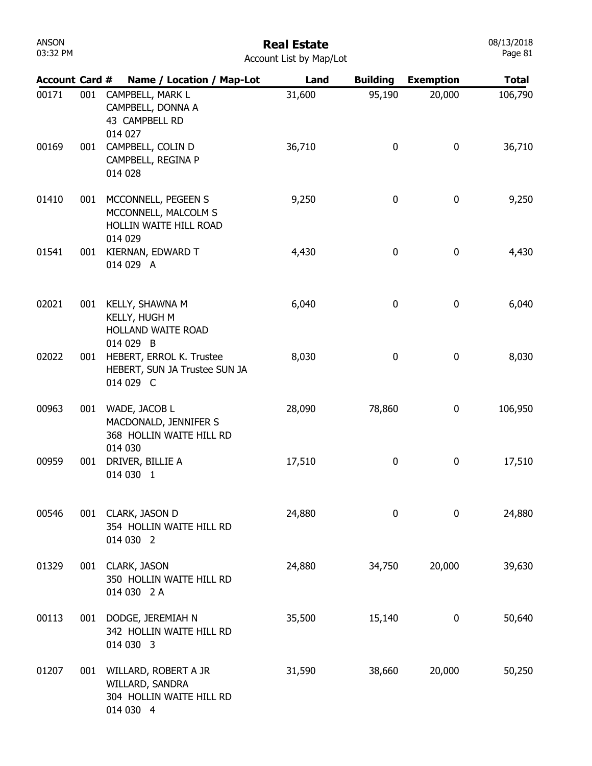# Real Estate

Account List by Map/Lot

| Account | Card # | Name / Location / Map-Lot | Land | Building | Exemption | Total |
|---|---|---|---|---|---|---|
| 00171 | 001 | CAMPBELL, MARK L<br>CAMPBELL, DONNA A<br>43 CAMPBELL RD<br>014 027 | 31,600 | 95,190 | 20,000 | 106,790 |
| 00169 | 001 | CAMPBELL, COLIN D<br>CAMPBELL, REGINA P<br>014 028 | 36,710 | 0 | 0 | 36,710 |
| 01410 | 001 | MCCONNELL, PEGEEN S<br>MCCONNELL, MALCOLM S<br>HOLLIN WAITE HILL ROAD<br>014 029 | 9,250 | 0 | 0 | 9,250 |
| 01541 | 001 | KIERNAN, EDWARD T<br>014 029 A | 4,430 | 0 | 0 | 4,430 |
| 02021 | 001 | KELLY, SHAWNA M<br>KELLY, HUGH M<br>HOLLAND WAITE ROAD<br>014 029 B | 6,040 | 0 | 0 | 6,040 |
| 02022 | 001 | HEBERT, ERROL K. Trustee<br>HEBERT, SUN JA Trustee SUN JA<br>014 029 C | 8,030 | 0 | 0 | 8,030 |
| 00963 | 001 | WADE, JACOB L<br>MACDONALD, JENNIFER S<br>368 HOLLIN WAITE HILL RD<br>014 030 | 28,090 | 78,860 | 0 | 106,950 |
| 00959 | 001 | DRIVER, BILLIE A<br>014 030 1 | 17,510 | 0 | 0 | 17,510 |
| 00546 | 001 | CLARK, JASON D<br>354 HOLLIN WAITE HILL RD<br>014 030 2 | 24,880 | 0 | 0 | 24,880 |
| 01329 | 001 | CLARK, JASON<br>350 HOLLIN WAITE HILL RD<br>014 030 2 A | 24,880 | 34,750 | 20,000 | 39,630 |
| 00113 | 001 | DODGE, JEREMIAH N<br>342 HOLLIN WAITE HILL RD<br>014 030 3 | 35,500 | 15,140 | 0 | 50,640 |
| 01207 | 001 | WILLARD, ROBERT A JR<br>WILLARD, SANDRA<br>304 HOLLIN WAITE HILL RD<br>014 030 4 | 31,590 | 38,660 | 20,000 | 50,250 |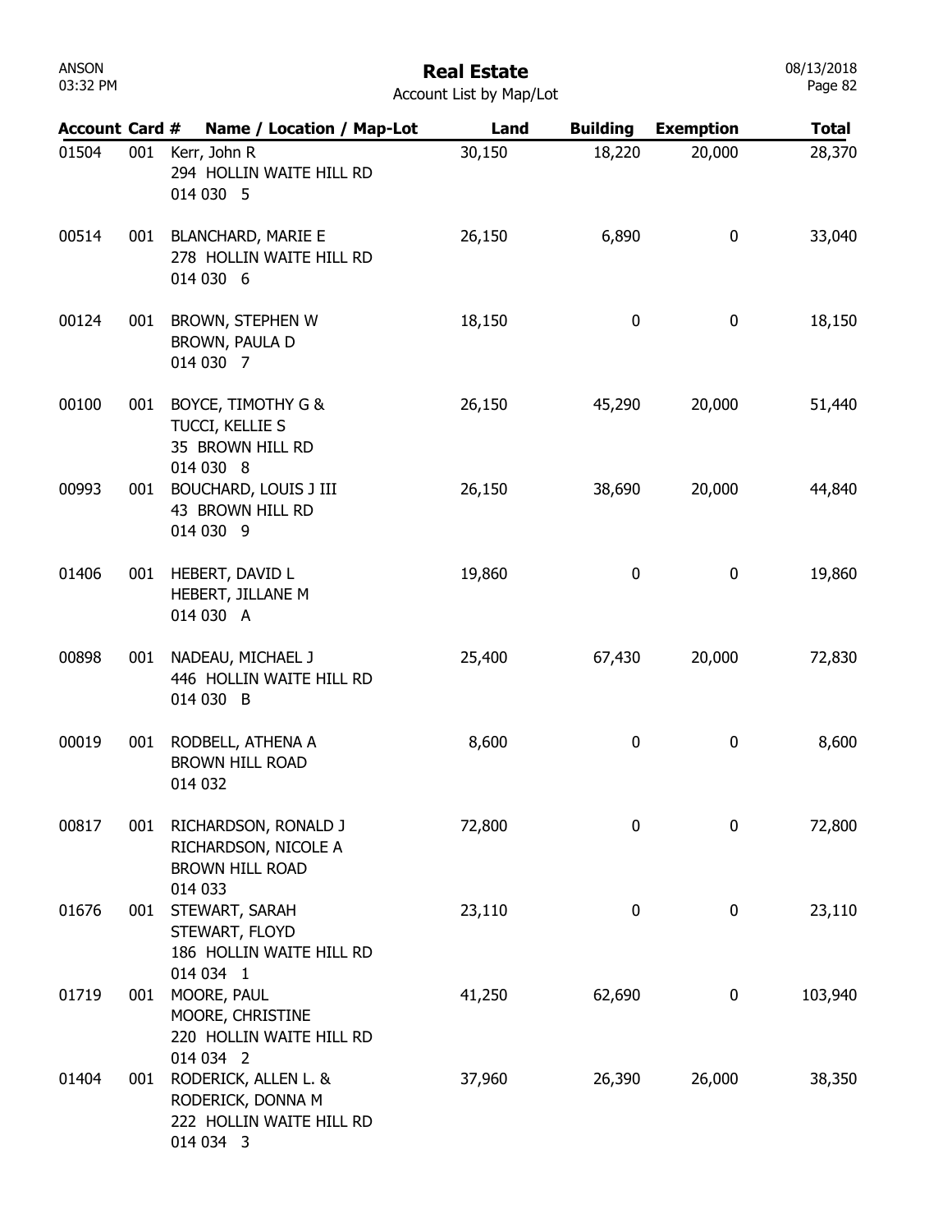# Real Estate

Account List by Map/Lot

| Account | Card # | Name / Location / Map-Lot | Land | Building | Exemption | Total |
|---|---|---|---|---|---|---|
| 01504 | 001 | Kerr, John R<br>294 HOLLIN WAITE HILL RD<br>014 030 5 | 30,150 | 18,220 | 20,000 | 28,370 |
| 00514 | 001 | BLANCHARD, MARIE E<br>278 HOLLIN WAITE HILL RD<br>014 030 6 | 26,150 | 6,890 | 0 | 33,040 |
| 00124 | 001 | BROWN, STEPHEN W<br>BROWN, PAULA D<br>014 030 7 | 18,150 | 0 | 0 | 18,150 |
| 00100 | 001 | BOYCE, TIMOTHY G &<br>TUCCI, KELLIE S<br>35 BROWN HILL RD<br>014 030 8 | 26,150 | 45,290 | 20,000 | 51,440 |
| 00993 | 001 | BOUCHARD, LOUIS J III<br>43 BROWN HILL RD<br>014 030 9 | 26,150 | 38,690 | 20,000 | 44,840 |
| 01406 | 001 | HEBERT, DAVID L<br>HEBERT, JILLANE M<br>014 030 A | 19,860 | 0 | 0 | 19,860 |
| 00898 | 001 | NADEAU, MICHAEL J<br>446 HOLLIN WAITE HILL RD<br>014 030 B | 25,400 | 67,430 | 20,000 | 72,830 |
| 00019 | 001 | RODBELL, ATHENA A<br>BROWN HILL ROAD<br>014 032 | 8,600 | 0 | 0 | 8,600 |
| 00817 | 001 | RICHARDSON, RONALD J<br>RICHARDSON, NICOLE A<br>BROWN HILL ROAD<br>014 033 | 72,800 | 0 | 0 | 72,800 |
| 01676 | 001 | STEWART, SARAH<br>STEWART, FLOYD<br>186 HOLLIN WAITE HILL RD<br>014 034 1 | 23,110 | 0 | 0 | 23,110 |
| 01719 | 001 | MOORE, PAUL<br>MOORE, CHRISTINE<br>220 HOLLIN WAITE HILL RD<br>014 034 2 | 41,250 | 62,690 | 0 | 103,940 |
| 01404 | 001 | RODERICK, ALLEN L. &<br>RODERICK, DONNA M<br>222 HOLLIN WAITE HILL RD<br>014 034 3 | 37,960 | 26,390 | 26,000 | 38,350 |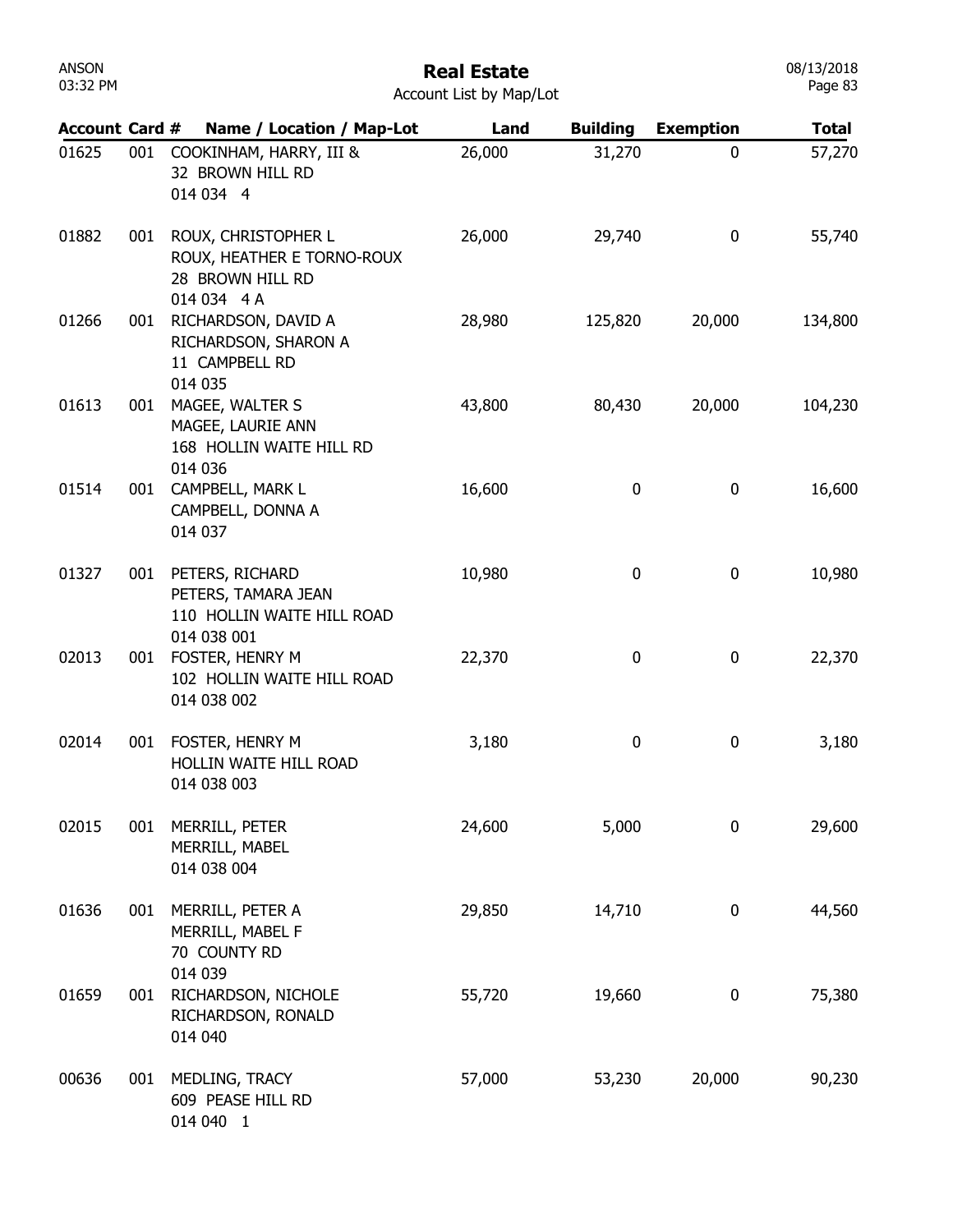# Real Estate

Account List by Map/Lot

| Account | Card # | Name / Location / Map-Lot | Land | Building | Exemption | Total |
|---|---|---|---|---|---|---|
| 01625 | 001 | COOKINHAM, HARRY, III &<br>32 BROWN HILL RD<br>014 034 4 | 26,000 | 31,270 | 0 | 57,270 |
| 01882 | 001 | ROUX, CHRISTOPHER L<br>ROUX, HEATHER E TORNO-ROUX<br>28 BROWN HILL RD<br>014 034 4 A | 26,000 | 29,740 | 0 | 55,740 |
| 01266 | 001 | RICHARDSON, DAVID A<br>RICHARDSON, SHARON A<br>11 CAMPBELL RD<br>014 035 | 28,980 | 125,820 | 20,000 | 134,800 |
| 01613 | 001 | MAGEE, WALTER S<br>MAGEE, LAURIE ANN<br>168 HOLLIN WAITE HILL RD<br>014 036 | 43,800 | 80,430 | 20,000 | 104,230 |
| 01514 | 001 | CAMPBELL, MARK L<br>CAMPBELL, DONNA A<br>014 037 | 16,600 | 0 | 0 | 16,600 |
| 01327 | 001 | PETERS, RICHARD<br>PETERS, TAMARA JEAN<br>110 HOLLIN WAITE HILL ROAD<br>014 038 001 | 10,980 | 0 | 0 | 10,980 |
| 02013 | 001 | FOSTER, HENRY M<br>102 HOLLIN WAITE HILL ROAD<br>014 038 002 | 22,370 | 0 | 0 | 22,370 |
| 02014 | 001 | FOSTER, HENRY M<br>HOLLIN WAITE HILL ROAD<br>014 038 003 | 3,180 | 0 | 0 | 3,180 |
| 02015 | 001 | MERRILL, PETER<br>MERRILL, MABEL<br>014 038 004 | 24,600 | 5,000 | 0 | 29,600 |
| 01636 | 001 | MERRILL, PETER A<br>MERRILL, MABEL F<br>70 COUNTY RD<br>014 039 | 29,850 | 14,710 | 0 | 44,560 |
| 01659 | 001 | RICHARDSON, NICHOLE<br>RICHARDSON, RONALD<br>014 040 | 55,720 | 19,660 | 0 | 75,380 |
| 00636 | 001 | MEDLING, TRACY<br>609 PEASE HILL RD<br>014 040 1 | 57,000 | 53,230 | 20,000 | 90,230 |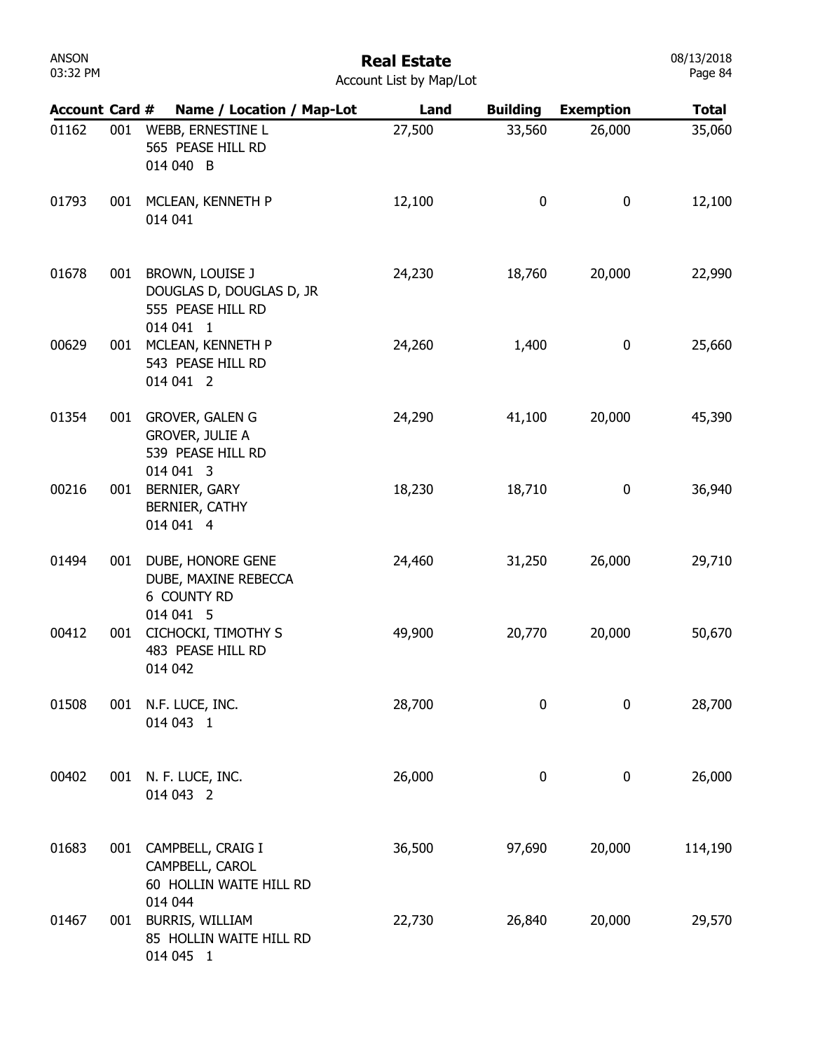# Real Estate

Account List by Map/Lot

| Account | Card # | Name / Location / Map-Lot | Land | Building | Exemption | Total |
|---|---|---|---|---|---|---|
| 01162 | 001 | WEBB, ERNESTINE L<br>565 PEASE HILL RD<br>014 040 B | 27,500 | 33,560 | 26,000 | 35,060 |
| 01793 | 001 | MCLEAN, KENNETH P<br>014 041 | 12,100 | 0 | 0 | 12,100 |
| 01678 | 001 | BROWN, LOUISE J<br>DOUGLAS D, DOUGLAS D, JR<br>555 PEASE HILL RD<br>014 041 1 | 24,230 | 18,760 | 20,000 | 22,990 |
| 00629 | 001 | MCLEAN, KENNETH P<br>543 PEASE HILL RD<br>014 041 2 | 24,260 | 1,400 | 0 | 25,660 |
| 01354 | 001 | GROVER, GALEN G<br>GROVER, JULIE A<br>539 PEASE HILL RD<br>014 041 3 | 24,290 | 41,100 | 20,000 | 45,390 |
| 00216 | 001 | BERNIER, GARY<br>BERNIER, CATHY<br>014 041 4 | 18,230 | 18,710 | 0 | 36,940 |
| 01494 | 001 | DUBE, HONORE GENE<br>DUBE, MAXINE REBECCA<br>6 COUNTY RD<br>014 041 5 | 24,460 | 31,250 | 26,000 | 29,710 |
| 00412 | 001 | CICHOCKI, TIMOTHY S<br>483 PEASE HILL RD<br>014 042 | 49,900 | 20,770 | 20,000 | 50,670 |
| 01508 | 001 | N.F. LUCE, INC.<br>014 043 1 | 28,700 | 0 | 0 | 28,700 |
| 00402 | 001 | N. F. LUCE, INC.<br>014 043 2 | 26,000 | 0 | 0 | 26,000 |
| 01683 | 001 | CAMPBELL, CRAIG I<br>CAMPBELL, CAROL<br>60 HOLLIN WAITE HILL RD<br>014 044 | 36,500 | 97,690 | 20,000 | 114,190 |
| 01467 | 001 | BURRIS, WILLIAM<br>85 HOLLIN WAITE HILL RD<br>014 045 1 | 22,730 | 26,840 | 20,000 | 29,570 |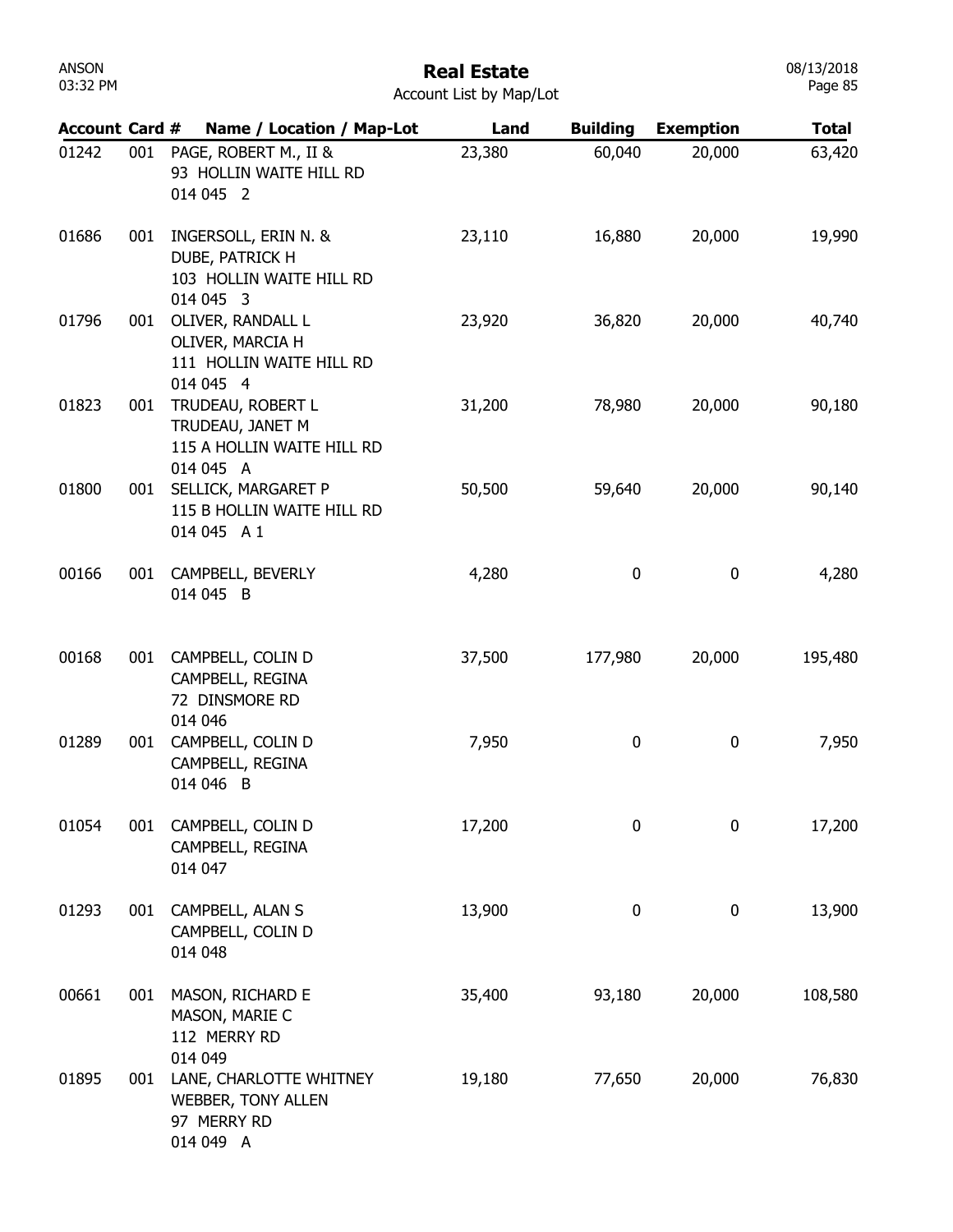# Real Estate

Account List by Map/Lot

| Account | Card # | Name / Location / Map-Lot | Land | Building | Exemption | Total |
|---|---|---|---|---|---|---|
| 01242 | 001 | PAGE, ROBERT M., II &<br>93 HOLLIN WAITE HILL RD<br>014 045 2 | 23,380 | 60,040 | 20,000 | 63,420 |
| 01686 | 001 | INGERSOLL, ERIN N. &<br>DUBE, PATRICK H<br>103 HOLLIN WAITE HILL RD<br>014 045 3 | 23,110 | 16,880 | 20,000 | 19,990 |
| 01796 | 001 | OLIVER, RANDALL L<br>OLIVER, MARCIA H<br>111 HOLLIN WAITE HILL RD<br>014 045 4 | 23,920 | 36,820 | 20,000 | 40,740 |
| 01823 | 001 | TRUDEAU, ROBERT L<br>TRUDEAU, JANET M<br>115 A HOLLIN WAITE HILL RD<br>014 045 A | 31,200 | 78,980 | 20,000 | 90,180 |
| 01800 | 001 | SELLICK, MARGARET P<br>115 B HOLLIN WAITE HILL RD<br>014 045 A 1 | 50,500 | 59,640 | 20,000 | 90,140 |
| 00166 | 001 | CAMPBELL, BEVERLY<br>014 045 B | 4,280 | 0 | 0 | 4,280 |
| 00168 | 001 | CAMPBELL, COLIN D<br>CAMPBELL, REGINA<br>72 DINSMORE RD<br>014 046 | 37,500 | 177,980 | 20,000 | 195,480 |
| 01289 | 001 | CAMPBELL, COLIN D<br>CAMPBELL, REGINA<br>014 046 B | 7,950 | 0 | 0 | 7,950 |
| 01054 | 001 | CAMPBELL, COLIN D<br>CAMPBELL, REGINA<br>014 047 | 17,200 | 0 | 0 | 17,200 |
| 01293 | 001 | CAMPBELL, ALAN S<br>CAMPBELL, COLIN D<br>014 048 | 13,900 | 0 | 0 | 13,900 |
| 00661 | 001 | MASON, RICHARD E<br>MASON, MARIE C<br>112 MERRY RD<br>014 049 | 35,400 | 93,180 | 20,000 | 108,580 |
| 01895 | 001 | LANE, CHARLOTTE WHITNEY<br>WEBBER, TONY ALLEN<br>97 MERRY RD<br>014 049 A | 19,180 | 77,650 | 20,000 | 76,830 |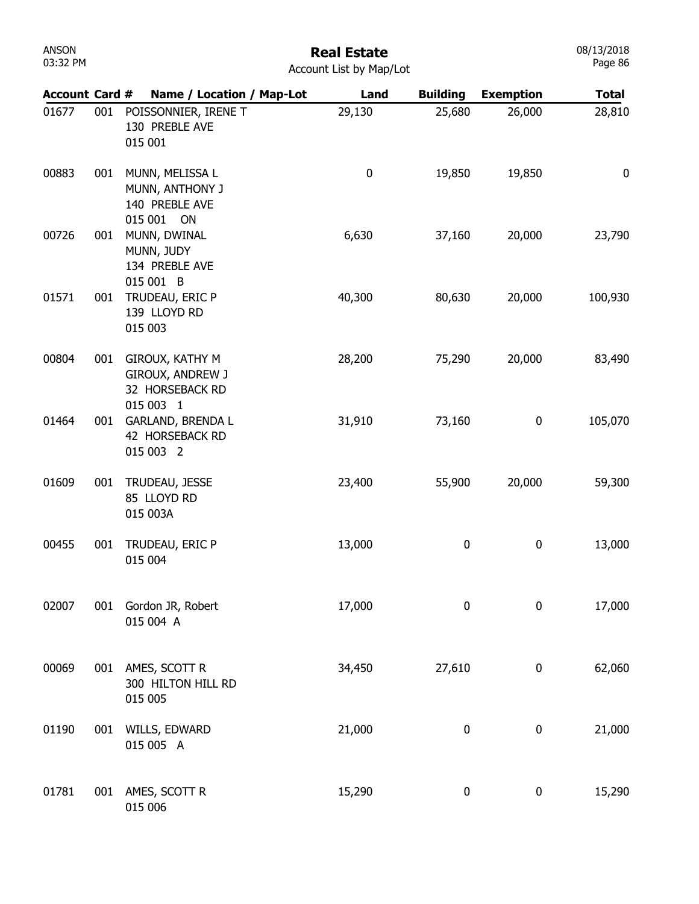# Real Estate

Account List by Map/Lot

| Account | Card # | Name / Location / Map-Lot | Land | Building | Exemption | Total |
|---|---|---|---|---|---|---|
| 01677 | 001 | POISSONNIER, IRENE T<br>130 PREBLE AVE<br>015 001 | 29,130 | 25,680 | 26,000 | 28,810 |
| 00883 | 001 | MUNN, MELISSA L<br>MUNN, ANTHONY J<br>140 PREBLE AVE<br>015 001 ON | 0 | 19,850 | 19,850 | 0 |
| 00726 | 001 | MUNN, DWINAL<br>MUNN, JUDY<br>134 PREBLE AVE<br>015 001 B | 6,630 | 37,160 | 20,000 | 23,790 |
| 01571 | 001 | TRUDEAU, ERIC P<br>139 LLOYD RD<br>015 003 | 40,300 | 80,630 | 20,000 | 100,930 |
| 00804 | 001 | GIROUX, KATHY M<br>GIROUX, ANDREW J<br>32 HORSEBACK RD<br>015 003 1 | 28,200 | 75,290 | 20,000 | 83,490 |
| 01464 | 001 | GARLAND, BRENDA L<br>42 HORSEBACK RD<br>015 003 2 | 31,910 | 73,160 | 0 | 105,070 |
| 01609 | 001 | TRUDEAU, JESSE<br>85 LLOYD RD<br>015 003A | 23,400 | 55,900 | 20,000 | 59,300 |
| 00455 | 001 | TRUDEAU, ERIC P<br>015 004 | 13,000 | 0 | 0 | 13,000 |
| 02007 | 001 | Gordon JR, Robert<br>015 004 A | 17,000 | 0 | 0 | 17,000 |
| 00069 | 001 | AMES, SCOTT R<br>300 HILTON HILL RD<br>015 005 | 34,450 | 27,610 | 0 | 62,060 |
| 01190 | 001 | WILLS, EDWARD<br>015 005 A | 21,000 | 0 | 0 | 21,000 |
| 01781 | 001 | AMES, SCOTT R<br>015 006 | 15,290 | 0 | 0 | 15,290 |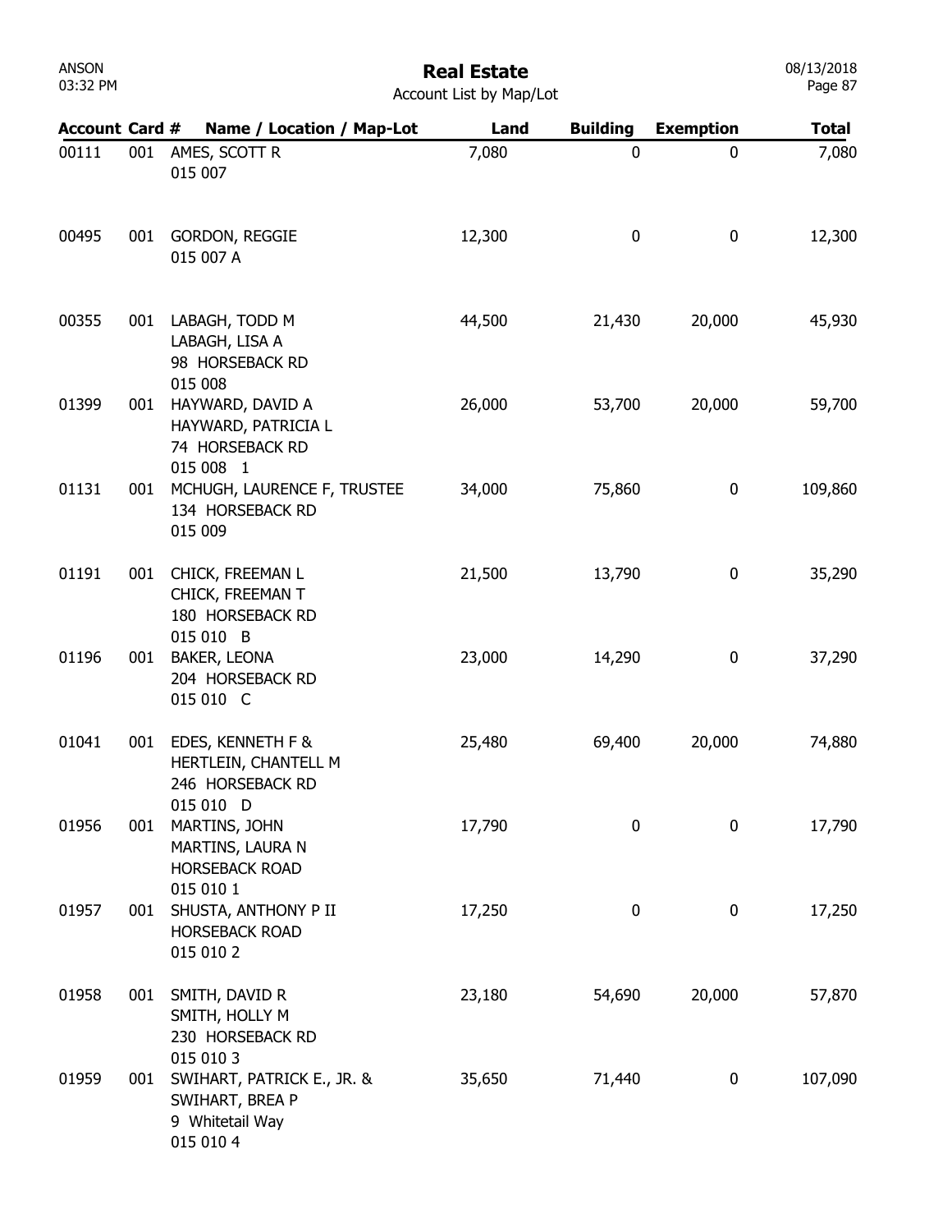# Real Estate

Account List by Map/Lot

| Account | Card # | Name / Location / Map-Lot | Land | Building | Exemption | Total |
|---|---|---|---|---|---|---|
| 00111 | 001 | AMES, SCOTT R<br>015 007 | 7,080 | 0 | 0 | 7,080 |
| 00495 | 001 | GORDON, REGGIE<br>015 007 A | 12,300 | 0 | 0 | 12,300 |
| 00355 | 001 | LABAGH, TODD M<br>LABAGH, LISA A<br>98 HORSEBACK RD<br>015 008 | 44,500 | 21,430 | 20,000 | 45,930 |
| 01399 | 001 | HAYWARD, DAVID A<br>HAYWARD, PATRICIA L<br>74 HORSEBACK RD<br>015 008 1 | 26,000 | 53,700 | 20,000 | 59,700 |
| 01131 | 001 | MCHUGH, LAURENCE F, TRUSTEE<br>134 HORSEBACK RD<br>015 009 | 34,000 | 75,860 | 0 | 109,860 |
| 01191 | 001 | CHICK, FREEMAN L<br>CHICK, FREEMAN T<br>180 HORSEBACK RD<br>015 010 B | 21,500 | 13,790 | 0 | 35,290 |
| 01196 | 001 | BAKER, LEONA<br>204 HORSEBACK RD<br>015 010 C | 23,000 | 14,290 | 0 | 37,290 |
| 01041 | 001 | EDES, KENNETH F &<br>HERTLEIN, CHANTELL M<br>246 HORSEBACK RD<br>015 010 D | 25,480 | 69,400 | 20,000 | 74,880 |
| 01956 | 001 | MARTINS, JOHN<br>MARTINS, LAURA N<br>HORSEBACK ROAD<br>015 010 1 | 17,790 | 0 | 0 | 17,790 |
| 01957 | 001 | SHUSTA, ANTHONY P II<br>HORSEBACK ROAD<br>015 010 2 | 17,250 | 0 | 0 | 17,250 |
| 01958 | 001 | SMITH, DAVID R<br>SMITH, HOLLY M<br>230 HORSEBACK RD<br>015 010 3 | 23,180 | 54,690 | 20,000 | 57,870 |
| 01959 | 001 | SWIHART, PATRICK E., JR. &<br>SWIHART, BREA P<br>9 Whitetail Way<br>015 010 4 | 35,650 | 71,440 | 0 | 107,090 |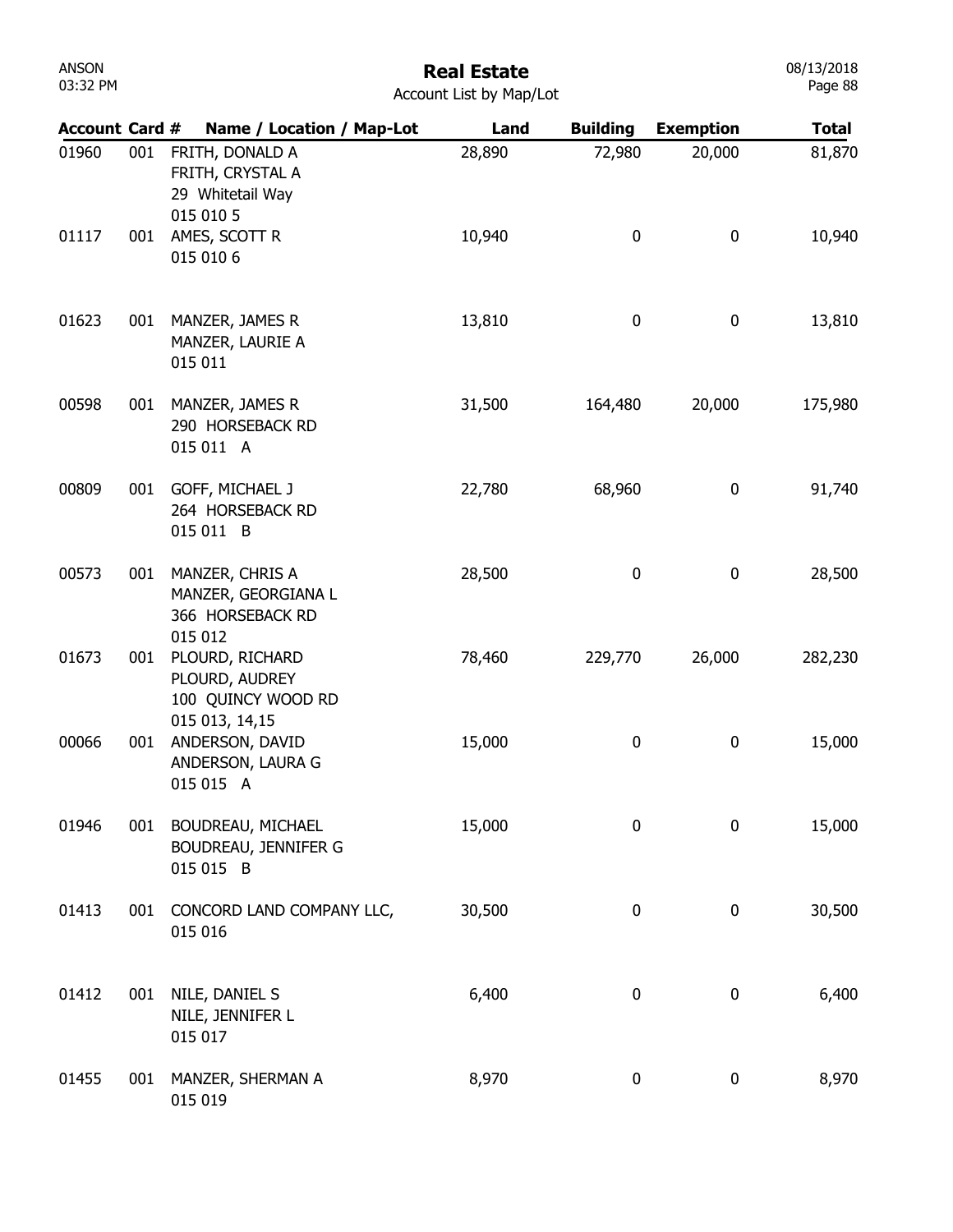# Real Estate

Account List by Map/Lot

| Account | Card # | Name / Location / Map-Lot | Land | Building | Exemption | Total |
|---|---|---|---|---|---|---|
| 01960 | 001 | FRITH, DONALD A<br>FRITH, CRYSTAL A<br>29 Whitetail Way<br>015 010 5 | 28,890 | 72,980 | 20,000 | 81,870 |
| 01117 | 001 | AMES, SCOTT R<br>015 010 6 | 10,940 | 0 | 0 | 10,940 |
| 01623 | 001 | MANZER, JAMES R<br>MANZER, LAURIE A<br>015 011 | 13,810 | 0 | 0 | 13,810 |
| 00598 | 001 | MANZER, JAMES R<br>290 HORSEBACK RD<br>015 011 A | 31,500 | 164,480 | 20,000 | 175,980 |
| 00809 | 001 | GOFF, MICHAEL J<br>264 HORSEBACK RD<br>015 011 B | 22,780 | 68,960 | 0 | 91,740 |
| 00573 | 001 | MANZER, CHRIS A<br>MANZER, GEORGIANA L<br>366 HORSEBACK RD<br>015 012 | 28,500 | 0 | 0 | 28,500 |
| 01673 | 001 | PLOURD, RICHARD<br>PLOURD, AUDREY<br>100 QUINCY WOOD RD<br>015 013, 14,15 | 78,460 | 229,770 | 26,000 | 282,230 |
| 00066 | 001 | ANDERSON, DAVID<br>ANDERSON, LAURA G<br>015 015 A | 15,000 | 0 | 0 | 15,000 |
| 01946 | 001 | BOUDREAU, MICHAEL<br>BOUDREAU, JENNIFER G<br>015 015 B | 15,000 | 0 | 0 | 15,000 |
| 01413 | 001 | CONCORD LAND COMPANY LLC,<br>015 016 | 30,500 | 0 | 0 | 30,500 |
| 01412 | 001 | NILE, DANIEL S<br>NILE, JENNIFER L<br>015 017 | 6,400 | 0 | 0 | 6,400 |
| 01455 | 001 | MANZER, SHERMAN A<br>015 019 | 8,970 | 0 | 0 | 8,970 |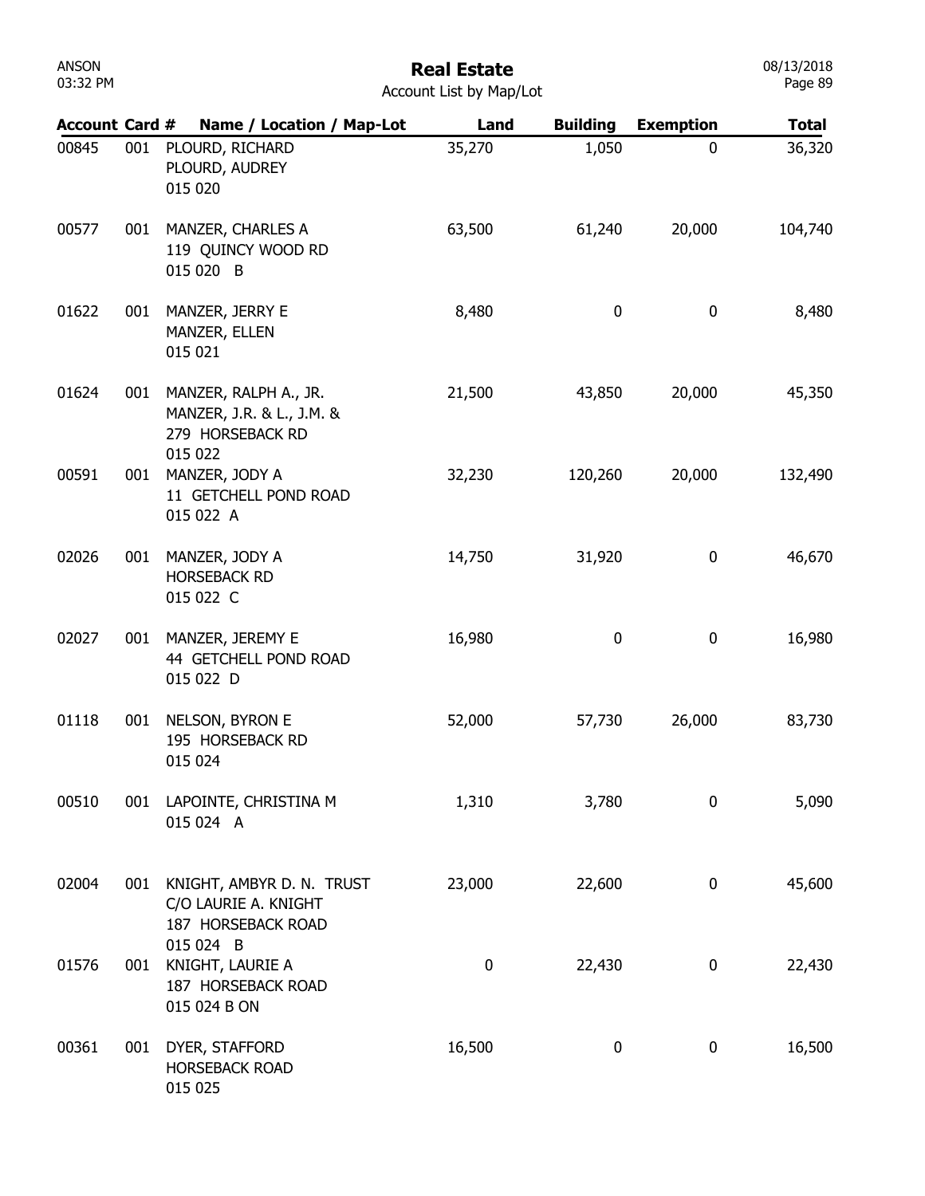# Real Estate

Account List by Map/Lot

| Account | Card # | Name / Location / Map-Lot | Land | Building | Exemption | Total |
|---|---|---|---|---|---|---|
| 00845 | 001 | PLOURD, RICHARD<br>PLOURD, AUDREY<br>015 020 | 35,270 | 1,050 | 0 | 36,320 |
| 00577 | 001 | MANZER, CHARLES A<br>119 QUINCY WOOD RD<br>015 020 B | 63,500 | 61,240 | 20,000 | 104,740 |
| 01622 | 001 | MANZER, JERRY E<br>MANZER, ELLEN<br>015 021 | 8,480 | 0 | 0 | 8,480 |
| 01624 | 001 | MANZER, RALPH A., JR.<br>MANZER, J.R. & L., J.M. &<br>279 HORSEBACK RD<br>015 022 | 21,500 | 43,850 | 20,000 | 45,350 |
| 00591 | 001 | MANZER, JODY A<br>11 GETCHELL POND ROAD<br>015 022 A | 32,230 | 120,260 | 20,000 | 132,490 |
| 02026 | 001 | MANZER, JODY A<br>HORSEBACK RD<br>015 022 C | 14,750 | 31,920 | 0 | 46,670 |
| 02027 | 001 | MANZER, JEREMY E<br>44 GETCHELL POND ROAD<br>015 022 D | 16,980 | 0 | 0 | 16,980 |
| 01118 | 001 | NELSON, BYRON E<br>195 HORSEBACK RD<br>015 024 | 52,000 | 57,730 | 26,000 | 83,730 |
| 00510 | 001 | LAPOINTE, CHRISTINA M<br>015 024 A | 1,310 | 3,780 | 0 | 5,090 |
| 02004 | 001 | KNIGHT, AMBYR D. N. TRUST<br>C/O LAURIE A. KNIGHT<br>187 HORSEBACK ROAD<br>015 024 B | 23,000 | 22,600 | 0 | 45,600 |
| 01576 | 001 | KNIGHT, LAURIE A<br>187 HORSEBACK ROAD<br>015 024 B ON | 0 | 22,430 | 0 | 22,430 |
| 00361 | 001 | DYER, STAFFORD<br>HORSEBACK ROAD<br>015 025 | 16,500 | 0 | 0 | 16,500 |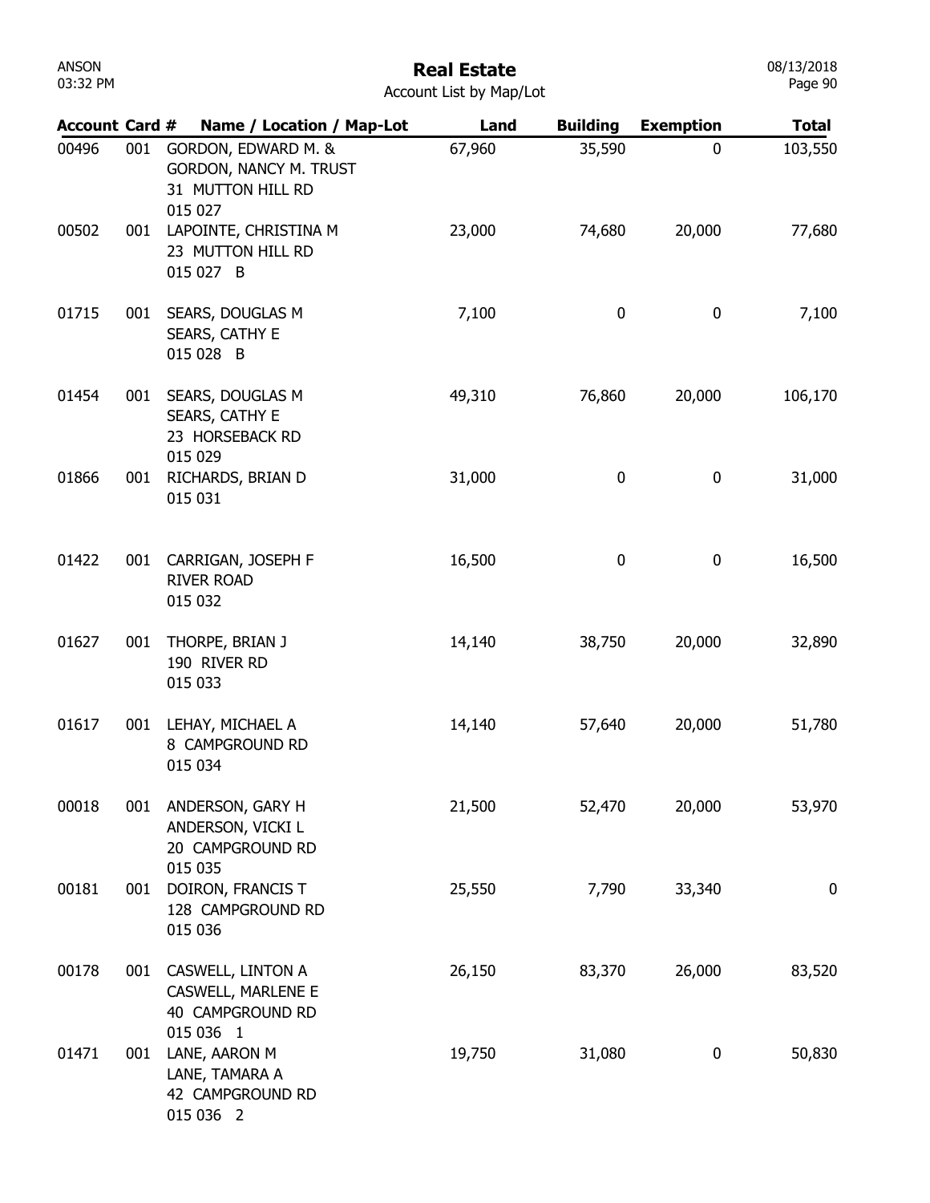# Real Estate

Account List by Map/Lot

| Account | Card # | Name / Location / Map-Lot | Land | Building | Exemption | Total |
|---|---|---|---|---|---|---|
| 00496 | 001 | GORDON, EDWARD M. & GORDON, NANCY M. TRUST 31 MUTTON HILL RD 015 027 | 67,960 | 35,590 | 0 | 103,550 |
| 00502 | 001 | LAPOINTE, CHRISTINA M 23 MUTTON HILL RD 015 027 B | 23,000 | 74,680 | 20,000 | 77,680 |
| 01715 | 001 | SEARS, DOUGLAS M SEARS, CATHY E 015 028 B | 7,100 | 0 | 0 | 7,100 |
| 01454 | 001 | SEARS, DOUGLAS M SEARS, CATHY E 23 HORSEBACK RD 015 029 | 49,310 | 76,860 | 20,000 | 106,170 |
| 01866 | 001 | RICHARDS, BRIAN D 015 031 | 31,000 | 0 | 0 | 31,000 |
| 01422 | 001 | CARRIGAN, JOSEPH F RIVER ROAD 015 032 | 16,500 | 0 | 0 | 16,500 |
| 01627 | 001 | THORPE, BRIAN J 190 RIVER RD 015 033 | 14,140 | 38,750 | 20,000 | 32,890 |
| 01617 | 001 | LEHAY, MICHAEL A 8 CAMPGROUND RD 015 034 | 14,140 | 57,640 | 20,000 | 51,780 |
| 00018 | 001 | ANDERSON, GARY H ANDERSON, VICKI L 20 CAMPGROUND RD 015 035 | 21,500 | 52,470 | 20,000 | 53,970 |
| 00181 | 001 | DOIRON, FRANCIS T 128 CAMPGROUND RD 015 036 | 25,550 | 7,790 | 33,340 | 0 |
| 00178 | 001 | CASWELL, LINTON A CASWELL, MARLENE E 40 CAMPGROUND RD 015 036 1 | 26,150 | 83,370 | 26,000 | 83,520 |
| 01471 | 001 | LANE, AARON M LANE, TAMARA A 42 CAMPGROUND RD 015 036 2 | 19,750 | 31,080 | 0 | 50,830 |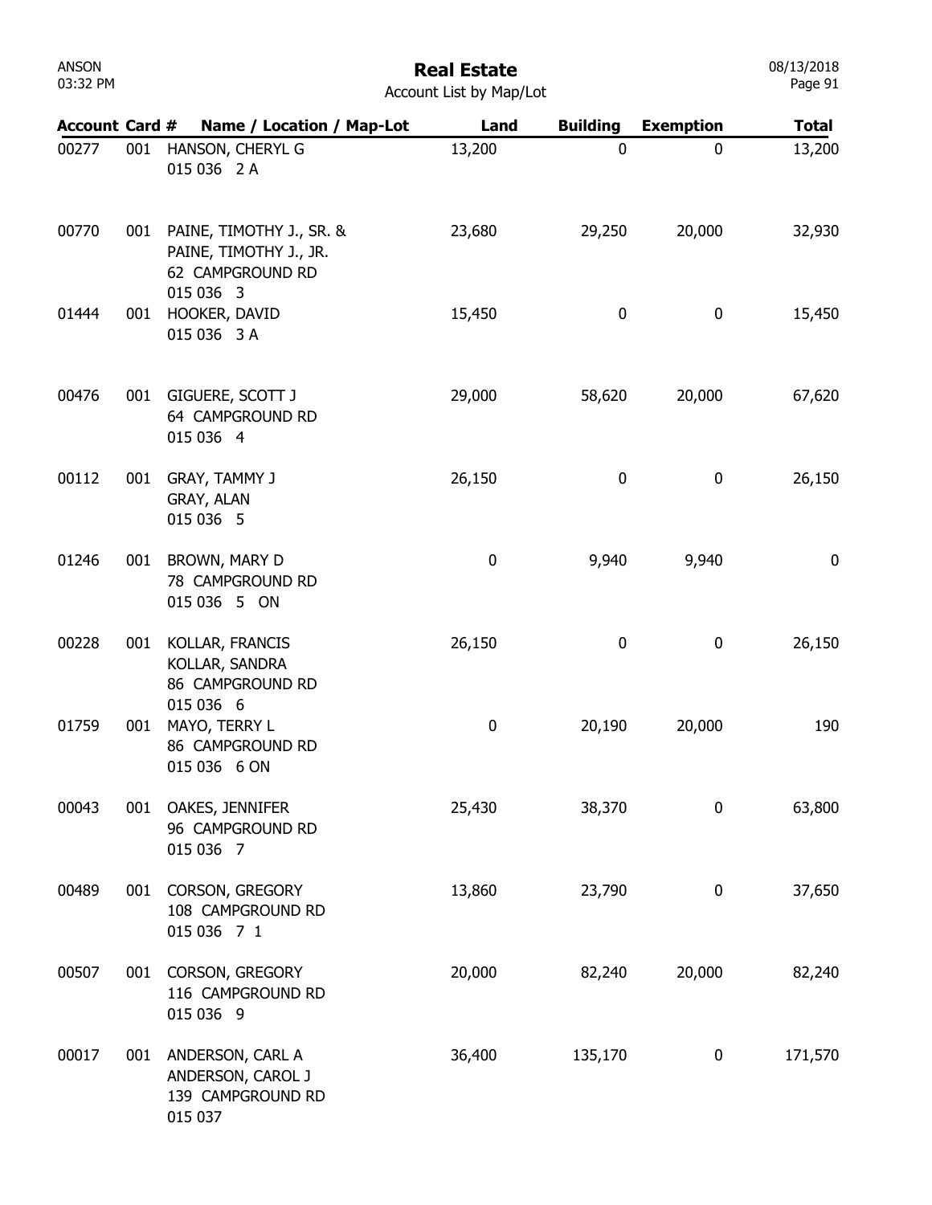# Real Estate

Account List by Map/Lot

| Account | Card # | Name / Location / Map-Lot | Land | Building | Exemption | Total |
|---|---|---|---|---|---|---|
| 00277 | 001 | HANSON, CHERYL G<br>015 036 2 A | 13,200 | 0 | 0 | 13,200 |
| 00770 | 001 | PAINE, TIMOTHY J., SR. &<br>PAINE, TIMOTHY J., JR.<br>62 CAMPGROUND RD<br>015 036 3 | 23,680 | 29,250 | 20,000 | 32,930 |
| 01444 | 001 | HOOKER, DAVID<br>015 036 3 A | 15,450 | 0 | 0 | 15,450 |
| 00476 | 001 | GIGUERE, SCOTT J<br>64 CAMPGROUND RD<br>015 036 4 | 29,000 | 58,620 | 20,000 | 67,620 |
| 00112 | 001 | GRAY, TAMMY J<br>GRAY, ALAN<br>015 036 5 | 26,150 | 0 | 0 | 26,150 |
| 01246 | 001 | BROWN, MARY D<br>78 CAMPGROUND RD<br>015 036 5 ON | 0 | 9,940 | 9,940 | 0 |
| 00228 | 001 | KOLLAR, FRANCIS<br>KOLLAR, SANDRA<br>86 CAMPGROUND RD<br>015 036 6 | 26,150 | 0 | 0 | 26,150 |
| 01759 | 001 | MAYO, TERRY L<br>86 CAMPGROUND RD<br>015 036 6 ON | 0 | 20,190 | 20,000 | 190 |
| 00043 | 001 | OAKES, JENNIFER<br>96 CAMPGROUND RD<br>015 036 7 | 25,430 | 38,370 | 0 | 63,800 |
| 00489 | 001 | CORSON, GREGORY<br>108 CAMPGROUND RD<br>015 036 7 1 | 13,860 | 23,790 | 0 | 37,650 |
| 00507 | 001 | CORSON, GREGORY<br>116 CAMPGROUND RD<br>015 036 9 | 20,000 | 82,240 | 20,000 | 82,240 |
| 00017 | 001 | ANDERSON, CARL A<br>ANDERSON, CAROL J<br>139 CAMPGROUND RD<br>015 037 | 36,400 | 135,170 | 0 | 171,570 |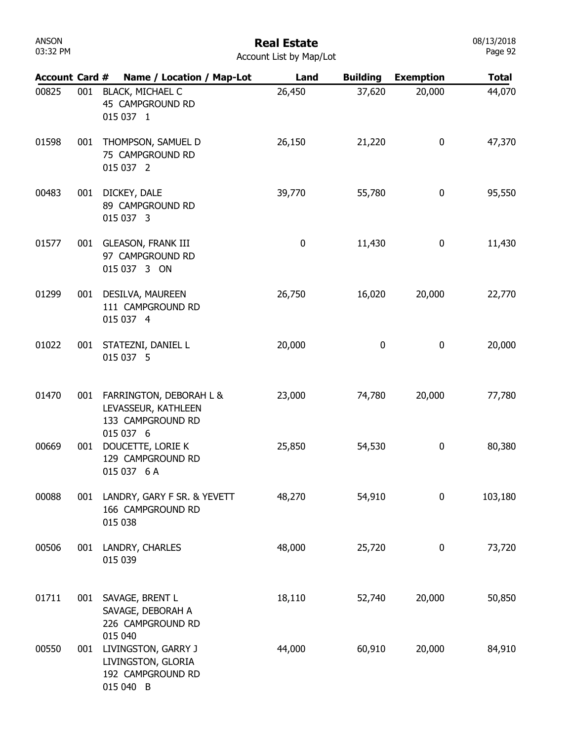# Real Estate

Account List by Map/Lot

| Account | Card # | Name / Location / Map-Lot | Land | Building | Exemption | Total |
|---|---|---|---|---|---|---|
| 00825 | 001 | BLACK, MICHAEL C<br>45 CAMPGROUND RD<br>015 037 1 | 26,450 | 37,620 | 20,000 | 44,070 |
| 01598 | 001 | THOMPSON, SAMUEL D<br>75 CAMPGROUND RD<br>015 037 2 | 26,150 | 21,220 | 0 | 47,370 |
| 00483 | 001 | DICKEY, DALE<br>89 CAMPGROUND RD<br>015 037 3 | 39,770 | 55,780 | 0 | 95,550 |
| 01577 | 001 | GLEASON, FRANK III<br>97 CAMPGROUND RD<br>015 037 3 ON | 0 | 11,430 | 0 | 11,430 |
| 01299 | 001 | DESILVA, MAUREEN<br>111 CAMPGROUND RD<br>015 037 4 | 26,750 | 16,020 | 20,000 | 22,770 |
| 01022 | 001 | STATEZNI, DANIEL L<br>015 037 5 | 20,000 | 0 | 0 | 20,000 |
| 01470 | 001 | FARRINGTON, DEBORAH L &<br>LEVASSEUR, KATHLEEN<br>133 CAMPGROUND RD<br>015 037 6 | 23,000 | 74,780 | 20,000 | 77,780 |
| 00669 | 001 | DOUCETTE, LORIE K<br>129 CAMPGROUND RD<br>015 037 6 A | 25,850 | 54,530 | 0 | 80,380 |
| 00088 | 001 | LANDRY, GARY F SR. & YEVETT<br>166 CAMPGROUND RD<br>015 038 | 48,270 | 54,910 | 0 | 103,180 |
| 00506 | 001 | LANDRY, CHARLES<br>015 039 | 48,000 | 25,720 | 0 | 73,720 |
| 01711 | 001 | SAVAGE, BRENT L<br>SAVAGE, DEBORAH A<br>226 CAMPGROUND RD<br>015 040 | 18,110 | 52,740 | 20,000 | 50,850 |
| 00550 | 001 | LIVINGSTON, GARRY J<br>LIVINGSTON, GLORIA<br>192 CAMPGROUND RD<br>015 040 B | 44,000 | 60,910 | 20,000 | 84,910 |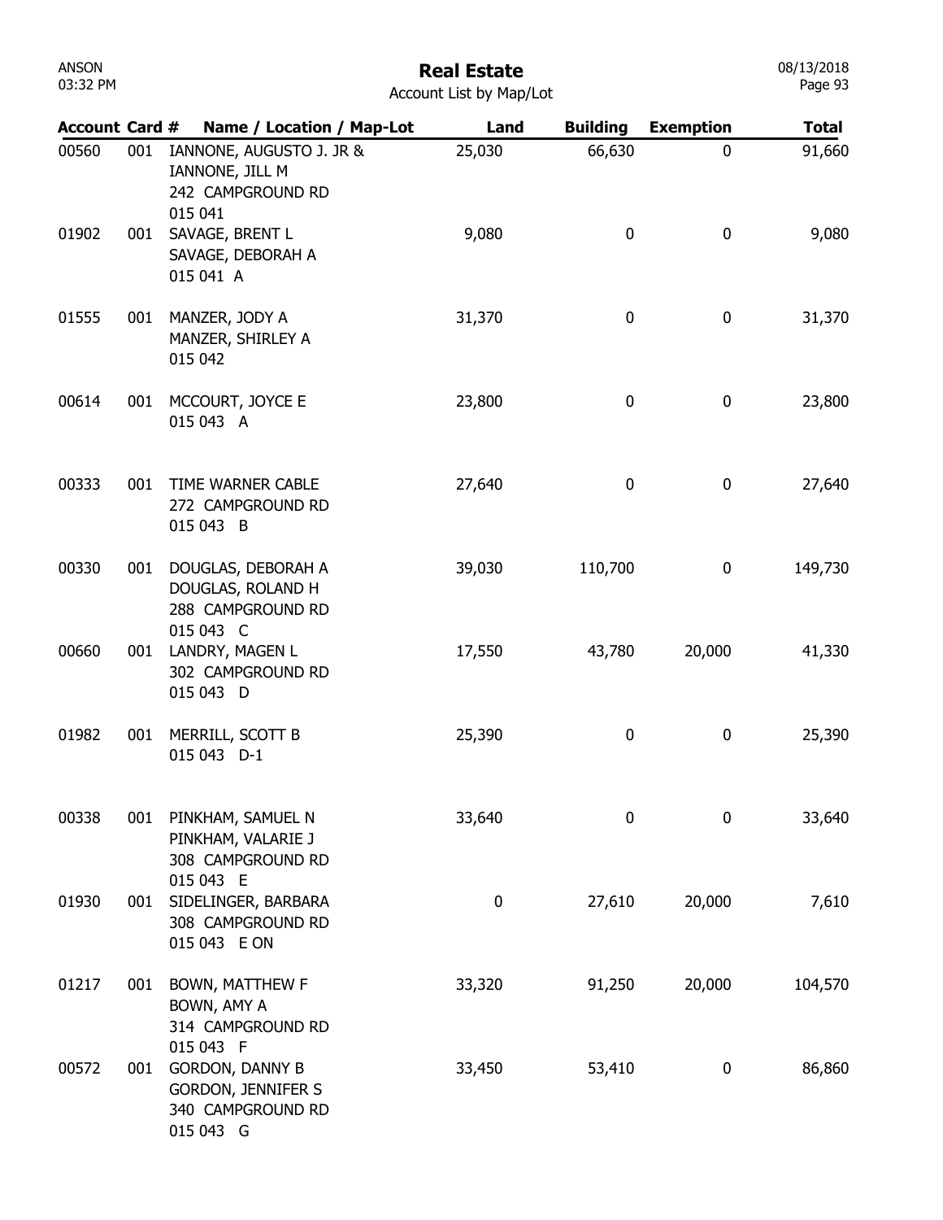# Real Estate

Account List by Map/Lot

| Account | Card # | Name / Location / Map-Lot | Land | Building | Exemption | Total |
|---|---|---|---|---|---|---|
| 00560 | 001 | IANNONE, AUGUSTO J. JR & IANNONE, JILL M 242 CAMPGROUND RD 015 041 | 25,030 | 66,630 | 0 | 91,660 |
| 01902 | 001 | SAVAGE, BRENT L SAVAGE, DEBORAH A 015 041 A | 9,080 | 0 | 0 | 9,080 |
| 01555 | 001 | MANZER, JODY A MANZER, SHIRLEY A 015 042 | 31,370 | 0 | 0 | 31,370 |
| 00614 | 001 | MCCOURT, JOYCE E 015 043 A | 23,800 | 0 | 0 | 23,800 |
| 00333 | 001 | TIME WARNER CABLE 272 CAMPGROUND RD 015 043 B | 27,640 | 0 | 0 | 27,640 |
| 00330 | 001 | DOUGLAS, DEBORAH A DOUGLAS, ROLAND H 288 CAMPGROUND RD 015 043 C | 39,030 | 110,700 | 0 | 149,730 |
| 00660 | 001 | LANDRY, MAGEN L 302 CAMPGROUND RD 015 043 D | 17,550 | 43,780 | 20,000 | 41,330 |
| 01982 | 001 | MERRILL, SCOTT B 015 043 D-1 | 25,390 | 0 | 0 | 25,390 |
| 00338 | 001 | PINKHAM, SAMUEL N PINKHAM, VALARIE J 308 CAMPGROUND RD 015 043 E | 33,640 | 0 | 0 | 33,640 |
| 01930 | 001 | SIDELINGER, BARBARA 308 CAMPGROUND RD 015 043 E ON | 0 | 27,610 | 20,000 | 7,610 |
| 01217 | 001 | BOWN, MATTHEW F BOWN, AMY A 314 CAMPGROUND RD 015 043 F | 33,320 | 91,250 | 20,000 | 104,570 |
| 00572 | 001 | GORDON, DANNY B GORDON, JENNIFER S 340 CAMPGROUND RD 015 043 G | 33,450 | 53,410 | 0 | 86,860 |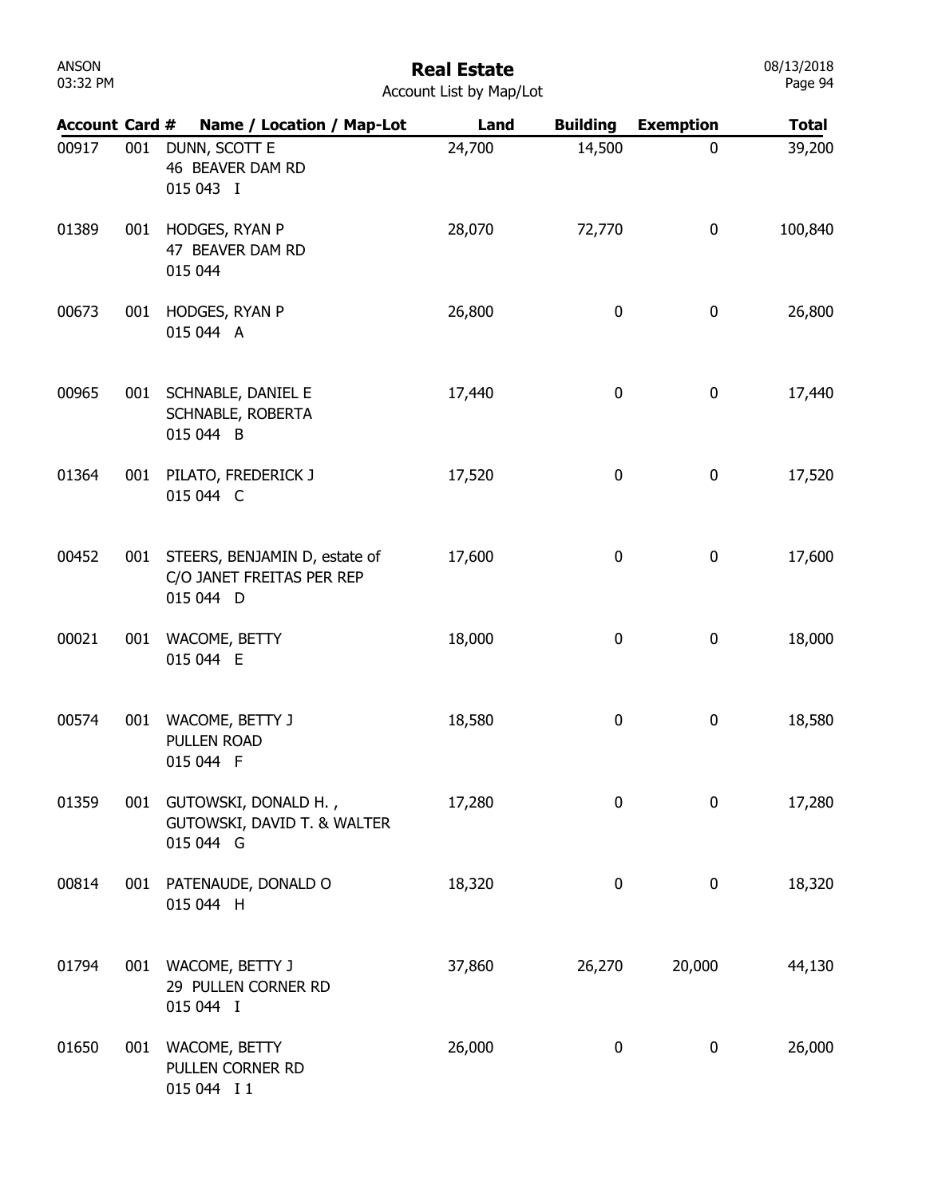# Real Estate

Account List by Map/Lot

ANSON
03:32 PM

08/13/2018

| Account | Card # | Name / Location / Map-Lot | Land | Building | Exemption | Total |
|---|---|---|---|---|---|---|
| 00917 | 001 | DUNN, SCOTT E<br>46 BEAVER DAM RD<br>015 043 I | 24,700 | 14,500 | 0 | 39,200 |
| 01389 | 001 | HODGES, RYAN P<br>47 BEAVER DAM RD<br>015 044 | 28,070 | 72,770 | 0 | 100,840 |
| 00673 | 001 | HODGES, RYAN P<br>015 044 A | 26,800 | 0 | 0 | 26,800 |
| 00965 | 001 | SCHNABLE, DANIEL E<br>SCHNABLE, ROBERTA<br>015 044 B | 17,440 | 0 | 0 | 17,440 |
| 01364 | 001 | PILATO, FREDERICK J<br>015 044 C | 17,520 | 0 | 0 | 17,520 |
| 00452 | 001 | STEERS, BENJAMIN D, estate of<br>C/O JANET FREITAS PER REP<br>015 044 D | 17,600 | 0 | 0 | 17,600 |
| 00021 | 001 | WACOME, BETTY<br>015 044 E | 18,000 | 0 | 0 | 18,000 |
| 00574 | 001 | WACOME, BETTY J<br>PULLEN ROAD<br>015 044 F | 18,580 | 0 | 0 | 18,580 |
| 01359 | 001 | GUTOWSKI, DONALD H. ,<br>GUTOWSKI, DAVID T. & WALTER<br>015 044 G | 17,280 | 0 | 0 | 17,280 |
| 00814 | 001 | PATENAUDE, DONALD O<br>015 044 H | 18,320 | 0 | 0 | 18,320 |
| 01794 | 001 | WACOME, BETTY J<br>29 PULLEN CORNER RD<br>015 044 I | 37,860 | 26,270 | 20,000 | 44,130 |
| 01650 | 001 | WACOME, BETTY<br>PULLEN CORNER RD<br>015 044 I 1 | 26,000 | 0 | 0 | 26,000 |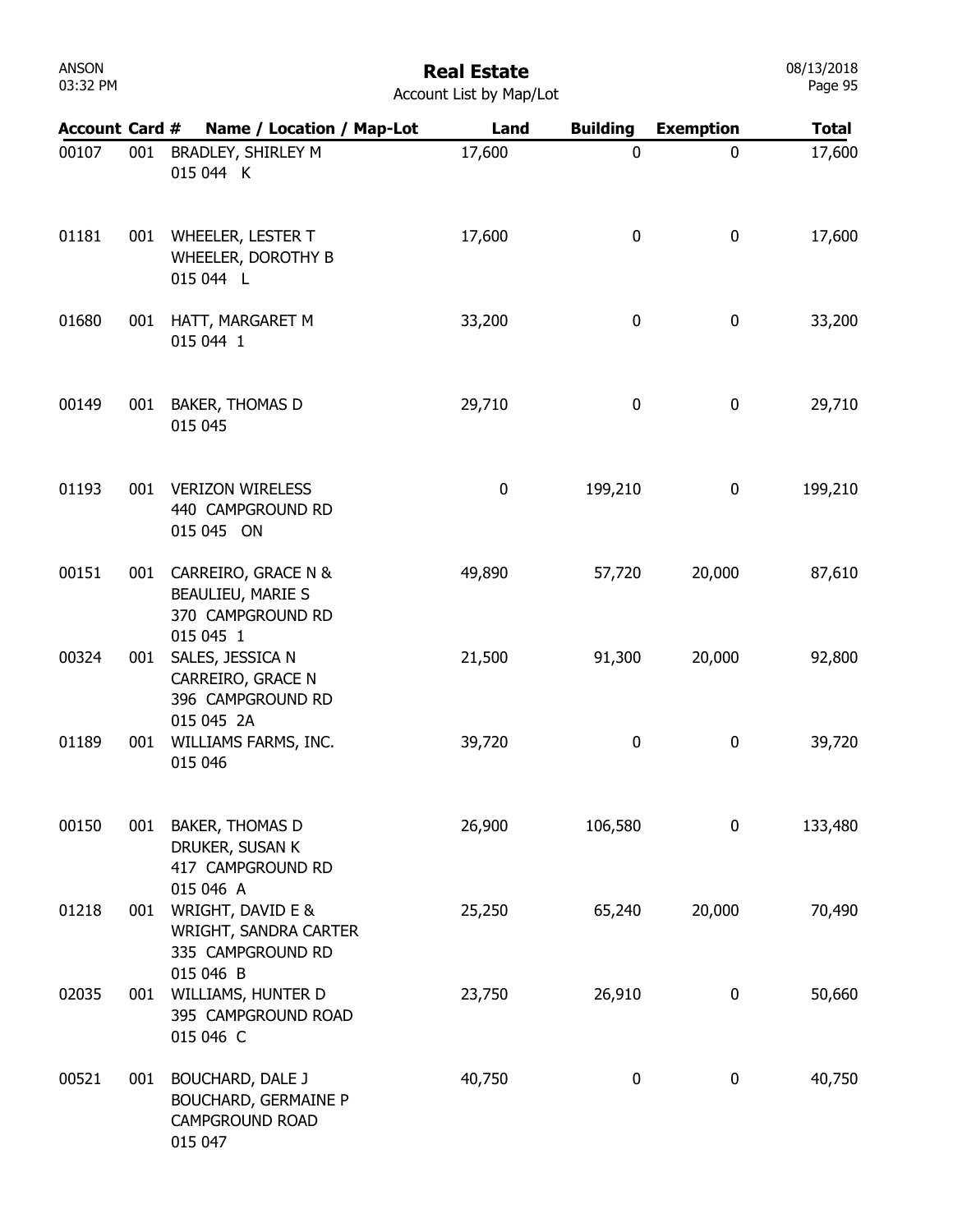# Real Estate

Account List by Map/Lot

| Account | Card # | Name / Location / Map-Lot | Land | Building | Exemption | Total |
|---|---|---|---|---|---|---|
| 00107 | 001 | BRADLEY, SHIRLEY M<br>015 044 K | 17,600 | 0 | 0 | 17,600 |
| 01181 | 001 | WHEELER, LESTER T<br>WHEELER, DOROTHY B<br>015 044 L | 17,600 | 0 | 0 | 17,600 |
| 01680 | 001 | HATT, MARGARET M<br>015 044 1 | 33,200 | 0 | 0 | 33,200 |
| 00149 | 001 | BAKER, THOMAS D<br>015 045 | 29,710 | 0 | 0 | 29,710 |
| 01193 | 001 | VERIZON WIRELESS<br>440 CAMPGROUND RD<br>015 045 ON | 0 | 199,210 | 0 | 199,210 |
| 00151 | 001 | CARREIRO, GRACE N &<br>BEAULIEU, MARIE S<br>370 CAMPGROUND RD<br>015 045 1 | 49,890 | 57,720 | 20,000 | 87,610 |
| 00324 | 001 | SALES, JESSICA N<br>CARREIRO, GRACE N<br>396 CAMPGROUND RD<br>015 045 2A | 21,500 | 91,300 | 20,000 | 92,800 |
| 01189 | 001 | WILLIAMS FARMS, INC.<br>015 046 | 39,720 | 0 | 0 | 39,720 |
| 00150 | 001 | BAKER, THOMAS D<br>DRUKER, SUSAN K<br>417 CAMPGROUND RD<br>015 046 A | 26,900 | 106,580 | 0 | 133,480 |
| 01218 | 001 | WRIGHT, DAVID E &<br>WRIGHT, SANDRA CARTER<br>335 CAMPGROUND RD<br>015 046 B | 25,250 | 65,240 | 20,000 | 70,490 |
| 02035 | 001 | WILLIAMS, HUNTER D<br>395 CAMPGROUND ROAD<br>015 046 C | 23,750 | 26,910 | 0 | 50,660 |
| 00521 | 001 | BOUCHARD, DALE J<br>BOUCHARD, GERMAINE P<br>CAMPGROUND ROAD<br>015 047 | 40,750 | 0 | 0 | 40,750 |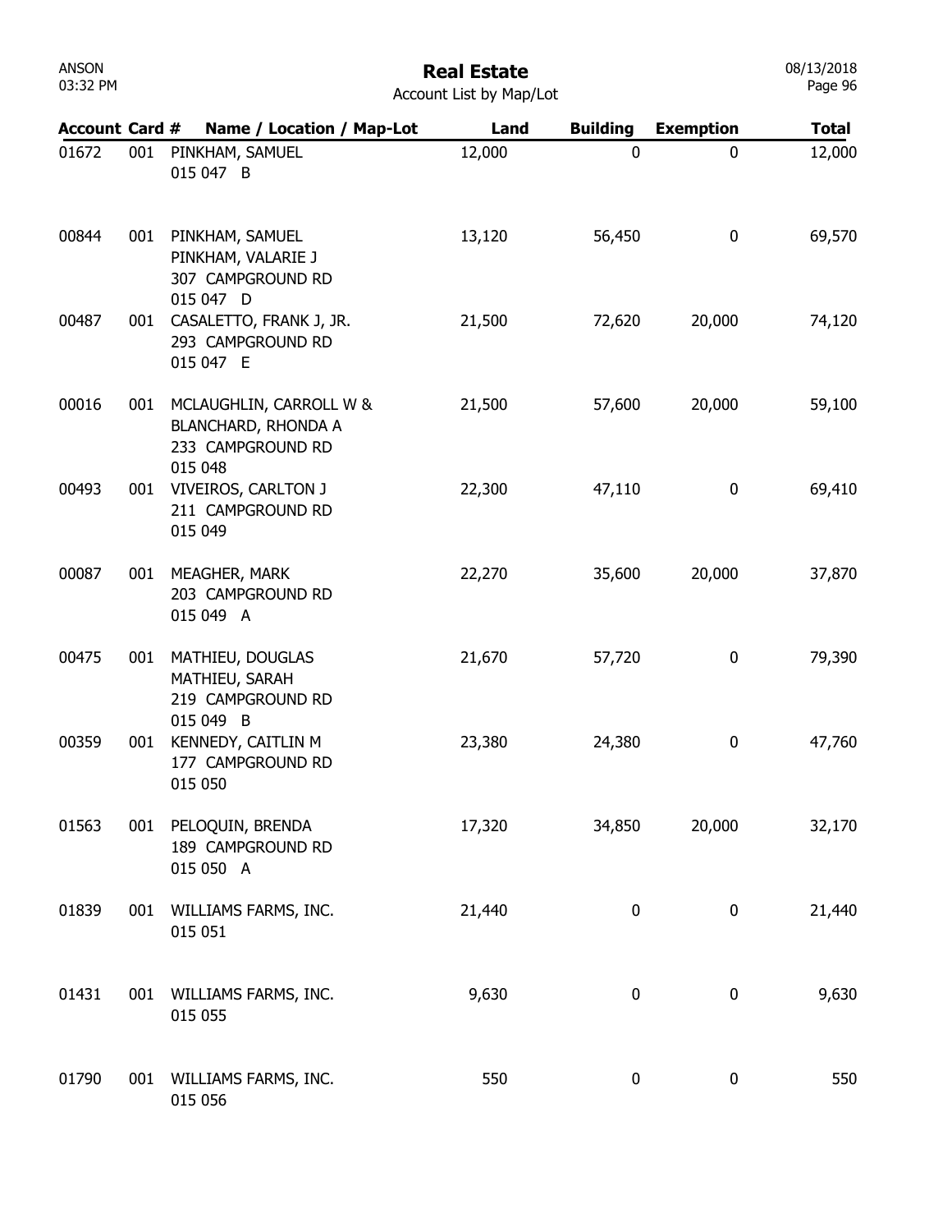# Real Estate

Account List by Map/Lot

| Account | Card # | Name / Location / Map-Lot | Land | Building | Exemption | Total |
|---|---|---|---|---|---|---|
| 01672 | 001 | PINKHAM, SAMUEL<br>015 047 B | 12,000 | 0 | 0 | 12,000 |
| 00844 | 001 | PINKHAM, SAMUEL<br>PINKHAM, VALARIE J<br>307 CAMPGROUND RD<br>015 047 D | 13,120 | 56,450 | 0 | 69,570 |
| 00487 | 001 | CASALETTO, FRANK J, JR.<br>293 CAMPGROUND RD<br>015 047 E | 21,500 | 72,620 | 20,000 | 74,120 |
| 00016 | 001 | MCLAUGHLIN, CARROLL W &<br>BLANCHARD, RHONDA A<br>233 CAMPGROUND RD<br>015 048 | 21,500 | 57,600 | 20,000 | 59,100 |
| 00493 | 001 | VIVEIROS, CARLTON J<br>211 CAMPGROUND RD<br>015 049 | 22,300 | 47,110 | 0 | 69,410 |
| 00087 | 001 | MEAGHER, MARK<br>203 CAMPGROUND RD<br>015 049 A | 22,270 | 35,600 | 20,000 | 37,870 |
| 00475 | 001 | MATHIEU, DOUGLAS<br>MATHIEU, SARAH<br>219 CAMPGROUND RD<br>015 049 B | 21,670 | 57,720 | 0 | 79,390 |
| 00359 | 001 | KENNEDY, CAITLIN M<br>177 CAMPGROUND RD<br>015 050 | 23,380 | 24,380 | 0 | 47,760 |
| 01563 | 001 | PELOQUIN, BRENDA<br>189 CAMPGROUND RD<br>015 050 A | 17,320 | 34,850 | 20,000 | 32,170 |
| 01839 | 001 | WILLIAMS FARMS, INC.<br>015 051 | 21,440 | 0 | 0 | 21,440 |
| 01431 | 001 | WILLIAMS FARMS, INC.<br>015 055 | 9,630 | 0 | 0 | 9,630 |
| 01790 | 001 | WILLIAMS FARMS, INC.<br>015 056 | 550 | 0 | 0 | 550 |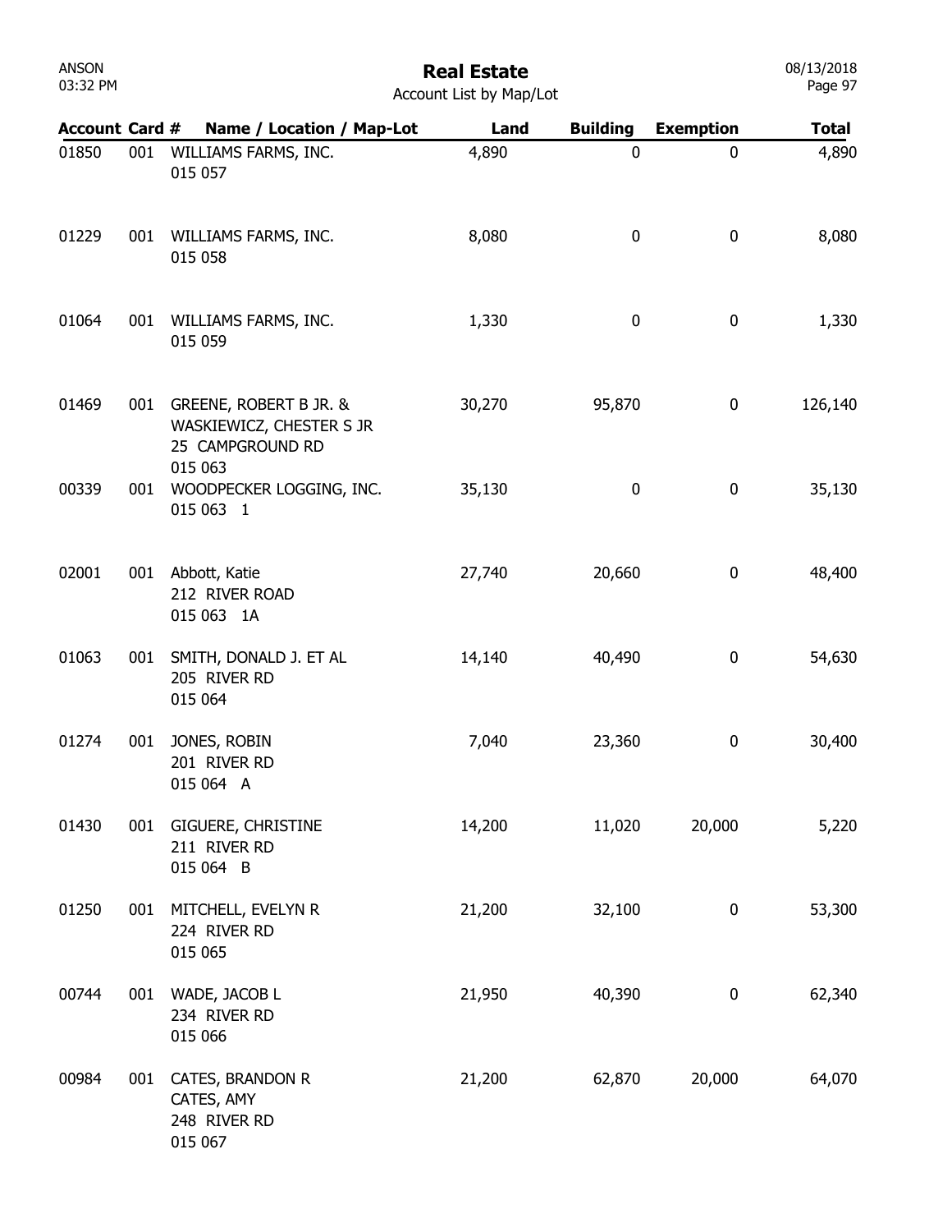# Real Estate

Account List by Map/Lot

| Account | Card # | Name / Location / Map-Lot | Land | Building | Exemption | Total |
|---|---|---|---|---|---|---|
| 01850 | 001 | WILLIAMS FARMS, INC.<br>015 057 | 4,890 | 0 | 0 | 4,890 |
| 01229 | 001 | WILLIAMS FARMS, INC.<br>015 058 | 8,080 | 0 | 0 | 8,080 |
| 01064 | 001 | WILLIAMS FARMS, INC.<br>015 059 | 1,330 | 0 | 0 | 1,330 |
| 01469 | 001 | GREENE, ROBERT B JR. &<br>WASKIEWICZ, CHESTER S JR<br>25 CAMPGROUND RD<br>015 063 | 30,270 | 95,870 | 0 | 126,140 |
| 00339 | 001 | WOODPECKER LOGGING, INC.<br>015 063 1 | 35,130 | 0 | 0 | 35,130 |
| 02001 | 001 | Abbott, Katie<br>212 RIVER ROAD<br>015 063 1A | 27,740 | 20,660 | 0 | 48,400 |
| 01063 | 001 | SMITH, DONALD J. ET AL<br>205 RIVER RD<br>015 064 | 14,140 | 40,490 | 0 | 54,630 |
| 01274 | 001 | JONES, ROBIN<br>201 RIVER RD<br>015 064 A | 7,040 | 23,360 | 0 | 30,400 |
| 01430 | 001 | GIGUERE, CHRISTINE<br>211 RIVER RD<br>015 064 B | 14,200 | 11,020 | 20,000 | 5,220 |
| 01250 | 001 | MITCHELL, EVELYN R<br>224 RIVER RD<br>015 065 | 21,200 | 32,100 | 0 | 53,300 |
| 00744 | 001 | WADE, JACOB L<br>234 RIVER RD<br>015 066 | 21,950 | 40,390 | 0 | 62,340 |
| 00984 | 001 | CATES, BRANDON R<br>CATES, AMY<br>248 RIVER RD<br>015 067 | 21,200 | 62,870 | 20,000 | 64,070 |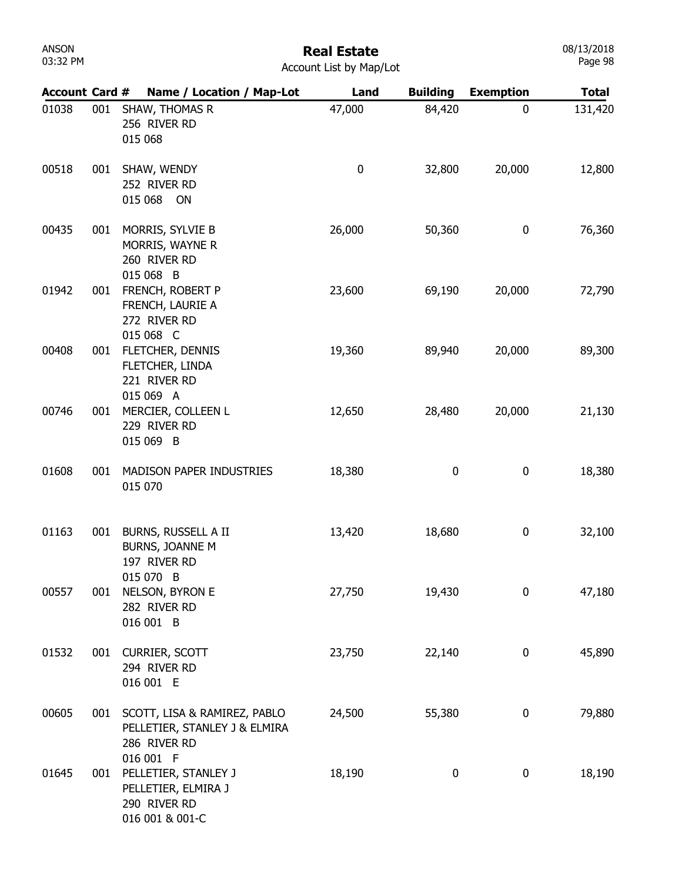# Real Estate

Account List by Map/Lot

| Account | Card # | Name / Location / Map-Lot | Land | Building | Exemption | Total |
|---|---|---|---|---|---|---|
| 01038 | 001 | SHAW, THOMAS R<br>256 RIVER RD<br>015 068 | 47,000 | 84,420 | 0 | 131,420 |
| 00518 | 001 | SHAW, WENDY<br>252 RIVER RD<br>015 068 ON | 0 | 32,800 | 20,000 | 12,800 |
| 00435 | 001 | MORRIS, SYLVIE B<br>MORRIS, WAYNE R<br>260 RIVER RD<br>015 068 B | 26,000 | 50,360 | 0 | 76,360 |
| 01942 | 001 | FRENCH, ROBERT P<br>FRENCH, LAURIE A<br>272 RIVER RD<br>015 068 C | 23,600 | 69,190 | 20,000 | 72,790 |
| 00408 | 001 | FLETCHER, DENNIS<br>FLETCHER, LINDA<br>221 RIVER RD<br>015 069 A | 19,360 | 89,940 | 20,000 | 89,300 |
| 00746 | 001 | MERCIER, COLLEEN L<br>229 RIVER RD<br>015 069 B | 12,650 | 28,480 | 20,000 | 21,130 |
| 01608 | 001 | MADISON PAPER INDUSTRIES<br>015 070 | 18,380 | 0 | 0 | 18,380 |
| 01163 | 001 | BURNS, RUSSELL A II<br>BURNS, JOANNE M<br>197 RIVER RD<br>015 070 B | 13,420 | 18,680 | 0 | 32,100 |
| 00557 | 001 | NELSON, BYRON E<br>282 RIVER RD<br>016 001 B | 27,750 | 19,430 | 0 | 47,180 |
| 01532 | 001 | CURRIER, SCOTT<br>294 RIVER RD<br>016 001 E | 23,750 | 22,140 | 0 | 45,890 |
| 00605 | 001 | SCOTT, LISA & RAMIREZ, PABLO<br>PELLETIER, STANLEY J & ELMIRA<br>286 RIVER RD<br>016 001 F | 24,500 | 55,380 | 0 | 79,880 |
| 01645 | 001 | PELLETIER, STANLEY J<br>PELLETIER, ELMIRA J<br>290 RIVER RD<br>016 001 & 001-C | 18,190 | 0 | 0 | 18,190 |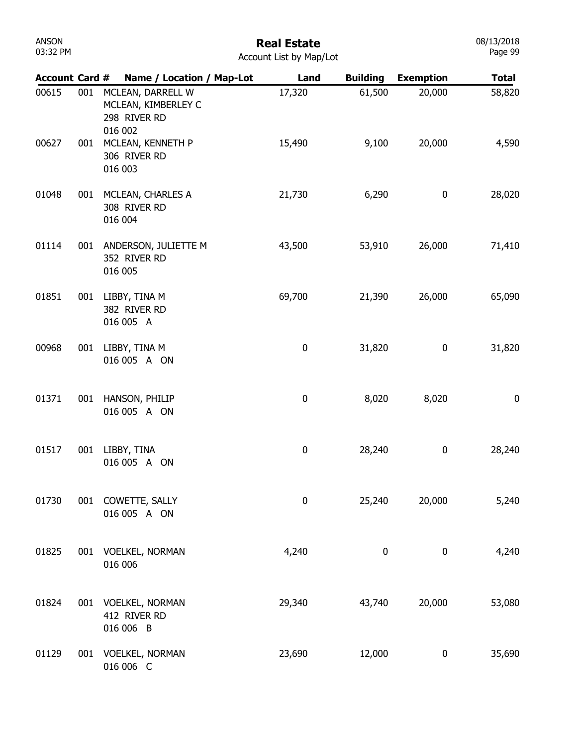# Real Estate

Account List by Map/Lot

| Account | Card # | Name / Location / Map-Lot | Land | Building | Exemption | Total |
|---|---|---|---|---|---|---|
| 00615 | 001 | MCLEAN, DARRELL W<br>MCLEAN, KIMBERLEY C<br>298 RIVER RD<br>016 002 | 17,320 | 61,500 | 20,000 | 58,820 |
| 00627 | 001 | MCLEAN, KENNETH P<br>306 RIVER RD<br>016 003 | 15,490 | 9,100 | 20,000 | 4,590 |
| 01048 | 001 | MCLEAN, CHARLES A<br>308 RIVER RD<br>016 004 | 21,730 | 6,290 | 0 | 28,020 |
| 01114 | 001 | ANDERSON, JULIETTE M<br>352 RIVER RD<br>016 005 | 43,500 | 53,910 | 26,000 | 71,410 |
| 01851 | 001 | LIBBY, TINA M<br>382 RIVER RD<br>016 005 A | 69,700 | 21,390 | 26,000 | 65,090 |
| 00968 | 001 | LIBBY, TINA M<br>016 005 A ON | 0 | 31,820 | 0 | 31,820 |
| 01371 | 001 | HANSON, PHILIP<br>016 005 A ON | 0 | 8,020 | 8,020 | 0 |
| 01517 | 001 | LIBBY, TINA<br>016 005 A ON | 0 | 28,240 | 0 | 28,240 |
| 01730 | 001 | COWETTE, SALLY<br>016 005 A ON | 0 | 25,240 | 20,000 | 5,240 |
| 01825 | 001 | VOELKEL, NORMAN<br>016 006 | 4,240 | 0 | 0 | 4,240 |
| 01824 | 001 | VOELKEL, NORMAN<br>412 RIVER RD<br>016 006 B | 29,340 | 43,740 | 20,000 | 53,080 |
| 01129 | 001 | VOELKEL, NORMAN<br>016 006 C | 23,690 | 12,000 | 0 | 35,690 |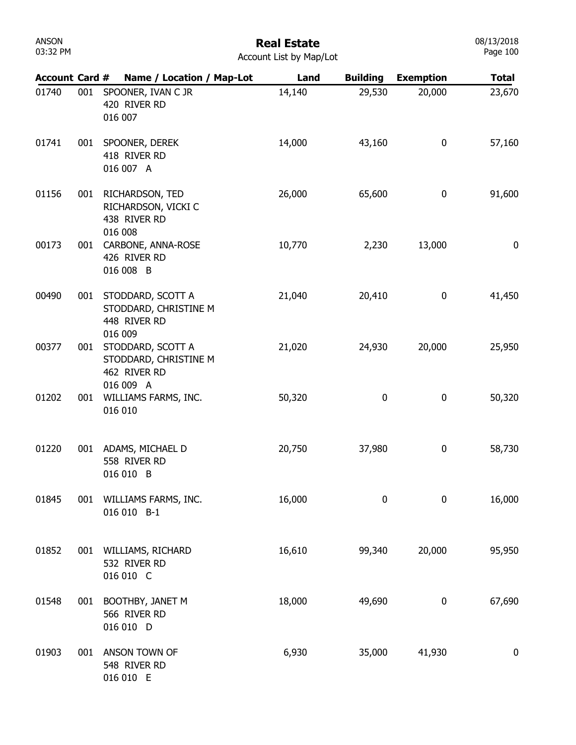# Real Estate

Account List by Map/Lot

| Account | Card # | Name / Location / Map-Lot | Land | Building | Exemption | Total |
|---|---|---|---|---|---|---|
| 01740 | 001 | SPOONER, IVAN C JR<br>420 RIVER RD<br>016 007 | 14,140 | 29,530 | 20,000 | 23,670 |
| 01741 | 001 | SPOONER, DEREK<br>418 RIVER RD<br>016 007 A | 14,000 | 43,160 | 0 | 57,160 |
| 01156 | 001 | RICHARDSON, TED<br>RICHARDSON, VICKI C<br>438 RIVER RD<br>016 008 | 26,000 | 65,600 | 0 | 91,600 |
| 00173 | 001 | CARBONE, ANNA-ROSE<br>426 RIVER RD<br>016 008 B | 10,770 | 2,230 | 13,000 | 0 |
| 00490 | 001 | STODDARD, SCOTT A<br>STODDARD, CHRISTINE M<br>448 RIVER RD<br>016 009 | 21,040 | 20,410 | 0 | 41,450 |
| 00377 | 001 | STODDARD, SCOTT A<br>STODDARD, CHRISTINE M<br>462 RIVER RD<br>016 009 A | 21,020 | 24,930 | 20,000 | 25,950 |
| 01202 | 001 | WILLIAMS FARMS, INC.<br>016 010 | 50,320 | 0 | 0 | 50,320 |
| 01220 | 001 | ADAMS, MICHAEL D<br>558 RIVER RD<br>016 010 B | 20,750 | 37,980 | 0 | 58,730 |
| 01845 | 001 | WILLIAMS FARMS, INC.<br>016 010 B-1 | 16,000 | 0 | 0 | 16,000 |
| 01852 | 001 | WILLIAMS, RICHARD<br>532 RIVER RD<br>016 010 C | 16,610 | 99,340 | 20,000 | 95,950 |
| 01548 | 001 | BOOTHBY, JANET M<br>566 RIVER RD<br>016 010 D | 18,000 | 49,690 | 0 | 67,690 |
| 01903 | 001 | ANSON TOWN OF<br>548 RIVER RD<br>016 010 E | 6,930 | 35,000 | 41,930 | 0 |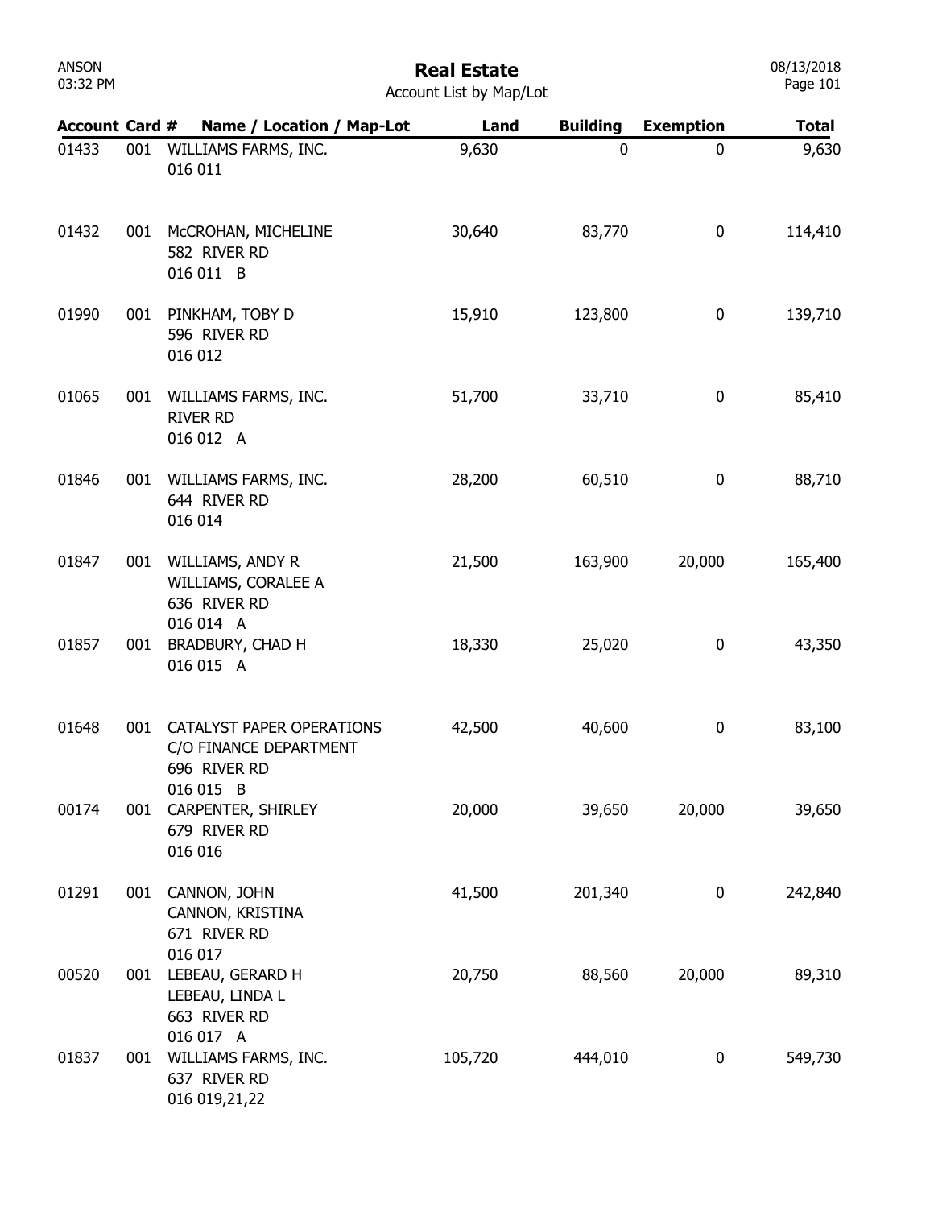ANSON
03:32 PM

# Real Estate

Account List by Map/Lot

08/13/2018

| Account | Card # | Name / Location / Map-Lot | Land | Building | Exemption | Total |
|---|---|---|---|---|---|---|
| 01433 | 001 | WILLIAMS FARMS, INC.<br>016 011 | 9,630 | 0 | 0 | 9,630 |
| 01432 | 001 | McCROHAN, MICHELINE<br>582 RIVER RD<br>016 011 B | 30,640 | 83,770 | 0 | 114,410 |
| 01990 | 001 | PINKHAM, TOBY D<br>596 RIVER RD<br>016 012 | 15,910 | 123,800 | 0 | 139,710 |
| 01065 | 001 | WILLIAMS FARMS, INC.<br>RIVER RD<br>016 012 A | 51,700 | 33,710 | 0 | 85,410 |
| 01846 | 001 | WILLIAMS FARMS, INC.<br>644 RIVER RD<br>016 014 | 28,200 | 60,510 | 0 | 88,710 |
| 01847 | 001 | WILLIAMS, ANDY R<br>WILLIAMS, CORALEE A<br>636 RIVER RD<br>016 014 A | 21,500 | 163,900 | 20,000 | 165,400 |
| 01857 | 001 | BRADBURY, CHAD H<br>016 015 A | 18,330 | 25,020 | 0 | 43,350 |
| 01648 | 001 | CATALYST PAPER OPERATIONS<br>C/O FINANCE DEPARTMENT<br>696 RIVER RD<br>016 015 B | 42,500 | 40,600 | 0 | 83,100 |
| 00174 | 001 | CARPENTER, SHIRLEY<br>679 RIVER RD<br>016 016 | 20,000 | 39,650 | 20,000 | 39,650 |
| 01291 | 001 | CANNON, JOHN<br>CANNON, KRISTINA<br>671 RIVER RD<br>016 017 | 41,500 | 201,340 | 0 | 242,840 |
| 00520 | 001 | LEBEAU, GERARD H<br>LEBEAU, LINDA L<br>663 RIVER RD<br>016 017 A | 20,750 | 88,560 | 20,000 | 89,310 |
| 01837 | 001 | WILLIAMS FARMS, INC.<br>637 RIVER RD<br>016 019,21,22 | 105,720 | 444,010 | 0 | 549,730 |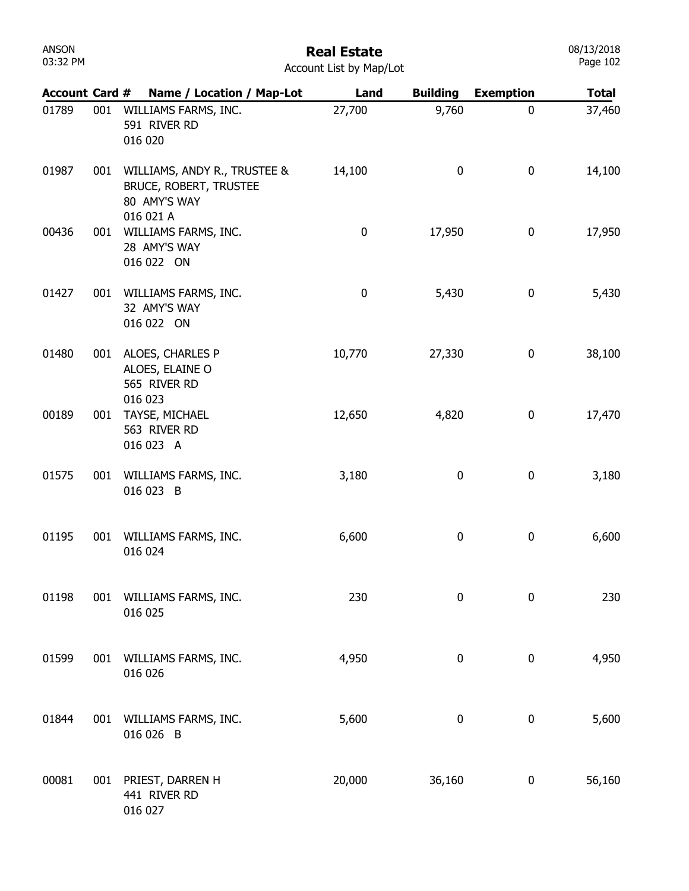# Real Estate

Account List by Map/Lot

| Account | Card # | Name / Location / Map-Lot | Land | Building | Exemption | Total |
|---|---|---|---|---|---|---|
| 01789 | 001 | WILLIAMS FARMS, INC.<br>591 RIVER RD<br>016 020 | 27,700 | 9,760 | 0 | 37,460 |
| 01987 | 001 | WILLIAMS, ANDY R., TRUSTEE &<br>BRUCE, ROBERT, TRUSTEE<br>80 AMY'S WAY<br>016 021 A | 14,100 | 0 | 0 | 14,100 |
| 00436 | 001 | WILLIAMS FARMS, INC.<br>28 AMY'S WAY<br>016 022 ON | 0 | 17,950 | 0 | 17,950 |
| 01427 | 001 | WILLIAMS FARMS, INC.<br>32 AMY'S WAY<br>016 022 ON | 0 | 5,430 | 0 | 5,430 |
| 01480 | 001 | ALOES, CHARLES P<br>ALOES, ELAINE O<br>565 RIVER RD<br>016 023 | 10,770 | 27,330 | 0 | 38,100 |
| 00189 | 001 | TAYSE, MICHAEL<br>563 RIVER RD<br>016 023 A | 12,650 | 4,820 | 0 | 17,470 |
| 01575 | 001 | WILLIAMS FARMS, INC.<br>016 023 B | 3,180 | 0 | 0 | 3,180 |
| 01195 | 001 | WILLIAMS FARMS, INC.<br>016 024 | 6,600 | 0 | 0 | 6,600 |
| 01198 | 001 | WILLIAMS FARMS, INC.<br>016 025 | 230 | 0 | 0 | 230 |
| 01599 | 001 | WILLIAMS FARMS, INC.<br>016 026 | 4,950 | 0 | 0 | 4,950 |
| 01844 | 001 | WILLIAMS FARMS, INC.<br>016 026 B | 5,600 | 0 | 0 | 5,600 |
| 00081 | 001 | PRIEST, DARREN H<br>441 RIVER RD<br>016 027 | 20,000 | 36,160 | 0 | 56,160 |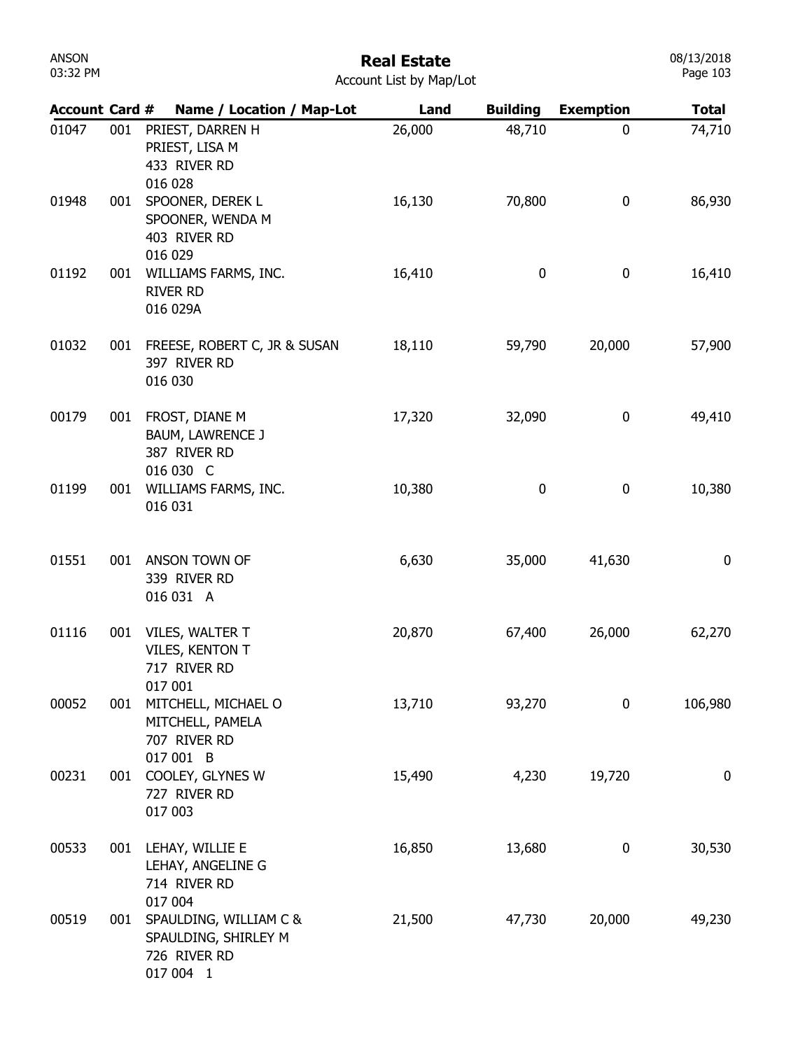# Real Estate

Account List by Map/Lot

| Account | Card # | Name / Location / Map-Lot | Land | Building | Exemption | Total |
|---|---|---|---|---|---|---|
| 01047 | 001 | PRIEST, DARREN H<br>PRIEST, LISA M<br>433 RIVER RD<br>016 028 | 26,000 | 48,710 | 0 | 74,710 |
| 01948 | 001 | SPOONER, DEREK L<br>SPOONER, WENDA M<br>403 RIVER RD<br>016 029 | 16,130 | 70,800 | 0 | 86,930 |
| 01192 | 001 | WILLIAMS FARMS, INC.<br>RIVER RD<br>016 029A | 16,410 | 0 | 0 | 16,410 |
| 01032 | 001 | FREESE, ROBERT C, JR & SUSAN<br>397 RIVER RD<br>016 030 | 18,110 | 59,790 | 20,000 | 57,900 |
| 00179 | 001 | FROST, DIANE M<br>BAUM, LAWRENCE J<br>387 RIVER RD<br>016 030 C | 17,320 | 32,090 | 0 | 49,410 |
| 01199 | 001 | WILLIAMS FARMS, INC.<br>016 031 | 10,380 | 0 | 0 | 10,380 |
| 01551 | 001 | ANSON TOWN OF<br>339 RIVER RD<br>016 031 A | 6,630 | 35,000 | 41,630 | 0 |
| 01116 | 001 | VILES, WALTER T<br>VILES, KENTON T<br>717 RIVER RD<br>017 001 | 20,870 | 67,400 | 26,000 | 62,270 |
| 00052 | 001 | MITCHELL, MICHAEL O<br>MITCHELL, PAMELA<br>707 RIVER RD<br>017 001 B | 13,710 | 93,270 | 0 | 106,980 |
| 00231 | 001 | COOLEY, GLYNES W<br>727 RIVER RD<br>017 003 | 15,490 | 4,230 | 19,720 | 0 |
| 00533 | 001 | LEHAY, WILLIE E<br>LEHAY, ANGELINE G<br>714 RIVER RD<br>017 004 | 16,850 | 13,680 | 0 | 30,530 |
| 00519 | 001 | SPAULDING, WILLIAM C &<br>SPAULDING, SHIRLEY M<br>726 RIVER RD<br>017 004 1 | 21,500 | 47,730 | 20,000 | 49,230 |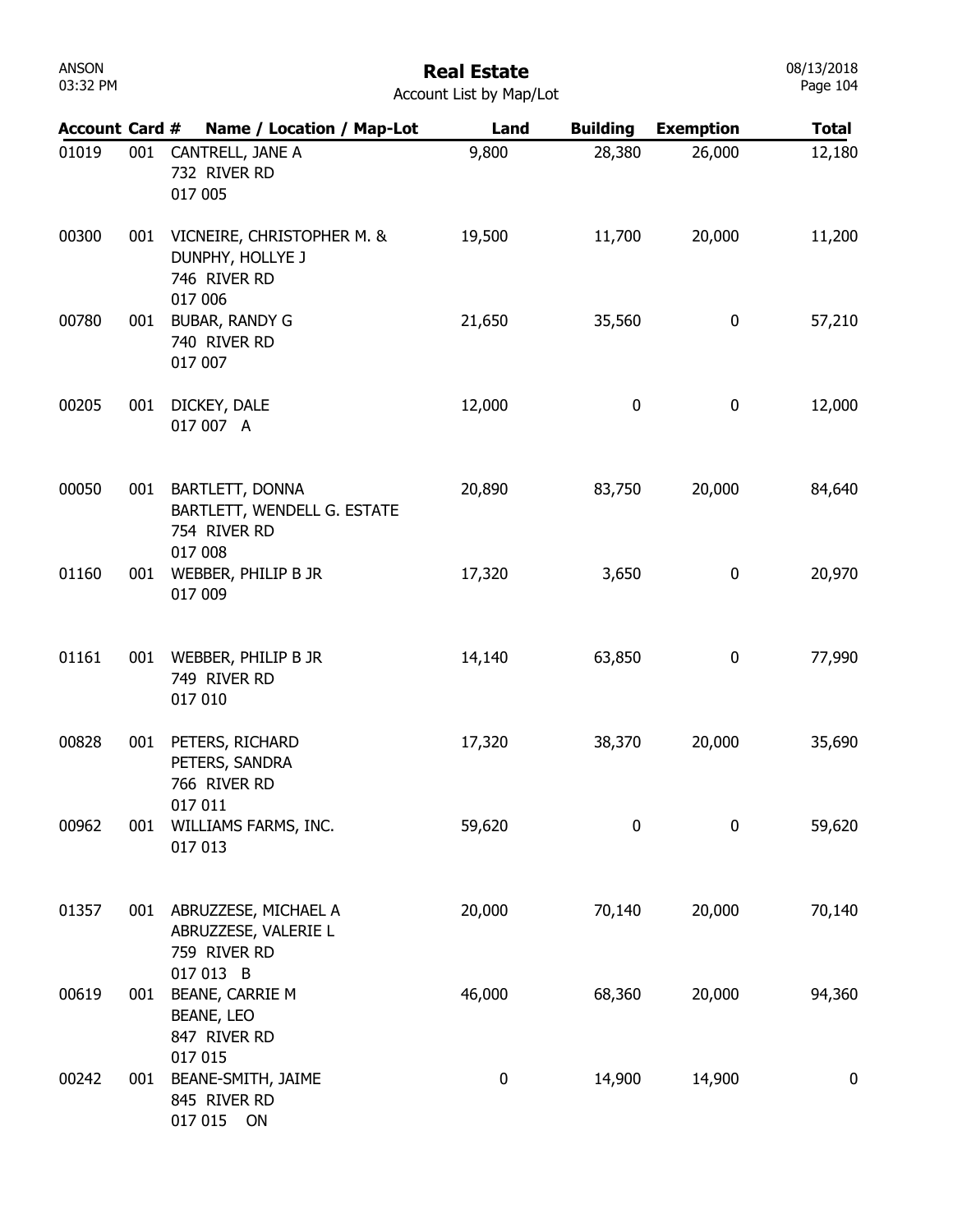# Real Estate

Account List by Map/Lot

| Account | Card # | Name / Location / Map-Lot | Land | Building | Exemption | Total |
|---|---|---|---|---|---|---|
| 01019 | 001 | CANTRELL, JANE A<br>732 RIVER RD<br>017 005 | 9,800 | 28,380 | 26,000 | 12,180 |
| 00300 | 001 | VICNEIRE, CHRISTOPHER M. &<br>DUNPHY, HOLLYE J<br>746 RIVER RD<br>017 006 | 19,500 | 11,700 | 20,000 | 11,200 |
| 00780 | 001 | BUBAR, RANDY G<br>740 RIVER RD<br>017 007 | 21,650 | 35,560 | 0 | 57,210 |
| 00205 | 001 | DICKEY, DALE<br>017 007 A | 12,000 | 0 | 0 | 12,000 |
| 00050 | 001 | BARTLETT, DONNA<br>BARTLETT, WENDELL G. ESTATE<br>754 RIVER RD<br>017 008 | 20,890 | 83,750 | 20,000 | 84,640 |
| 01160 | 001 | WEBBER, PHILIP B JR<br>017 009 | 17,320 | 3,650 | 0 | 20,970 |
| 01161 | 001 | WEBBER, PHILIP B JR<br>749 RIVER RD<br>017 010 | 14,140 | 63,850 | 0 | 77,990 |
| 00828 | 001 | PETERS, RICHARD<br>PETERS, SANDRA<br>766 RIVER RD<br>017 011 | 17,320 | 38,370 | 20,000 | 35,690 |
| 00962 | 001 | WILLIAMS FARMS, INC.<br>017 013 | 59,620 | 0 | 0 | 59,620 |
| 01357 | 001 | ABRUZZESE, MICHAEL A<br>ABRUZZESE, VALERIE L<br>759 RIVER RD<br>017 013 B | 20,000 | 70,140 | 20,000 | 70,140 |
| 00619 | 001 | BEANE, CARRIE M<br>BEANE, LEO<br>847 RIVER RD<br>017 015 | 46,000 | 68,360 | 20,000 | 94,360 |
| 00242 | 001 | BEANE-SMITH, JAIME<br>845 RIVER RD<br>017 015 ON | 0 | 14,900 | 14,900 | 0 |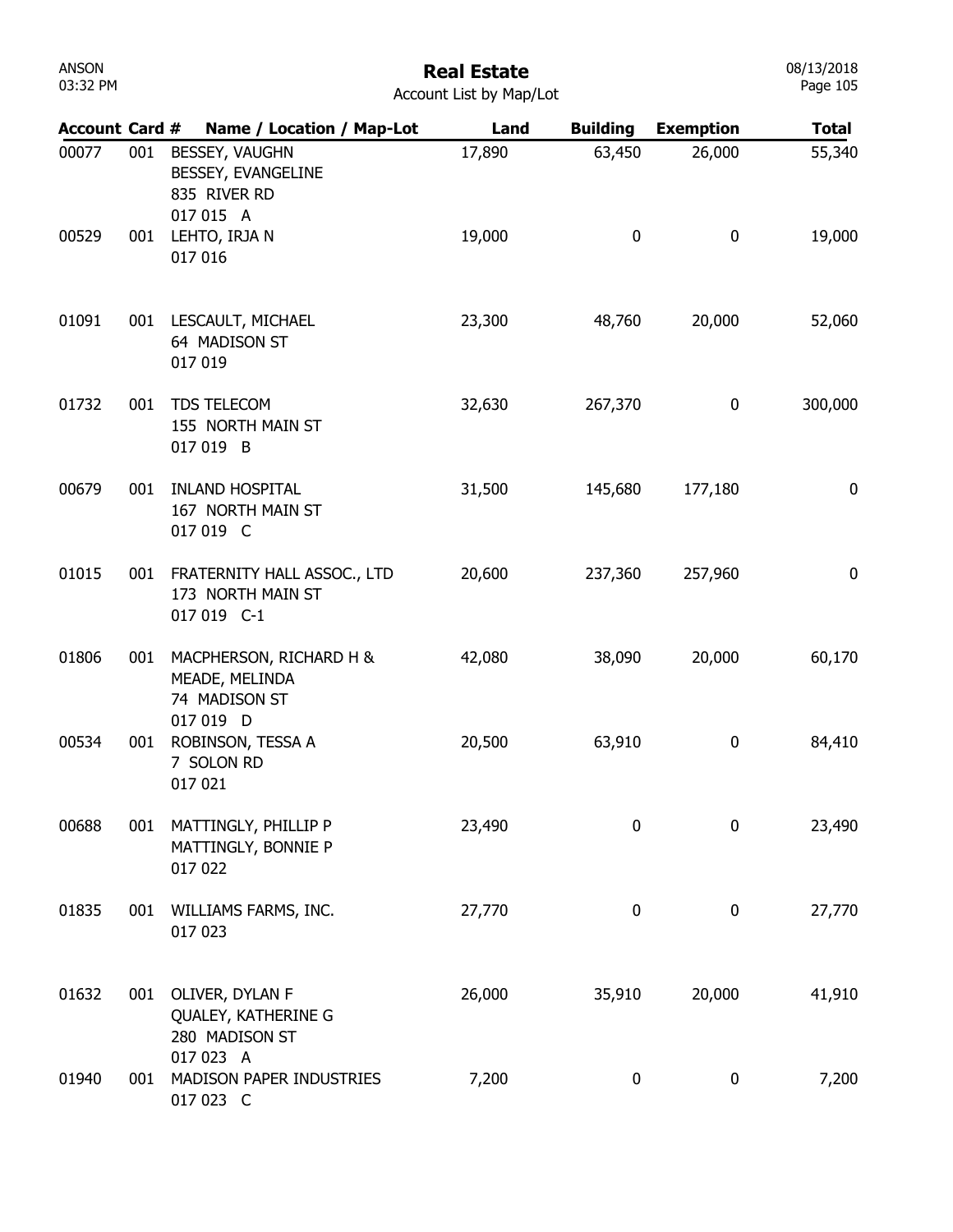# Real Estate

Account List by Map/Lot

| Account | Card # | Name / Location / Map-Lot | Land | Building | Exemption | Total |
|---|---|---|---|---|---|---|
| 00077 | 001 | BESSEY, VAUGHN<br>BESSEY, EVANGELINE<br>835 RIVER RD<br>017 015 A | 17,890 | 63,450 | 26,000 | 55,340 |
| 00529 | 001 | LEHTO, IRJA N<br>017 016 | 19,000 | 0 | 0 | 19,000 |
| 01091 | 001 | LESCAULT, MICHAEL<br>64 MADISON ST<br>017 019 | 23,300 | 48,760 | 20,000 | 52,060 |
| 01732 | 001 | TDS TELECOM<br>155 NORTH MAIN ST<br>017 019 B | 32,630 | 267,370 | 0 | 300,000 |
| 00679 | 001 | INLAND HOSPITAL<br>167 NORTH MAIN ST<br>017 019 C | 31,500 | 145,680 | 177,180 | 0 |
| 01015 | 001 | FRATERNITY HALL ASSOC., LTD<br>173 NORTH MAIN ST<br>017 019 C-1 | 20,600 | 237,360 | 257,960 | 0 |
| 01806 | 001 | MACPHERSON, RICHARD H &<br>MEADE, MELINDA<br>74 MADISON ST<br>017 019 D | 42,080 | 38,090 | 20,000 | 60,170 |
| 00534 | 001 | ROBINSON, TESSA A<br>7 SOLON RD<br>017 021 | 20,500 | 63,910 | 0 | 84,410 |
| 00688 | 001 | MATTINGLY, PHILLIP P<br>MATTINGLY, BONNIE P<br>017 022 | 23,490 | 0 | 0 | 23,490 |
| 01835 | 001 | WILLIAMS FARMS, INC.<br>017 023 | 27,770 | 0 | 0 | 27,770 |
| 01632 | 001 | OLIVER, DYLAN F<br>QUALEY, KATHERINE G<br>280 MADISON ST<br>017 023 A | 26,000 | 35,910 | 20,000 | 41,910 |
| 01940 | 001 | MADISON PAPER INDUSTRIES<br>017 023 C | 7,200 | 0 | 0 | 7,200 |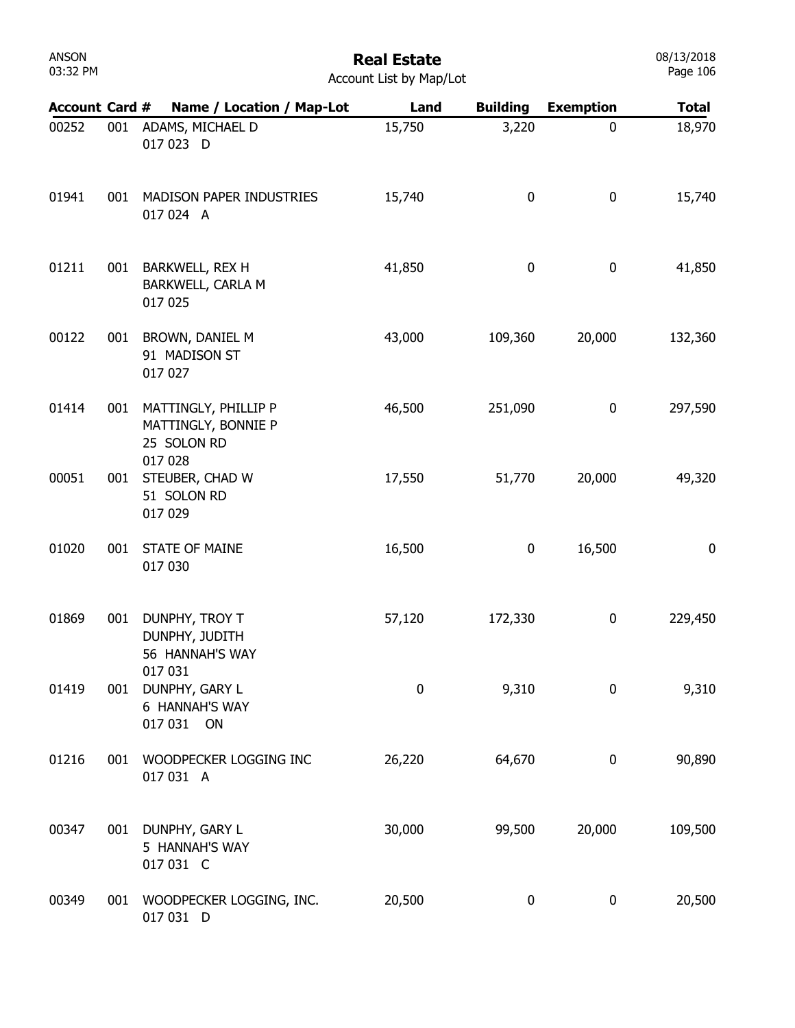# Real Estate

Account List by Map/Lot

| Account | Card # | Name / Location / Map-Lot | Land | Building | Exemption | Total |
|---|---|---|---|---|---|---|
| 00252 | 001 | ADAMS, MICHAEL D<br>017 023 D | 15,750 | 3,220 | 0 | 18,970 |
| 01941 | 001 | MADISON PAPER INDUSTRIES<br>017 024 A | 15,740 | 0 | 0 | 15,740 |
| 01211 | 001 | BARKWELL, REX H<br>BARKWELL, CARLA M<br>017 025 | 41,850 | 0 | 0 | 41,850 |
| 00122 | 001 | BROWN, DANIEL M<br>91 MADISON ST<br>017 027 | 43,000 | 109,360 | 20,000 | 132,360 |
| 01414 | 001 | MATTINGLY, PHILLIP P<br>MATTINGLY, BONNIE P<br>25 SOLON RD<br>017 028 | 46,500 | 251,090 | 0 | 297,590 |
| 00051 | 001 | STEUBER, CHAD W<br>51 SOLON RD<br>017 029 | 17,550 | 51,770 | 20,000 | 49,320 |
| 01020 | 001 | STATE OF MAINE<br>017 030 | 16,500 | 0 | 16,500 | 0 |
| 01869 | 001 | DUNPHY, TROY T<br>DUNPHY, JUDITH<br>56 HANNAH'S WAY<br>017 031 | 57,120 | 172,330 | 0 | 229,450 |
| 01419 | 001 | DUNPHY, GARY L<br>6 HANNAH'S WAY<br>017 031 ON | 0 | 9,310 | 0 | 9,310 |
| 01216 | 001 | WOODPECKER LOGGING INC<br>017 031 A | 26,220 | 64,670 | 0 | 90,890 |
| 00347 | 001 | DUNPHY, GARY L<br>5 HANNAH'S WAY<br>017 031 C | 30,000 | 99,500 | 20,000 | 109,500 |
| 00349 | 001 | WOODPECKER LOGGING, INC.<br>017 031 D | 20,500 | 0 | 0 | 20,500 |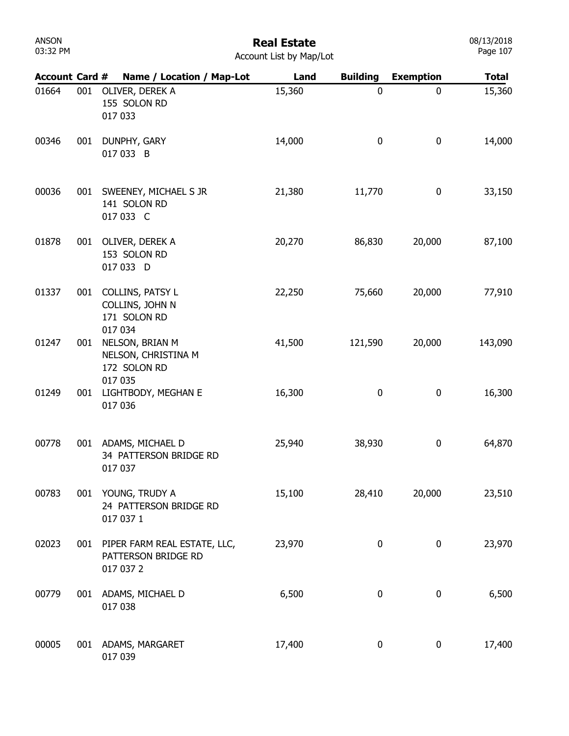# Real Estate

Account List by Map/Lot

| Account | Card # | Name / Location / Map-Lot | Land | Building | Exemption | Total |
|---|---|---|---|---|---|---|
| 01664 | 001 | OLIVER, DEREK A<br>155 SOLON RD<br>017 033 | 15,360 | 0 | 0 | 15,360 |
| 00346 | 001 | DUNPHY, GARY<br>017 033 B | 14,000 | 0 | 0 | 14,000 |
| 00036 | 001 | SWEENEY, MICHAEL S JR<br>141 SOLON RD<br>017 033 C | 21,380 | 11,770 | 0 | 33,150 |
| 01878 | 001 | OLIVER, DEREK A<br>153 SOLON RD<br>017 033 D | 20,270 | 86,830 | 20,000 | 87,100 |
| 01337 | 001 | COLLINS, PATSY L<br>COLLINS, JOHN N<br>171 SOLON RD<br>017 034 | 22,250 | 75,660 | 20,000 | 77,910 |
| 01247 | 001 | NELSON, BRIAN M<br>NELSON, CHRISTINA M<br>172 SOLON RD<br>017 035 | 41,500 | 121,590 | 20,000 | 143,090 |
| 01249 | 001 | LIGHTBODY, MEGHAN E<br>017 036 | 16,300 | 0 | 0 | 16,300 |
| 00778 | 001 | ADAMS, MICHAEL D<br>34 PATTERSON BRIDGE RD<br>017 037 | 25,940 | 38,930 | 0 | 64,870 |
| 00783 | 001 | YOUNG, TRUDY A<br>24 PATTERSON BRIDGE RD<br>017 037 1 | 15,100 | 28,410 | 20,000 | 23,510 |
| 02023 | 001 | PIPER FARM REAL ESTATE, LLC,<br>PATTERSON BRIDGE RD<br>017 037 2 | 23,970 | 0 | 0 | 23,970 |
| 00779 | 001 | ADAMS, MICHAEL D<br>017 038 | 6,500 | 0 | 0 | 6,500 |
| 00005 | 001 | ADAMS, MARGARET<br>017 039 | 17,400 | 0 | 0 | 17,400 |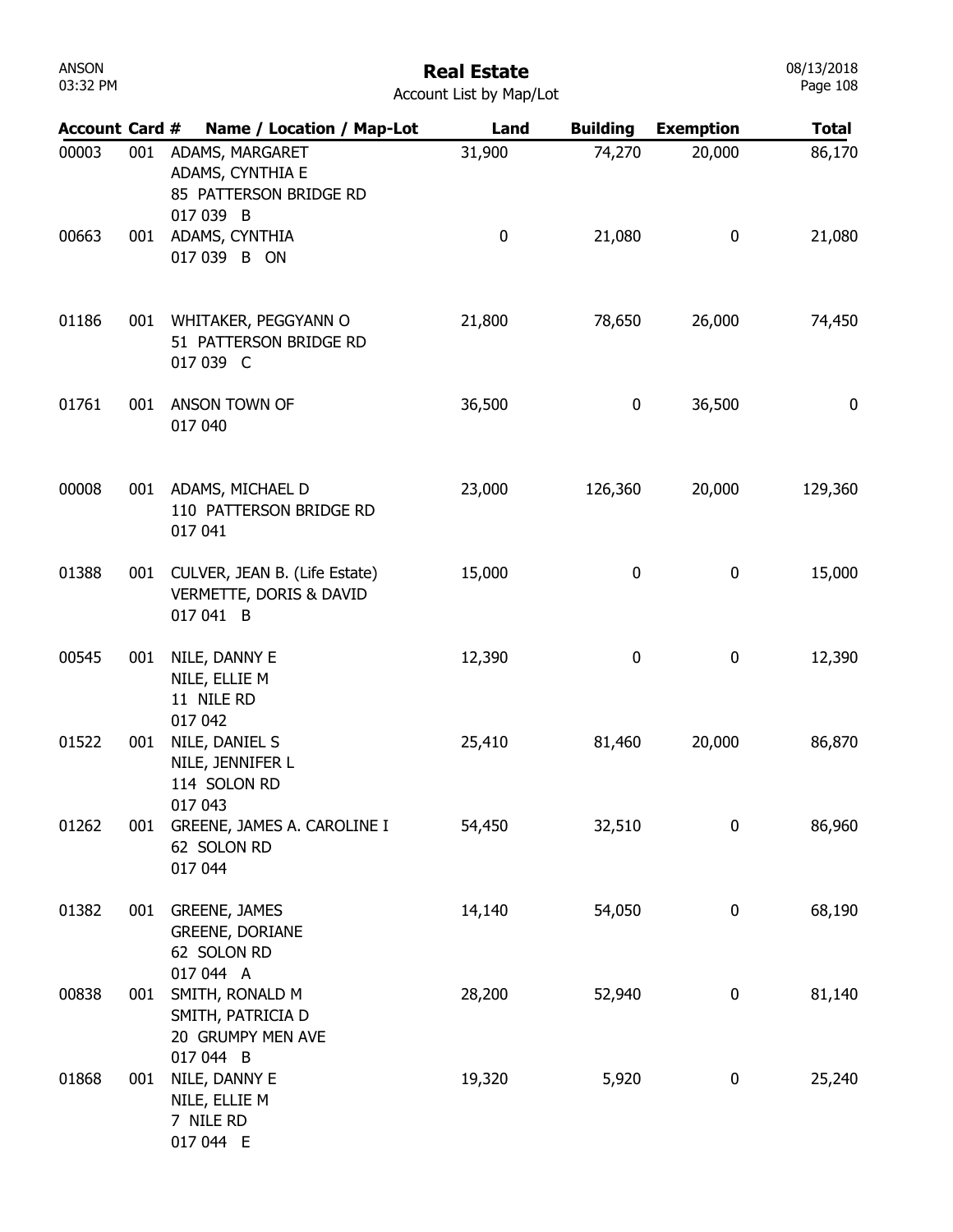# Real Estate

Account List by Map/Lot

| Account | Card # | Name / Location / Map-Lot | Land | Building | Exemption | Total |
|---|---|---|---|---|---|---|
| 00003 | 001 | ADAMS, MARGARET<br>ADAMS, CYNTHIA E<br>85 PATTERSON BRIDGE RD<br>017 039 B | 31,900 | 74,270 | 20,000 | 86,170 |
| 00663 | 001 | ADAMS, CYNTHIA<br>017 039 B ON | 0 | 21,080 | 0 | 21,080 |
| 01186 | 001 | WHITAKER, PEGGYANN O<br>51 PATTERSON BRIDGE RD<br>017 039 C | 21,800 | 78,650 | 26,000 | 74,450 |
| 01761 | 001 | ANSON TOWN OF<br>017 040 | 36,500 | 0 | 36,500 | 0 |
| 00008 | 001 | ADAMS, MICHAEL D<br>110 PATTERSON BRIDGE RD<br>017 041 | 23,000 | 126,360 | 20,000 | 129,360 |
| 01388 | 001 | CULVER, JEAN B. (Life Estate)<br>VERMETTE, DORIS & DAVID<br>017 041 B | 15,000 | 0 | 0 | 15,000 |
| 00545 | 001 | NILE, DANNY E<br>NILE, ELLIE M<br>11 NILE RD<br>017 042 | 12,390 | 0 | 0 | 12,390 |
| 01522 | 001 | NILE, DANIEL S<br>NILE, JENNIFER L<br>114 SOLON RD<br>017 043 | 25,410 | 81,460 | 20,000 | 86,870 |
| 01262 | 001 | GREENE, JAMES A. CAROLINE I<br>62 SOLON RD<br>017 044 | 54,450 | 32,510 | 0 | 86,960 |
| 01382 | 001 | GREENE, JAMES<br>GREENE, DORIANE<br>62 SOLON RD<br>017 044 A | 14,140 | 54,050 | 0 | 68,190 |
| 00838 | 001 | SMITH, RONALD M<br>SMITH, PATRICIA D<br>20 GRUMPY MEN AVE<br>017 044 B | 28,200 | 52,940 | 0 | 81,140 |
| 01868 | 001 | NILE, DANNY E<br>NILE, ELLIE M<br>7 NILE RD<br>017 044 E | 19,320 | 5,920 | 0 | 25,240 |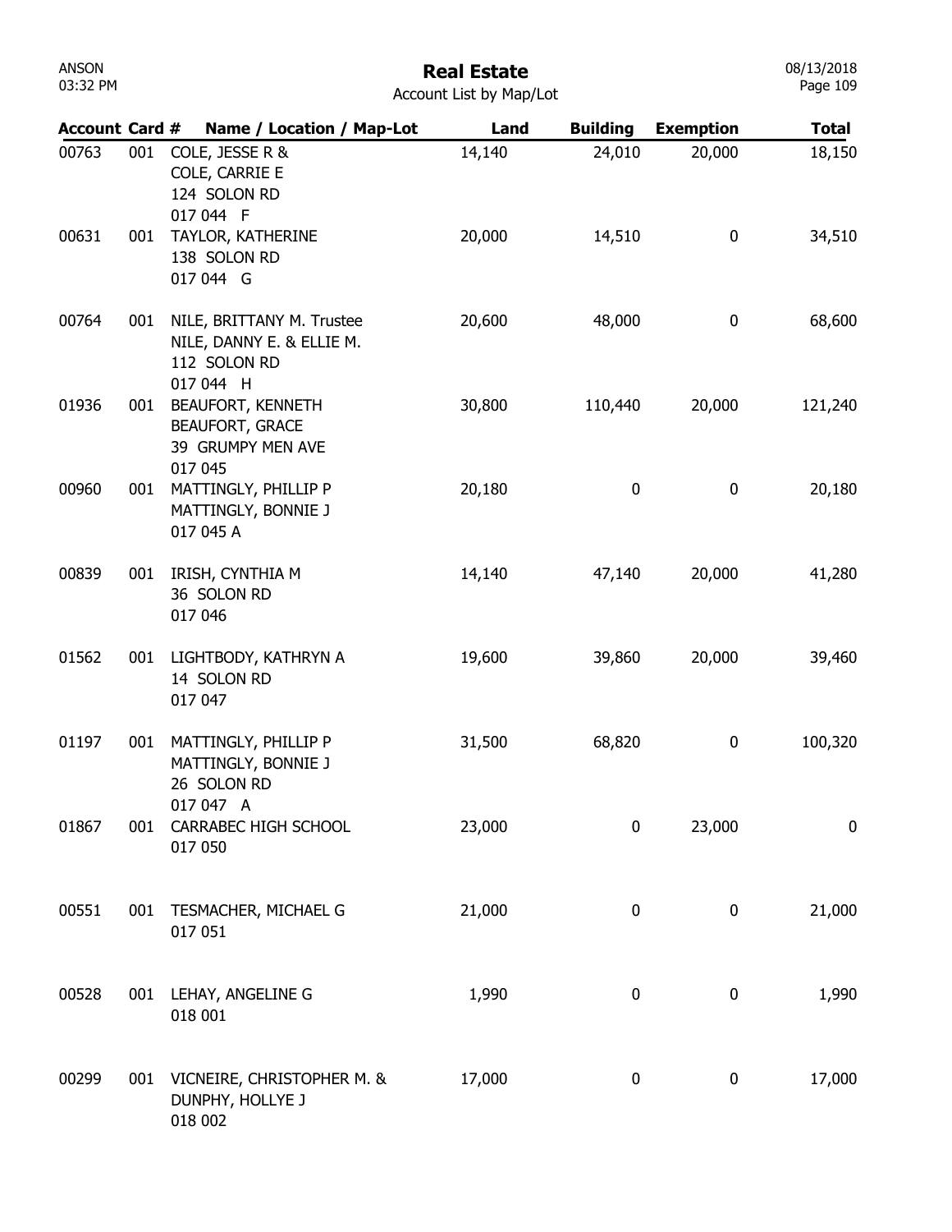# Real Estate

Account List by Map/Lot

| Account | Card # | Name / Location / Map-Lot | Land | Building | Exemption | Total |
|---|---|---|---|---|---|---|
| 00763 | 001 | COLE, JESSE R & COLE, CARRIE E 124 SOLON RD 017 044 F | 14,140 | 24,010 | 20,000 | 18,150 |
| 00631 | 001 | TAYLOR, KATHERINE 138 SOLON RD 017 044 G | 20,000 | 14,510 | 0 | 34,510 |
| 00764 | 001 | NILE, BRITTANY M. Trustee NILE, DANNY E. & ELLIE M. 112 SOLON RD 017 044 H | 20,600 | 48,000 | 0 | 68,600 |
| 01936 | 001 | BEAUFORT, KENNETH BEAUFORT, GRACE 39 GRUMPY MEN AVE 017 045 | 30,800 | 110,440 | 20,000 | 121,240 |
| 00960 | 001 | MATTINGLY, PHILLIP P MATTINGLY, BONNIE J 017 045 A | 20,180 | 0 | 0 | 20,180 |
| 00839 | 001 | IRISH, CYNTHIA M 36 SOLON RD 017 046 | 14,140 | 47,140 | 20,000 | 41,280 |
| 01562 | 001 | LIGHTBODY, KATHRYN A 14 SOLON RD 017 047 | 19,600 | 39,860 | 20,000 | 39,460 |
| 01197 | 001 | MATTINGLY, PHILLIP P MATTINGLY, BONNIE J 26 SOLON RD 017 047 A | 31,500 | 68,820 | 0 | 100,320 |
| 01867 | 001 | CARRABEC HIGH SCHOOL 017 050 | 23,000 | 0 | 23,000 | 0 |
| 00551 | 001 | TESMACHER, MICHAEL G 017 051 | 21,000 | 0 | 0 | 21,000 |
| 00528 | 001 | LEHAY, ANGELINE G 018 001 | 1,990 | 0 | 0 | 1,990 |
| 00299 | 001 | VICNEIRE, CHRISTOPHER M. & DUNPHY, HOLLYE J 018 002 | 17,000 | 0 | 0 | 17,000 |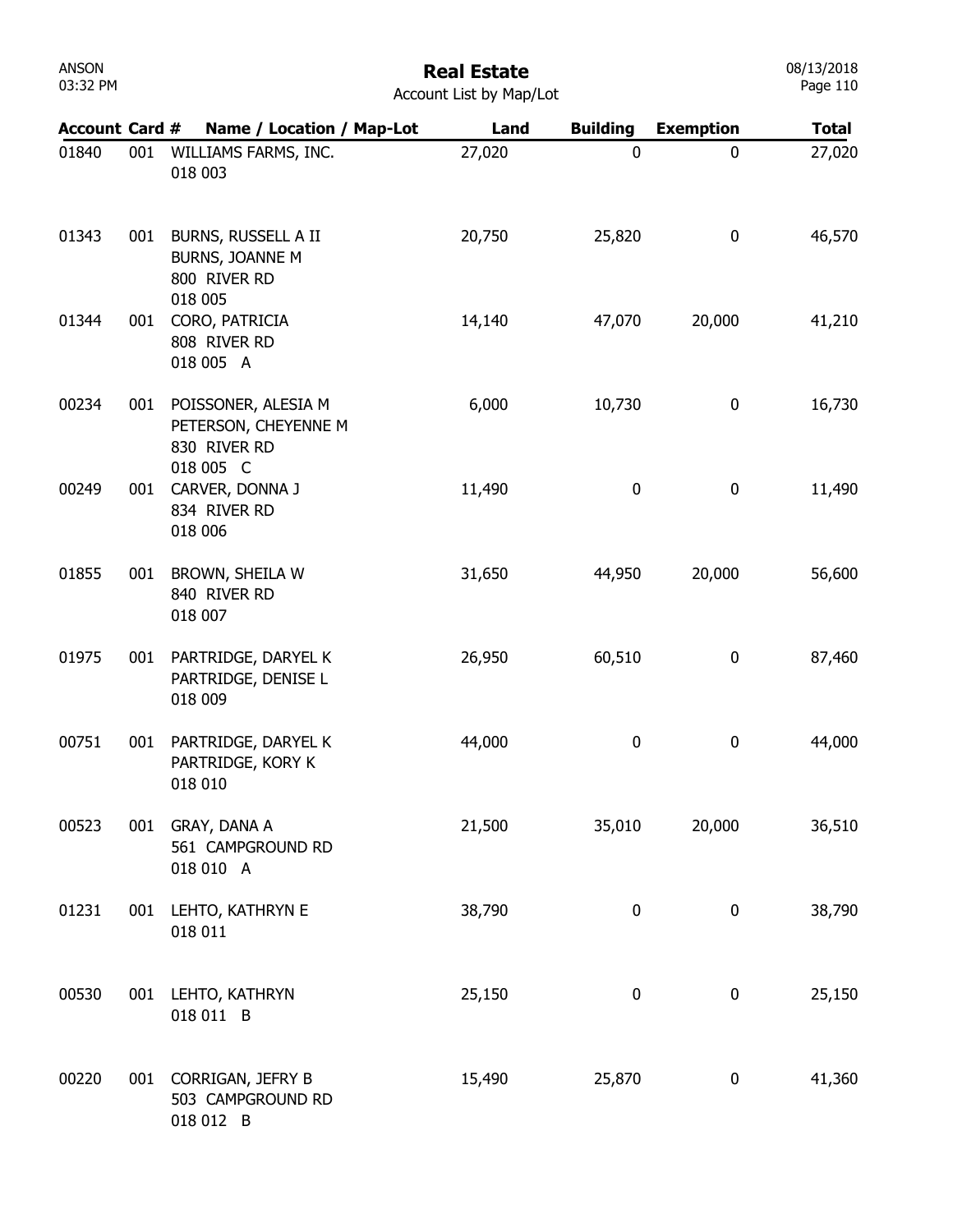# Real Estate

Account List by Map/Lot

| Account | Card # | Name / Location / Map-Lot | Land | Building | Exemption | Total |
|---|---|---|---|---|---|---|
| 01840 | 001 | WILLIAMS FARMS, INC.<br>018 003 | 27,020 | 0 | 0 | 27,020 |
| 01343 | 001 | BURNS, RUSSELL A II<br>BURNS, JOANNE M<br>800 RIVER RD<br>018 005 | 20,750 | 25,820 | 0 | 46,570 |
| 01344 | 001 | CORO, PATRICIA<br>808 RIVER RD<br>018 005 A | 14,140 | 47,070 | 20,000 | 41,210 |
| 00234 | 001 | POISSONER, ALESIA M<br>PETERSON, CHEYENNE M<br>830 RIVER RD<br>018 005 C | 6,000 | 10,730 | 0 | 16,730 |
| 00249 | 001 | CARVER, DONNA J<br>834 RIVER RD<br>018 006 | 11,490 | 0 | 0 | 11,490 |
| 01855 | 001 | BROWN, SHEILA W<br>840 RIVER RD<br>018 007 | 31,650 | 44,950 | 20,000 | 56,600 |
| 01975 | 001 | PARTRIDGE, DARYEL K<br>PARTRIDGE, DENISE L<br>018 009 | 26,950 | 60,510 | 0 | 87,460 |
| 00751 | 001 | PARTRIDGE, DARYEL K<br>PARTRIDGE, KORY K<br>018 010 | 44,000 | 0 | 0 | 44,000 |
| 00523 | 001 | GRAY, DANA A<br>561 CAMPGROUND RD<br>018 010 A | 21,500 | 35,010 | 20,000 | 36,510 |
| 01231 | 001 | LEHTO, KATHRYN E<br>018 011 | 38,790 | 0 | 0 | 38,790 |
| 00530 | 001 | LEHTO, KATHRYN<br>018 011 B | 25,150 | 0 | 0 | 25,150 |
| 00220 | 001 | CORRIGAN, JEFRY B<br>503 CAMPGROUND RD<br>018 012 B | 15,490 | 25,870 | 0 | 41,360 |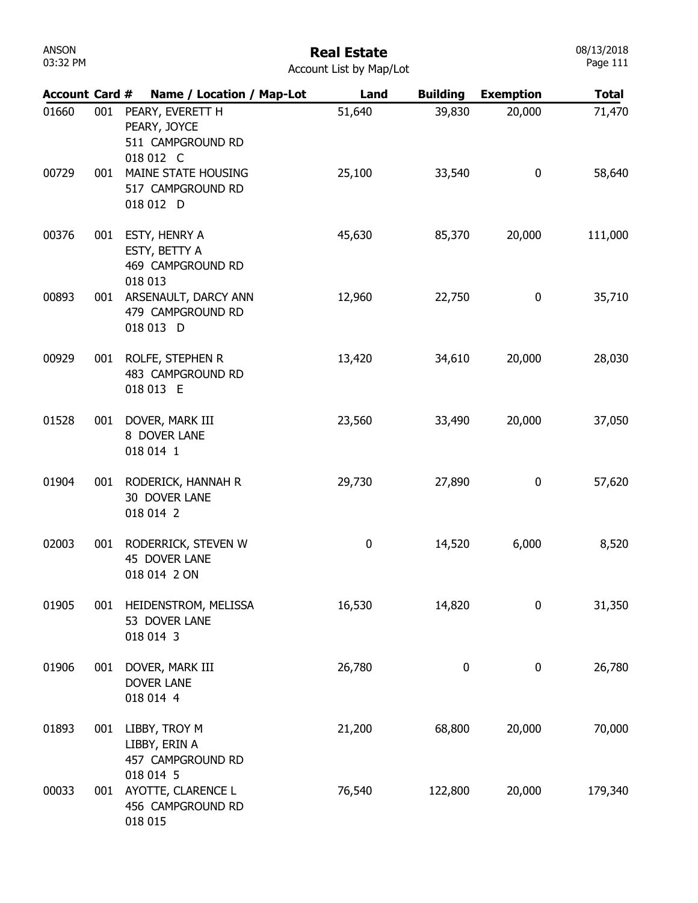# Real Estate

Account List by Map/Lot

| Account | Card # | Name / Location / Map-Lot | Land | Building | Exemption | Total |
|---|---|---|---|---|---|---|
| 01660 | 001 | PEARY, EVERETT H<br>PEARY, JOYCE<br>511 CAMPGROUND RD<br>018 012 C | 51,640 | 39,830 | 20,000 | 71,470 |
| 00729 | 001 | MAINE STATE HOUSING<br>517 CAMPGROUND RD<br>018 012 D | 25,100 | 33,540 | 0 | 58,640 |
| 00376 | 001 | ESTY, HENRY A<br>ESTY, BETTY A<br>469 CAMPGROUND RD<br>018 013 | 45,630 | 85,370 | 20,000 | 111,000 |
| 00893 | 001 | ARSENAULT, DARCY ANN<br>479 CAMPGROUND RD<br>018 013 D | 12,960 | 22,750 | 0 | 35,710 |
| 00929 | 001 | ROLFE, STEPHEN R<br>483 CAMPGROUND RD<br>018 013 E | 13,420 | 34,610 | 20,000 | 28,030 |
| 01528 | 001 | DOVER, MARK III<br>8 DOVER LANE<br>018 014 1 | 23,560 | 33,490 | 20,000 | 37,050 |
| 01904 | 001 | RODERICK, HANNAH R<br>30 DOVER LANE<br>018 014 2 | 29,730 | 27,890 | 0 | 57,620 |
| 02003 | 001 | RODERRICK, STEVEN W<br>45 DOVER LANE<br>018 014 2 ON | 0 | 14,520 | 6,000 | 8,520 |
| 01905 | 001 | HEIDENSTROM, MELISSA<br>53 DOVER LANE<br>018 014 3 | 16,530 | 14,820 | 0 | 31,350 |
| 01906 | 001 | DOVER, MARK III<br>DOVER LANE<br>018 014 4 | 26,780 | 0 | 0 | 26,780 |
| 01893 | 001 | LIBBY, TROY M<br>LIBBY, ERIN A<br>457 CAMPGROUND RD<br>018 014 5 | 21,200 | 68,800 | 20,000 | 70,000 |
| 00033 | 001 | AYOTTE, CLARENCE L<br>456 CAMPGROUND RD<br>018 015 | 76,540 | 122,800 | 20,000 | 179,340 |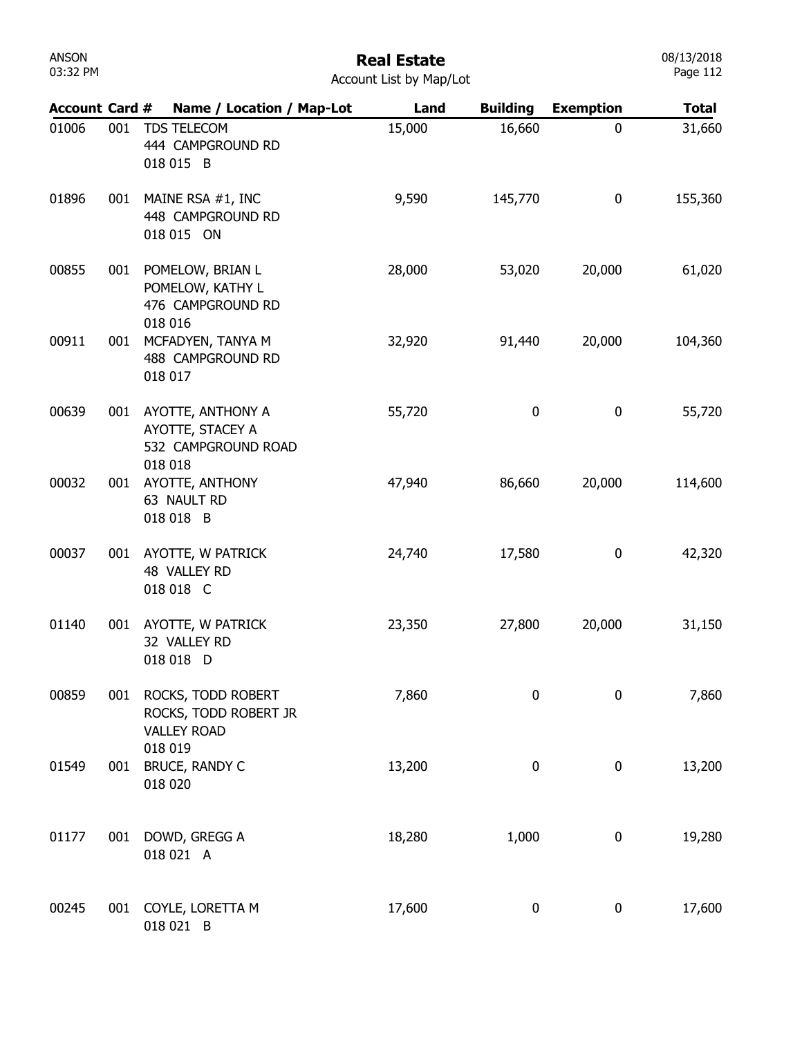# Real Estate

Account List by Map/Lot

| Account | Card # | Name / Location / Map-Lot | Land | Building | Exemption | Total |
|---|---|---|---|---|---|---|
| 01006 | 001 | TDS TELECOM<br>444 CAMPGROUND RD<br>018 015 B | 15,000 | 16,660 | 0 | 31,660 |
| 01896 | 001 | MAINE RSA #1, INC<br>448 CAMPGROUND RD<br>018 015 ON | 9,590 | 145,770 | 0 | 155,360 |
| 00855 | 001 | POMELOW, BRIAN L<br>POMELOW, KATHY L<br>476 CAMPGROUND RD<br>018 016 | 28,000 | 53,020 | 20,000 | 61,020 |
| 00911 | 001 | MCFADYEN, TANYA M<br>488 CAMPGROUND RD<br>018 017 | 32,920 | 91,440 | 20,000 | 104,360 |
| 00639 | 001 | AYOTTE, ANTHONY A<br>AYOTTE, STACEY A<br>532 CAMPGROUND ROAD<br>018 018 | 55,720 | 0 | 0 | 55,720 |
| 00032 | 001 | AYOTTE, ANTHONY<br>63 NAULT RD<br>018 018 B | 47,940 | 86,660 | 20,000 | 114,600 |
| 00037 | 001 | AYOTTE, W PATRICK<br>48 VALLEY RD<br>018 018 C | 24,740 | 17,580 | 0 | 42,320 |
| 01140 | 001 | AYOTTE, W PATRICK<br>32 VALLEY RD<br>018 018 D | 23,350 | 27,800 | 20,000 | 31,150 |
| 00859 | 001 | ROCKS, TODD ROBERT<br>ROCKS, TODD ROBERT JR<br>VALLEY ROAD<br>018 019 | 7,860 | 0 | 0 | 7,860 |
| 01549 | 001 | BRUCE, RANDY C<br>018 020 | 13,200 | 0 | 0 | 13,200 |
| 01177 | 001 | DOWD, GREGG A<br>018 021 A | 18,280 | 1,000 | 0 | 19,280 |
| 00245 | 001 | COYLE, LORETTA M<br>018 021 B | 17,600 | 0 | 0 | 17,600 |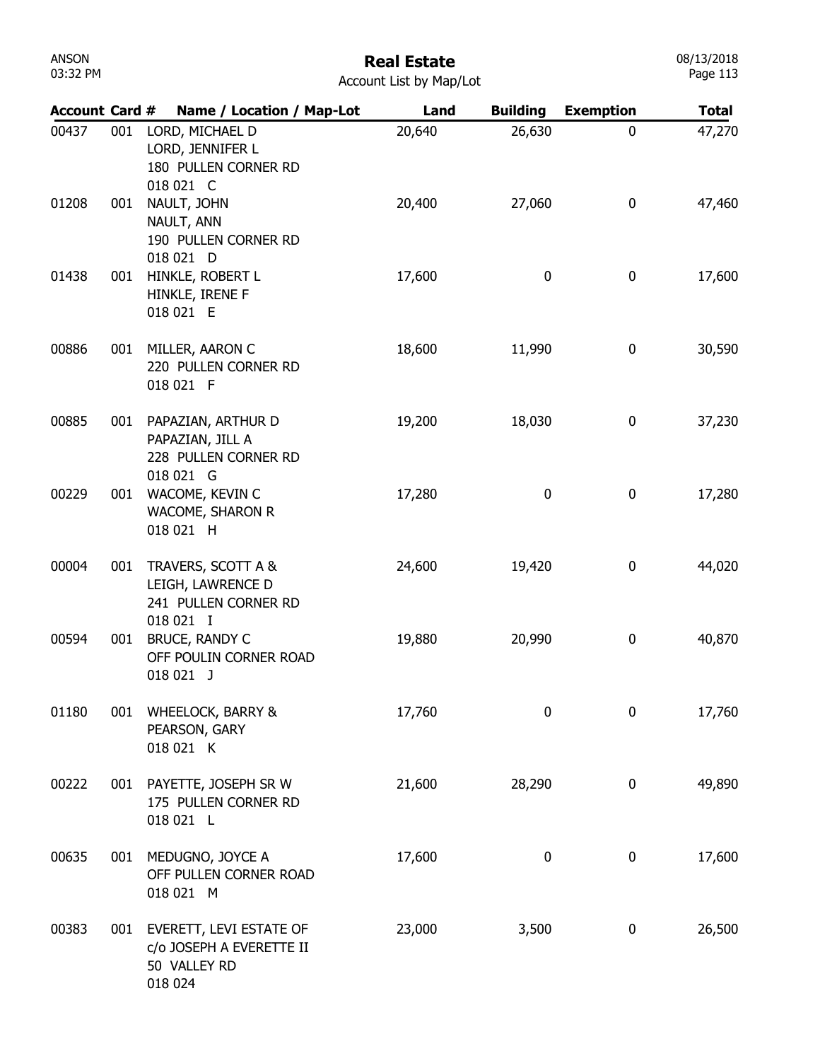# Real Estate

Account List by Map/Lot

| Account | Card # | Name / Location / Map-Lot | Land | Building | Exemption | Total |
|---|---|---|---|---|---|---|
| 00437 | 001 | LORD, MICHAEL D<br>LORD, JENNIFER L<br>180 PULLEN CORNER RD<br>018 021 C | 20,640 | 26,630 | 0 | 47,270 |
| 01208 | 001 | NAULT, JOHN<br>NAULT, ANN<br>190 PULLEN CORNER RD<br>018 021 D | 20,400 | 27,060 | 0 | 47,460 |
| 01438 | 001 | HINKLE, ROBERT L<br>HINKLE, IRENE F<br>018 021 E | 17,600 | 0 | 0 | 17,600 |
| 00886 | 001 | MILLER, AARON C<br>220 PULLEN CORNER RD<br>018 021 F | 18,600 | 11,990 | 0 | 30,590 |
| 00885 | 001 | PAPAZIAN, ARTHUR D<br>PAPAZIAN, JILL A<br>228 PULLEN CORNER RD<br>018 021 G | 19,200 | 18,030 | 0 | 37,230 |
| 00229 | 001 | WACOME, KEVIN C<br>WACOME, SHARON R<br>018 021 H | 17,280 | 0 | 0 | 17,280 |
| 00004 | 001 | TRAVERS, SCOTT A &<br>LEIGH, LAWRENCE D<br>241 PULLEN CORNER RD<br>018 021 I | 24,600 | 19,420 | 0 | 44,020 |
| 00594 | 001 | BRUCE, RANDY C<br>OFF POULIN CORNER ROAD<br>018 021 J | 19,880 | 20,990 | 0 | 40,870 |
| 01180 | 001 | WHEELOCK, BARRY &<br>PEARSON, GARY<br>018 021 K | 17,760 | 0 | 0 | 17,760 |
| 00222 | 001 | PAYETTE, JOSEPH SR W<br>175 PULLEN CORNER RD<br>018 021 L | 21,600 | 28,290 | 0 | 49,890 |
| 00635 | 001 | MEDUGNO, JOYCE A<br>OFF PULLEN CORNER ROAD<br>018 021 M | 17,600 | 0 | 0 | 17,600 |
| 00383 | 001 | EVERETT, LEVI ESTATE OF<br>c/o JOSEPH A EVERETTE II<br>50 VALLEY RD<br>018 024 | 23,000 | 3,500 | 0 | 26,500 |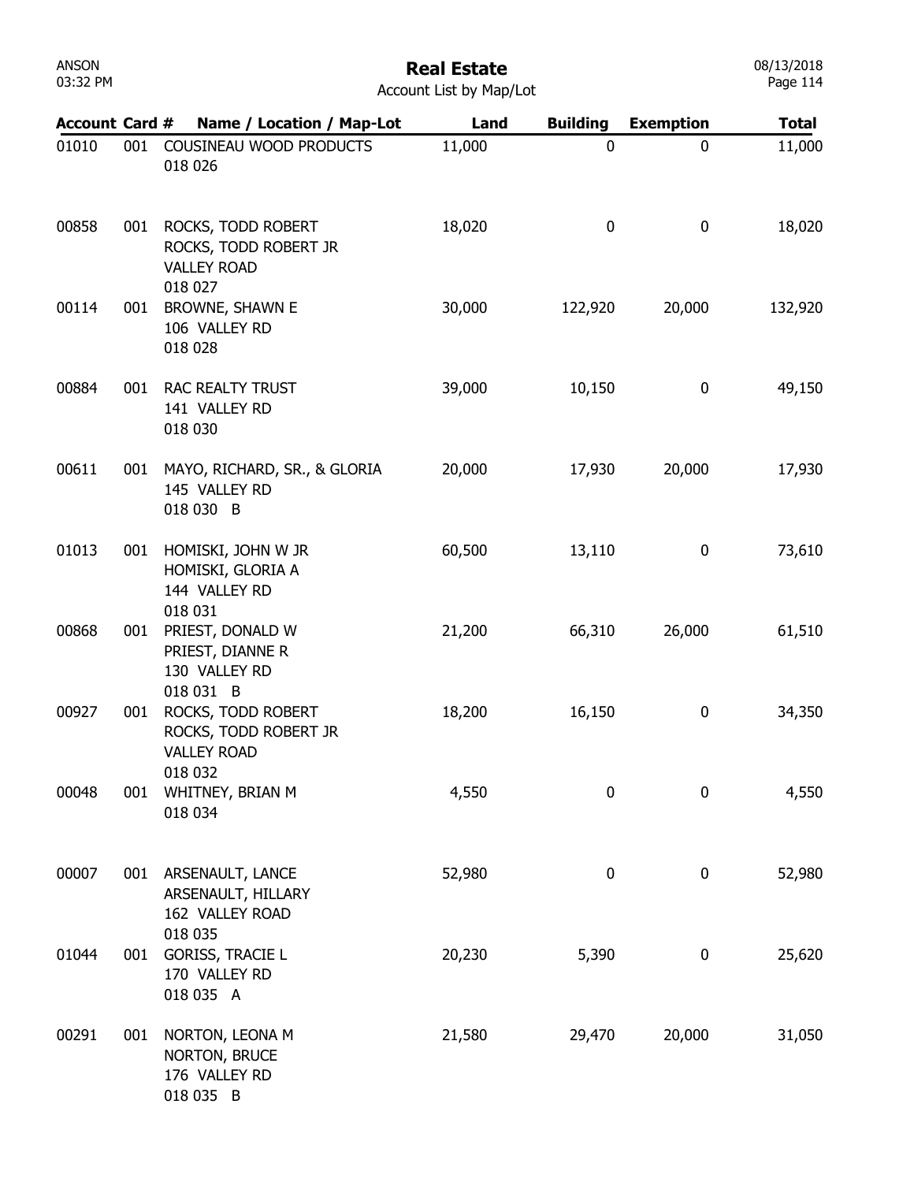# Real Estate

Account List by Map/Lot

| Account | Card # | Name / Location / Map-Lot | Land | Building | Exemption | Total |
|---|---|---|---|---|---|---|
| 01010 | 001 | COUSINEAU WOOD PRODUCTS<br>018 026 | 11,000 | 0 | 0 | 11,000 |
| 00858 | 001 | ROCKS, TODD ROBERT<br>ROCKS, TODD ROBERT JR<br>VALLEY ROAD<br>018 027 | 18,020 | 0 | 0 | 18,020 |
| 00114 | 001 | BROWNE, SHAWN E<br>106 VALLEY RD<br>018 028 | 30,000 | 122,920 | 20,000 | 132,920 |
| 00884 | 001 | RAC REALTY TRUST<br>141 VALLEY RD<br>018 030 | 39,000 | 10,150 | 0 | 49,150 |
| 00611 | 001 | MAYO, RICHARD, SR., & GLORIA<br>145 VALLEY RD<br>018 030 B | 20,000 | 17,930 | 20,000 | 17,930 |
| 01013 | 001 | HOMISKI, JOHN W JR<br>HOMISKI, GLORIA A<br>144 VALLEY RD<br>018 031 | 60,500 | 13,110 | 0 | 73,610 |
| 00868 | 001 | PRIEST, DONALD W<br>PRIEST, DIANNE R<br>130 VALLEY RD<br>018 031 B | 21,200 | 66,310 | 26,000 | 61,510 |
| 00927 | 001 | ROCKS, TODD ROBERT<br>ROCKS, TODD ROBERT JR<br>VALLEY ROAD<br>018 032 | 18,200 | 16,150 | 0 | 34,350 |
| 00048 | 001 | WHITNEY, BRIAN M<br>018 034 | 4,550 | 0 | 0 | 4,550 |
| 00007 | 001 | ARSENAULT, LANCE<br>ARSENAULT, HILLARY<br>162 VALLEY ROAD<br>018 035 | 52,980 | 0 | 0 | 52,980 |
| 01044 | 001 | GORISS, TRACIE L<br>170 VALLEY RD<br>018 035 A | 20,230 | 5,390 | 0 | 25,620 |
| 00291 | 001 | NORTON, LEONA M<br>NORTON, BRUCE<br>176 VALLEY RD<br>018 035 B | 21,580 | 29,470 | 20,000 | 31,050 |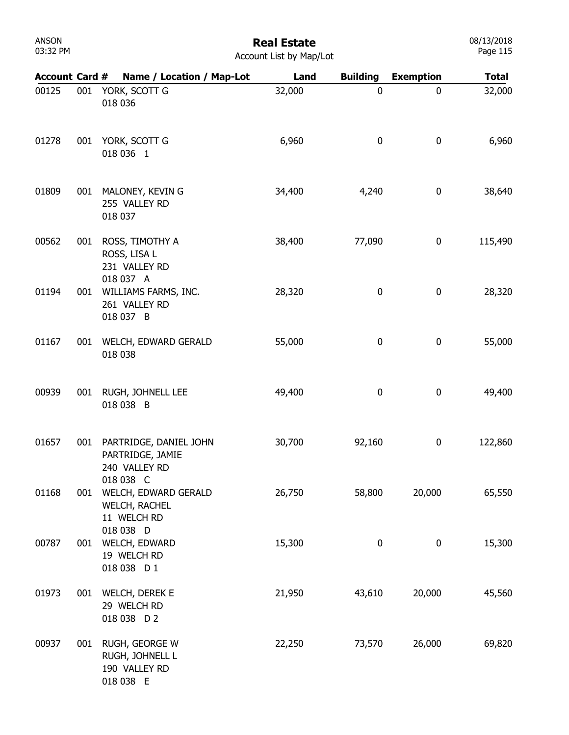# Real Estate

Account List by Map/Lot

| Account | Card # | Name / Location / Map-Lot | Land | Building | Exemption | Total |
|---|---|---|---|---|---|---|
| 00125 | 001 | YORK, SCOTT G<br>018 036 | 32,000 | 0 | 0 | 32,000 |
| 01278 | 001 | YORK, SCOTT G<br>018 036 1 | 6,960 | 0 | 0 | 6,960 |
| 01809 | 001 | MALONEY, KEVIN G<br>255 VALLEY RD<br>018 037 | 34,400 | 4,240 | 0 | 38,640 |
| 00562 | 001 | ROSS, TIMOTHY A<br>ROSS, LISA L<br>231 VALLEY RD<br>018 037 A | 38,400 | 77,090 | 0 | 115,490 |
| 01194 | 001 | WILLIAMS FARMS, INC.<br>261 VALLEY RD<br>018 037 B | 28,320 | 0 | 0 | 28,320 |
| 01167 | 001 | WELCH, EDWARD GERALD<br>018 038 | 55,000 | 0 | 0 | 55,000 |
| 00939 | 001 | RUGH, JOHNELL LEE<br>018 038 B | 49,400 | 0 | 0 | 49,400 |
| 01657 | 001 | PARTRIDGE, DANIEL JOHN<br>PARTRIDGE, JAMIE<br>240 VALLEY RD<br>018 038 C | 30,700 | 92,160 | 0 | 122,860 |
| 01168 | 001 | WELCH, EDWARD GERALD<br>WELCH, RACHEL<br>11 WELCH RD<br>018 038 D | 26,750 | 58,800 | 20,000 | 65,550 |
| 00787 | 001 | WELCH, EDWARD<br>19 WELCH RD<br>018 038 D 1 | 15,300 | 0 | 0 | 15,300 |
| 01973 | 001 | WELCH, DEREK E<br>29 WELCH RD<br>018 038 D 2 | 21,950 | 43,610 | 20,000 | 45,560 |
| 00937 | 001 | RUGH, GEORGE W<br>RUGH, JOHNELL L<br>190 VALLEY RD<br>018 038 E | 22,250 | 73,570 | 26,000 | 69,820 |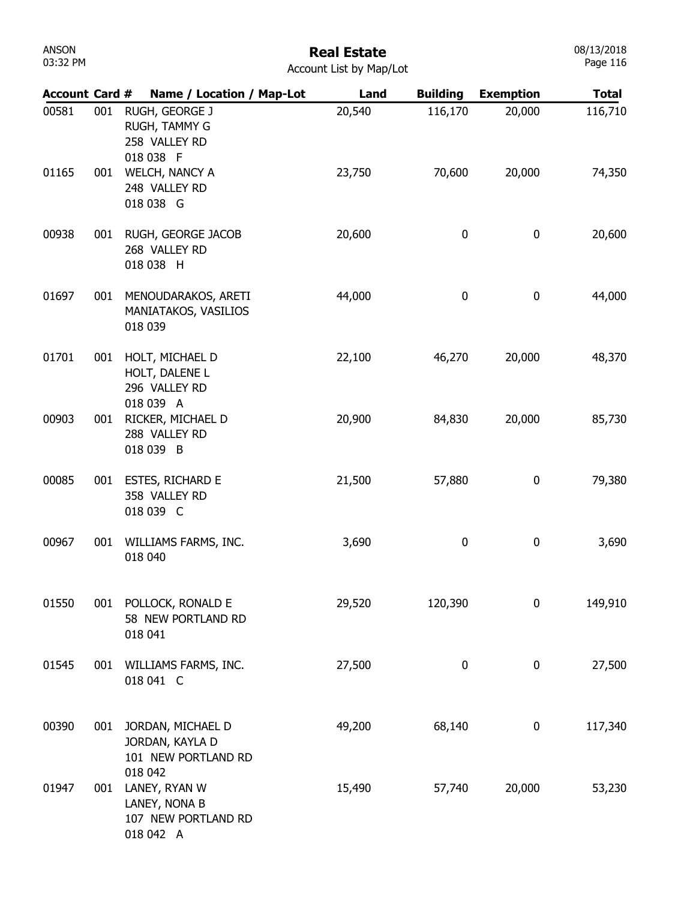# Real Estate

Account List by Map/Lot

| Account | Card # | Name / Location / Map-Lot | Land | Building | Exemption | Total |
|---|---|---|---|---|---|---|
| 00581 | 001 | RUGH, GEORGE J<br>RUGH, TAMMY G<br>258 VALLEY RD<br>018 038 F | 20,540 | 116,170 | 20,000 | 116,710 |
| 01165 | 001 | WELCH, NANCY A<br>248 VALLEY RD<br>018 038 G | 23,750 | 70,600 | 20,000 | 74,350 |
| 00938 | 001 | RUGH, GEORGE JACOB<br>268 VALLEY RD<br>018 038 H | 20,600 | 0 | 0 | 20,600 |
| 01697 | 001 | MENOUDARAKOS, ARETI<br>MANIATAKOS, VASILIOS<br>018 039 | 44,000 | 0 | 0 | 44,000 |
| 01701 | 001 | HOLT, MICHAEL D<br>HOLT, DALENE L<br>296 VALLEY RD<br>018 039 A | 22,100 | 46,270 | 20,000 | 48,370 |
| 00903 | 001 | RICKER, MICHAEL D<br>288 VALLEY RD<br>018 039 B | 20,900 | 84,830 | 20,000 | 85,730 |
| 00085 | 001 | ESTES, RICHARD E<br>358 VALLEY RD<br>018 039 C | 21,500 | 57,880 | 0 | 79,380 |
| 00967 | 001 | WILLIAMS FARMS, INC.<br>018 040 | 3,690 | 0 | 0 | 3,690 |
| 01550 | 001 | POLLOCK, RONALD E<br>58 NEW PORTLAND RD<br>018 041 | 29,520 | 120,390 | 0 | 149,910 |
| 01545 | 001 | WILLIAMS FARMS, INC.<br>018 041 C | 27,500 | 0 | 0 | 27,500 |
| 00390 | 001 | JORDAN, MICHAEL D<br>JORDAN, KAYLA D<br>101 NEW PORTLAND RD<br>018 042 | 49,200 | 68,140 | 0 | 117,340 |
| 01947 | 001 | LANEY, RYAN W<br>LANEY, NONA B<br>107 NEW PORTLAND RD<br>018 042 A | 15,490 | 57,740 | 20,000 | 53,230 |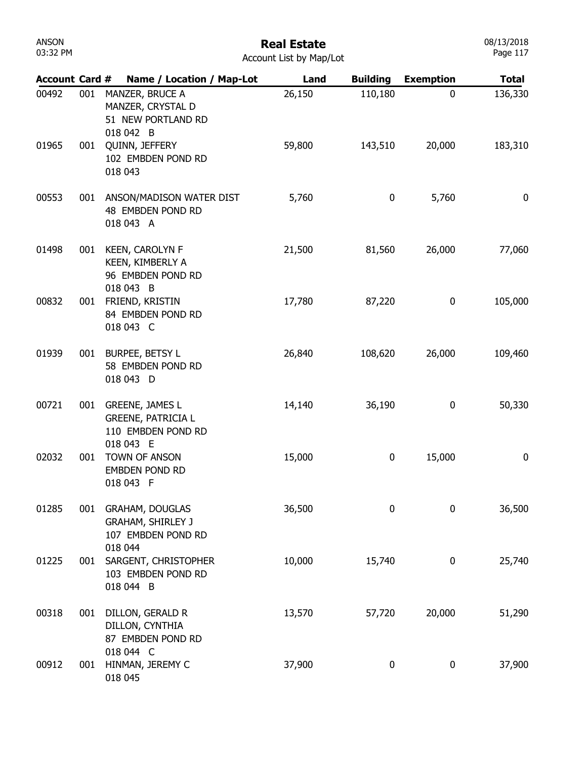# Real Estate

Account List by Map/Lot

| Account | Card # | Name / Location / Map-Lot | Land | Building | Exemption | Total |
|---|---|---|---|---|---|---|
| 00492 | 001 | MANZER, BRUCE A<br>MANZER, CRYSTAL D<br>51 NEW PORTLAND RD<br>018 042 B | 26,150 | 110,180 | 0 | 136,330 |
| 01965 | 001 | QUINN, JEFFERY<br>102 EMBDEN POND RD<br>018 043 | 59,800 | 143,510 | 20,000 | 183,310 |
| 00553 | 001 | ANSON/MADISON WATER DIST<br>48 EMBDEN POND RD<br>018 043 A | 5,760 | 0 | 5,760 | 0 |
| 01498 | 001 | KEEN, CAROLYN F<br>KEEN, KIMBERLY A<br>96 EMBDEN POND RD<br>018 043 B | 21,500 | 81,560 | 26,000 | 77,060 |
| 00832 | 001 | FRIEND, KRISTIN<br>84 EMBDEN POND RD<br>018 043 C | 17,780 | 87,220 | 0 | 105,000 |
| 01939 | 001 | BURPEE, BETSY L<br>58 EMBDEN POND RD<br>018 043 D | 26,840 | 108,620 | 26,000 | 109,460 |
| 00721 | 001 | GREENE, JAMES L<br>GREENE, PATRICIA L<br>110 EMBDEN POND RD<br>018 043 E | 14,140 | 36,190 | 0 | 50,330 |
| 02032 | 001 | TOWN OF ANSON<br>EMBDEN POND RD<br>018 043 F | 15,000 | 0 | 15,000 | 0 |
| 01285 | 001 | GRAHAM, DOUGLAS<br>GRAHAM, SHIRLEY J<br>107 EMBDEN POND RD<br>018 044 | 36,500 | 0 | 0 | 36,500 |
| 01225 | 001 | SARGENT, CHRISTOPHER<br>103 EMBDEN POND RD<br>018 044 B | 10,000 | 15,740 | 0 | 25,740 |
| 00318 | 001 | DILLON, GERALD R<br>DILLON, CYNTHIA<br>87 EMBDEN POND RD<br>018 044 C | 13,570 | 57,720 | 20,000 | 51,290 |
| 00912 | 001 | HINMAN, JEREMY C<br>018 045 | 37,900 | 0 | 0 | 37,900 |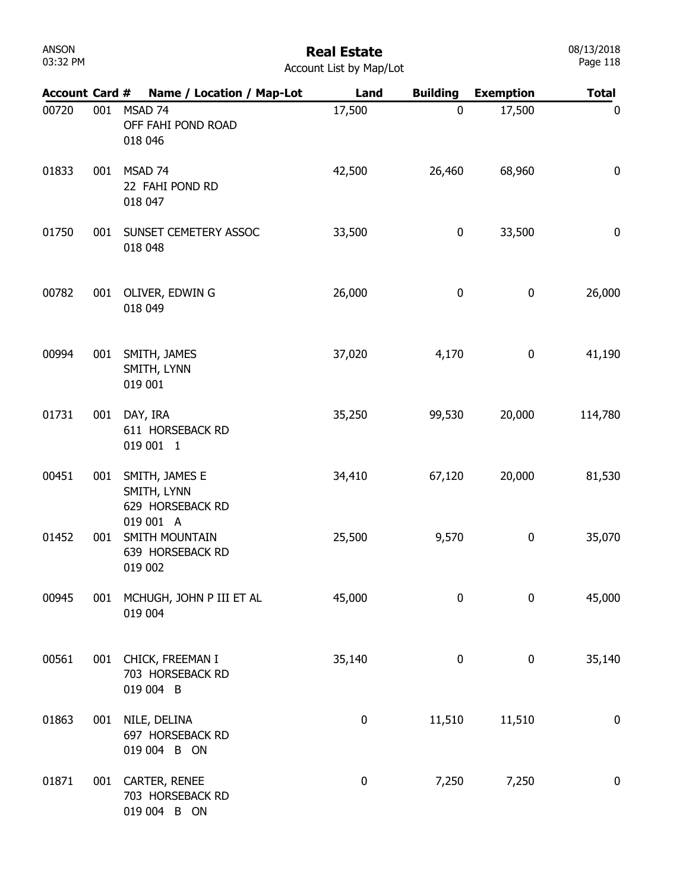# Real Estate

Account List by Map/Lot

| Account | Card # | Name / Location / Map-Lot | Land | Building | Exemption | Total |
|---|---|---|---|---|---|---|
| 00720 | 001 | MSAD 74<br>OFF FAHI POND ROAD<br>018 046 | 17,500 | 0 | 17,500 | 0 |
| 01833 | 001 | MSAD 74<br>22 FAHI POND RD<br>018 047 | 42,500 | 26,460 | 68,960 | 0 |
| 01750 | 001 | SUNSET CEMETERY ASSOC<br>018 048 | 33,500 | 0 | 33,500 | 0 |
| 00782 | 001 | OLIVER, EDWIN G<br>018 049 | 26,000 | 0 | 0 | 26,000 |
| 00994 | 001 | SMITH, JAMES<br>SMITH, LYNN<br>019 001 | 37,020 | 4,170 | 0 | 41,190 |
| 01731 | 001 | DAY, IRA<br>611 HORSEBACK RD<br>019 001 1 | 35,250 | 99,530 | 20,000 | 114,780 |
| 00451 | 001 | SMITH, JAMES E<br>SMITH, LYNN<br>629 HORSEBACK RD<br>019 001 A | 34,410 | 67,120 | 20,000 | 81,530 |
| 01452 | 001 | SMITH MOUNTAIN<br>639 HORSEBACK RD<br>019 002 | 25,500 | 9,570 | 0 | 35,070 |
| 00945 | 001 | MCHUGH, JOHN P III ET AL<br>019 004 | 45,000 | 0 | 0 | 45,000 |
| 00561 | 001 | CHICK, FREEMAN I<br>703 HORSEBACK RD<br>019 004 B | 35,140 | 0 | 0 | 35,140 |
| 01863 | 001 | NILE, DELINA<br>697 HORSEBACK RD<br>019 004 B ON | 0 | 11,510 | 11,510 | 0 |
| 01871 | 001 | CARTER, RENEE<br>703 HORSEBACK RD<br>019 004 B ON | 0 | 7,250 | 7,250 | 0 |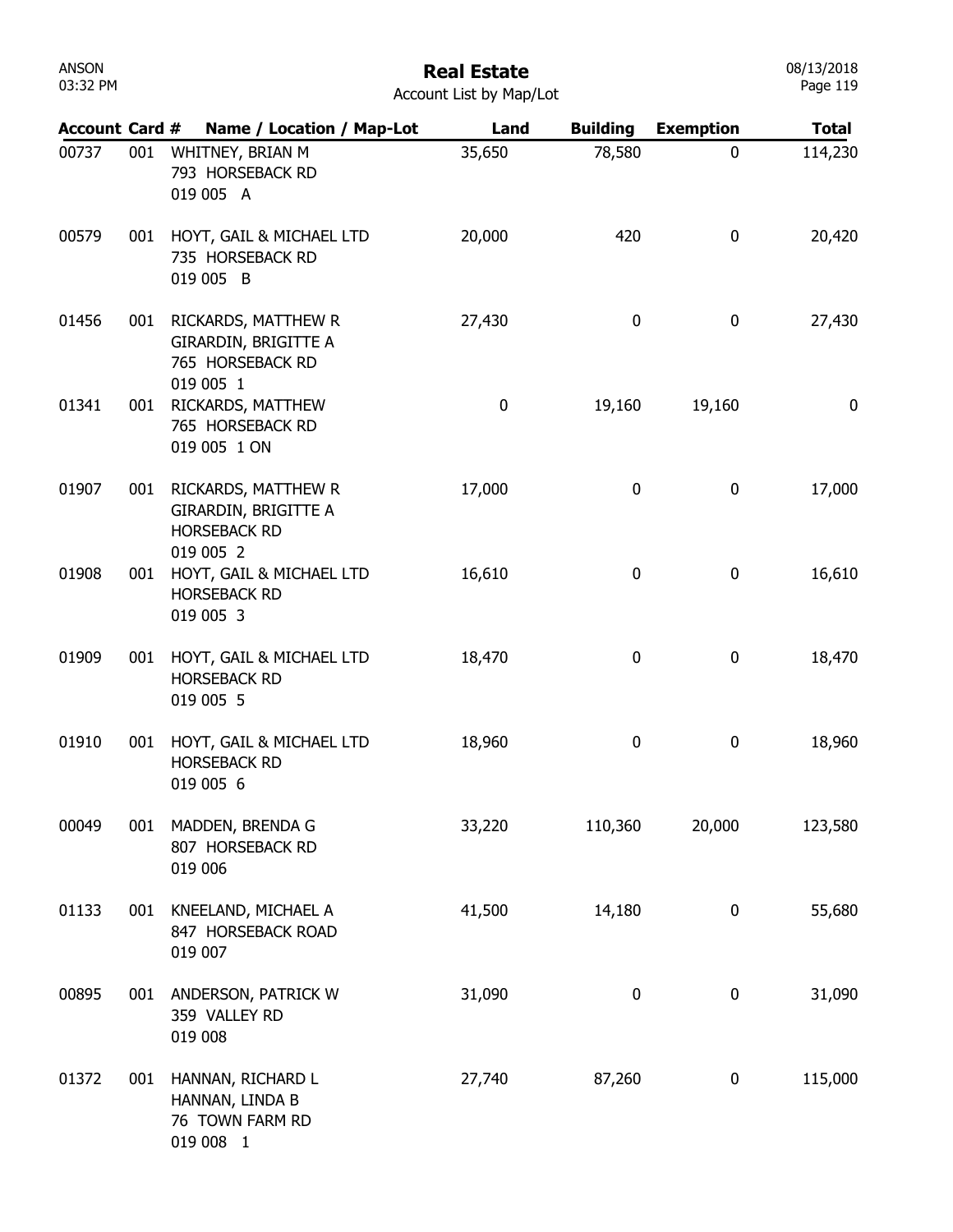# Real Estate

Account List by Map/Lot

| Account | Card # | Name / Location / Map-Lot | Land | Building | Exemption | Total |
|---|---|---|---|---|---|---|
| 00737 | 001 | WHITNEY, BRIAN M<br>793 HORSEBACK RD<br>019 005 A | 35,650 | 78,580 | 0 | 114,230 |
| 00579 | 001 | HOYT, GAIL & MICHAEL LTD<br>735 HORSEBACK RD<br>019 005 B | 20,000 | 420 | 0 | 20,420 |
| 01456 | 001 | RICKARDS, MATTHEW R<br>GIRARDIN, BRIGITTE A<br>765 HORSEBACK RD<br>019 005 1 | 27,430 | 0 | 0 | 27,430 |
| 01341 | 001 | RICKARDS, MATTHEW<br>765 HORSEBACK RD<br>019 005 1 ON | 0 | 19,160 | 19,160 | 0 |
| 01907 | 001 | RICKARDS, MATTHEW R<br>GIRARDIN, BRIGITTE A<br>HORSEBACK RD<br>019 005 2 | 17,000 | 0 | 0 | 17,000 |
| 01908 | 001 | HOYT, GAIL & MICHAEL LTD<br>HORSEBACK RD<br>019 005 3 | 16,610 | 0 | 0 | 16,610 |
| 01909 | 001 | HOYT, GAIL & MICHAEL LTD<br>HORSEBACK RD<br>019 005 5 | 18,470 | 0 | 0 | 18,470 |
| 01910 | 001 | HOYT, GAIL & MICHAEL LTD<br>HORSEBACK RD<br>019 005 6 | 18,960 | 0 | 0 | 18,960 |
| 00049 | 001 | MADDEN, BRENDA G<br>807 HORSEBACK RD<br>019 006 | 33,220 | 110,360 | 20,000 | 123,580 |
| 01133 | 001 | KNEELAND, MICHAEL A<br>847 HORSEBACK ROAD<br>019 007 | 41,500 | 14,180 | 0 | 55,680 |
| 00895 | 001 | ANDERSON, PATRICK W<br>359 VALLEY RD<br>019 008 | 31,090 | 0 | 0 | 31,090 |
| 01372 | 001 | HANNAN, RICHARD L<br>HANNAN, LINDA B<br>76 TOWN FARM RD<br>019 008 1 | 27,740 | 87,260 | 0 | 115,000 |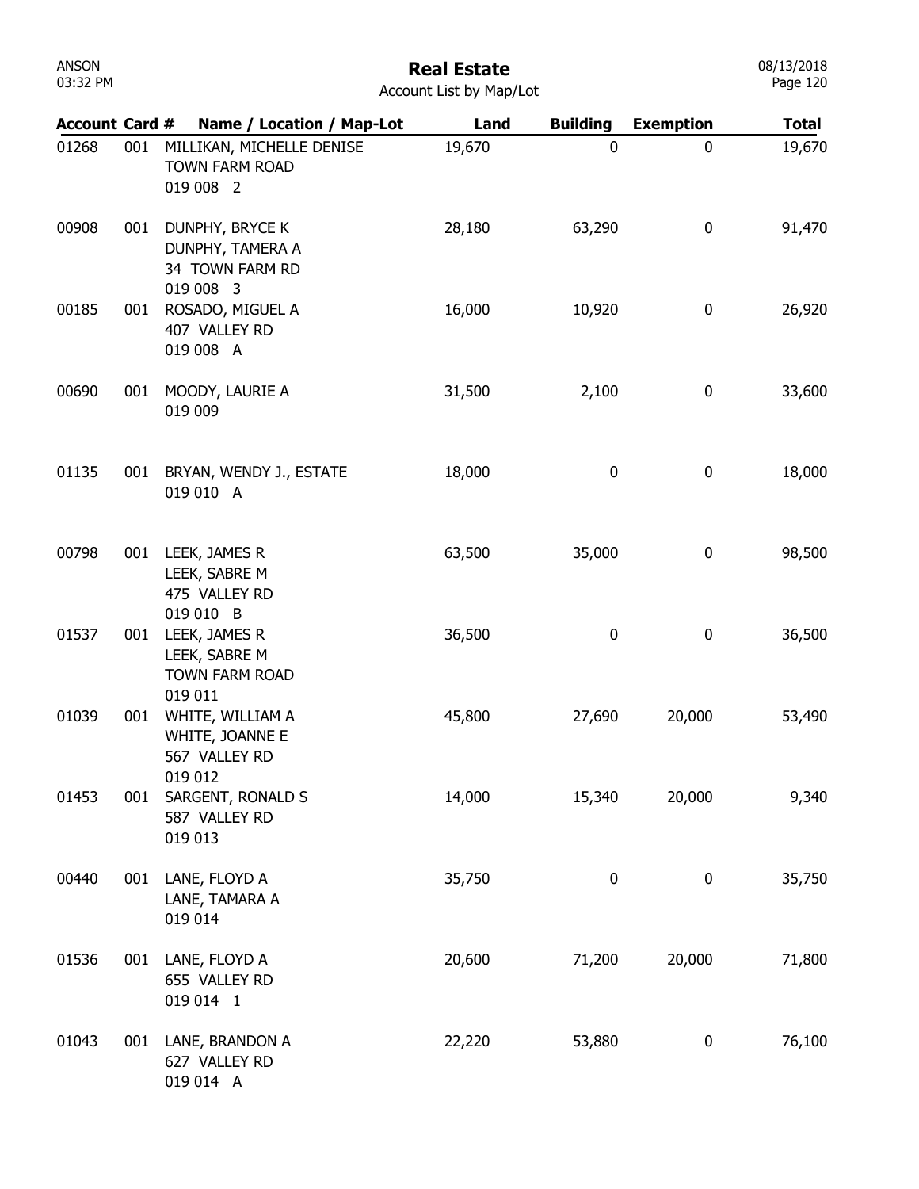# Real Estate

Account List by Map/Lot

| Account | Card # | Name / Location / Map-Lot | Land | Building | Exemption | Total |
|---|---|---|---|---|---|---|
| 01268 | 001 | MILLIKAN, MICHELLE DENISE<br>TOWN FARM ROAD<br>019 008 2 | 19,670 | 0 | 0 | 19,670 |
| 00908 | 001 | DUNPHY, BRYCE K<br>DUNPHY, TAMERA A<br>34 TOWN FARM RD<br>019 008 3 | 28,180 | 63,290 | 0 | 91,470 |
| 00185 | 001 | ROSADO, MIGUEL A<br>407 VALLEY RD<br>019 008 A | 16,000 | 10,920 | 0 | 26,920 |
| 00690 | 001 | MOODY, LAURIE A<br>019 009 | 31,500 | 2,100 | 0 | 33,600 |
| 01135 | 001 | BRYAN, WENDY J., ESTATE<br>019 010 A | 18,000 | 0 | 0 | 18,000 |
| 00798 | 001 | LEEK, JAMES R<br>LEEK, SABRE M<br>475 VALLEY RD<br>019 010 B | 63,500 | 35,000 | 0 | 98,500 |
| 01537 | 001 | LEEK, JAMES R<br>LEEK, SABRE M<br>TOWN FARM ROAD<br>019 011 | 36,500 | 0 | 0 | 36,500 |
| 01039 | 001 | WHITE, WILLIAM A<br>WHITE, JOANNE E<br>567 VALLEY RD<br>019 012 | 45,800 | 27,690 | 20,000 | 53,490 |
| 01453 | 001 | SARGENT, RONALD S<br>587 VALLEY RD<br>019 013 | 14,000 | 15,340 | 20,000 | 9,340 |
| 00440 | 001 | LANE, FLOYD A<br>LANE, TAMARA A<br>019 014 | 35,750 | 0 | 0 | 35,750 |
| 01536 | 001 | LANE, FLOYD A<br>655 VALLEY RD<br>019 014 1 | 20,600 | 71,200 | 20,000 | 71,800 |
| 01043 | 001 | LANE, BRANDON A<br>627 VALLEY RD<br>019 014 A | 22,220 | 53,880 | 0 | 76,100 |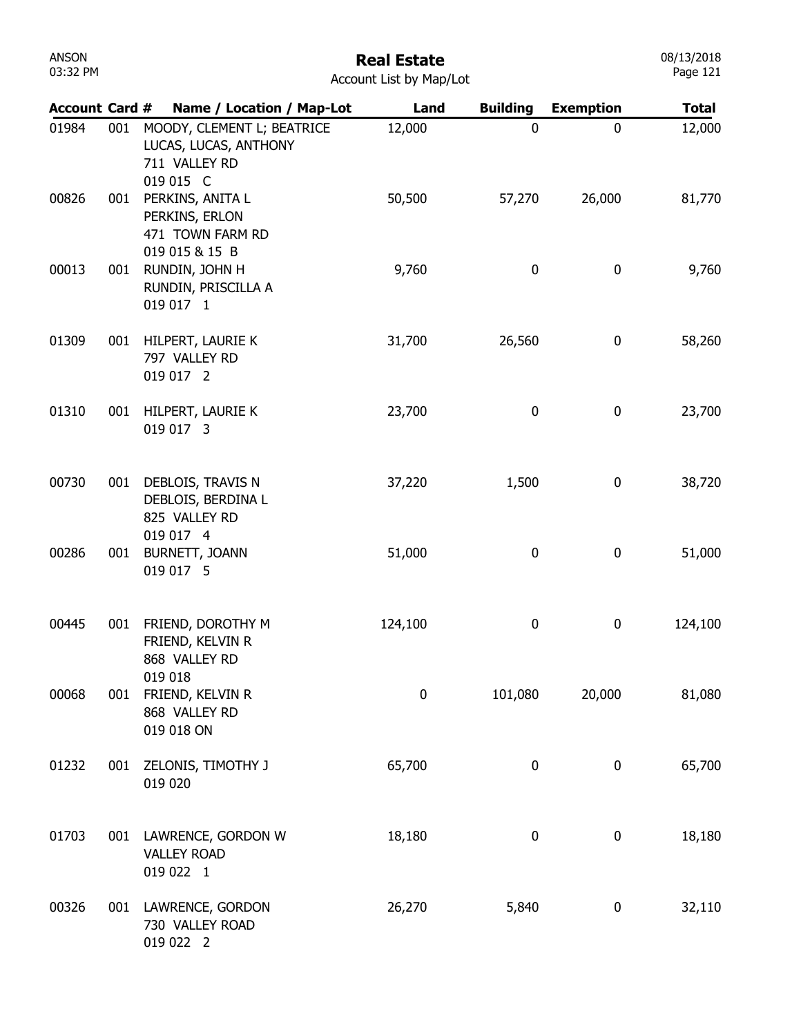# Real Estate

Account List by Map/Lot

| Account | Card # | Name / Location / Map-Lot | Land | Building | Exemption | Total |
|---|---|---|---|---|---|---|
| 01984 | 001 | MOODY, CLEMENT L; BEATRICE LUCAS, LUCAS, ANTHONY 711 VALLEY RD 019 015 C | 12,000 | 0 | 0 | 12,000 |
| 00826 | 001 | PERKINS, ANITA L PERKINS, ERLON 471 TOWN FARM RD 019 015 & 15 B | 50,500 | 57,270 | 26,000 | 81,770 |
| 00013 | 001 | RUNDIN, JOHN H RUNDIN, PRISCILLA A 019 017 1 | 9,760 | 0 | 0 | 9,760 |
| 01309 | 001 | HILPERT, LAURIE K 797 VALLEY RD 019 017 2 | 31,700 | 26,560 | 0 | 58,260 |
| 01310 | 001 | HILPERT, LAURIE K 019 017 3 | 23,700 | 0 | 0 | 23,700 |
| 00730 | 001 | DEBLOIS, TRAVIS N DEBLOIS, BERDINA L 825 VALLEY RD 019 017 4 | 37,220 | 1,500 | 0 | 38,720 |
| 00286 | 001 | BURNETT, JOANN 019 017 5 | 51,000 | 0 | 0 | 51,000 |
| 00445 | 001 | FRIEND, DOROTHY M FRIEND, KELVIN R 868 VALLEY RD 019 018 | 124,100 | 0 | 0 | 124,100 |
| 00068 | 001 | FRIEND, KELVIN R 868 VALLEY RD 019 018 ON | 0 | 101,080 | 20,000 | 81,080 |
| 01232 | 001 | ZELONIS, TIMOTHY J 019 020 | 65,700 | 0 | 0 | 65,700 |
| 01703 | 001 | LAWRENCE, GORDON W VALLEY ROAD 019 022 1 | 18,180 | 0 | 0 | 18,180 |
| 00326 | 001 | LAWRENCE, GORDON 730 VALLEY ROAD 019 022 2 | 26,270 | 5,840 | 0 | 32,110 |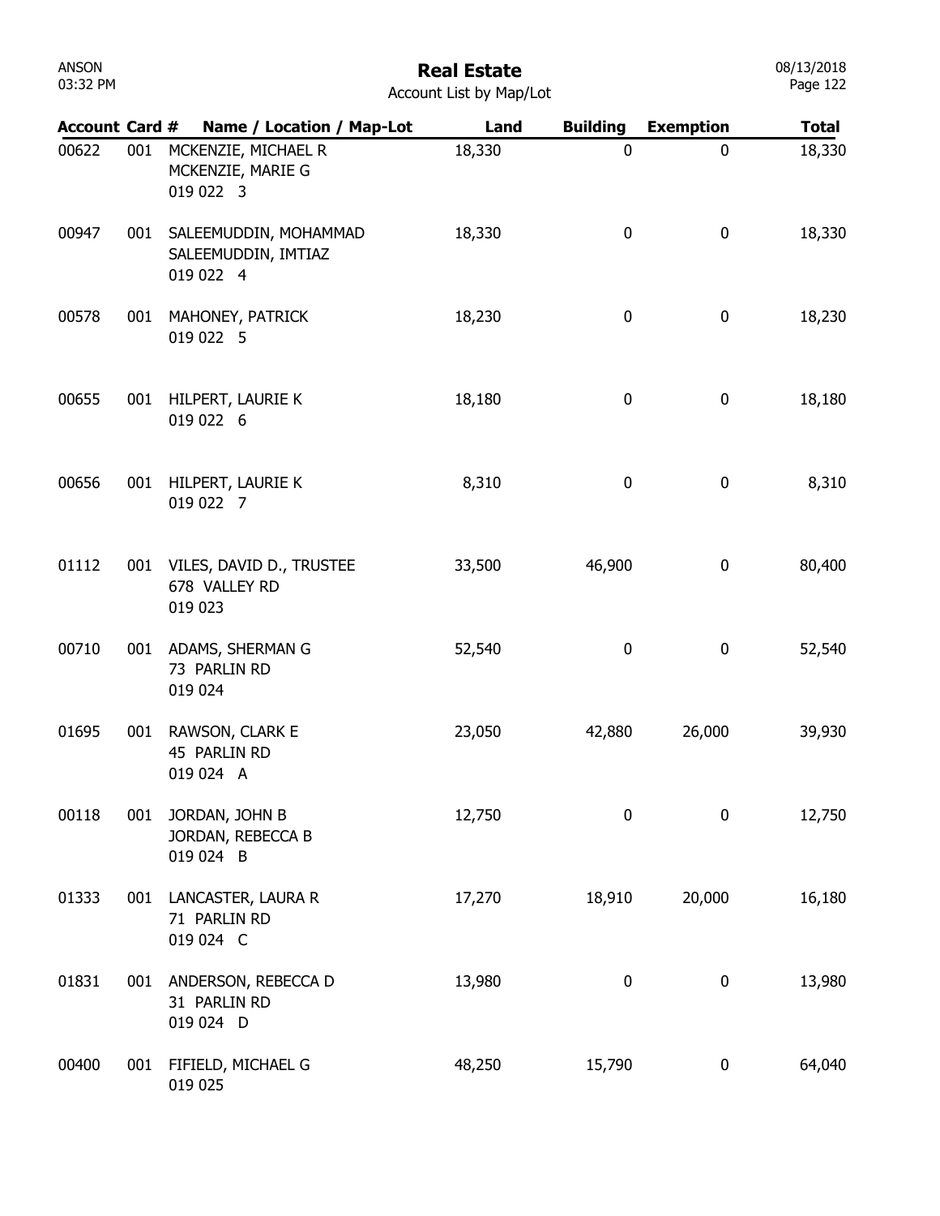# Real Estate

Account List by Map/Lot

| Account | Card # | Name / Location / Map-Lot | Land | Building | Exemption | Total |
|---|---|---|---|---|---|---|
| 00622 | 001 | MCKENZIE, MICHAEL R<br>MCKENZIE, MARIE G<br>019 022 3 | 18,330 | 0 | 0 | 18,330 |
| 00947 | 001 | SALEEMUDDIN, MOHAMMAD<br>SALEEMUDDIN, IMTIAZ<br>019 022 4 | 18,330 | 0 | 0 | 18,330 |
| 00578 | 001 | MAHONEY, PATRICK<br>019 022 5 | 18,230 | 0 | 0 | 18,230 |
| 00655 | 001 | HILPERT, LAURIE K<br>019 022 6 | 18,180 | 0 | 0 | 18,180 |
| 00656 | 001 | HILPERT, LAURIE K<br>019 022 7 | 8,310 | 0 | 0 | 8,310 |
| 01112 | 001 | VILES, DAVID D., TRUSTEE<br>678 VALLEY RD<br>019 023 | 33,500 | 46,900 | 0 | 80,400 |
| 00710 | 001 | ADAMS, SHERMAN G<br>73 PARLIN RD<br>019 024 | 52,540 | 0 | 0 | 52,540 |
| 01695 | 001 | RAWSON, CLARK E<br>45 PARLIN RD<br>019 024 A | 23,050 | 42,880 | 26,000 | 39,930 |
| 00118 | 001 | JORDAN, JOHN B<br>JORDAN, REBECCA B<br>019 024 B | 12,750 | 0 | 0 | 12,750 |
| 01333 | 001 | LANCASTER, LAURA R<br>71 PARLIN RD<br>019 024 C | 17,270 | 18,910 | 20,000 | 16,180 |
| 01831 | 001 | ANDERSON, REBECCA D<br>31 PARLIN RD<br>019 024 D | 13,980 | 0 | 0 | 13,980 |
| 00400 | 001 | FIFIELD, MICHAEL G<br>019 025 | 48,250 | 15,790 | 0 | 64,040 |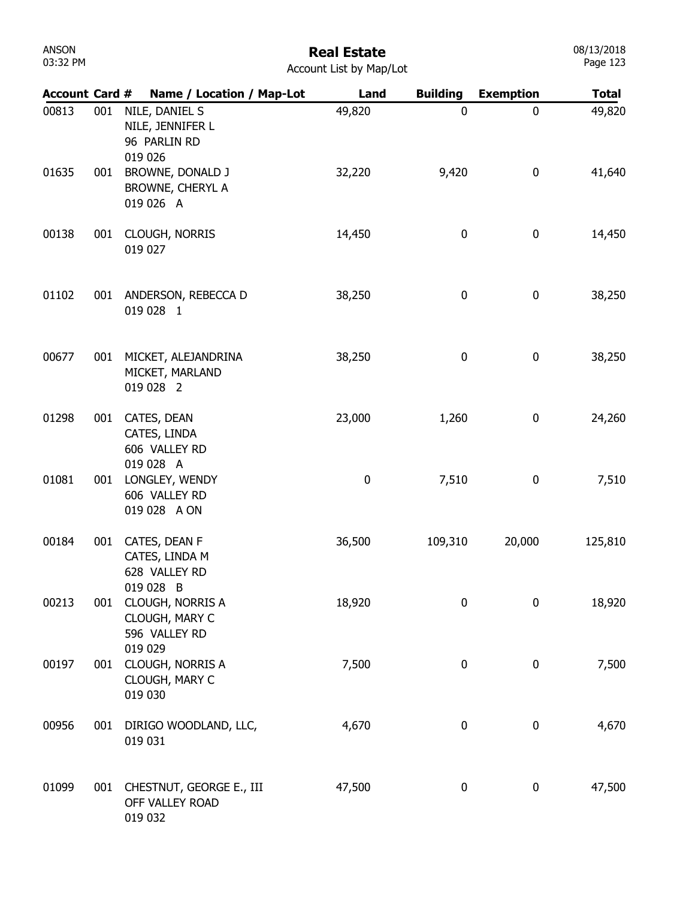# Real Estate

Account List by Map/Lot

| Account | Card # | Name / Location / Map-Lot | Land | Building | Exemption | Total |
|---|---|---|---|---|---|---|
| 00813 | 001 | NILE, DANIEL S<br>NILE, JENNIFER L<br>96 PARLIN RD<br>019 026 | 49,820 | 0 | 0 | 49,820 |
| 01635 | 001 | BROWNE, DONALD J<br>BROWNE, CHERYL A<br>019 026 A | 32,220 | 9,420 | 0 | 41,640 |
| 00138 | 001 | CLOUGH, NORRIS<br>019 027 | 14,450 | 0 | 0 | 14,450 |
| 01102 | 001 | ANDERSON, REBECCA D<br>019 028 1 | 38,250 | 0 | 0 | 38,250 |
| 00677 | 001 | MICKET, ALEJANDRINA<br>MICKET, MARLAND<br>019 028 2 | 38,250 | 0 | 0 | 38,250 |
| 01298 | 001 | CATES, DEAN<br>CATES, LINDA<br>606 VALLEY RD<br>019 028 A | 23,000 | 1,260 | 0 | 24,260 |
| 01081 | 001 | LONGLEY, WENDY<br>606 VALLEY RD<br>019 028 A ON | 0 | 7,510 | 0 | 7,510 |
| 00184 | 001 | CATES, DEAN F<br>CATES, LINDA M<br>628 VALLEY RD<br>019 028 B | 36,500 | 109,310 | 20,000 | 125,810 |
| 00213 | 001 | CLOUGH, NORRIS A<br>CLOUGH, MARY C<br>596 VALLEY RD<br>019 029 | 18,920 | 0 | 0 | 18,920 |
| 00197 | 001 | CLOUGH, NORRIS A<br>CLOUGH, MARY C<br>019 030 | 7,500 | 0 | 0 | 7,500 |
| 00956 | 001 | DIRIGO WOODLAND, LLC,<br>019 031 | 4,670 | 0 | 0 | 4,670 |
| 01099 | 001 | CHESTNUT, GEORGE E., III<br>OFF VALLEY ROAD<br>019 032 | 47,500 | 0 | 0 | 47,500 |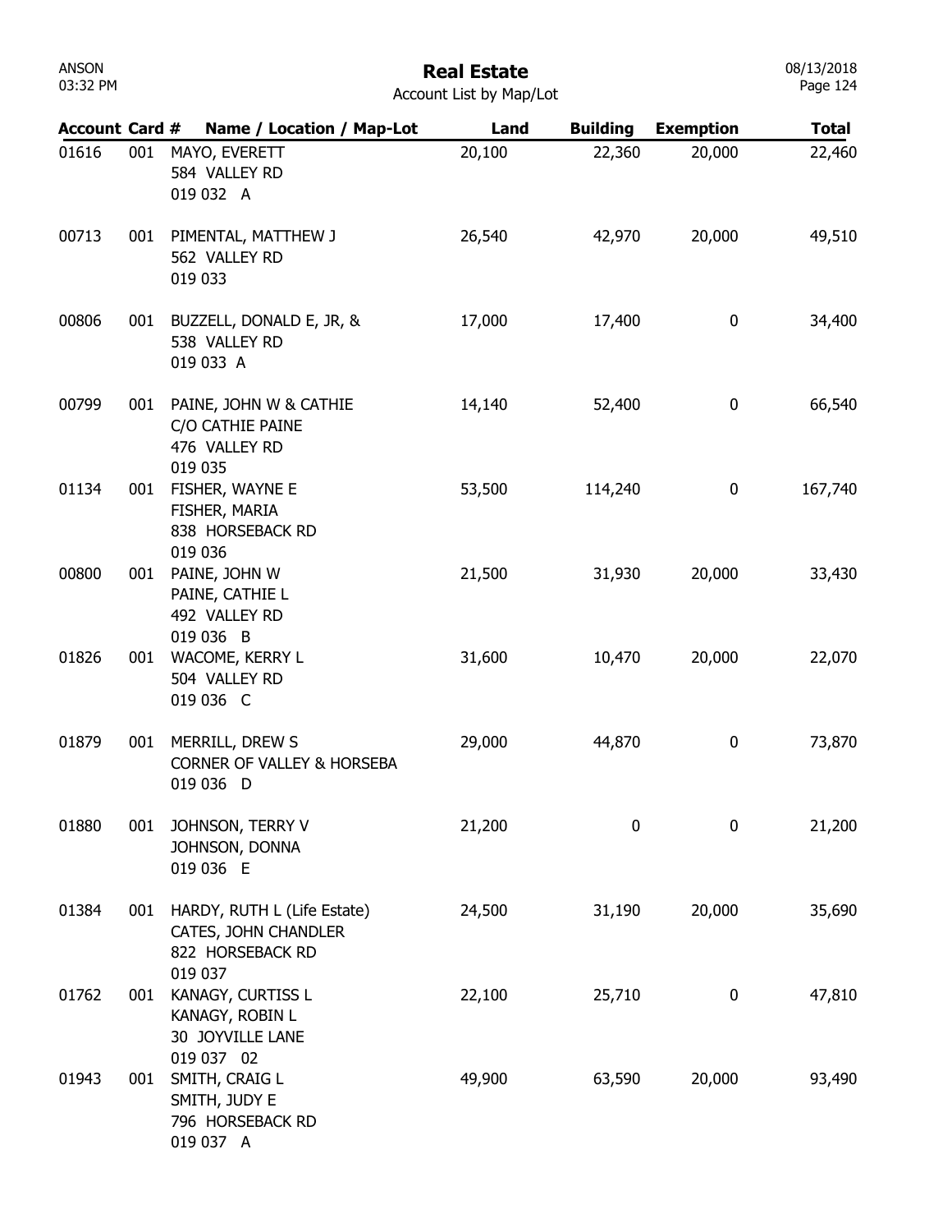# Real Estate

Account List by Map/Lot

| Account | Card # | Name / Location / Map-Lot | Land | Building | Exemption | Total |
|---|---|---|---|---|---|---|
| 01616 | 001 | MAYO, EVERETT<br>584 VALLEY RD<br>019 032 A | 20,100 | 22,360 | 20,000 | 22,460 |
| 00713 | 001 | PIMENTAL, MATTHEW J<br>562 VALLEY RD<br>019 033 | 26,540 | 42,970 | 20,000 | 49,510 |
| 00806 | 001 | BUZZELL, DONALD E, JR, &<br>538 VALLEY RD<br>019 033 A | 17,000 | 17,400 | 0 | 34,400 |
| 00799 | 001 | PAINE, JOHN W & CATHIE<br>C/O CATHIE PAINE<br>476 VALLEY RD<br>019 035 | 14,140 | 52,400 | 0 | 66,540 |
| 01134 | 001 | FISHER, WAYNE E<br>FISHER, MARIA<br>838 HORSEBACK RD<br>019 036 | 53,500 | 114,240 | 0 | 167,740 |
| 00800 | 001 | PAINE, JOHN W<br>PAINE, CATHIE L<br>492 VALLEY RD<br>019 036 B | 21,500 | 31,930 | 20,000 | 33,430 |
| 01826 | 001 | WACOME, KERRY L<br>504 VALLEY RD<br>019 036 C | 31,600 | 10,470 | 20,000 | 22,070 |
| 01879 | 001 | MERRILL, DREW S<br>CORNER OF VALLEY & HORSEBA<br>019 036 D | 29,000 | 44,870 | 0 | 73,870 |
| 01880 | 001 | JOHNSON, TERRY V<br>JOHNSON, DONNA<br>019 036 E | 21,200 | 0 | 0 | 21,200 |
| 01384 | 001 | HARDY, RUTH L (Life Estate)<br>CATES, JOHN CHANDLER<br>822 HORSEBACK RD<br>019 037 | 24,500 | 31,190 | 20,000 | 35,690 |
| 01762 | 001 | KANAGY, CURTISS L<br>KANAGY, ROBIN L<br>30 JOYVILLE LANE<br>019 037 02 | 22,100 | 25,710 | 0 | 47,810 |
| 01943 | 001 | SMITH, CRAIG L<br>SMITH, JUDY E<br>796 HORSEBACK RD<br>019 037 A | 49,900 | 63,590 | 20,000 | 93,490 |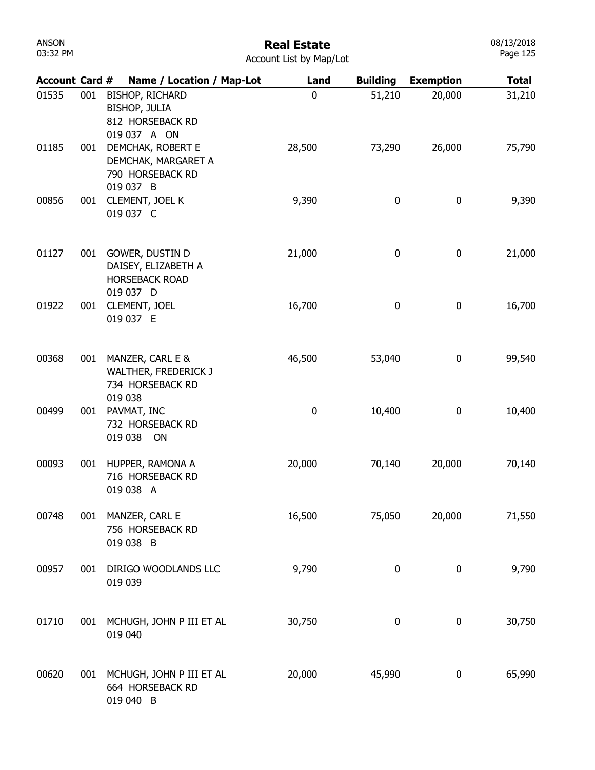# Real Estate

Account List by Map/Lot

| Account | Card # | Name / Location / Map-Lot | Land | Building | Exemption | Total |
|---|---|---|---|---|---|---|
| 01535 | 001 | BISHOP, RICHARD<br>BISHOP, JULIA<br>812 HORSEBACK RD<br>019 037 A ON | 0 | 51,210 | 20,000 | 31,210 |
| 01185 | 001 | DEMCHAK, ROBERT E<br>DEMCHAK, MARGARET A<br>790 HORSEBACK RD<br>019 037 B | 28,500 | 73,290 | 26,000 | 75,790 |
| 00856 | 001 | CLEMENT, JOEL K<br>019 037 C | 9,390 | 0 | 0 | 9,390 |
| 01127 | 001 | GOWER, DUSTIN D<br>DAISEY, ELIZABETH A<br>HORSEBACK ROAD<br>019 037 D | 21,000 | 0 | 0 | 21,000 |
| 01922 | 001 | CLEMENT, JOEL<br>019 037 E | 16,700 | 0 | 0 | 16,700 |
| 00368 | 001 | MANZER, CARL E &<br>WALTHER, FREDERICK J<br>734 HORSEBACK RD<br>019 038 | 46,500 | 53,040 | 0 | 99,540 |
| 00499 | 001 | PAVMAT, INC<br>732 HORSEBACK RD<br>019 038 ON | 0 | 10,400 | 0 | 10,400 |
| 00093 | 001 | HUPPER, RAMONA A<br>716 HORSEBACK RD<br>019 038 A | 20,000 | 70,140 | 20,000 | 70,140 |
| 00748 | 001 | MANZER, CARL E<br>756 HORSEBACK RD<br>019 038 B | 16,500 | 75,050 | 20,000 | 71,550 |
| 00957 | 001 | DIRIGO WOODLANDS LLC<br>019 039 | 9,790 | 0 | 0 | 9,790 |
| 01710 | 001 | MCHUGH, JOHN P III ET AL<br>019 040 | 30,750 | 0 | 0 | 30,750 |
| 00620 | 001 | MCHUGH, JOHN P III ET AL<br>664 HORSEBACK RD<br>019 040 B | 20,000 | 45,990 | 0 | 65,990 |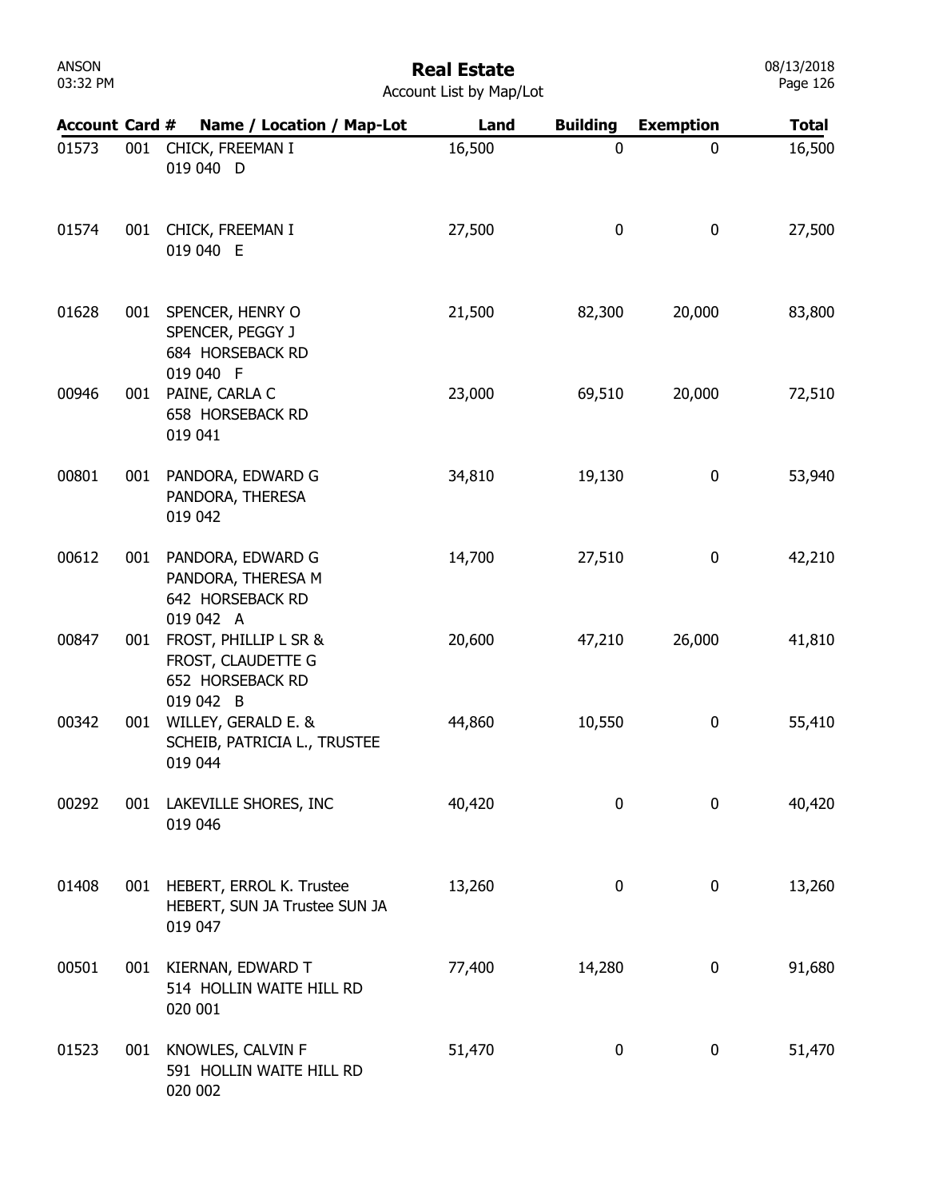| Account | Card # | Name / Location / Map-Lot | Land | Building | Exemption | Total |
|---|---|---|---|---|---|---|
| 01573 | 001 | CHICK, FREEMAN I<br>019 040 D | 16,500 | 0 | 0 | 16,500 |
| 01574 | 001 | CHICK, FREEMAN I<br>019 040 E | 27,500 | 0 | 0 | 27,500 |
| 01628 | 001 | SPENCER, HENRY O<br>SPENCER, PEGGY J<br>684 HORSEBACK RD<br>019 040 F | 21,500 | 82,300 | 20,000 | 83,800 |
| 00946 | 001 | PAINE, CARLA C<br>658 HORSEBACK RD<br>019 041 | 23,000 | 69,510 | 20,000 | 72,510 |
| 00801 | 001 | PANDORA, EDWARD G<br>PANDORA, THERESA<br>019 042 | 34,810 | 19,130 | 0 | 53,940 |
| 00612 | 001 | PANDORA, EDWARD G<br>PANDORA, THERESA M<br>642 HORSEBACK RD<br>019 042 A | 14,700 | 27,510 | 0 | 42,210 |
| 00847 | 001 | FROST, PHILLIP L SR &<br>FROST, CLAUDETTE G<br>652 HORSEBACK RD<br>019 042 B | 20,600 | 47,210 | 26,000 | 41,810 |
| 00342 | 001 | WILLEY, GERALD E. &<br>SCHEIB, PATRICIA L., TRUSTEE<br>019 044 | 44,860 | 10,550 | 0 | 55,410 |
| 00292 | 001 | LAKEVILLE SHORES, INC<br>019 046 | 40,420 | 0 | 0 | 40,420 |
| 01408 | 001 | HEBERT, ERROL K. Trustee<br>HEBERT, SUN JA Trustee SUN JA<br>019 047 | 13,260 | 0 | 0 | 13,260 |
| 00501 | 001 | KIERNAN, EDWARD T<br>514 HOLLIN WAITE HILL RD<br>020 001 | 77,400 | 14,280 | 0 | 91,680 |
| 01523 | 001 | KNOWLES, CALVIN F<br>591 HOLLIN WAITE HILL RD<br>020 002 | 51,470 | 0 | 0 | 51,470 |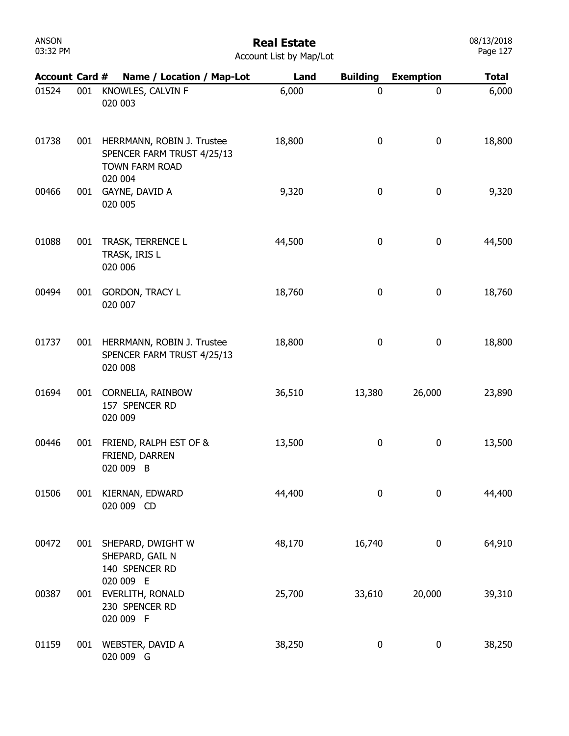# Real Estate

Account List by Map/Lot

| Account | Card # | Name / Location / Map-Lot | Land | Building | Exemption | Total |
|---|---|---|---|---|---|---|
| 01524 | 001 | KNOWLES, CALVIN F<br>020 003 | 6,000 | 0 | 0 | 6,000 |
| 01738 | 001 | HERRMANN, ROBIN J. Trustee<br>SPENCER FARM TRUST 4/25/13<br>TOWN FARM ROAD<br>020 004 | 18,800 | 0 | 0 | 18,800 |
| 00466 | 001 | GAYNE, DAVID A<br>020 005 | 9,320 | 0 | 0 | 9,320 |
| 01088 | 001 | TRASK, TERRENCE L<br>TRASK, IRIS L<br>020 006 | 44,500 | 0 | 0 | 44,500 |
| 00494 | 001 | GORDON, TRACY L<br>020 007 | 18,760 | 0 | 0 | 18,760 |
| 01737 | 001 | HERRMANN, ROBIN J. Trustee<br>SPENCER FARM TRUST 4/25/13<br>020 008 | 18,800 | 0 | 0 | 18,800 |
| 01694 | 001 | CORNELIA, RAINBOW<br>157 SPENCER RD<br>020 009 | 36,510 | 13,380 | 26,000 | 23,890 |
| 00446 | 001 | FRIEND, RALPH EST OF &<br>FRIEND, DARREN<br>020 009 B | 13,500 | 0 | 0 | 13,500 |
| 01506 | 001 | KIERNAN, EDWARD<br>020 009 CD | 44,400 | 0 | 0 | 44,400 |
| 00472 | 001 | SHEPARD, DWIGHT W<br>SHEPARD, GAIL N<br>140 SPENCER RD<br>020 009 E | 48,170 | 16,740 | 0 | 64,910 |
| 00387 | 001 | EVERLITH, RONALD<br>230 SPENCER RD<br>020 009 F | 25,700 | 33,610 | 20,000 | 39,310 |
| 01159 | 001 | WEBSTER, DAVID A<br>020 009 G | 38,250 | 0 | 0 | 38,250 |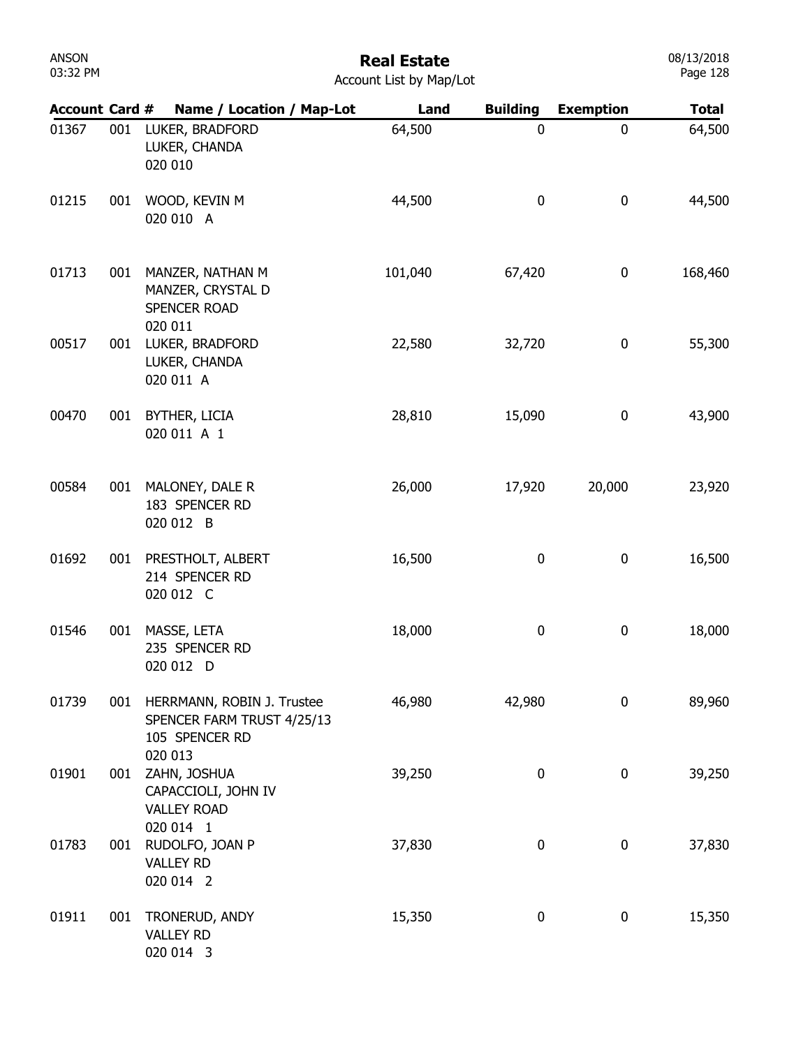# Real Estate

Account List by Map/Lot

| Account | Card # | Name / Location / Map-Lot | Land | Building | Exemption | Total |
|---|---|---|---|---|---|---|
| 01367 | 001 | LUKER, BRADFORD<br>LUKER, CHANDA<br>020 010 | 64,500 | 0 | 0 | 64,500 |
| 01215 | 001 | WOOD, KEVIN M<br>020 010 A | 44,500 | 0 | 0 | 44,500 |
| 01713 | 001 | MANZER, NATHAN M<br>MANZER, CRYSTAL D<br>SPENCER ROAD<br>020 011 | 101,040 | 67,420 | 0 | 168,460 |
| 00517 | 001 | LUKER, BRADFORD<br>LUKER, CHANDA<br>020 011 A | 22,580 | 32,720 | 0 | 55,300 |
| 00470 | 001 | BYTHER, LICIA<br>020 011 A 1 | 28,810 | 15,090 | 0 | 43,900 |
| 00584 | 001 | MALONEY, DALE R<br>183 SPENCER RD<br>020 012 B | 26,000 | 17,920 | 20,000 | 23,920 |
| 01692 | 001 | PRESTHOLT, ALBERT<br>214 SPENCER RD<br>020 012 C | 16,500 | 0 | 0 | 16,500 |
| 01546 | 001 | MASSE, LETA<br>235 SPENCER RD<br>020 012 D | 18,000 | 0 | 0 | 18,000 |
| 01739 | 001 | HERRMANN, ROBIN J. Trustee<br>SPENCER FARM TRUST 4/25/13<br>105 SPENCER RD<br>020 013 | 46,980 | 42,980 | 0 | 89,960 |
| 01901 | 001 | ZAHN, JOSHUA<br>CAPACCIOLI, JOHN IV<br>VALLEY ROAD<br>020 014 1 | 39,250 | 0 | 0 | 39,250 |
| 01783 | 001 | RUDOLFO, JOAN P<br>VALLEY RD<br>020 014 2 | 37,830 | 0 | 0 | 37,830 |
| 01911 | 001 | TRONERUD, ANDY<br>VALLEY RD<br>020 014 3 | 15,350 | 0 | 0 | 15,350 |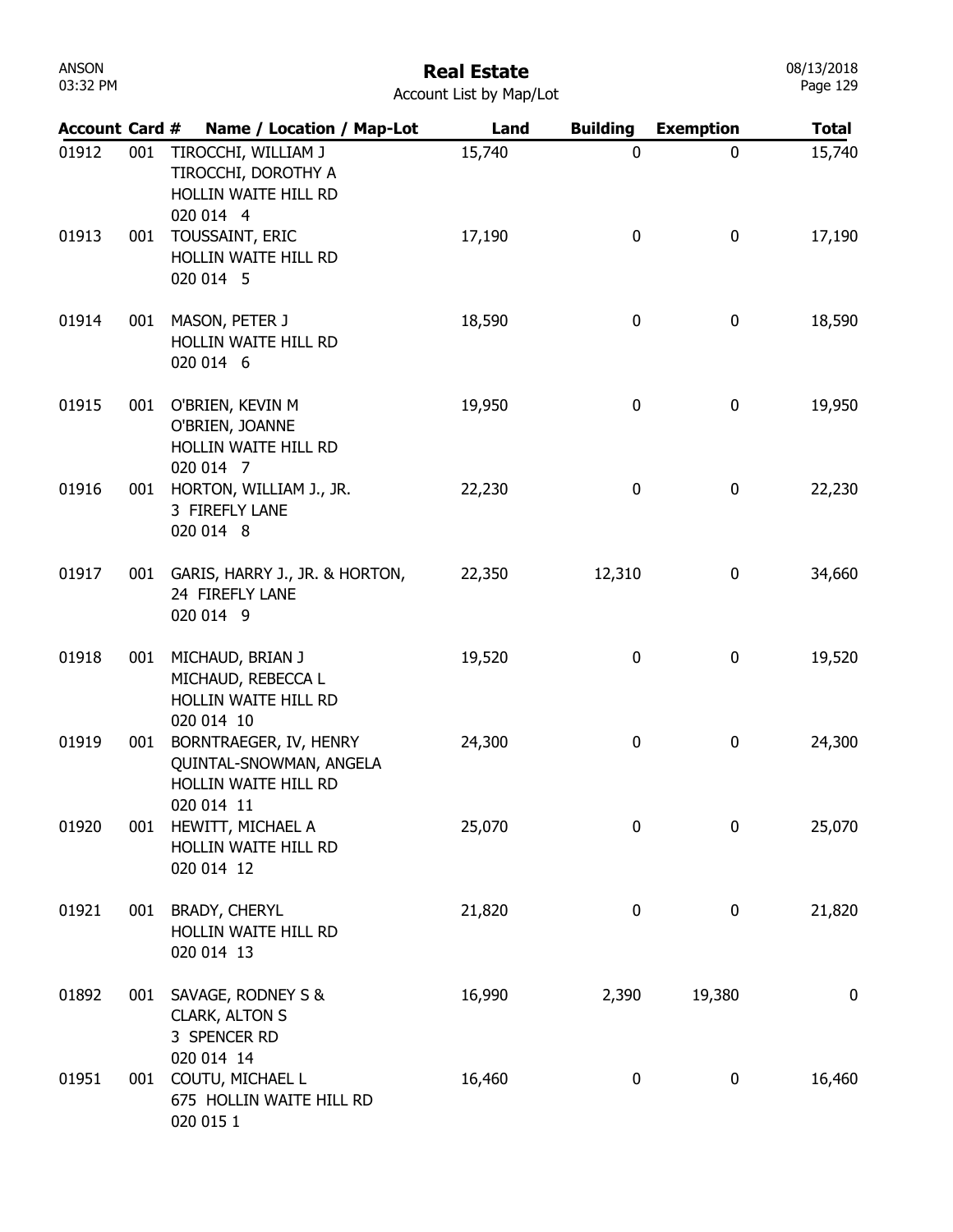# Real Estate

Account List by Map/Lot

| Account | Card # | Name / Location / Map-Lot | Land | Building | Exemption | Total |
|---|---|---|---|---|---|---|
| 01912 | 001 | TIROCCHI, WILLIAM J<br>TIROCCHI, DOROTHY A<br>HOLLIN WAITE HILL RD<br>020 014 4 | 15,740 | 0 | 0 | 15,740 |
| 01913 | 001 | TOUSSAINT, ERIC<br>HOLLIN WAITE HILL RD<br>020 014 5 | 17,190 | 0 | 0 | 17,190 |
| 01914 | 001 | MASON, PETER J<br>HOLLIN WAITE HILL RD<br>020 014 6 | 18,590 | 0 | 0 | 18,590 |
| 01915 | 001 | O'BRIEN, KEVIN M<br>O'BRIEN, JOANNE<br>HOLLIN WAITE HILL RD<br>020 014 7 | 19,950 | 0 | 0 | 19,950 |
| 01916 | 001 | HORTON, WILLIAM J., JR.<br>3 FIREFLY LANE<br>020 014 8 | 22,230 | 0 | 0 | 22,230 |
| 01917 | 001 | GARIS, HARRY J., JR. & HORTON,<br>24 FIREFLY LANE<br>020 014 9 | 22,350 | 12,310 | 0 | 34,660 |
| 01918 | 001 | MICHAUD, BRIAN J<br>MICHAUD, REBECCA L<br>HOLLIN WAITE HILL RD<br>020 014 10 | 19,520 | 0 | 0 | 19,520 |
| 01919 | 001 | BORNTRAEGER, IV, HENRY<br>QUINTAL-SNOWMAN, ANGELA<br>HOLLIN WAITE HILL RD<br>020 014 11 | 24,300 | 0 | 0 | 24,300 |
| 01920 | 001 | HEWITT, MICHAEL A<br>HOLLIN WAITE HILL RD<br>020 014 12 | 25,070 | 0 | 0 | 25,070 |
| 01921 | 001 | BRADY, CHERYL<br>HOLLIN WAITE HILL RD<br>020 014 13 | 21,820 | 0 | 0 | 21,820 |
| 01892 | 001 | SAVAGE, RODNEY S &<br>CLARK, ALTON S<br>3 SPENCER RD<br>020 014 14 | 16,990 | 2,390 | 19,380 | 0 |
| 01951 | 001 | COUTU, MICHAEL L<br>675 HOLLIN WAITE HILL RD<br>020 015 1 | 16,460 | 0 | 0 | 16,460 |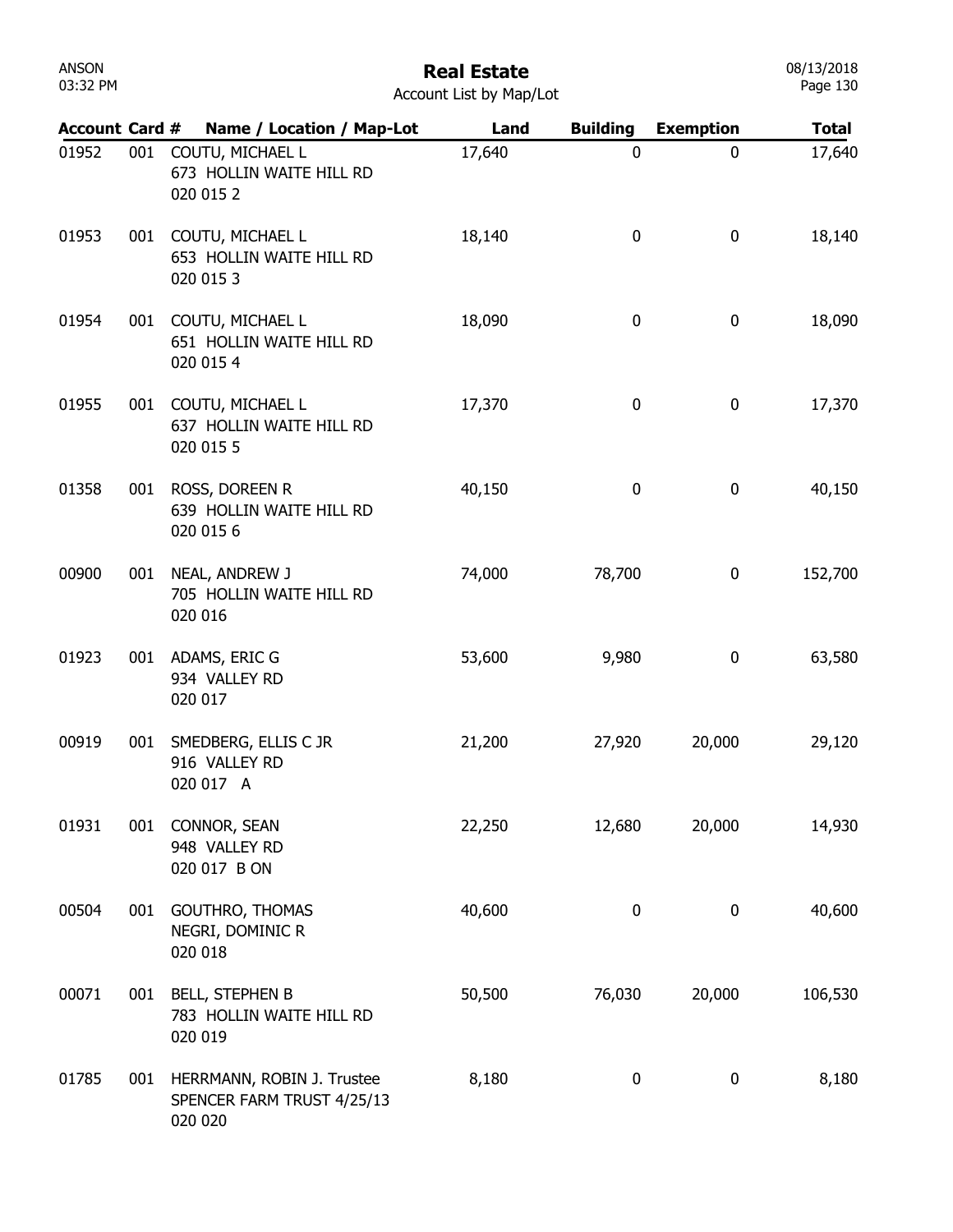# Real Estate

Account List by Map/Lot

| Account | Card # | Name / Location / Map-Lot | Land | Building | Exemption | Total |
|---|---|---|---|---|---|---|
| 01952 | 001 | COUTU, MICHAEL L<br>673 HOLLIN WAITE HILL RD<br>020 015 2 | 17,640 | 0 | 0 | 17,640 |
| 01953 | 001 | COUTU, MICHAEL L<br>653 HOLLIN WAITE HILL RD<br>020 015 3 | 18,140 | 0 | 0 | 18,140 |
| 01954 | 001 | COUTU, MICHAEL L<br>651 HOLLIN WAITE HILL RD<br>020 015 4 | 18,090 | 0 | 0 | 18,090 |
| 01955 | 001 | COUTU, MICHAEL L<br>637 HOLLIN WAITE HILL RD<br>020 015 5 | 17,370 | 0 | 0 | 17,370 |
| 01358 | 001 | ROSS, DOREEN R<br>639 HOLLIN WAITE HILL RD<br>020 015 6 | 40,150 | 0 | 0 | 40,150 |
| 00900 | 001 | NEAL, ANDREW J<br>705 HOLLIN WAITE HILL RD<br>020 016 | 74,000 | 78,700 | 0 | 152,700 |
| 01923 | 001 | ADAMS, ERIC G<br>934 VALLEY RD<br>020 017 | 53,600 | 9,980 | 0 | 63,580 |
| 00919 | 001 | SMEDBERG, ELLIS C JR<br>916 VALLEY RD<br>020 017 A | 21,200 | 27,920 | 20,000 | 29,120 |
| 01931 | 001 | CONNOR, SEAN<br>948 VALLEY RD<br>020 017 B ON | 22,250 | 12,680 | 20,000 | 14,930 |
| 00504 | 001 | GOUTHRO, THOMAS<br>NEGRI, DOMINIC R<br>020 018 | 40,600 | 0 | 0 | 40,600 |
| 00071 | 001 | BELL, STEPHEN B<br>783 HOLLIN WAITE HILL RD<br>020 019 | 50,500 | 76,030 | 20,000 | 106,530 |
| 01785 | 001 | HERRMANN, ROBIN J. Trustee<br>SPENCER FARM TRUST 4/25/13<br>020 020 | 8,180 | 0 | 0 | 8,180 |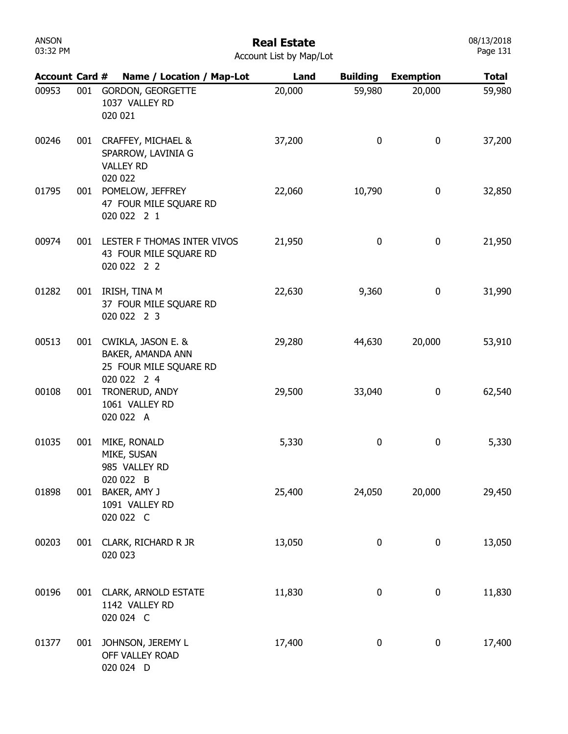# Real Estate

Account List by Map/Lot

| Account | Card # | Name / Location / Map-Lot | Land | Building | Exemption | Total |
|---|---|---|---|---|---|---|
| 00953 | 001 | GORDON, GEORGETTE<br>1037 VALLEY RD<br>020 021 | 20,000 | 59,980 | 20,000 | 59,980 |
| 00246 | 001 | CRAFFEY, MICHAEL &<br>SPARROW, LAVINIA G<br>VALLEY RD<br>020 022 | 37,200 | 0 | 0 | 37,200 |
| 01795 | 001 | POMELOW, JEFFREY<br>47 FOUR MILE SQUARE RD<br>020 022 2 1 | 22,060 | 10,790 | 0 | 32,850 |
| 00974 | 001 | LESTER F THOMAS INTER VIVOS<br>43 FOUR MILE SQUARE RD<br>020 022 2 2 | 21,950 | 0 | 0 | 21,950 |
| 01282 | 001 | IRISH, TINA M<br>37 FOUR MILE SQUARE RD<br>020 022 2 3 | 22,630 | 9,360 | 0 | 31,990 |
| 00513 | 001 | CWIKLA, JASON E. &<br>BAKER, AMANDA ANN<br>25 FOUR MILE SQUARE RD<br>020 022 2 4 | 29,280 | 44,630 | 20,000 | 53,910 |
| 00108 | 001 | TRONERUD, ANDY<br>1061 VALLEY RD<br>020 022 A | 29,500 | 33,040 | 0 | 62,540 |
| 01035 | 001 | MIKE, RONALD<br>MIKE, SUSAN<br>985 VALLEY RD<br>020 022 B | 5,330 | 0 | 0 | 5,330 |
| 01898 | 001 | BAKER, AMY J<br>1091 VALLEY RD<br>020 022 C | 25,400 | 24,050 | 20,000 | 29,450 |
| 00203 | 001 | CLARK, RICHARD R JR<br>020 023 | 13,050 | 0 | 0 | 13,050 |
| 00196 | 001 | CLARK, ARNOLD ESTATE<br>1142 VALLEY RD<br>020 024 C | 11,830 | 0 | 0 | 11,830 |
| 01377 | 001 | JOHNSON, JEREMY L<br>OFF VALLEY ROAD<br>020 024 D | 17,400 | 0 | 0 | 17,400 |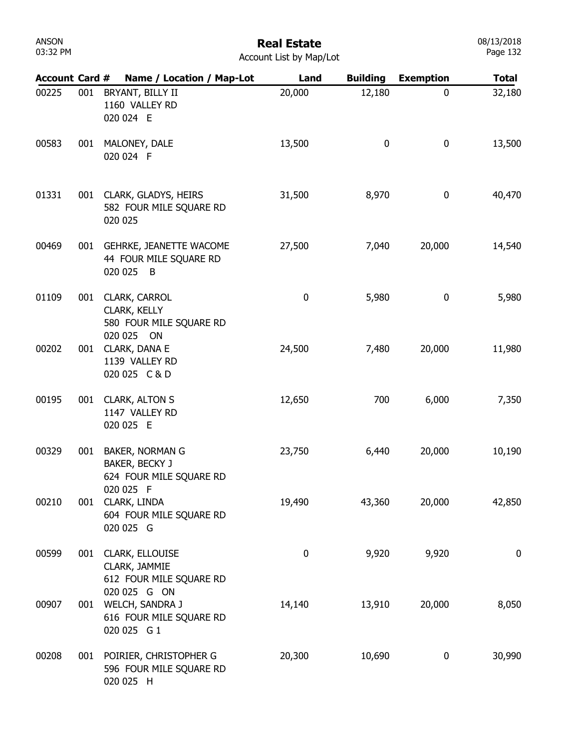# Real Estate

Account List by Map/Lot

| Account | Card # | Name / Location / Map-Lot | Land | Building | Exemption | Total |
|---|---|---|---|---|---|---|
| 00225 | 001 | BRYANT, BILLY II<br>1160 VALLEY RD<br>020 024 E | 20,000 | 12,180 | 0 | 32,180 |
| 00583 | 001 | MALONEY, DALE<br>020 024 F | 13,500 | 0 | 0 | 13,500 |
| 01331 | 001 | CLARK, GLADYS, HEIRS<br>582 FOUR MILE SQUARE RD<br>020 025 | 31,500 | 8,970 | 0 | 40,470 |
| 00469 | 001 | GEHRKE, JEANETTE WACOME<br>44 FOUR MILE SQUARE RD<br>020 025 B | 27,500 | 7,040 | 20,000 | 14,540 |
| 01109 | 001 | CLARK, CARROL<br>CLARK, KELLY<br>580 FOUR MILE SQUARE RD<br>020 025 ON | 0 | 5,980 | 0 | 5,980 |
| 00202 | 001 | CLARK, DANA E<br>1139 VALLEY RD<br>020 025 C & D | 24,500 | 7,480 | 20,000 | 11,980 |
| 00195 | 001 | CLARK, ALTON S<br>1147 VALLEY RD<br>020 025 E | 12,650 | 700 | 6,000 | 7,350 |
| 00329 | 001 | BAKER, NORMAN G<br>BAKER, BECKY J<br>624 FOUR MILE SQUARE RD<br>020 025 F | 23,750 | 6,440 | 20,000 | 10,190 |
| 00210 | 001 | CLARK, LINDA<br>604 FOUR MILE SQUARE RD<br>020 025 G | 19,490 | 43,360 | 20,000 | 42,850 |
| 00599 | 001 | CLARK, ELLOUISE<br>CLARK, JAMMIE<br>612 FOUR MILE SQUARE RD<br>020 025 G ON | 0 | 9,920 | 9,920 | 0 |
| 00907 | 001 | WELCH, SANDRA J<br>616 FOUR MILE SQUARE RD<br>020 025 G 1 | 14,140 | 13,910 | 20,000 | 8,050 |
| 00208 | 001 | POIRIER, CHRISTOPHER G<br>596 FOUR MILE SQUARE RD<br>020 025 H | 20,300 | 10,690 | 0 | 30,990 |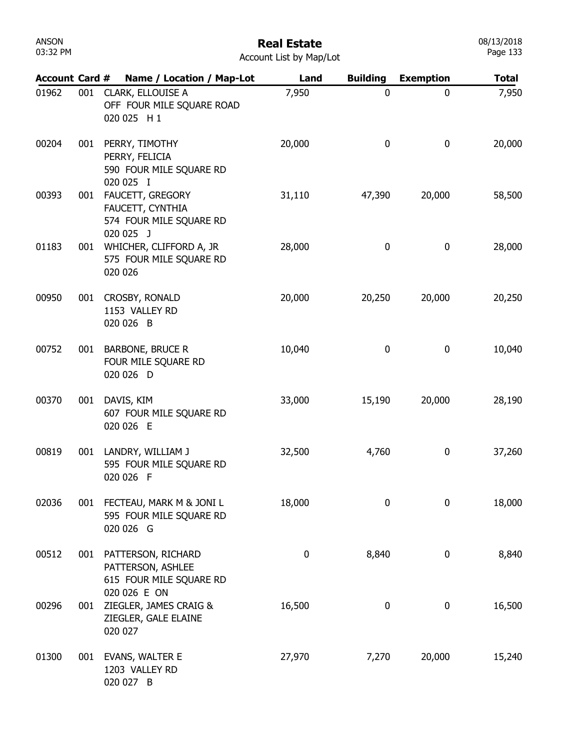# Real Estate

Account List by Map/Lot

| Account | Card # | Name / Location / Map-Lot | Land | Building | Exemption | Total |
|---|---|---|---|---|---|---|
| 01962 | 001 | CLARK, ELLOUISE A<br>OFF FOUR MILE SQUARE ROAD<br>020 025 H 1 | 7,950 | 0 | 0 | 7,950 |
| 00204 | 001 | PERRY, TIMOTHY<br>PERRY, FELICIA<br>590 FOUR MILE SQUARE RD<br>020 025 I | 20,000 | 0 | 0 | 20,000 |
| 00393 | 001 | FAUCETT, GREGORY<br>FAUCETT, CYNTHIA<br>574 FOUR MILE SQUARE RD<br>020 025 J | 31,110 | 47,390 | 20,000 | 58,500 |
| 01183 | 001 | WHICHER, CLIFFORD A, JR<br>575 FOUR MILE SQUARE RD<br>020 026 | 28,000 | 0 | 0 | 28,000 |
| 00950 | 001 | CROSBY, RONALD<br>1153 VALLEY RD<br>020 026 B | 20,000 | 20,250 | 20,000 | 20,250 |
| 00752 | 001 | BARBONE, BRUCE R<br>FOUR MILE SQUARE RD<br>020 026 D | 10,040 | 0 | 0 | 10,040 |
| 00370 | 001 | DAVIS, KIM<br>607 FOUR MILE SQUARE RD<br>020 026 E | 33,000 | 15,190 | 20,000 | 28,190 |
| 00819 | 001 | LANDRY, WILLIAM J<br>595 FOUR MILE SQUARE RD<br>020 026 F | 32,500 | 4,760 | 0 | 37,260 |
| 02036 | 001 | FECTEAU, MARK M & JONI L<br>595 FOUR MILE SQUARE RD<br>020 026 G | 18,000 | 0 | 0 | 18,000 |
| 00512 | 001 | PATTERSON, RICHARD<br>PATTERSON, ASHLEE<br>615 FOUR MILE SQUARE RD<br>020 026 E ON | 0 | 8,840 | 0 | 8,840 |
| 00296 | 001 | ZIEGLER, JAMES CRAIG &<br>ZIEGLER, GALE ELAINE<br>020 027 | 16,500 | 0 | 0 | 16,500 |
| 01300 | 001 | EVANS, WALTER E<br>1203 VALLEY RD<br>020 027 B | 27,970 | 7,270 | 20,000 | 15,240 |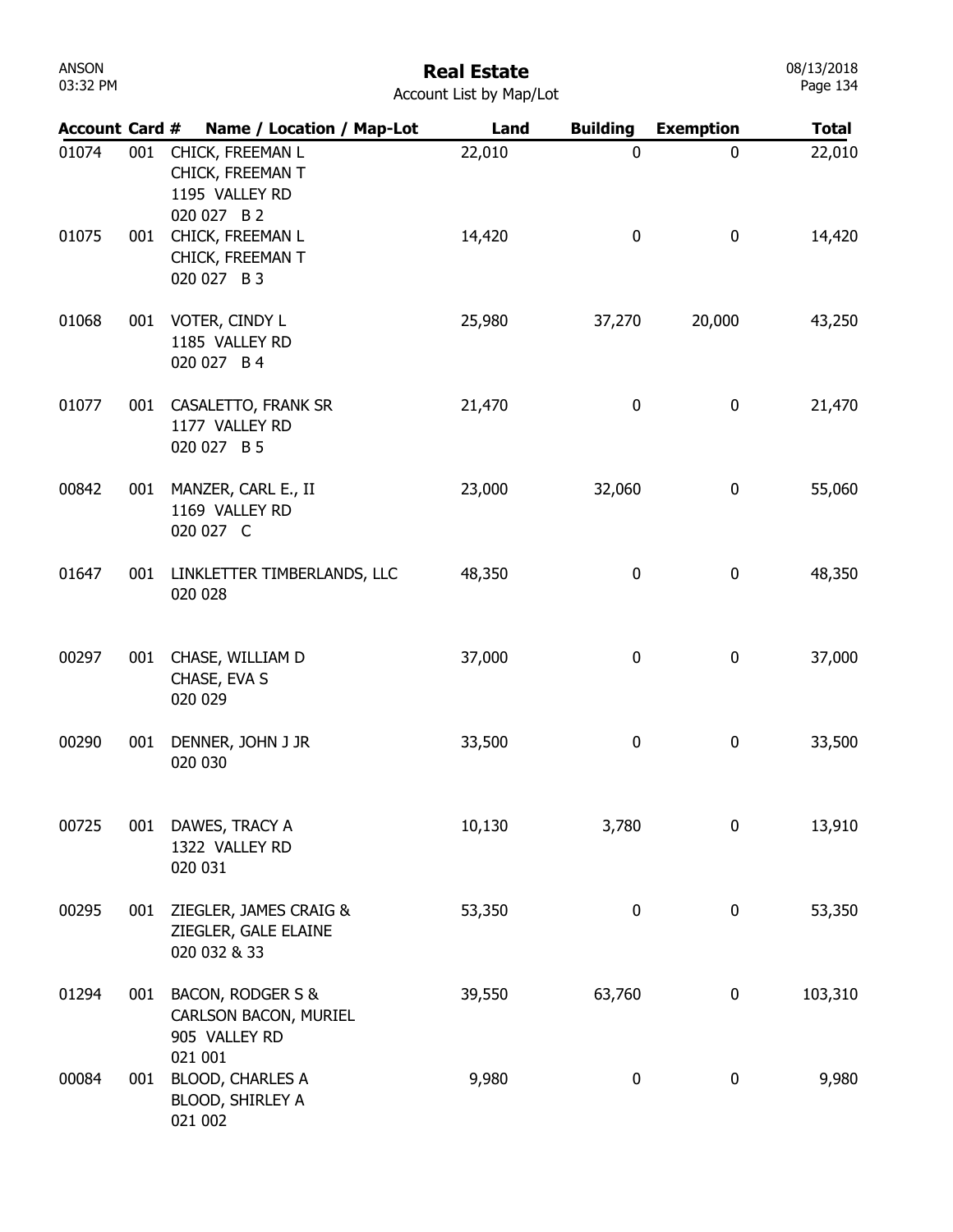# Real Estate

Account List by Map/Lot

| Account | Card # | Name / Location / Map-Lot | Land | Building | Exemption | Total |
|---|---|---|---|---|---|---|
| 01074 | 001 | CHICK, FREEMAN L<br>CHICK, FREEMAN T<br>1195 VALLEY RD<br>020 027 B 2 | 22,010 | 0 | 0 | 22,010 |
| 01075 | 001 | CHICK, FREEMAN L<br>CHICK, FREEMAN T<br>020 027 B 3 | 14,420 | 0 | 0 | 14,420 |
| 01068 | 001 | VOTER, CINDY L<br>1185 VALLEY RD<br>020 027 B 4 | 25,980 | 37,270 | 20,000 | 43,250 |
| 01077 | 001 | CASALETTO, FRANK SR<br>1177 VALLEY RD<br>020 027 B 5 | 21,470 | 0 | 0 | 21,470 |
| 00842 | 001 | MANZER, CARL E., II<br>1169 VALLEY RD<br>020 027 C | 23,000 | 32,060 | 0 | 55,060 |
| 01647 | 001 | LINKLETTER TIMBERLANDS, LLC<br>020 028 | 48,350 | 0 | 0 | 48,350 |
| 00297 | 001 | CHASE, WILLIAM D<br>CHASE, EVA S<br>020 029 | 37,000 | 0 | 0 | 37,000 |
| 00290 | 001 | DENNER, JOHN J JR<br>020 030 | 33,500 | 0 | 0 | 33,500 |
| 00725 | 001 | DAWES, TRACY A<br>1322 VALLEY RD<br>020 031 | 10,130 | 3,780 | 0 | 13,910 |
| 00295 | 001 | ZIEGLER, JAMES CRAIG &<br>ZIEGLER, GALE ELAINE<br>020 032 & 33 | 53,350 | 0 | 0 | 53,350 |
| 01294 | 001 | BACON, RODGER S &<br>CARLSON BACON, MURIEL<br>905 VALLEY RD<br>021 001 | 39,550 | 63,760 | 0 | 103,310 |
| 00084 | 001 | BLOOD, CHARLES A<br>BLOOD, SHIRLEY A<br>021 002 | 9,980 | 0 | 0 | 9,980 |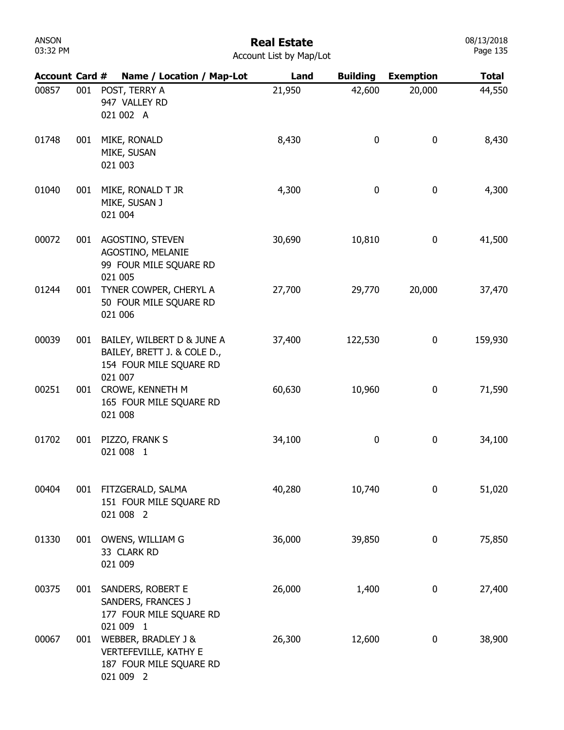# Real Estate

Account List by Map/Lot

| Account | Card # | Name / Location / Map-Lot | Land | Building | Exemption | Total |
|---|---|---|---|---|---|---|
| 00857 | 001 | POST, TERRY A<br>947 VALLEY RD<br>021 002 A | 21,950 | 42,600 | 20,000 | 44,550 |
| 01748 | 001 | MIKE, RONALD<br>MIKE, SUSAN<br>021 003 | 8,430 | 0 | 0 | 8,430 |
| 01040 | 001 | MIKE, RONALD T JR<br>MIKE, SUSAN J<br>021 004 | 4,300 | 0 | 0 | 4,300 |
| 00072 | 001 | AGOSTINO, STEVEN<br>AGOSTINO, MELANIE<br>99 FOUR MILE SQUARE RD<br>021 005 | 30,690 | 10,810 | 0 | 41,500 |
| 01244 | 001 | TYNER COWPER, CHERYL A<br>50 FOUR MILE SQUARE RD<br>021 006 | 27,700 | 29,770 | 20,000 | 37,470 |
| 00039 | 001 | BAILEY, WILBERT D & JUNE A<br>BAILEY, BRETT J. & COLE D.,<br>154 FOUR MILE SQUARE RD<br>021 007 | 37,400 | 122,530 | 0 | 159,930 |
| 00251 | 001 | CROWE, KENNETH M<br>165 FOUR MILE SQUARE RD<br>021 008 | 60,630 | 10,960 | 0 | 71,590 |
| 01702 | 001 | PIZZO, FRANK S<br>021 008 1 | 34,100 | 0 | 0 | 34,100 |
| 00404 | 001 | FITZGERALD, SALMA<br>151 FOUR MILE SQUARE RD<br>021 008 2 | 40,280 | 10,740 | 0 | 51,020 |
| 01330 | 001 | OWENS, WILLIAM G<br>33 CLARK RD<br>021 009 | 36,000 | 39,850 | 0 | 75,850 |
| 00375 | 001 | SANDERS, ROBERT E<br>SANDERS, FRANCES J<br>177 FOUR MILE SQUARE RD<br>021 009 1 | 26,000 | 1,400 | 0 | 27,400 |
| 00067 | 001 | WEBBER, BRADLEY J &<br>VERTEFEVILLE, KATHY E<br>187 FOUR MILE SQUARE RD<br>021 009 2 | 26,300 | 12,600 | 0 | 38,900 |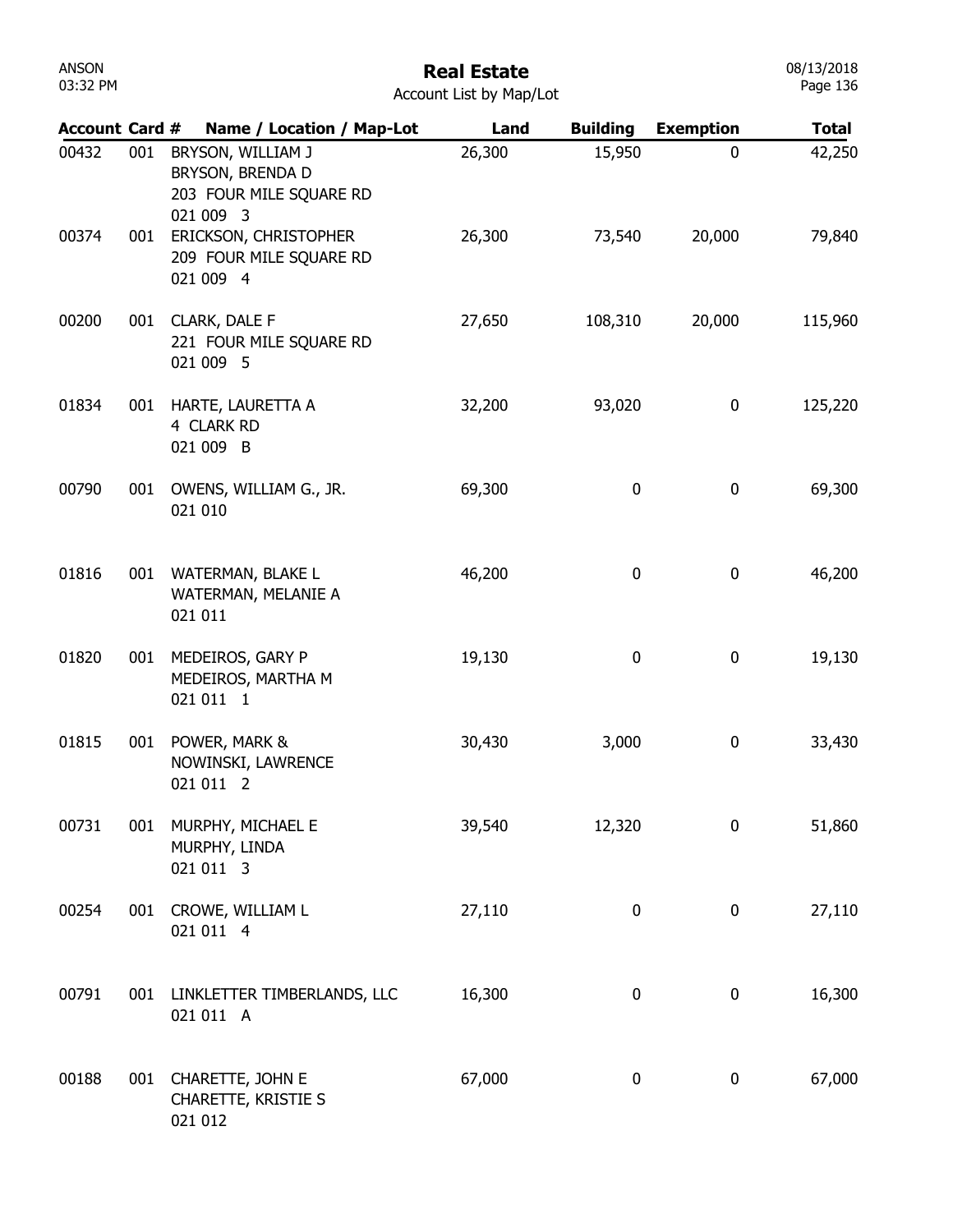# Real Estate

Account List by Map/Lot

| Account | Card # | Name / Location / Map-Lot | Land | Building | Exemption | Total |
|---|---|---|---|---|---|---|
| 00432 | 001 | BRYSON, WILLIAM J<br>BRYSON, BRENDA D<br>203 FOUR MILE SQUARE RD<br>021 009 3 | 26,300 | 15,950 | 0 | 42,250 |
| 00374 | 001 | ERICKSON, CHRISTOPHER<br>209 FOUR MILE SQUARE RD<br>021 009 4 | 26,300 | 73,540 | 20,000 | 79,840 |
| 00200 | 001 | CLARK, DALE F<br>221 FOUR MILE SQUARE RD<br>021 009 5 | 27,650 | 108,310 | 20,000 | 115,960 |
| 01834 | 001 | HARTE, LAURETTA A<br>4 CLARK RD<br>021 009 B | 32,200 | 93,020 | 0 | 125,220 |
| 00790 | 001 | OWENS, WILLIAM G., JR.<br>021 010 | 69,300 | 0 | 0 | 69,300 |
| 01816 | 001 | WATERMAN, BLAKE L<br>WATERMAN, MELANIE A<br>021 011 | 46,200 | 0 | 0 | 46,200 |
| 01820 | 001 | MEDEIROS, GARY P<br>MEDEIROS, MARTHA M<br>021 011 1 | 19,130 | 0 | 0 | 19,130 |
| 01815 | 001 | POWER, MARK &<br>NOWINSKI, LAWRENCE<br>021 011 2 | 30,430 | 3,000 | 0 | 33,430 |
| 00731 | 001 | MURPHY, MICHAEL E<br>MURPHY, LINDA<br>021 011 3 | 39,540 | 12,320 | 0 | 51,860 |
| 00254 | 001 | CROWE, WILLIAM L<br>021 011 4 | 27,110 | 0 | 0 | 27,110 |
| 00791 | 001 | LINKLETTER TIMBERLANDS, LLC<br>021 011 A | 16,300 | 0 | 0 | 16,300 |
| 00188 | 001 | CHARETTE, JOHN E<br>CHARETTE, KRISTIE S<br>021 012 | 67,000 | 0 | 0 | 67,000 |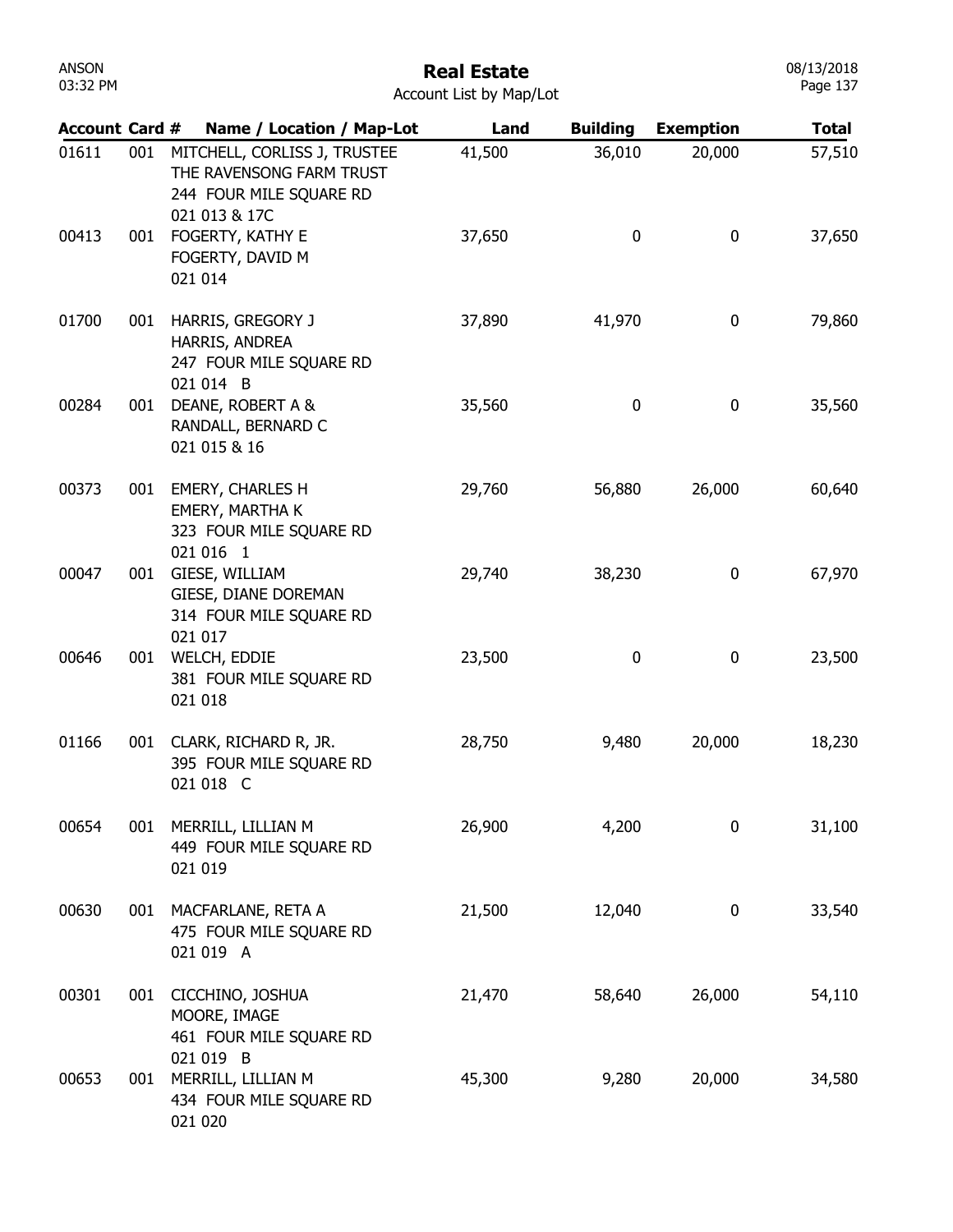# Real Estate

Account List by Map/Lot

| Account | Card # | Name / Location / Map-Lot | Land | Building | Exemption | Total |
|---|---|---|---|---|---|---|
| 01611 | 001 | MITCHELL, CORLISS J, TRUSTEE<br>THE RAVENSONG FARM TRUST<br>244 FOUR MILE SQUARE RD<br>021 013 & 17C | 41,500 | 36,010 | 20,000 | 57,510 |
| 00413 | 001 | FOGERTY, KATHY E<br>FOGERTY, DAVID M<br>021 014 | 37,650 | 0 | 0 | 37,650 |
| 01700 | 001 | HARRIS, GREGORY J<br>HARRIS, ANDREA<br>247 FOUR MILE SQUARE RD<br>021 014 B | 37,890 | 41,970 | 0 | 79,860 |
| 00284 | 001 | DEANE, ROBERT A &<br>RANDALL, BERNARD C<br>021 015 & 16 | 35,560 | 0 | 0 | 35,560 |
| 00373 | 001 | EMERY, CHARLES H<br>EMERY, MARTHA K<br>323 FOUR MILE SQUARE RD<br>021 016 1 | 29,760 | 56,880 | 26,000 | 60,640 |
| 00047 | 001 | GIESE, WILLIAM<br>GIESE, DIANE DOREMAN<br>314 FOUR MILE SQUARE RD<br>021 017 | 29,740 | 38,230 | 0 | 67,970 |
| 00646 | 001 | WELCH, EDDIE<br>381 FOUR MILE SQUARE RD<br>021 018 | 23,500 | 0 | 0 | 23,500 |
| 01166 | 001 | CLARK, RICHARD R, JR.<br>395 FOUR MILE SQUARE RD<br>021 018 C | 28,750 | 9,480 | 20,000 | 18,230 |
| 00654 | 001 | MERRILL, LILLIAN M<br>449 FOUR MILE SQUARE RD<br>021 019 | 26,900 | 4,200 | 0 | 31,100 |
| 00630 | 001 | MACFARLANE, RETA A<br>475 FOUR MILE SQUARE RD<br>021 019 A | 21,500 | 12,040 | 0 | 33,540 |
| 00301 | 001 | CICCHINO, JOSHUA<br>MOORE, IMAGE<br>461 FOUR MILE SQUARE RD<br>021 019 B | 21,470 | 58,640 | 26,000 | 54,110 |
| 00653 | 001 | MERRILL, LILLIAN M<br>434 FOUR MILE SQUARE RD<br>021 020 | 45,300 | 9,280 | 20,000 | 34,580 |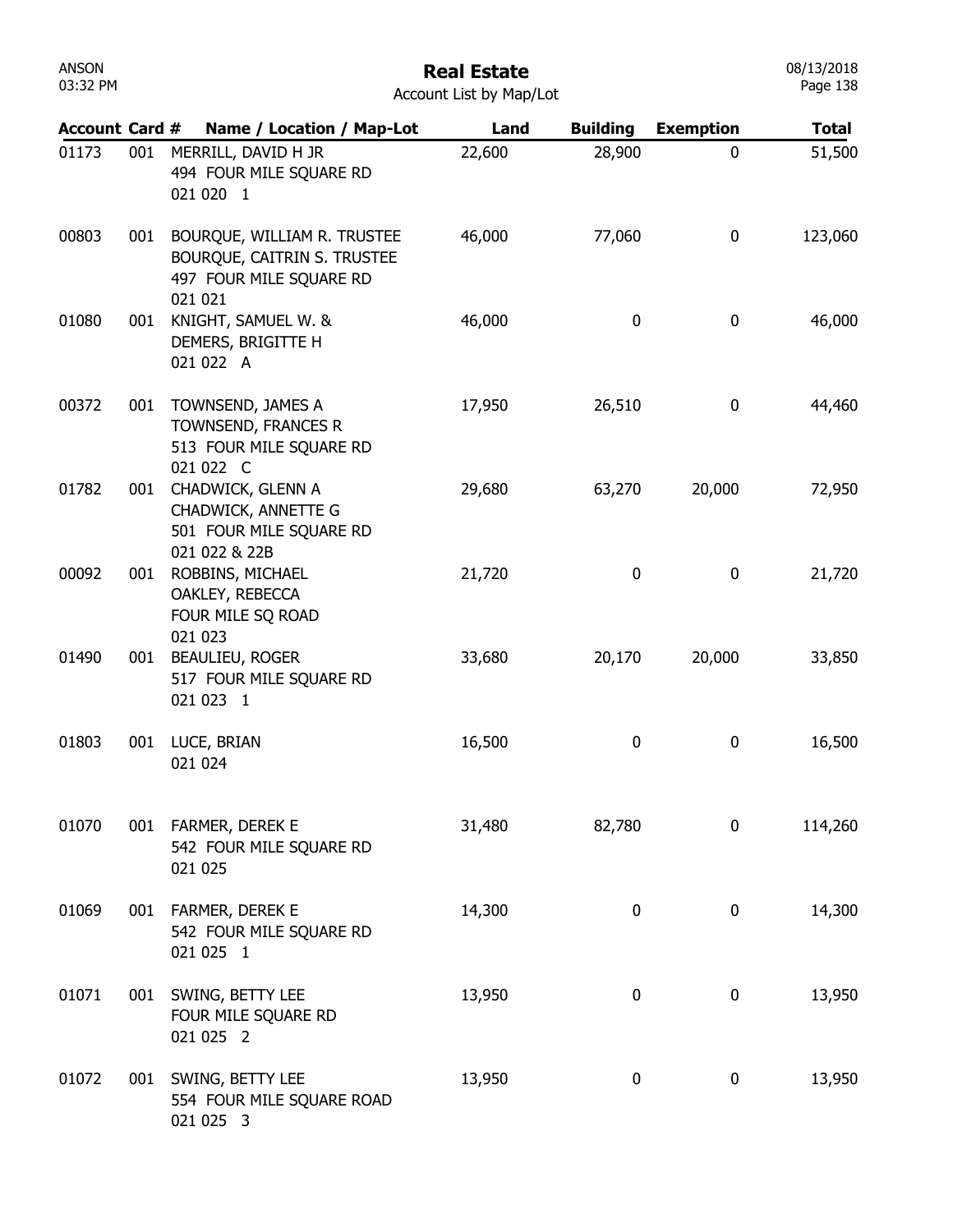# Real Estate

Account List by Map/Lot

| Account | Card # | Name / Location / Map-Lot | Land | Building | Exemption | Total |
|---|---|---|---|---|---|---|
| 01173 | 001 | MERRILL, DAVID H JR<br>494 FOUR MILE SQUARE RD<br>021 020 1 | 22,600 | 28,900 | 0 | 51,500 |
| 00803 | 001 | BOURQUE, WILLIAM R. TRUSTEE<br>BOURQUE, CAITRIN S. TRUSTEE<br>497 FOUR MILE SQUARE RD<br>021 021 | 46,000 | 77,060 | 0 | 123,060 |
| 01080 | 001 | KNIGHT, SAMUEL W. &<br>DEMERS, BRIGITTE H<br>021 022 A | 46,000 | 0 | 0 | 46,000 |
| 00372 | 001 | TOWNSEND, JAMES A<br>TOWNSEND, FRANCES R<br>513 FOUR MILE SQUARE RD<br>021 022 C | 17,950 | 26,510 | 0 | 44,460 |
| 01782 | 001 | CHADWICK, GLENN A<br>CHADWICK, ANNETTE G<br>501 FOUR MILE SQUARE RD<br>021 022 & 22B | 29,680 | 63,270 | 20,000 | 72,950 |
| 00092 | 001 | ROBBINS, MICHAEL<br>OAKLEY, REBECCA<br>FOUR MILE SQ ROAD<br>021 023 | 21,720 | 0 | 0 | 21,720 |
| 01490 | 001 | BEAULIEU, ROGER<br>517 FOUR MILE SQUARE RD<br>021 023 1 | 33,680 | 20,170 | 20,000 | 33,850 |
| 01803 | 001 | LUCE, BRIAN<br>021 024 | 16,500 | 0 | 0 | 16,500 |
| 01070 | 001 | FARMER, DEREK E<br>542 FOUR MILE SQUARE RD<br>021 025 | 31,480 | 82,780 | 0 | 114,260 |
| 01069 | 001 | FARMER, DEREK E<br>542 FOUR MILE SQUARE RD<br>021 025 1 | 14,300 | 0 | 0 | 14,300 |
| 01071 | 001 | SWING, BETTY LEE<br>FOUR MILE SQUARE RD<br>021 025 2 | 13,950 | 0 | 0 | 13,950 |
| 01072 | 001 | SWING, BETTY LEE<br>554 FOUR MILE SQUARE ROAD<br>021 025 3 | 13,950 | 0 | 0 | 13,950 |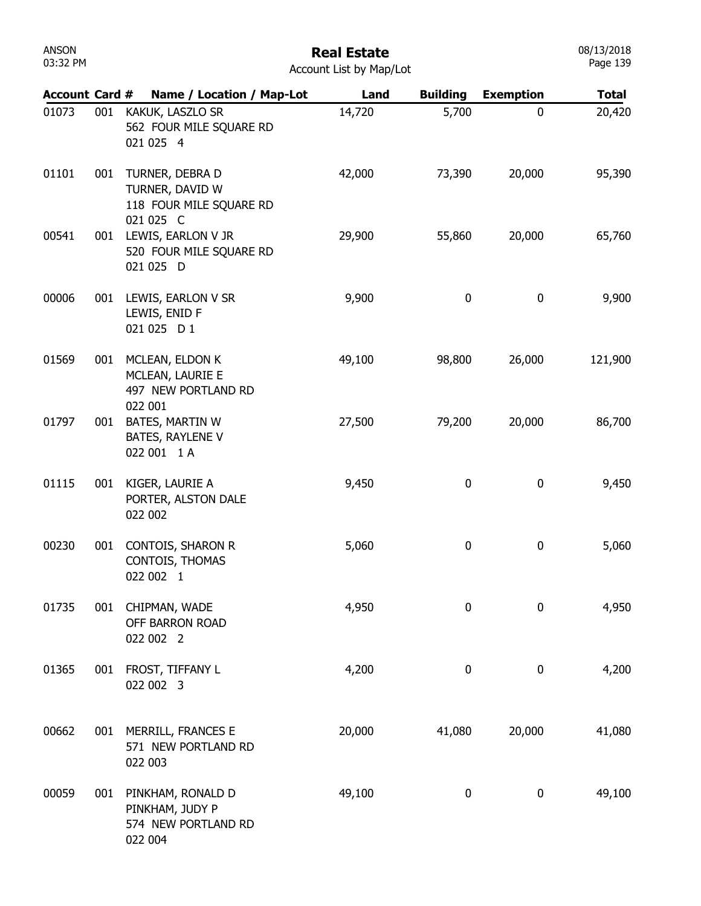# Real Estate

Account List by Map/Lot

| Account | Card # | Name / Location / Map-Lot | Land | Building | Exemption | Total |
|---|---|---|---|---|---|---|
| 01073 | 001 | KAKUK, LASZLO SR<br>562 FOUR MILE SQUARE RD<br>021 025 4 | 14,720 | 5,700 | 0 | 20,420 |
| 01101 | 001 | TURNER, DEBRA D<br>TURNER, DAVID W<br>118 FOUR MILE SQUARE RD<br>021 025 C | 42,000 | 73,390 | 20,000 | 95,390 |
| 00541 | 001 | LEWIS, EARLON V JR<br>520 FOUR MILE SQUARE RD<br>021 025 D | 29,900 | 55,860 | 20,000 | 65,760 |
| 00006 | 001 | LEWIS, EARLON V SR<br>LEWIS, ENID F<br>021 025 D 1 | 9,900 | 0 | 0 | 9,900 |
| 01569 | 001 | MCLEAN, ELDON K<br>MCLEAN, LAURIE E<br>497 NEW PORTLAND RD<br>022 001 | 49,100 | 98,800 | 26,000 | 121,900 |
| 01797 | 001 | BATES, MARTIN W<br>BATES, RAYLENE V<br>022 001 1 A | 27,500 | 79,200 | 20,000 | 86,700 |
| 01115 | 001 | KIGER, LAURIE A<br>PORTER, ALSTON DALE<br>022 002 | 9,450 | 0 | 0 | 9,450 |
| 00230 | 001 | CONTOIS, SHARON R<br>CONTOIS, THOMAS<br>022 002 1 | 5,060 | 0 | 0 | 5,060 |
| 01735 | 001 | CHIPMAN, WADE<br>OFF BARRON ROAD<br>022 002 2 | 4,950 | 0 | 0 | 4,950 |
| 01365 | 001 | FROST, TIFFANY L<br>022 002 3 | 4,200 | 0 | 0 | 4,200 |
| 00662 | 001 | MERRILL, FRANCES E<br>571 NEW PORTLAND RD<br>022 003 | 20,000 | 41,080 | 20,000 | 41,080 |
| 00059 | 001 | PINKHAM, RONALD D<br>PINKHAM, JUDY P<br>574 NEW PORTLAND RD<br>022 004 | 49,100 | 0 | 0 | 49,100 |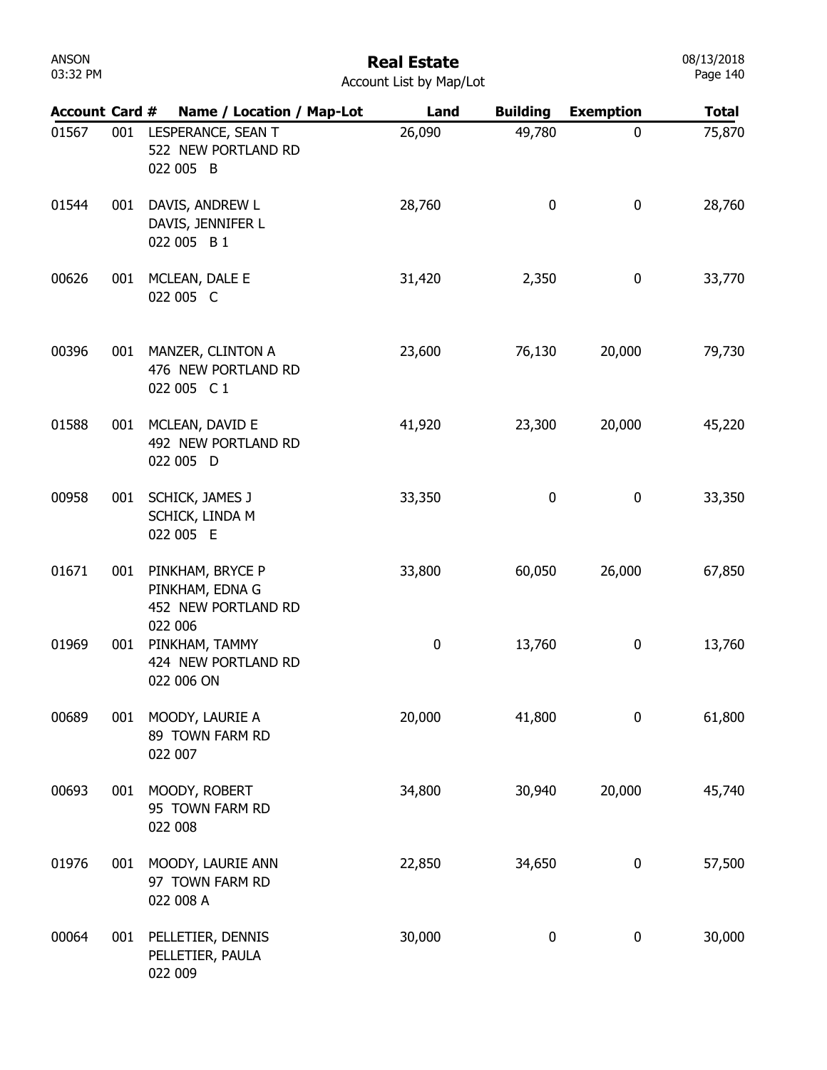# Real Estate

Account List by Map/Lot

| Account | Card # | Name / Location / Map-Lot | Land | Building | Exemption | Total |
|---|---|---|---|---|---|---|
| 01567 | 001 | LESPERANCE, SEAN T<br>522 NEW PORTLAND RD<br>022 005 B | 26,090 | 49,780 | 0 | 75,870 |
| 01544 | 001 | DAVIS, ANDREW L<br>DAVIS, JENNIFER L<br>022 005 B 1 | 28,760 | 0 | 0 | 28,760 |
| 00626 | 001 | MCLEAN, DALE E<br>022 005 C | 31,420 | 2,350 | 0 | 33,770 |
| 00396 | 001 | MANZER, CLINTON A<br>476 NEW PORTLAND RD<br>022 005 C 1 | 23,600 | 76,130 | 20,000 | 79,730 |
| 01588 | 001 | MCLEAN, DAVID E<br>492 NEW PORTLAND RD<br>022 005 D | 41,920 | 23,300 | 20,000 | 45,220 |
| 00958 | 001 | SCHICK, JAMES J<br>SCHICK, LINDA M<br>022 005 E | 33,350 | 0 | 0 | 33,350 |
| 01671 | 001 | PINKHAM, BRYCE P<br>PINKHAM, EDNA G<br>452 NEW PORTLAND RD<br>022 006 | 33,800 | 60,050 | 26,000 | 67,850 |
| 01969 | 001 | PINKHAM, TAMMY<br>424 NEW PORTLAND RD<br>022 006 ON | 0 | 13,760 | 0 | 13,760 |
| 00689 | 001 | MOODY, LAURIE A<br>89 TOWN FARM RD<br>022 007 | 20,000 | 41,800 | 0 | 61,800 |
| 00693 | 001 | MOODY, ROBERT<br>95 TOWN FARM RD<br>022 008 | 34,800 | 30,940 | 20,000 | 45,740 |
| 01976 | 001 | MOODY, LAURIE ANN<br>97 TOWN FARM RD<br>022 008 A | 22,850 | 34,650 | 0 | 57,500 |
| 00064 | 001 | PELLETIER, DENNIS<br>PELLETIER, PAULA<br>022 009 | 30,000 | 0 | 0 | 30,000 |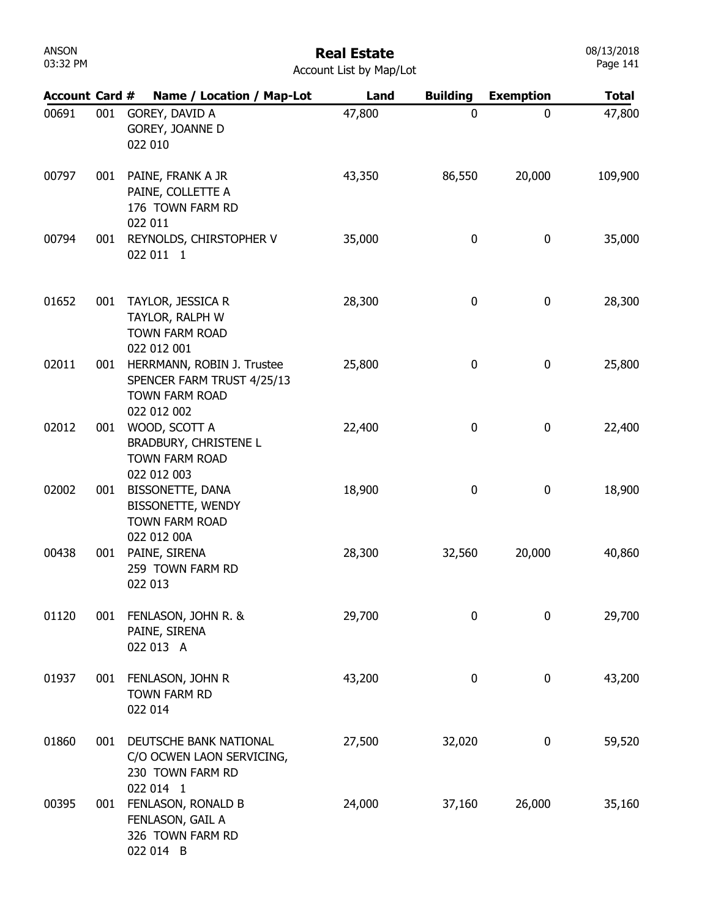# Real Estate

Account List by Map/Lot

| Account | Card # | Name / Location / Map-Lot | Land | Building | Exemption | Total |
|---|---|---|---|---|---|---|
| 00691 | 001 | GOREY, DAVID A<br>GOREY, JOANNE D<br>022 010 | 47,800 | 0 | 0 | 47,800 |
| 00797 | 001 | PAINE, FRANK A JR<br>PAINE, COLLETTE A<br>176 TOWN FARM RD<br>022 011 | 43,350 | 86,550 | 20,000 | 109,900 |
| 00794 | 001 | REYNOLDS, CHIRSTOPHER V<br>022 011 1 | 35,000 | 0 | 0 | 35,000 |
| 01652 | 001 | TAYLOR, JESSICA R<br>TAYLOR, RALPH W<br>TOWN FARM ROAD<br>022 012 001 | 28,300 | 0 | 0 | 28,300 |
| 02011 | 001 | HERRMANN, ROBIN J. Trustee<br>SPENCER FARM TRUST 4/25/13<br>TOWN FARM ROAD<br>022 012 002 | 25,800 | 0 | 0 | 25,800 |
| 02012 | 001 | WOOD, SCOTT A<br>BRADBURY, CHRISTENE L<br>TOWN FARM ROAD<br>022 012 003 | 22,400 | 0 | 0 | 22,400 |
| 02002 | 001 | BISSONETTE, DANA<br>BISSONETTE, WENDY<br>TOWN FARM ROAD<br>022 012 00A | 18,900 | 0 | 0 | 18,900 |
| 00438 | 001 | PAINE, SIRENA<br>259 TOWN FARM RD<br>022 013 | 28,300 | 32,560 | 20,000 | 40,860 |
| 01120 | 001 | FENLASON, JOHN R. &<br>PAINE, SIRENA<br>022 013 A | 29,700 | 0 | 0 | 29,700 |
| 01937 | 001 | FENLASON, JOHN R<br>TOWN FARM RD<br>022 014 | 43,200 | 0 | 0 | 43,200 |
| 01860 | 001 | DEUTSCHE BANK NATIONAL<br>C/O OCWEN LAON SERVICING,<br>230 TOWN FARM RD<br>022 014 1 | 27,500 | 32,020 | 0 | 59,520 |
| 00395 | 001 | FENLASON, RONALD B<br>FENLASON, GAIL A<br>326 TOWN FARM RD<br>022 014 B | 24,000 | 37,160 | 26,000 | 35,160 |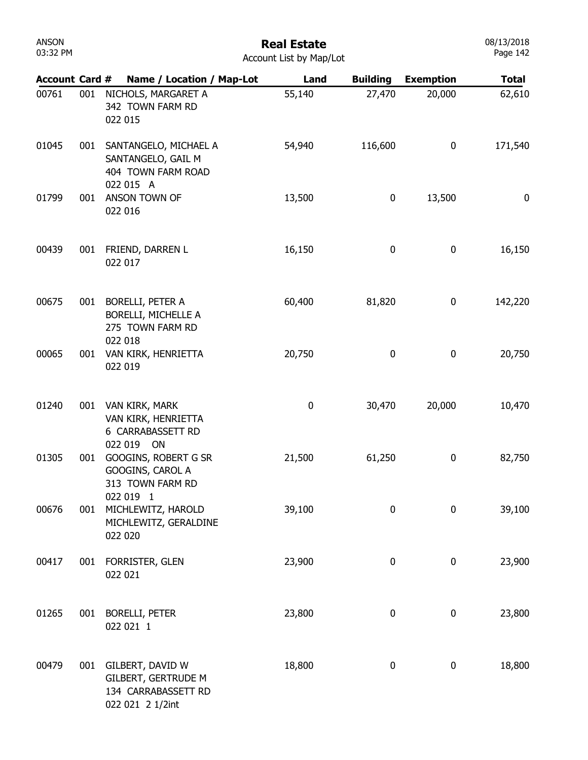# Real Estate

Account List by Map/Lot

| Account | Card # | Name / Location / Map-Lot | Land | Building | Exemption | Total |
|---|---|---|---|---|---|---|
| 00761 | 001 | NICHOLS, MARGARET A<br>342 TOWN FARM RD<br>022 015 | 55,140 | 27,470 | 20,000 | 62,610 |
| 01045 | 001 | SANTANGELO, MICHAEL A<br>SANTANGELO, GAIL M<br>404 TOWN FARM ROAD<br>022 015 A | 54,940 | 116,600 | 0 | 171,540 |
| 01799 | 001 | ANSON TOWN OF<br>022 016 | 13,500 | 0 | 13,500 | 0 |
| 00439 | 001 | FRIEND, DARREN L<br>022 017 | 16,150 | 0 | 0 | 16,150 |
| 00675 | 001 | BORELLI, PETER A<br>BORELLI, MICHELLE A<br>275 TOWN FARM RD<br>022 018 | 60,400 | 81,820 | 0 | 142,220 |
| 00065 | 001 | VAN KIRK, HENRIETTA<br>022 019 | 20,750 | 0 | 0 | 20,750 |
| 01240 | 001 | VAN KIRK, MARK<br>VAN KIRK, HENRIETTA<br>6 CARRABASSETT RD<br>022 019 ON | 0 | 30,470 | 20,000 | 10,470 |
| 01305 | 001 | GOOGINS, ROBERT G SR<br>GOOGINS, CAROL A<br>313 TOWN FARM RD<br>022 019 1 | 21,500 | 61,250 | 0 | 82,750 |
| 00676 | 001 | MICHLEWITZ, HAROLD<br>MICHLEWITZ, GERALDINE<br>022 020 | 39,100 | 0 | 0 | 39,100 |
| 00417 | 001 | FORRISTER, GLEN<br>022 021 | 23,900 | 0 | 0 | 23,900 |
| 01265 | 001 | BORELLI, PETER<br>022 021 1 | 23,800 | 0 | 0 | 23,800 |
| 00479 | 001 | GILBERT, DAVID W<br>GILBERT, GERTRUDE M<br>134 CARRABASSETT RD<br>022 021 2 1/2int | 18,800 | 0 | 0 | 18,800 |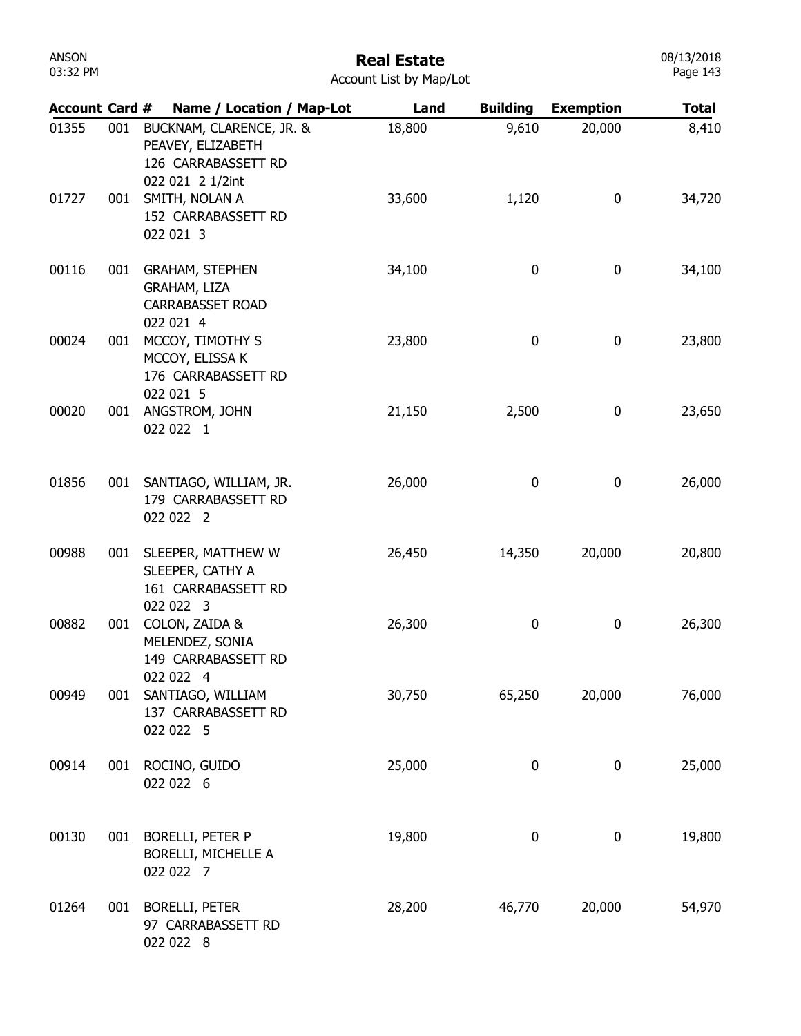# Real Estate

Account List by Map/Lot

| Account | Card # | Name / Location / Map-Lot | Land | Building | Exemption | Total |
|---|---|---|---|---|---|---|
| 01355 | 001 | BUCKNAM, CLARENCE, JR. & PEAVEY, ELIZABETH 126 CARRABASSETT RD 022 021 2 1/2int | 18,800 | 9,610 | 20,000 | 8,410 |
| 01727 | 001 | SMITH, NOLAN A 152 CARRABASSETT RD 022 021 3 | 33,600 | 1,120 | 0 | 34,720 |
| 00116 | 001 | GRAHAM, STEPHEN GRAHAM, LIZA CARRABASSET ROAD 022 021 4 | 34,100 | 0 | 0 | 34,100 |
| 00024 | 001 | MCCOY, TIMOTHY S MCCOY, ELISSA K 176 CARRABASSETT RD 022 021 5 | 23,800 | 0 | 0 | 23,800 |
| 00020 | 001 | ANGSTROM, JOHN 022 022 1 | 21,150 | 2,500 | 0 | 23,650 |
| 01856 | 001 | SANTIAGO, WILLIAM, JR. 179 CARRABASSETT RD 022 022 2 | 26,000 | 0 | 0 | 26,000 |
| 00988 | 001 | SLEEPER, MATTHEW W SLEEPER, CATHY A 161 CARRABASSETT RD 022 022 3 | 26,450 | 14,350 | 20,000 | 20,800 |
| 00882 | 001 | COLON, ZAIDA & MELENDEZ, SONIA 149 CARRABASSETT RD 022 022 4 | 26,300 | 0 | 0 | 26,300 |
| 00949 | 001 | SANTIAGO, WILLIAM 137 CARRABASSETT RD 022 022 5 | 30,750 | 65,250 | 20,000 | 76,000 |
| 00914 | 001 | ROCINO, GUIDO 022 022 6 | 25,000 | 0 | 0 | 25,000 |
| 00130 | 001 | BORELLI, PETER P BORELLI, MICHELLE A 022 022 7 | 19,800 | 0 | 0 | 19,800 |
| 01264 | 001 | BORELLI, PETER 97 CARRABASSETT RD 022 022 8 | 28,200 | 46,770 | 20,000 | 54,970 |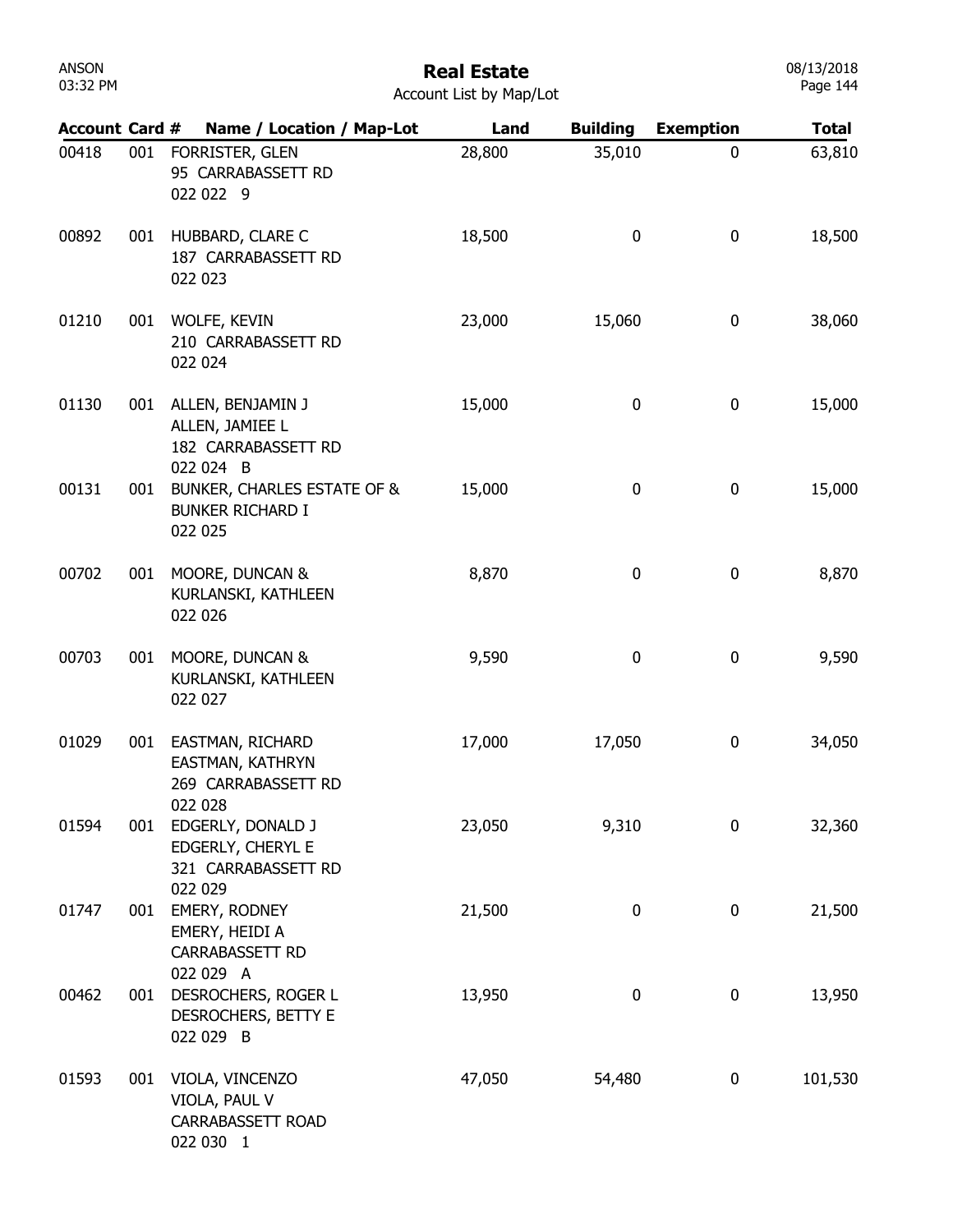ANSON
03:32 PM

# Real Estate

Account List by Map/Lot

08/13/2018

| Account | Card # | Name / Location / Map-Lot | Land | Building | Exemption | Total |
|---|---|---|---|---|---|---|
| 00418 | 001 | FORRISTER, GLEN<br>95 CARRABASSETT RD<br>022 022 9 | 28,800 | 35,010 | 0 | 63,810 |
| 00892 | 001 | HUBBARD, CLARE C<br>187 CARRABASSETT RD<br>022 023 | 18,500 | 0 | 0 | 18,500 |
| 01210 | 001 | WOLFE, KEVIN<br>210 CARRABASSETT RD<br>022 024 | 23,000 | 15,060 | 0 | 38,060 |
| 01130 | 001 | ALLEN, BENJAMIN J<br>ALLEN, JAMIEE L<br>182 CARRABASSETT RD<br>022 024 B | 15,000 | 0 | 0 | 15,000 |
| 00131 | 001 | BUNKER, CHARLES ESTATE OF &<br>BUNKER RICHARD I<br>022 025 | 15,000 | 0 | 0 | 15,000 |
| 00702 | 001 | MOORE, DUNCAN &<br>KURLANSKI, KATHLEEN<br>022 026 | 8,870 | 0 | 0 | 8,870 |
| 00703 | 001 | MOORE, DUNCAN &<br>KURLANSKI, KATHLEEN<br>022 027 | 9,590 | 0 | 0 | 9,590 |
| 01029 | 001 | EASTMAN, RICHARD<br>EASTMAN, KATHRYN<br>269 CARRABASSETT RD<br>022 028 | 17,000 | 17,050 | 0 | 34,050 |
| 01594 | 001 | EDGERLY, DONALD J<br>EDGERLY, CHERYL E<br>321 CARRABASSETT RD<br>022 029 | 23,050 | 9,310 | 0 | 32,360 |
| 01747 | 001 | EMERY, RODNEY<br>EMERY, HEIDI A<br>CARRABASSETT RD<br>022 029 A | 21,500 | 0 | 0 | 21,500 |
| 00462 | 001 | DESROCHERS, ROGER L<br>DESROCHERS, BETTY E<br>022 029 B | 13,950 | 0 | 0 | 13,950 |
| 01593 | 001 | VIOLA, VINCENZO<br>VIOLA, PAUL V<br>CARRABASSETT ROAD<br>022 030 1 | 47,050 | 54,480 | 0 | 101,530 |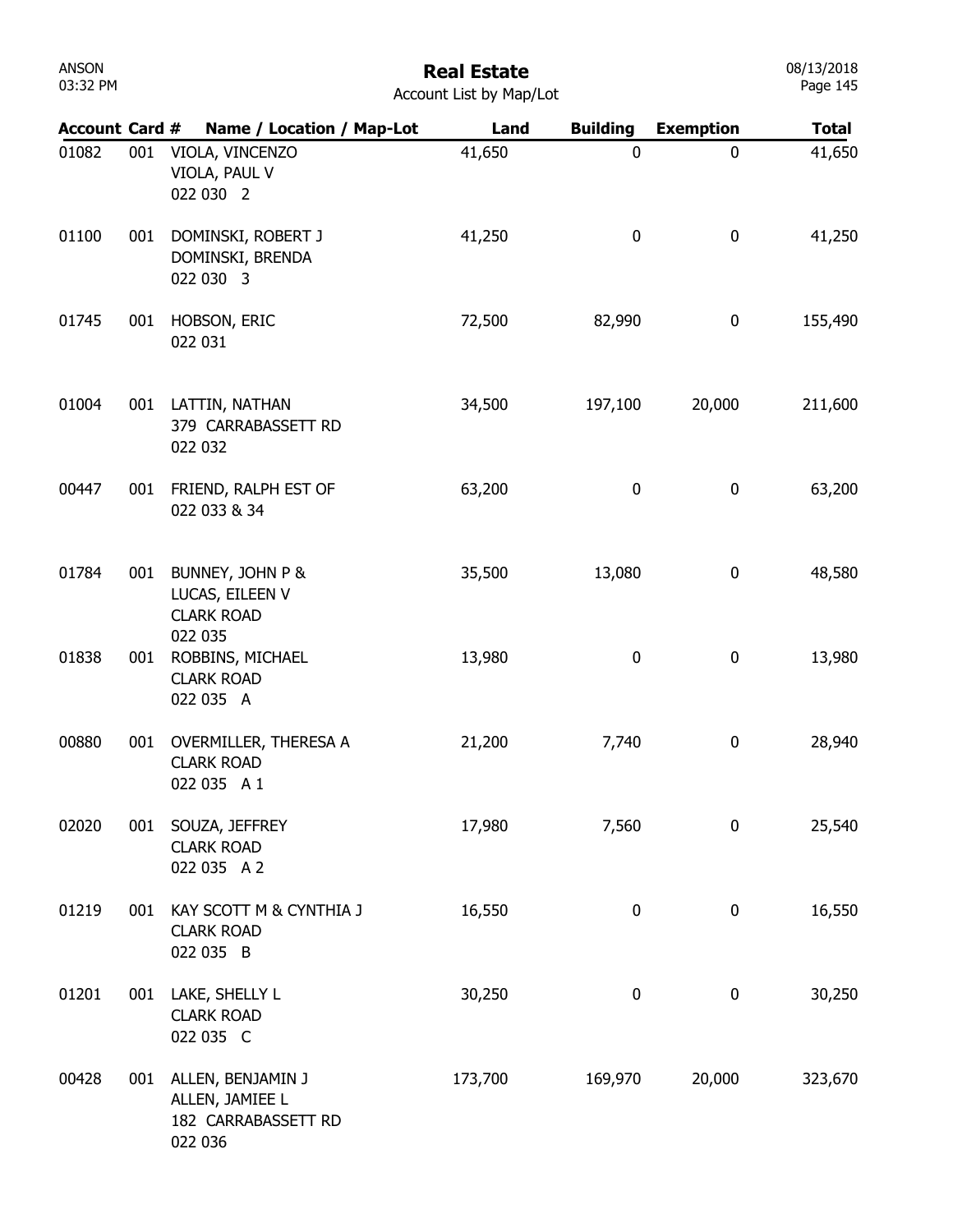# Real Estate

Account List by Map/Lot

| Account | Card # | Name / Location / Map-Lot | Land | Building | Exemption | Total |
|---|---|---|---|---|---|---|
| 01082 | 001 | VIOLA, VINCENZO<br>VIOLA, PAUL V<br>022 030 2 | 41,650 | 0 | 0 | 41,650 |
| 01100 | 001 | DOMINSKI, ROBERT J<br>DOMINSKI, BRENDA<br>022 030 3 | 41,250 | 0 | 0 | 41,250 |
| 01745 | 001 | HOBSON, ERIC<br>022 031 | 72,500 | 82,990 | 0 | 155,490 |
| 01004 | 001 | LATTIN, NATHAN<br>379 CARRABASSETT RD<br>022 032 | 34,500 | 197,100 | 20,000 | 211,600 |
| 00447 | 001 | FRIEND, RALPH EST OF<br>022 033 & 34 | 63,200 | 0 | 0 | 63,200 |
| 01784 | 001 | BUNNEY, JOHN P &<br>LUCAS, EILEEN V<br>CLARK ROAD<br>022 035 | 35,500 | 13,080 | 0 | 48,580 |
| 01838 | 001 | ROBBINS, MICHAEL<br>CLARK ROAD<br>022 035 A | 13,980 | 0 | 0 | 13,980 |
| 00880 | 001 | OVERMILLER, THERESA A<br>CLARK ROAD<br>022 035 A 1 | 21,200 | 7,740 | 0 | 28,940 |
| 02020 | 001 | SOUZA, JEFFREY<br>CLARK ROAD<br>022 035 A 2 | 17,980 | 7,560 | 0 | 25,540 |
| 01219 | 001 | KAY SCOTT M & CYNTHIA J<br>CLARK ROAD<br>022 035 B | 16,550 | 0 | 0 | 16,550 |
| 01201 | 001 | LAKE, SHELLY L<br>CLARK ROAD<br>022 035 C | 30,250 | 0 | 0 | 30,250 |
| 00428 | 001 | ALLEN, BENJAMIN J<br>ALLEN, JAMIEE L<br>182 CARRABASSETT RD<br>022 036 | 173,700 | 169,970 | 20,000 | 323,670 |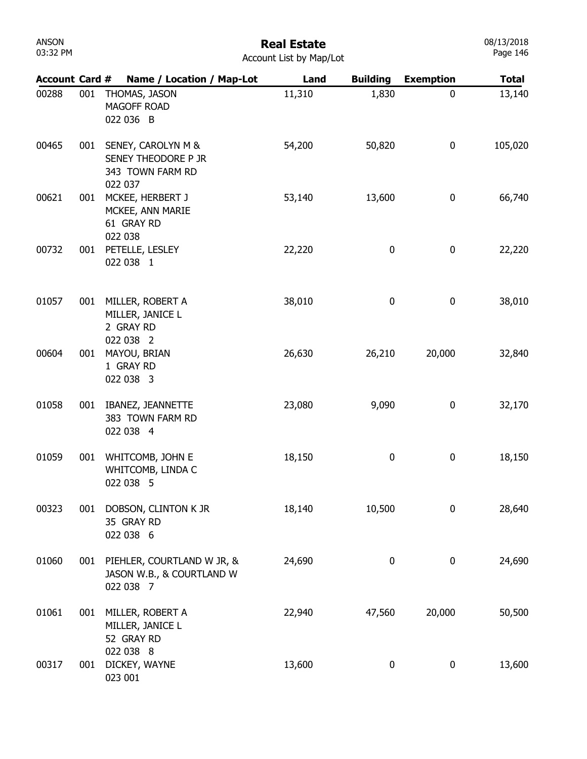ANSON
03:32 PM

# Real Estate

Account List by Map/Lot

08/13/2018

| Account | Card # | Name / Location / Map-Lot | Land | Building | Exemption | Total |
|---|---|---|---|---|---|---|
| 00288 | 001 | THOMAS, JASON<br>MAGOFF ROAD<br>022 036 B | 11,310 | 1,830 | 0 | 13,140 |
| 00465 | 001 | SENEY, CAROLYN M &<br>SENEY THEODORE P JR<br>343 TOWN FARM RD<br>022 037 | 54,200 | 50,820 | 0 | 105,020 |
| 00621 | 001 | MCKEE, HERBERT J<br>MCKEE, ANN MARIE<br>61 GRAY RD<br>022 038 | 53,140 | 13,600 | 0 | 66,740 |
| 00732 | 001 | PETELLE, LESLEY<br>022 038 1 | 22,220 | 0 | 0 | 22,220 |
| 01057 | 001 | MILLER, ROBERT A<br>MILLER, JANICE L<br>2 GRAY RD<br>022 038 2 | 38,010 | 0 | 0 | 38,010 |
| 00604 | 001 | MAYOU, BRIAN<br>1 GRAY RD<br>022 038 3 | 26,630 | 26,210 | 20,000 | 32,840 |
| 01058 | 001 | IBANEZ, JEANNETTE<br>383 TOWN FARM RD<br>022 038 4 | 23,080 | 9,090 | 0 | 32,170 |
| 01059 | 001 | WHITCOMB, JOHN E<br>WHITCOMB, LINDA C<br>022 038 5 | 18,150 | 0 | 0 | 18,150 |
| 00323 | 001 | DOBSON, CLINTON K JR<br>35 GRAY RD<br>022 038 6 | 18,140 | 10,500 | 0 | 28,640 |
| 01060 | 001 | PIEHLER, COURTLAND W JR, &<br>JASON W.B., & COURTLAND W<br>022 038 7 | 24,690 | 0 | 0 | 24,690 |
| 01061 | 001 | MILLER, ROBERT A<br>MILLER, JANICE L<br>52 GRAY RD<br>022 038 8 | 22,940 | 47,560 | 20,000 | 50,500 |
| 00317 | 001 | DICKEY, WAYNE<br>023 001 | 13,600 | 0 | 0 | 13,600 |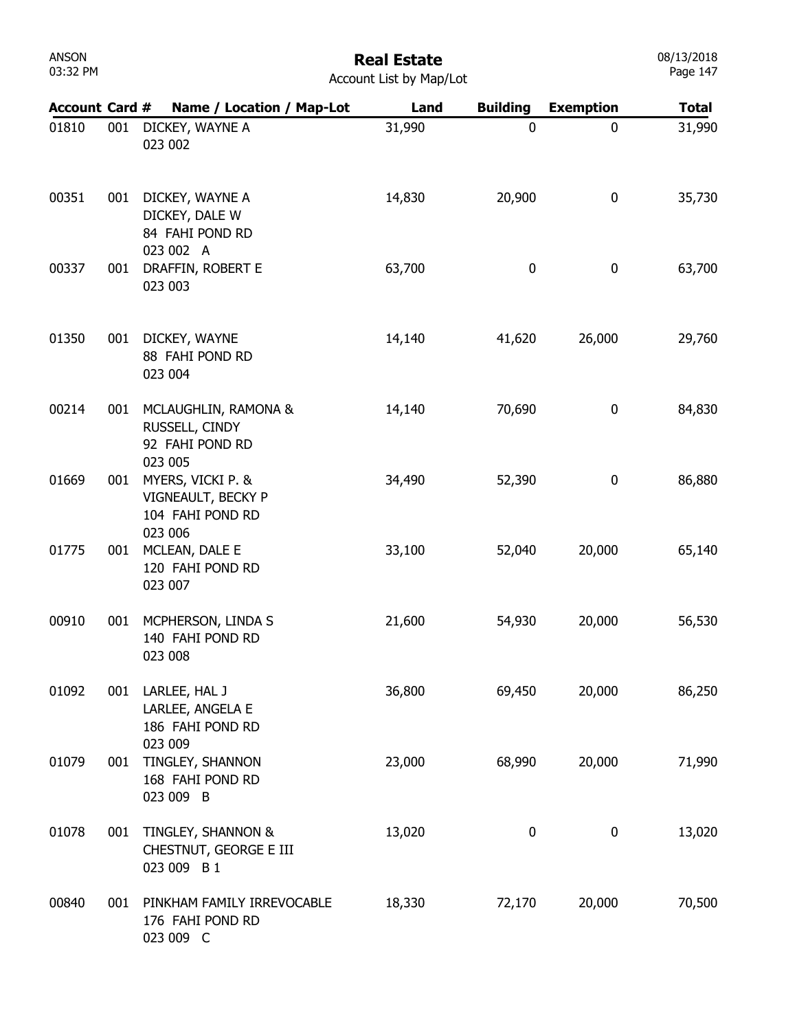# Real Estate

Account List by Map/Lot

| Account | Card # | Name / Location / Map-Lot | Land | Building | Exemption | Total |
|---|---|---|---|---|---|---|
| 01810 | 001 | DICKEY, WAYNE A<br>023 002 | 31,990 | 0 | 0 | 31,990 |
| 00351 | 001 | DICKEY, WAYNE A<br>DICKEY, DALE W<br>84 FAHI POND RD<br>023 002 A | 14,830 | 20,900 | 0 | 35,730 |
| 00337 | 001 | DRAFFIN, ROBERT E<br>023 003 | 63,700 | 0 | 0 | 63,700 |
| 01350 | 001 | DICKEY, WAYNE<br>88 FAHI POND RD<br>023 004 | 14,140 | 41,620 | 26,000 | 29,760 |
| 00214 | 001 | MCLAUGHLIN, RAMONA &<br>RUSSELL, CINDY<br>92 FAHI POND RD<br>023 005 | 14,140 | 70,690 | 0 | 84,830 |
| 01669 | 001 | MYERS, VICKI P. &<br>VIGNEAULT, BECKY P<br>104 FAHI POND RD<br>023 006 | 34,490 | 52,390 | 0 | 86,880 |
| 01775 | 001 | MCLEAN, DALE E<br>120 FAHI POND RD<br>023 007 | 33,100 | 52,040 | 20,000 | 65,140 |
| 00910 | 001 | MCPHERSON, LINDA S<br>140 FAHI POND RD<br>023 008 | 21,600 | 54,930 | 20,000 | 56,530 |
| 01092 | 001 | LARLEE, HAL J<br>LARLEE, ANGELA E<br>186 FAHI POND RD<br>023 009 | 36,800 | 69,450 | 20,000 | 86,250 |
| 01079 | 001 | TINGLEY, SHANNON<br>168 FAHI POND RD<br>023 009 B | 23,000 | 68,990 | 20,000 | 71,990 |
| 01078 | 001 | TINGLEY, SHANNON &<br>CHESTNUT, GEORGE E III<br>023 009 B 1 | 13,020 | 0 | 0 | 13,020 |
| 00840 | 001 | PINKHAM FAMILY IRREVOCABLE<br>176 FAHI POND RD<br>023 009 C | 18,330 | 72,170 | 20,000 | 70,500 |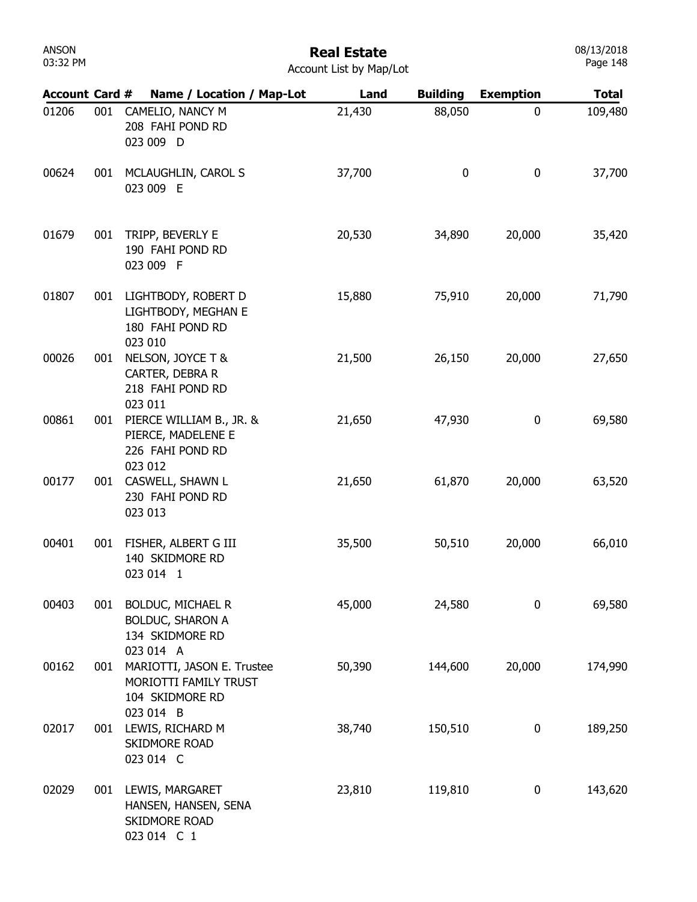# Real Estate

Account List by Map/Lot

| Account | Card # | Name / Location / Map-Lot | Land | Building | Exemption | Total |
|---|---|---|---|---|---|---|
| 01206 | 001 | CAMELIO, NANCY M<br>208 FAHI POND RD<br>023 009 D | 21,430 | 88,050 | 0 | 109,480 |
| 00624 | 001 | MCLAUGHLIN, CAROL S<br>023 009 E | 37,700 | 0 | 0 | 37,700 |
| 01679 | 001 | TRIPP, BEVERLY E<br>190 FAHI POND RD<br>023 009 F | 20,530 | 34,890 | 20,000 | 35,420 |
| 01807 | 001 | LIGHTBODY, ROBERT D<br>LIGHTBODY, MEGHAN E<br>180 FAHI POND RD<br>023 010 | 15,880 | 75,910 | 20,000 | 71,790 |
| 00026 | 001 | NELSON, JOYCE T &<br>CARTER, DEBRA R<br>218 FAHI POND RD<br>023 011 | 21,500 | 26,150 | 20,000 | 27,650 |
| 00861 | 001 | PIERCE WILLIAM B., JR. &<br>PIERCE, MADELENE E<br>226 FAHI POND RD<br>023 012 | 21,650 | 47,930 | 0 | 69,580 |
| 00177 | 001 | CASWELL, SHAWN L<br>230 FAHI POND RD<br>023 013 | 21,650 | 61,870 | 20,000 | 63,520 |
| 00401 | 001 | FISHER, ALBERT G III<br>140 SKIDMORE RD<br>023 014 1 | 35,500 | 50,510 | 20,000 | 66,010 |
| 00403 | 001 | BOLDUC, MICHAEL R<br>BOLDUC, SHARON A<br>134 SKIDMORE RD<br>023 014 A | 45,000 | 24,580 | 0 | 69,580 |
| 00162 | 001 | MARIOTTI, JASON E. Trustee<br>MORIOTTI FAMILY TRUST<br>104 SKIDMORE RD<br>023 014 B | 50,390 | 144,600 | 20,000 | 174,990 |
| 02017 | 001 | LEWIS, RICHARD M<br>SKIDMORE ROAD<br>023 014 C | 38,740 | 150,510 | 0 | 189,250 |
| 02029 | 001 | LEWIS, MARGARET<br>HANSEN, HANSEN, SENA<br>SKIDMORE ROAD<br>023 014 C 1 | 23,810 | 119,810 | 0 | 143,620 |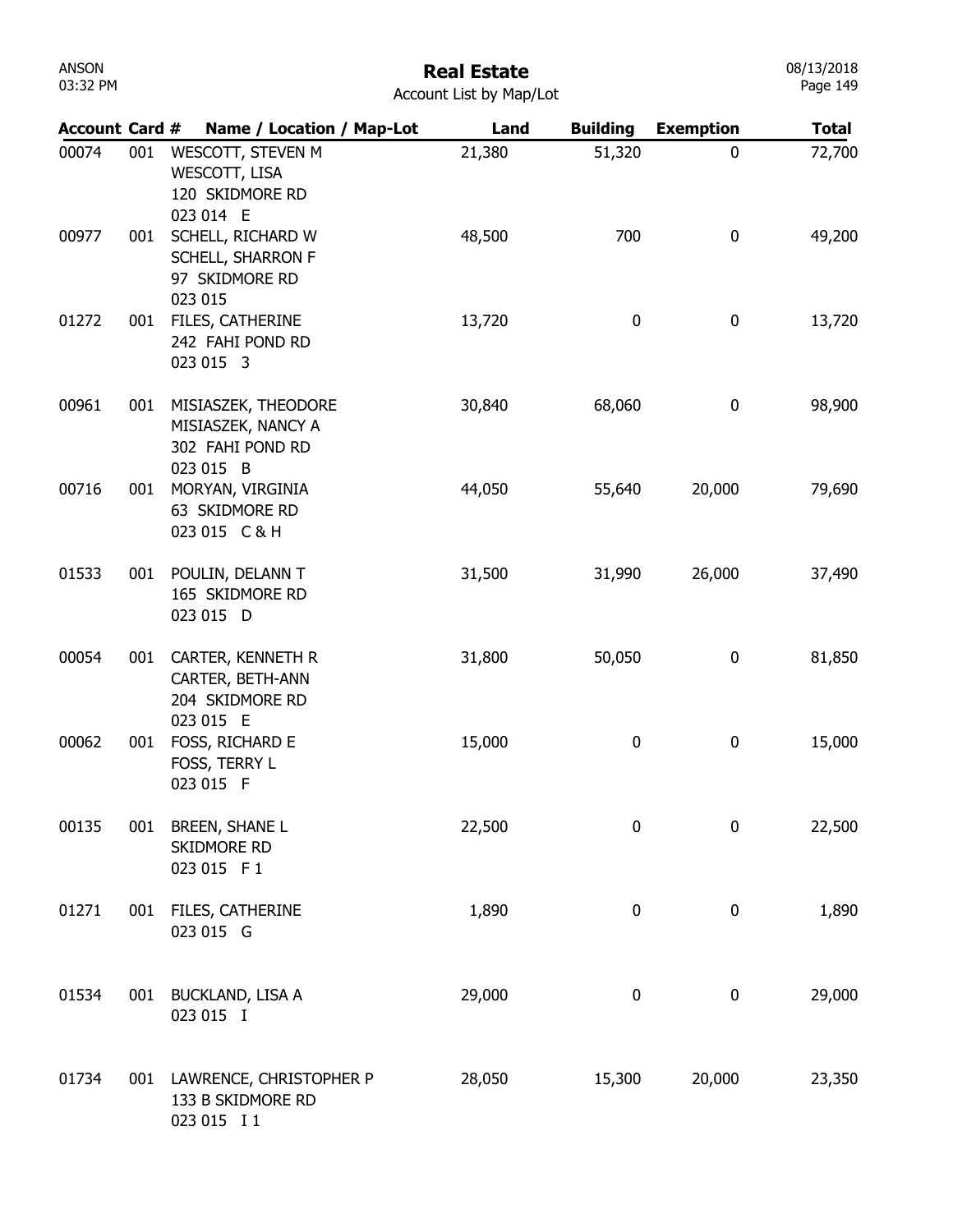# Real Estate

Account List by Map/Lot

| Account | Card # | Name / Location / Map-Lot | Land | Building | Exemption | Total |
|---|---|---|---|---|---|---|
| 00074 | 001 | WESCOTT, STEVEN M<br>WESCOTT, LISA<br>120 SKIDMORE RD<br>023 014 E | 21,380 | 51,320 | 0 | 72,700 |
| 00977 | 001 | SCHELL, RICHARD W<br>SCHELL, SHARRON F<br>97 SKIDMORE RD<br>023 015 | 48,500 | 700 | 0 | 49,200 |
| 01272 | 001 | FILES, CATHERINE<br>242 FAHI POND RD<br>023 015 3 | 13,720 | 0 | 0 | 13,720 |
| 00961 | 001 | MISIASZEK, THEODORE<br>MISIASZEK, NANCY A<br>302 FAHI POND RD<br>023 015 B | 30,840 | 68,060 | 0 | 98,900 |
| 00716 | 001 | MORYAN, VIRGINIA<br>63 SKIDMORE RD<br>023 015 C & H | 44,050 | 55,640 | 20,000 | 79,690 |
| 01533 | 001 | POULIN, DELANN T<br>165 SKIDMORE RD<br>023 015 D | 31,500 | 31,990 | 26,000 | 37,490 |
| 00054 | 001 | CARTER, KENNETH R<br>CARTER, BETH-ANN<br>204 SKIDMORE RD<br>023 015 E | 31,800 | 50,050 | 0 | 81,850 |
| 00062 | 001 | FOSS, RICHARD E<br>FOSS, TERRY L<br>023 015 F | 15,000 | 0 | 0 | 15,000 |
| 00135 | 001 | BREEN, SHANE L<br>SKIDMORE RD<br>023 015 F 1 | 22,500 | 0 | 0 | 22,500 |
| 01271 | 001 | FILES, CATHERINE<br>023 015 G | 1,890 | 0 | 0 | 1,890 |
| 01534 | 001 | BUCKLAND, LISA A<br>023 015 I | 29,000 | 0 | 0 | 29,000 |
| 01734 | 001 | LAWRENCE, CHRISTOPHER P<br>133 B SKIDMORE RD<br>023 015 I 1 | 28,050 | 15,300 | 20,000 | 23,350 |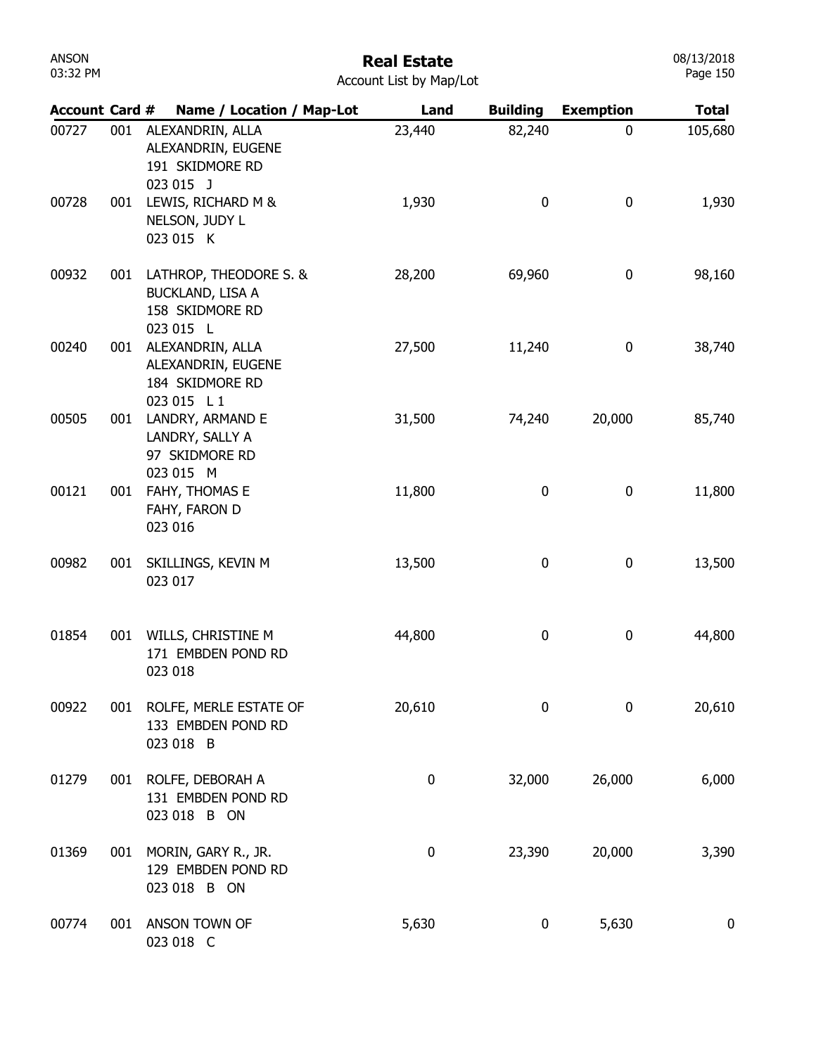# Real Estate

Account List by Map/Lot

| Account | Card # | Name / Location / Map-Lot | Land | Building | Exemption | Total |
|---|---|---|---|---|---|---|
| 00727 | 001 | ALEXANDRIN, ALLA<br>ALEXANDRIN, EUGENE<br>191 SKIDMORE RD<br>023 015 J | 23,440 | 82,240 | 0 | 105,680 |
| 00728 | 001 | LEWIS, RICHARD M &<br>NELSON, JUDY L<br>023 015 K | 1,930 | 0 | 0 | 1,930 |
| 00932 | 001 | LATHROP, THEODORE S. &<br>BUCKLAND, LISA A<br>158 SKIDMORE RD<br>023 015 L | 28,200 | 69,960 | 0 | 98,160 |
| 00240 | 001 | ALEXANDRIN, ALLA<br>ALEXANDRIN, EUGENE<br>184 SKIDMORE RD<br>023 015 L 1 | 27,500 | 11,240 | 0 | 38,740 |
| 00505 | 001 | LANDRY, ARMAND E<br>LANDRY, SALLY A<br>97 SKIDMORE RD<br>023 015 M | 31,500 | 74,240 | 20,000 | 85,740 |
| 00121 | 001 | FAHY, THOMAS E<br>FAHY, FARON D<br>023 016 | 11,800 | 0 | 0 | 11,800 |
| 00982 | 001 | SKILLINGS, KEVIN M<br>023 017 | 13,500 | 0 | 0 | 13,500 |
| 01854 | 001 | WILLS, CHRISTINE M<br>171 EMBDEN POND RD<br>023 018 | 44,800 | 0 | 0 | 44,800 |
| 00922 | 001 | ROLFE, MERLE ESTATE OF<br>133 EMBDEN POND RD<br>023 018 B | 20,610 | 0 | 0 | 20,610 |
| 01279 | 001 | ROLFE, DEBORAH A<br>131 EMBDEN POND RD<br>023 018 B ON | 0 | 32,000 | 26,000 | 6,000 |
| 01369 | 001 | MORIN, GARY R., JR.<br>129 EMBDEN POND RD<br>023 018 B ON | 0 | 23,390 | 20,000 | 3,390 |
| 00774 | 001 | ANSON TOWN OF<br>023 018 C | 5,630 | 0 | 5,630 | 0 |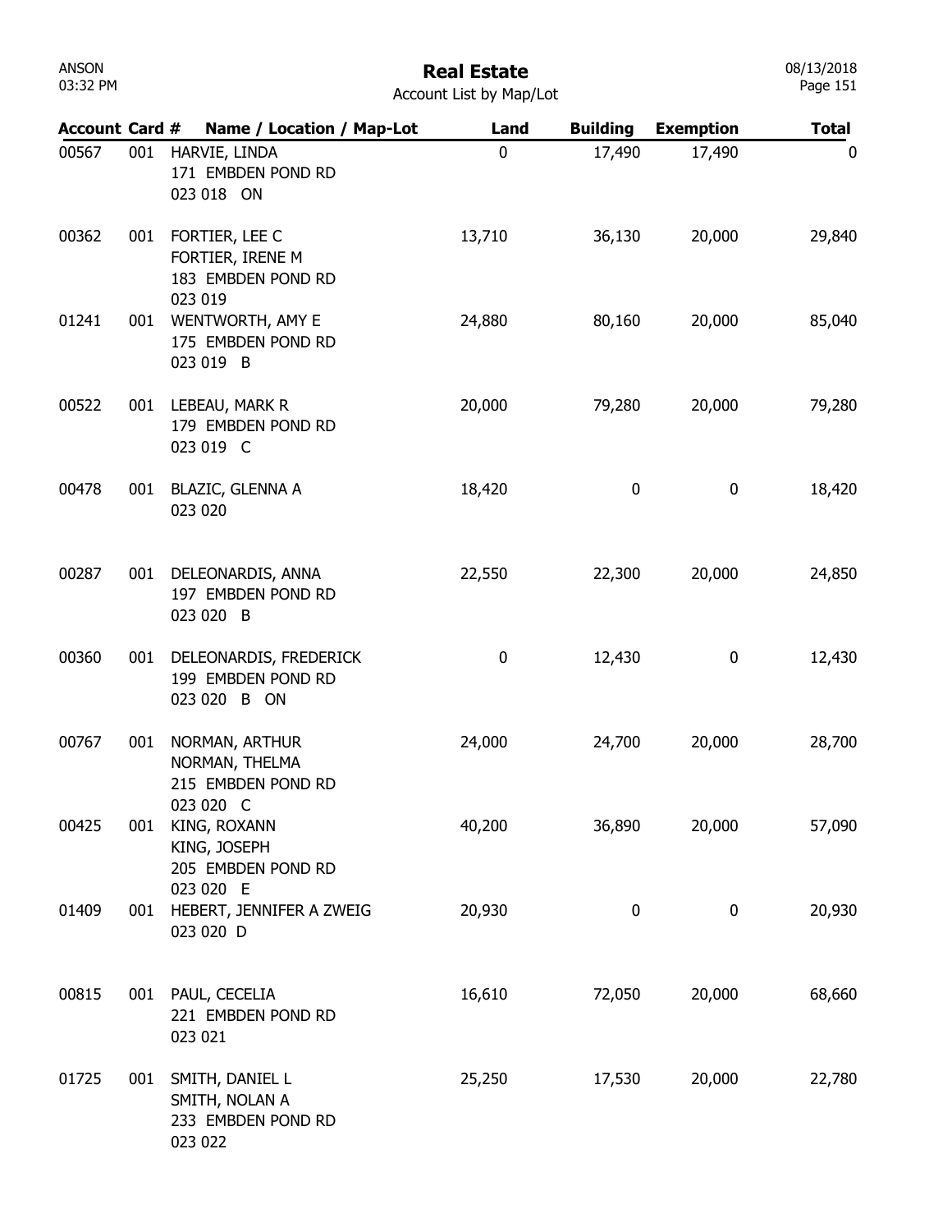# Real Estate

Account List by Map/Lot

| Account | Card # | Name / Location / Map-Lot | Land | Building | Exemption | Total |
|---|---|---|---|---|---|---|
| 00567 | 001 | HARVIE, LINDA<br>171 EMBDEN POND RD<br>023 018 ON | 0 | 17,490 | 17,490 | 0 |
| 00362 | 001 | FORTIER, LEE C<br>FORTIER, IRENE M<br>183 EMBDEN POND RD<br>023 019 | 13,710 | 36,130 | 20,000 | 29,840 |
| 01241 | 001 | WENTWORTH, AMY E<br>175 EMBDEN POND RD<br>023 019 B | 24,880 | 80,160 | 20,000 | 85,040 |
| 00522 | 001 | LEBEAU, MARK R<br>179 EMBDEN POND RD<br>023 019 C | 20,000 | 79,280 | 20,000 | 79,280 |
| 00478 | 001 | BLAZIC, GLENNA A<br>023 020 | 18,420 | 0 | 0 | 18,420 |
| 00287 | 001 | DELEONARDIS, ANNA<br>197 EMBDEN POND RD<br>023 020 B | 22,550 | 22,300 | 20,000 | 24,850 |
| 00360 | 001 | DELEONARDIS, FREDERICK<br>199 EMBDEN POND RD<br>023 020 B ON | 0 | 12,430 | 0 | 12,430 |
| 00767 | 001 | NORMAN, ARTHUR<br>NORMAN, THELMA<br>215 EMBDEN POND RD<br>023 020 C | 24,000 | 24,700 | 20,000 | 28,700 |
| 00425 | 001 | KING, ROXANN<br>KING, JOSEPH<br>205 EMBDEN POND RD<br>023 020 E | 40,200 | 36,890 | 20,000 | 57,090 |
| 01409 | 001 | HEBERT, JENNIFER A ZWEIG<br>023 020 D | 20,930 | 0 | 0 | 20,930 |
| 00815 | 001 | PAUL, CECELIA<br>221 EMBDEN POND RD<br>023 021 | 16,610 | 72,050 | 20,000 | 68,660 |
| 01725 | 001 | SMITH, DANIEL L<br>SMITH, NOLAN A<br>233 EMBDEN POND RD<br>023 022 | 25,250 | 17,530 | 20,000 | 22,780 |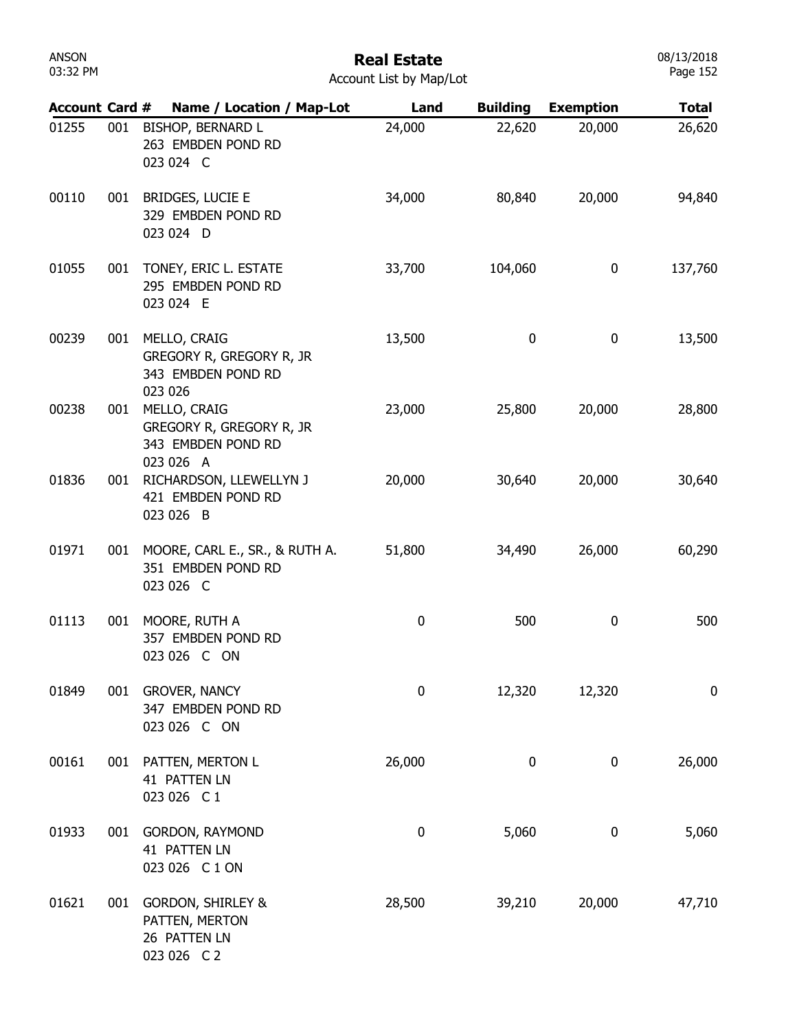# Real Estate

Account List by Map/Lot

| Account | Card # | Name / Location / Map-Lot | Land | Building | Exemption | Total |
|---|---|---|---|---|---|---|
| 01255 | 001 | BISHOP, BERNARD L<br>263 EMBDEN POND RD<br>023 024 C | 24,000 | 22,620 | 20,000 | 26,620 |
| 00110 | 001 | BRIDGES, LUCIE E<br>329 EMBDEN POND RD<br>023 024 D | 34,000 | 80,840 | 20,000 | 94,840 |
| 01055 | 001 | TONEY, ERIC L. ESTATE<br>295 EMBDEN POND RD<br>023 024 E | 33,700 | 104,060 | 0 | 137,760 |
| 00239 | 001 | MELLO, CRAIG<br>GREGORY R, GREGORY R, JR<br>343 EMBDEN POND RD<br>023 026 | 13,500 | 0 | 0 | 13,500 |
| 00238 | 001 | MELLO, CRAIG<br>GREGORY R, GREGORY R, JR<br>343 EMBDEN POND RD<br>023 026 A | 23,000 | 25,800 | 20,000 | 28,800 |
| 01836 | 001 | RICHARDSON, LLEWELLYN J<br>421 EMBDEN POND RD<br>023 026 B | 20,000 | 30,640 | 20,000 | 30,640 |
| 01971 | 001 | MOORE, CARL E., SR., & RUTH A.<br>351 EMBDEN POND RD<br>023 026 C | 51,800 | 34,490 | 26,000 | 60,290 |
| 01113 | 001 | MOORE, RUTH A<br>357 EMBDEN POND RD<br>023 026 C ON | 0 | 500 | 0 | 500 |
| 01849 | 001 | GROVER, NANCY<br>347 EMBDEN POND RD<br>023 026 C ON | 0 | 12,320 | 12,320 | 0 |
| 00161 | 001 | PATTEN, MERTON L<br>41 PATTEN LN<br>023 026 C 1 | 26,000 | 0 | 0 | 26,000 |
| 01933 | 001 | GORDON, RAYMOND<br>41 PATTEN LN<br>023 026 C 1 ON | 0 | 5,060 | 0 | 5,060 |
| 01621 | 001 | GORDON, SHIRLEY &<br>PATTEN, MERTON<br>26 PATTEN LN<br>023 026 C 2 | 28,500 | 39,210 | 20,000 | 47,710 |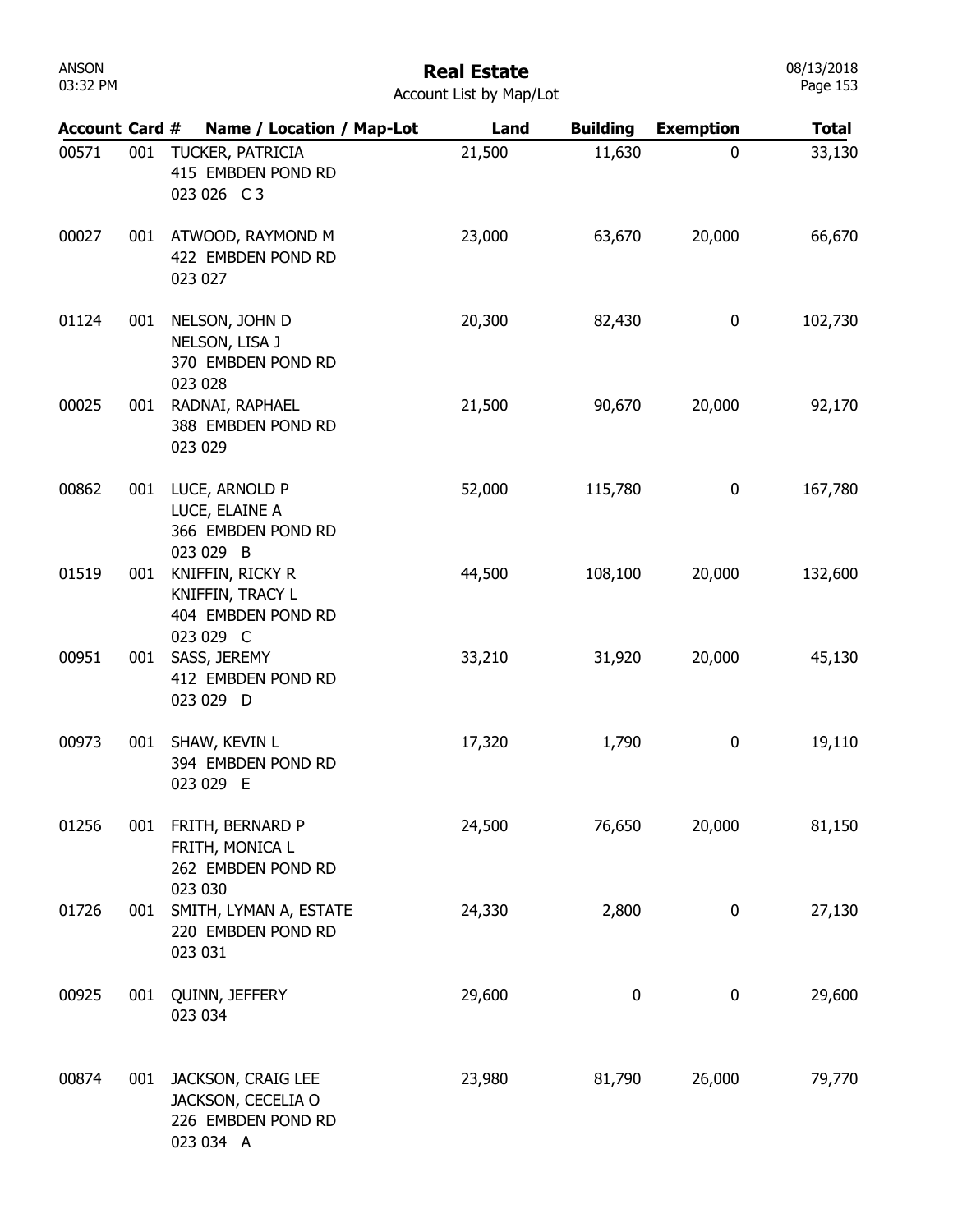# Real Estate

Account List by Map/Lot

| Account | Card # | Name / Location / Map-Lot | Land | Building | Exemption | Total |
|---|---|---|---|---|---|---|
| 00571 | 001 | TUCKER, PATRICIA<br>415 EMBDEN POND RD<br>023 026 C 3 | 21,500 | 11,630 | 0 | 33,130 |
| 00027 | 001 | ATWOOD, RAYMOND M<br>422 EMBDEN POND RD<br>023 027 | 23,000 | 63,670 | 20,000 | 66,670 |
| 01124 | 001 | NELSON, JOHN D<br>NELSON, LISA J<br>370 EMBDEN POND RD<br>023 028 | 20,300 | 82,430 | 0 | 102,730 |
| 00025 | 001 | RADNAI, RAPHAEL<br>388 EMBDEN POND RD<br>023 029 | 21,500 | 90,670 | 20,000 | 92,170 |
| 00862 | 001 | LUCE, ARNOLD P<br>LUCE, ELAINE A<br>366 EMBDEN POND RD<br>023 029 B | 52,000 | 115,780 | 0 | 167,780 |
| 01519 | 001 | KNIFFIN, RICKY R<br>KNIFFIN, TRACY L<br>404 EMBDEN POND RD<br>023 029 C | 44,500 | 108,100 | 20,000 | 132,600 |
| 00951 | 001 | SASS, JEREMY<br>412 EMBDEN POND RD<br>023 029 D | 33,210 | 31,920 | 20,000 | 45,130 |
| 00973 | 001 | SHAW, KEVIN L<br>394 EMBDEN POND RD<br>023 029 E | 17,320 | 1,790 | 0 | 19,110 |
| 01256 | 001 | FRITH, BERNARD P<br>FRITH, MONICA L<br>262 EMBDEN POND RD<br>023 030 | 24,500 | 76,650 | 20,000 | 81,150 |
| 01726 | 001 | SMITH, LYMAN A, ESTATE<br>220 EMBDEN POND RD<br>023 031 | 24,330 | 2,800 | 0 | 27,130 |
| 00925 | 001 | QUINN, JEFFERY<br>023 034 | 29,600 | 0 | 0 | 29,600 |
| 00874 | 001 | JACKSON, CRAIG LEE<br>JACKSON, CECELIA O<br>226 EMBDEN POND RD<br>023 034 A | 23,980 | 81,790 | 26,000 | 79,770 |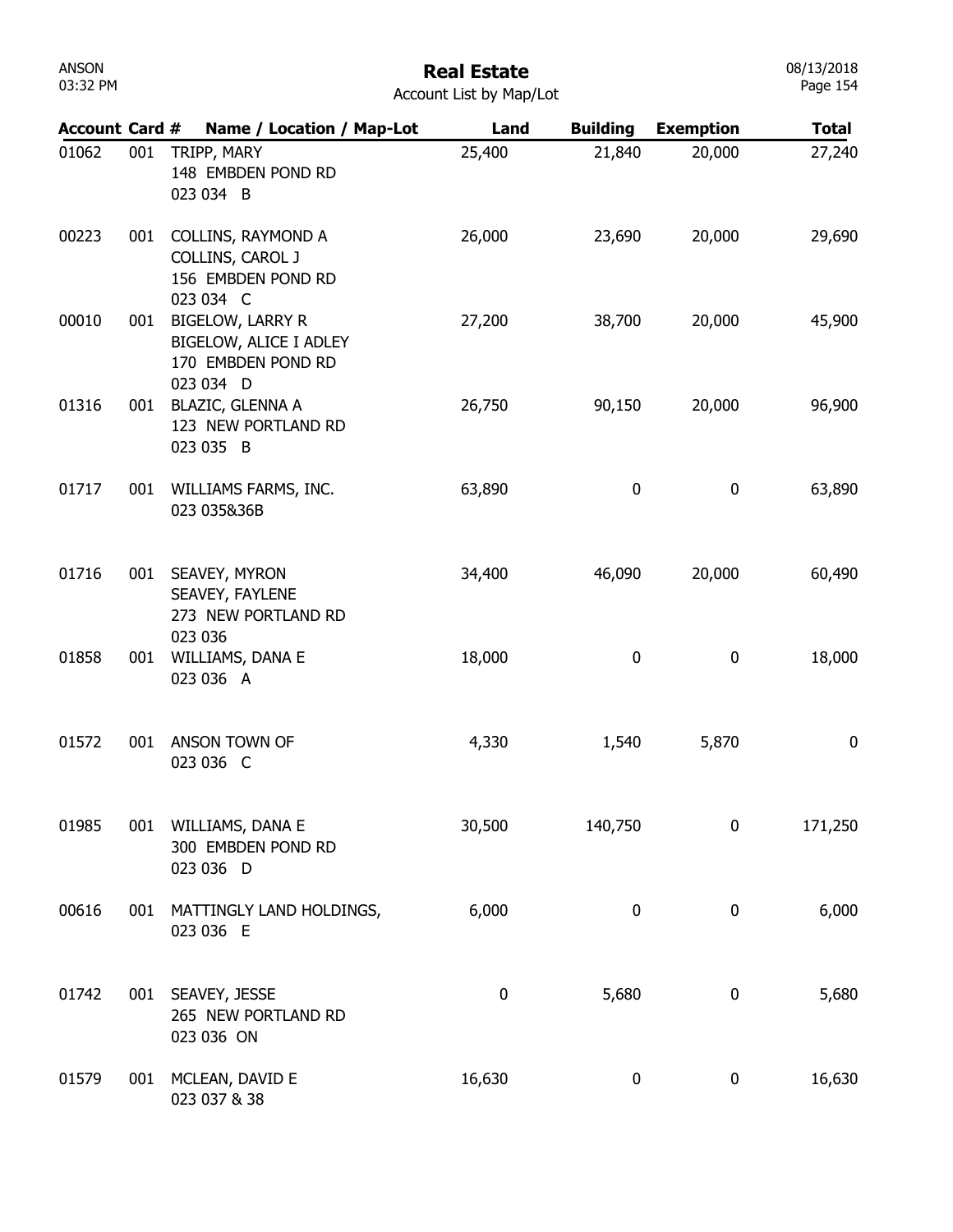# Real Estate

Account List by Map/Lot

| Account | Card # | Name / Location / Map-Lot | Land | Building | Exemption | Total |
|---|---|---|---|---|---|---|
| 01062 | 001 | TRIPP, MARY<br>148 EMBDEN POND RD<br>023 034 B | 25,400 | 21,840 | 20,000 | 27,240 |
| 00223 | 001 | COLLINS, RAYMOND A<br>COLLINS, CAROL J<br>156 EMBDEN POND RD<br>023 034 C | 26,000 | 23,690 | 20,000 | 29,690 |
| 00010 | 001 | BIGELOW, LARRY R<br>BIGELOW, ALICE I ADLEY<br>170 EMBDEN POND RD<br>023 034 D | 27,200 | 38,700 | 20,000 | 45,900 |
| 01316 | 001 | BLAZIC, GLENNA A<br>123 NEW PORTLAND RD<br>023 035 B | 26,750 | 90,150 | 20,000 | 96,900 |
| 01717 | 001 | WILLIAMS FARMS, INC.<br>023 035&36B | 63,890 | 0 | 0 | 63,890 |
| 01716 | 001 | SEAVEY, MYRON<br>SEAVEY, FAYLENE<br>273 NEW PORTLAND RD<br>023 036 | 34,400 | 46,090 | 20,000 | 60,490 |
| 01858 | 001 | WILLIAMS, DANA E<br>023 036 A | 18,000 | 0 | 0 | 18,000 |
| 01572 | 001 | ANSON TOWN OF<br>023 036 C | 4,330 | 1,540 | 5,870 | 0 |
| 01985 | 001 | WILLIAMS, DANA E<br>300 EMBDEN POND RD<br>023 036 D | 30,500 | 140,750 | 0 | 171,250 |
| 00616 | 001 | MATTINGLY LAND HOLDINGS,<br>023 036 E | 6,000 | 0 | 0 | 6,000 |
| 01742 | 001 | SEAVEY, JESSE<br>265 NEW PORTLAND RD<br>023 036 ON | 0 | 5,680 | 0 | 5,680 |
| 01579 | 001 | MCLEAN, DAVID E<br>023 037 & 38 | 16,630 | 0 | 0 | 16,630 |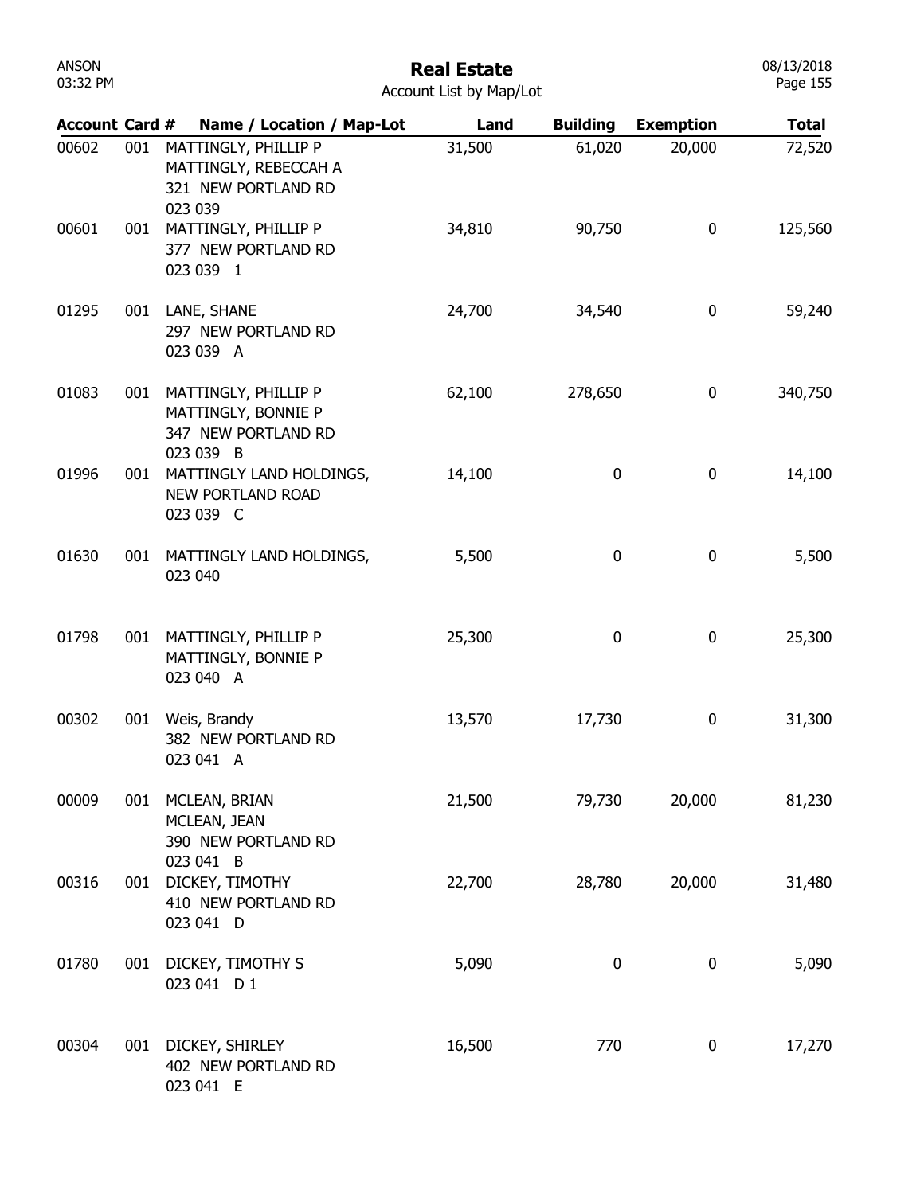# Real Estate

Account List by Map/Lot

| Account | Card # | Name / Location / Map-Lot | Land | Building | Exemption | Total |
|---|---|---|---|---|---|---|
| 00602 | 001 | MATTINGLY, PHILLIP P<br>MATTINGLY, REBECCAH A<br>321 NEW PORTLAND RD<br>023 039 | 31,500 | 61,020 | 20,000 | 72,520 |
| 00601 | 001 | MATTINGLY, PHILLIP P<br>377 NEW PORTLAND RD<br>023 039 1 | 34,810 | 90,750 | 0 | 125,560 |
| 01295 | 001 | LANE, SHANE<br>297 NEW PORTLAND RD<br>023 039 A | 24,700 | 34,540 | 0 | 59,240 |
| 01083 | 001 | MATTINGLY, PHILLIP P<br>MATTINGLY, BONNIE P<br>347 NEW PORTLAND RD<br>023 039 B | 62,100 | 278,650 | 0 | 340,750 |
| 01996 | 001 | MATTINGLY LAND HOLDINGS,<br>NEW PORTLAND ROAD<br>023 039 C | 14,100 | 0 | 0 | 14,100 |
| 01630 | 001 | MATTINGLY LAND HOLDINGS,<br>023 040 | 5,500 | 0 | 0 | 5,500 |
| 01798 | 001 | MATTINGLY, PHILLIP P<br>MATTINGLY, BONNIE P<br>023 040 A | 25,300 | 0 | 0 | 25,300 |
| 00302 | 001 | Weis, Brandy<br>382 NEW PORTLAND RD<br>023 041 A | 13,570 | 17,730 | 0 | 31,300 |
| 00009 | 001 | MCLEAN, BRIAN<br>MCLEAN, JEAN<br>390 NEW PORTLAND RD<br>023 041 B | 21,500 | 79,730 | 20,000 | 81,230 |
| 00316 | 001 | DICKEY, TIMOTHY<br>410 NEW PORTLAND RD<br>023 041 D | 22,700 | 28,780 | 20,000 | 31,480 |
| 01780 | 001 | DICKEY, TIMOTHY S<br>023 041 D 1 | 5,090 | 0 | 0 | 5,090 |
| 00304 | 001 | DICKEY, SHIRLEY<br>402 NEW PORTLAND RD<br>023 041 E | 16,500 | 770 | 0 | 17,270 |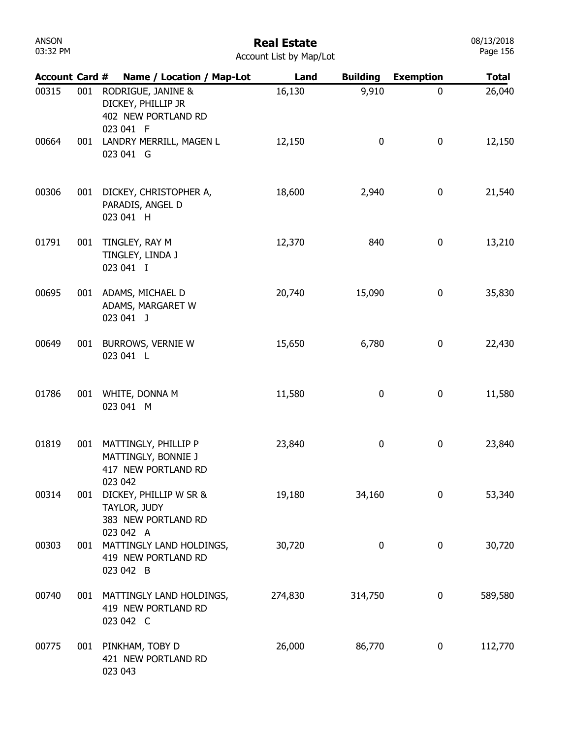# Real Estate

Account List by Map/Lot

| Account | Card # | Name / Location / Map-Lot | Land | Building | Exemption | Total |
|---|---|---|---|---|---|---|
| 00315 | 001 | RODRIGUE, JANINE & DICKEY, PHILLIP JR 402 NEW PORTLAND RD 023 041 F | 16,130 | 9,910 | 0 | 26,040 |
| 00664 | 001 | LANDRY MERRILL, MAGEN L 023 041 G | 12,150 | 0 | 0 | 12,150 |
| 00306 | 001 | DICKEY, CHRISTOPHER A, PARADIS, ANGEL D 023 041 H | 18,600 | 2,940 | 0 | 21,540 |
| 01791 | 001 | TINGLEY, RAY M TINGLEY, LINDA J 023 041 I | 12,370 | 840 | 0 | 13,210 |
| 00695 | 001 | ADAMS, MICHAEL D ADAMS, MARGARET W 023 041 J | 20,740 | 15,090 | 0 | 35,830 |
| 00649 | 001 | BURROWS, VERNIE W 023 041 L | 15,650 | 6,780 | 0 | 22,430 |
| 01786 | 001 | WHITE, DONNA M 023 041 M | 11,580 | 0 | 0 | 11,580 |
| 01819 | 001 | MATTINGLY, PHILLIP P MATTINGLY, BONNIE J 417 NEW PORTLAND RD 023 042 | 23,840 | 0 | 0 | 23,840 |
| 00314 | 001 | DICKEY, PHILLIP W SR & TAYLOR, JUDY 383 NEW PORTLAND RD 023 042 A | 19,180 | 34,160 | 0 | 53,340 |
| 00303 | 001 | MATTINGLY LAND HOLDINGS, 419 NEW PORTLAND RD 023 042 B | 30,720 | 0 | 0 | 30,720 |
| 00740 | 001 | MATTINGLY LAND HOLDINGS, 419 NEW PORTLAND RD 023 042 C | 274,830 | 314,750 | 0 | 589,580 |
| 00775 | 001 | PINKHAM, TOBY D 421 NEW PORTLAND RD 023 043 | 26,000 | 86,770 | 0 | 112,770 |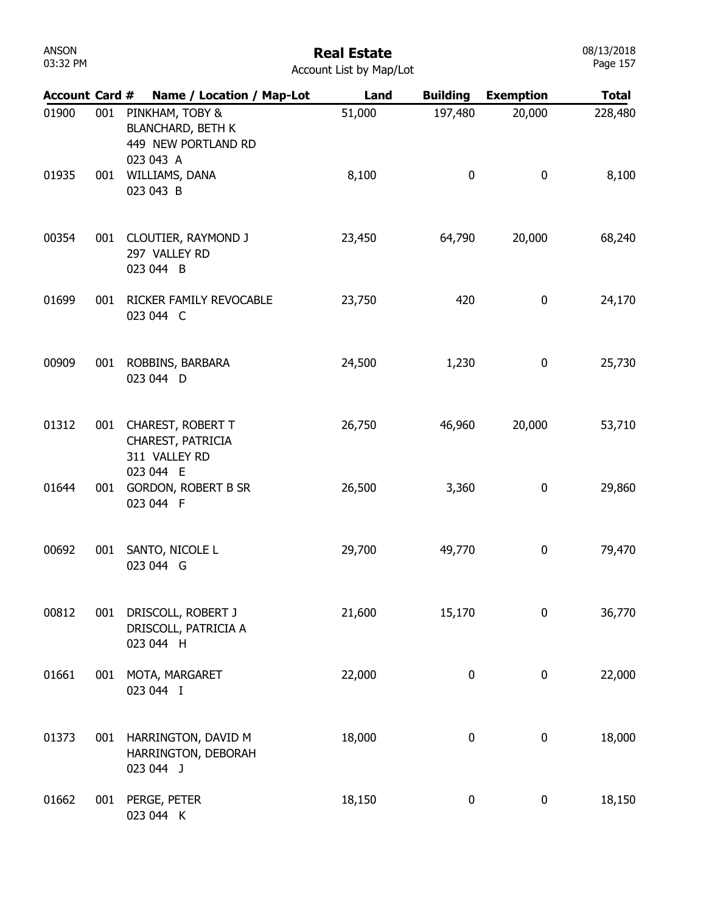# Real Estate

Account List by Map/Lot

| Account | Card # | Name / Location / Map-Lot | Land | Building | Exemption | Total |
|---|---|---|---|---|---|---|
| 01900 | 001 | PINKHAM, TOBY & BLANCHARD, BETH K 449 NEW PORTLAND RD 023 043 A | 51,000 | 197,480 | 20,000 | 228,480 |
| 01935 | 001 | WILLIAMS, DANA 023 043 B | 8,100 | 0 | 0 | 8,100 |
| 00354 | 001 | CLOUTIER, RAYMOND J 297 VALLEY RD 023 044 B | 23,450 | 64,790 | 20,000 | 68,240 |
| 01699 | 001 | RICKER FAMILY REVOCABLE 023 044 C | 23,750 | 420 | 0 | 24,170 |
| 00909 | 001 | ROBBINS, BARBARA 023 044 D | 24,500 | 1,230 | 0 | 25,730 |
| 01312 | 001 | CHAREST, ROBERT T CHAREST, PATRICIA 311 VALLEY RD 023 044 E | 26,750 | 46,960 | 20,000 | 53,710 |
| 01644 | 001 | GORDON, ROBERT B SR 023 044 F | 26,500 | 3,360 | 0 | 29,860 |
| 00692 | 001 | SANTO, NICOLE L 023 044 G | 29,700 | 49,770 | 0 | 79,470 |
| 00812 | 001 | DRISCOLL, ROBERT J DRISCOLL, PATRICIA A 023 044 H | 21,600 | 15,170 | 0 | 36,770 |
| 01661 | 001 | MOTA, MARGARET 023 044 I | 22,000 | 0 | 0 | 22,000 |
| 01373 | 001 | HARRINGTON, DAVID M HARRINGTON, DEBORAH 023 044 J | 18,000 | 0 | 0 | 18,000 |
| 01662 | 001 | PERGE, PETER 023 044 K | 18,150 | 0 | 0 | 18,150 |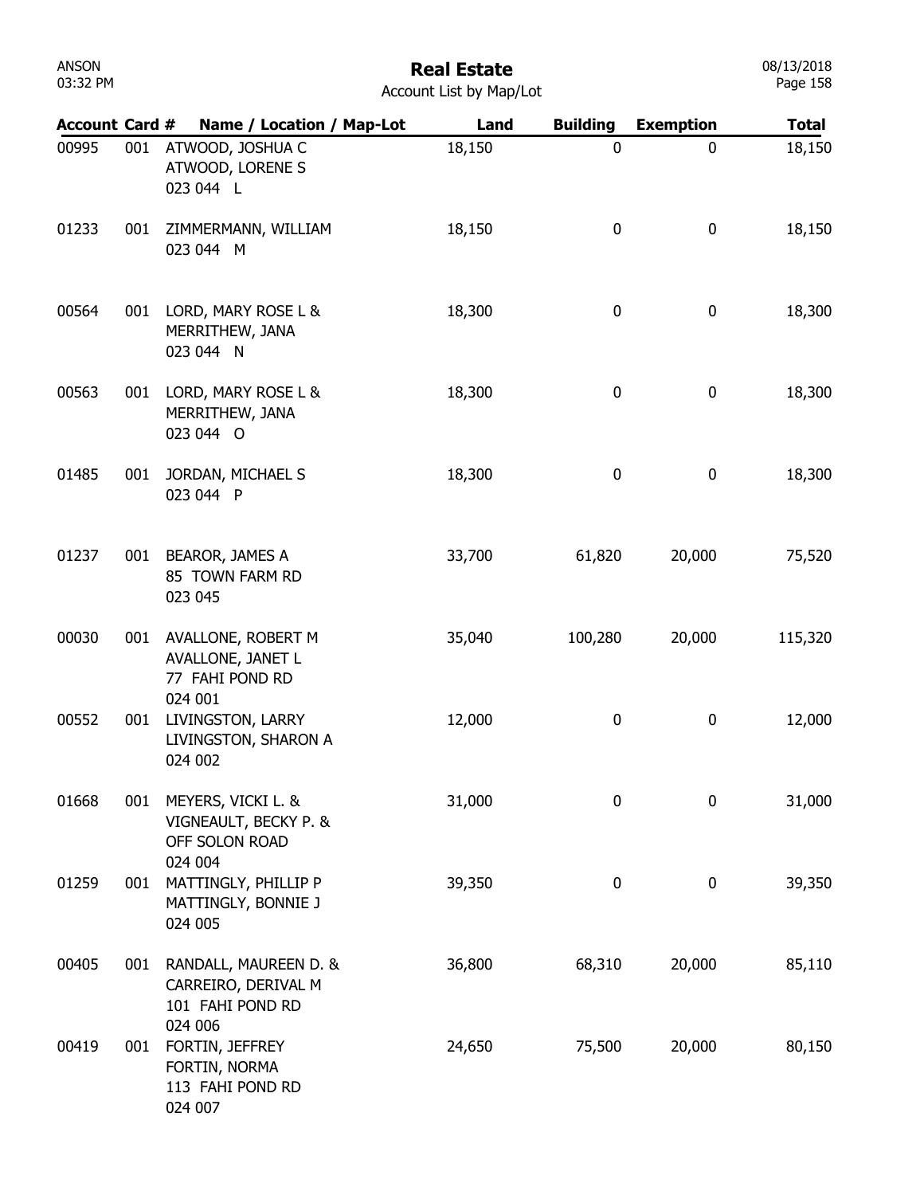ANSON
03:32 PM

# Real Estate

Account List by Map/Lot

08/13/2018

| Account | Card # | Name / Location / Map-Lot | Land | Building | Exemption | Total |
|---|---|---|---|---|---|---|
| 00995 | 001 | ATWOOD, JOSHUA C<br>ATWOOD, LORENE S<br>023 044 L | 18,150 | 0 | 0 | 18,150 |
| 01233 | 001 | ZIMMERMANN, WILLIAM<br>023 044 M | 18,150 | 0 | 0 | 18,150 |
| 00564 | 001 | LORD, MARY ROSE L &<br>MERRITHEW, JANA<br>023 044 N | 18,300 | 0 | 0 | 18,300 |
| 00563 | 001 | LORD, MARY ROSE L &<br>MERRITHEW, JANA<br>023 044 O | 18,300 | 0 | 0 | 18,300 |
| 01485 | 001 | JORDAN, MICHAEL S<br>023 044 P | 18,300 | 0 | 0 | 18,300 |
| 01237 | 001 | BEAROR, JAMES A<br>85 TOWN FARM RD<br>023 045 | 33,700 | 61,820 | 20,000 | 75,520 |
| 00030 | 001 | AVALLONE, ROBERT M<br>AVALLONE, JANET L<br>77 FAHI POND RD<br>024 001 | 35,040 | 100,280 | 20,000 | 115,320 |
| 00552 | 001 | LIVINGSTON, LARRY<br>LIVINGSTON, SHARON A<br>024 002 | 12,000 | 0 | 0 | 12,000 |
| 01668 | 001 | MEYERS, VICKI L. &<br>VIGNEAULT, BECKY P. &<br>OFF SOLON ROAD<br>024 004 | 31,000 | 0 | 0 | 31,000 |
| 01259 | 001 | MATTINGLY, PHILLIP P<br>MATTINGLY, BONNIE J<br>024 005 | 39,350 | 0 | 0 | 39,350 |
| 00405 | 001 | RANDALL, MAUREEN D. &<br>CARREIRO, DERIVAL M<br>101 FAHI POND RD<br>024 006 | 36,800 | 68,310 | 20,000 | 85,110 |
| 00419 | 001 | FORTIN, JEFFREY<br>FORTIN, NORMA<br>113 FAHI POND RD<br>024 007 | 24,650 | 75,500 | 20,000 | 80,150 |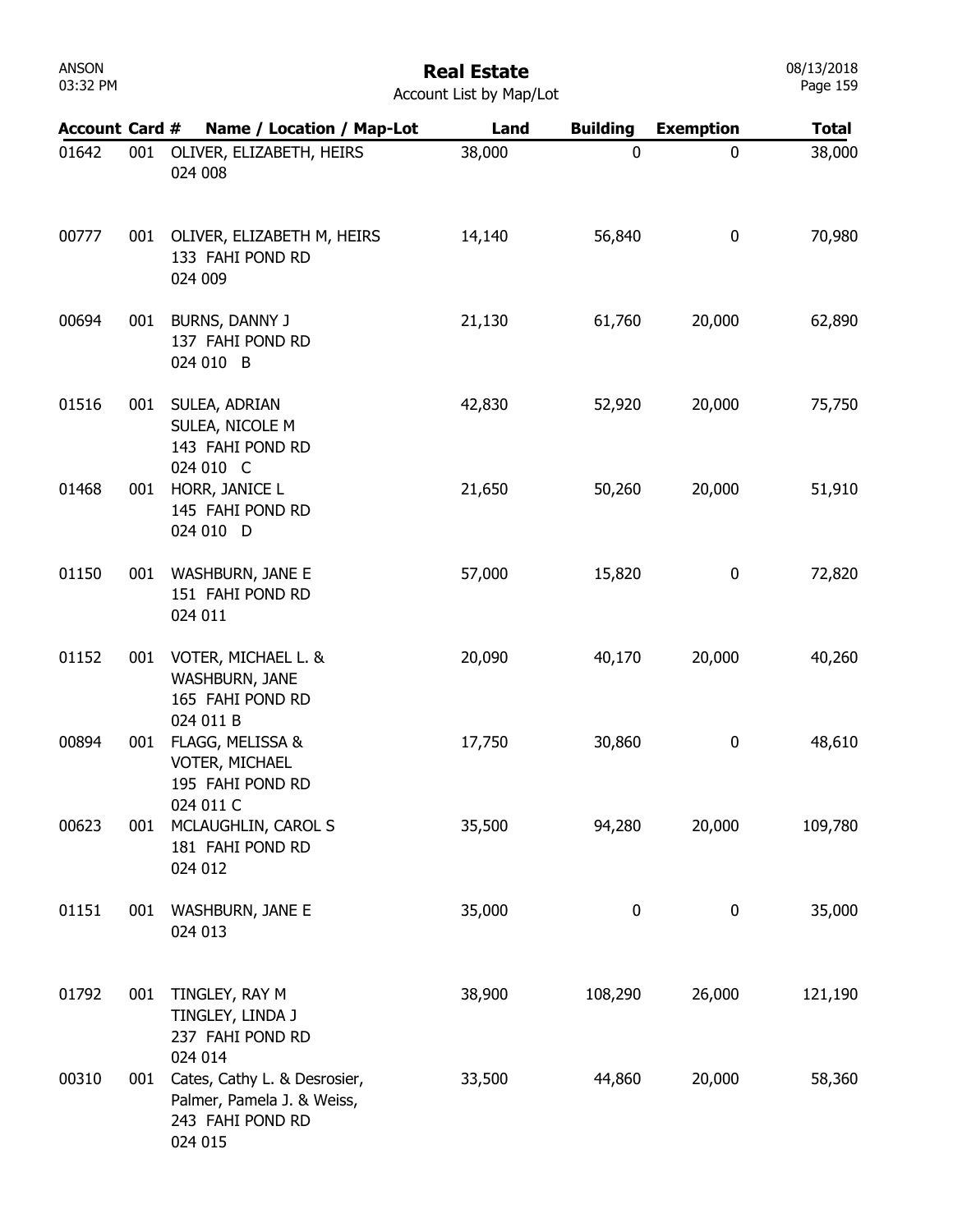# Real Estate

Account List by Map/Lot

| Account | Card # | Name / Location / Map-Lot | Land | Building | Exemption | Total |
|---|---|---|---|---|---|---|
| 01642 | 001 | OLIVER, ELIZABETH, HEIRS<br>024 008 | 38,000 | 0 | 0 | 38,000 |
| 00777 | 001 | OLIVER, ELIZABETH M, HEIRS<br>133 FAHI POND RD<br>024 009 | 14,140 | 56,840 | 0 | 70,980 |
| 00694 | 001 | BURNS, DANNY J<br>137 FAHI POND RD<br>024 010 B | 21,130 | 61,760 | 20,000 | 62,890 |
| 01516 | 001 | SULEA, ADRIAN<br>SULEA, NICOLE M<br>143 FAHI POND RD<br>024 010 C | 42,830 | 52,920 | 20,000 | 75,750 |
| 01468 | 001 | HORR, JANICE L<br>145 FAHI POND RD<br>024 010 D | 21,650 | 50,260 | 20,000 | 51,910 |
| 01150 | 001 | WASHBURN, JANE E<br>151 FAHI POND RD<br>024 011 | 57,000 | 15,820 | 0 | 72,820 |
| 01152 | 001 | VOTER, MICHAEL L. &<br>WASHBURN, JANE<br>165 FAHI POND RD<br>024 011 B | 20,090 | 40,170 | 20,000 | 40,260 |
| 00894 | 001 | FLAGG, MELISSA &<br>VOTER, MICHAEL<br>195 FAHI POND RD<br>024 011 C | 17,750 | 30,860 | 0 | 48,610 |
| 00623 | 001 | MCLAUGHLIN, CAROL S<br>181 FAHI POND RD<br>024 012 | 35,500 | 94,280 | 20,000 | 109,780 |
| 01151 | 001 | WASHBURN, JANE E<br>024 013 | 35,000 | 0 | 0 | 35,000 |
| 01792 | 001 | TINGLEY, RAY M<br>TINGLEY, LINDA J<br>237 FAHI POND RD<br>024 014 | 38,900 | 108,290 | 26,000 | 121,190 |
| 00310 | 001 | Cates, Cathy L. & Desrosier,<br>Palmer, Pamela J. & Weiss,<br>243 FAHI POND RD<br>024 015 | 33,500 | 44,860 | 20,000 | 58,360 |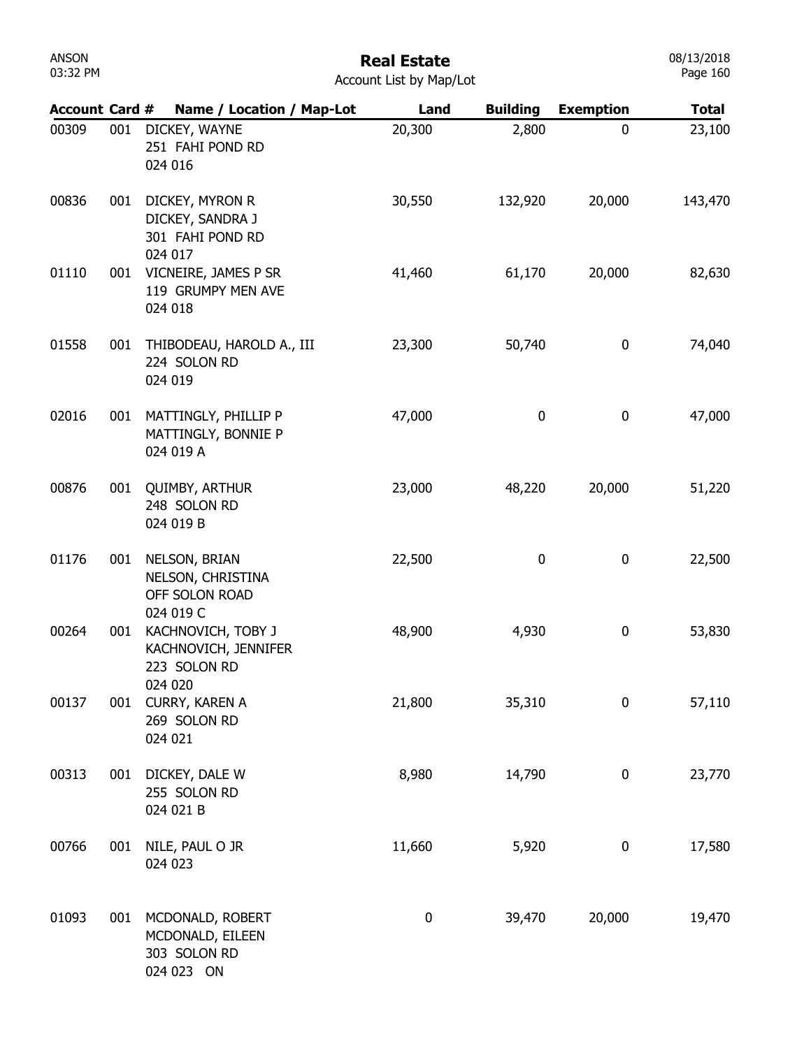# Real Estate

Account List by Map/Lot

| Account | Card # | Name / Location / Map-Lot | Land | Building | Exemption | Total |
|---|---|---|---|---|---|---|
| 00309 | 001 | DICKEY, WAYNE<br>251 FAHI POND RD<br>024 016 | 20,300 | 2,800 | 0 | 23,100 |
| 00836 | 001 | DICKEY, MYRON R<br>DICKEY, SANDRA J<br>301 FAHI POND RD<br>024 017 | 30,550 | 132,920 | 20,000 | 143,470 |
| 01110 | 001 | VICNEIRE, JAMES P SR<br>119 GRUMPY MEN AVE<br>024 018 | 41,460 | 61,170 | 20,000 | 82,630 |
| 01558 | 001 | THIBODEAU, HAROLD A., III<br>224 SOLON RD<br>024 019 | 23,300 | 50,740 | 0 | 74,040 |
| 02016 | 001 | MATTINGLY, PHILLIP P<br>MATTINGLY, BONNIE P<br>024 019 A | 47,000 | 0 | 0 | 47,000 |
| 00876 | 001 | QUIMBY, ARTHUR<br>248 SOLON RD<br>024 019 B | 23,000 | 48,220 | 20,000 | 51,220 |
| 01176 | 001 | NELSON, BRIAN<br>NELSON, CHRISTINA<br>OFF SOLON ROAD<br>024 019 C | 22,500 | 0 | 0 | 22,500 |
| 00264 | 001 | KACHNOVICH, TOBY J<br>KACHNOVICH, JENNIFER<br>223 SOLON RD<br>024 020 | 48,900 | 4,930 | 0 | 53,830 |
| 00137 | 001 | CURRY, KAREN A<br>269 SOLON RD<br>024 021 | 21,800 | 35,310 | 0 | 57,110 |
| 00313 | 001 | DICKEY, DALE W<br>255 SOLON RD<br>024 021 B | 8,980 | 14,790 | 0 | 23,770 |
| 00766 | 001 | NILE, PAUL O JR<br>024 023 | 11,660 | 5,920 | 0 | 17,580 |
| 01093 | 001 | MCDONALD, ROBERT<br>MCDONALD, EILEEN<br>303 SOLON RD<br>024 023 ON | 0 | 39,470 | 20,000 | 19,470 |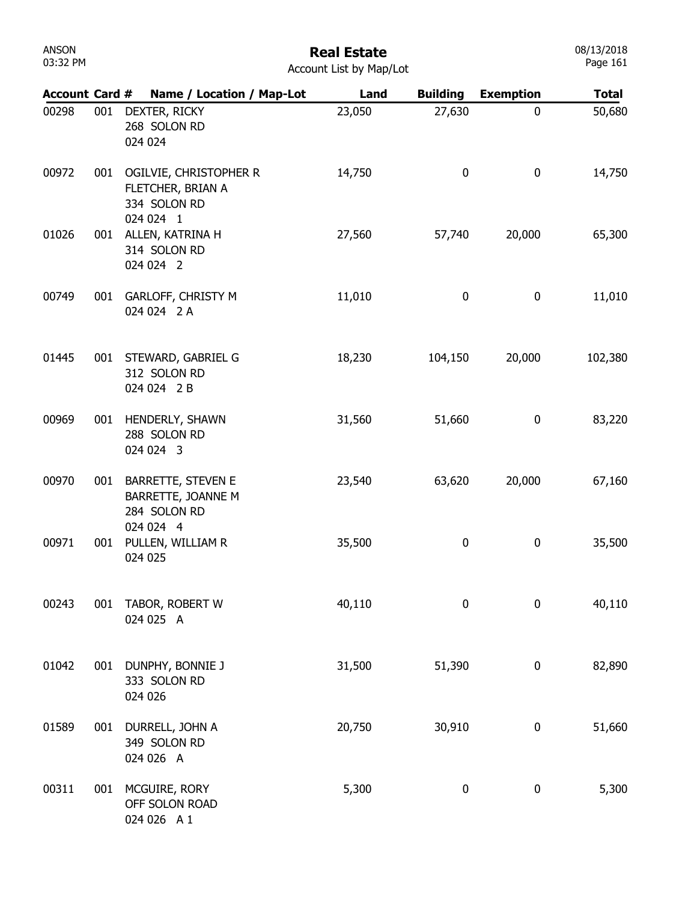# Real Estate

Account List by Map/Lot

| Account | Card # | Name / Location / Map-Lot | Land | Building | Exemption | Total |
|---|---|---|---|---|---|---|
| 00298 | 001 | DEXTER, RICKY<br>268 SOLON RD<br>024 024 | 23,050 | 27,630 | 0 | 50,680 |
| 00972 | 001 | OGILVIE, CHRISTOPHER R<br>FLETCHER, BRIAN A<br>334 SOLON RD<br>024 024 1 | 14,750 | 0 | 0 | 14,750 |
| 01026 | 001 | ALLEN, KATRINA H<br>314 SOLON RD<br>024 024 2 | 27,560 | 57,740 | 20,000 | 65,300 |
| 00749 | 001 | GARLOFF, CHRISTY M<br>024 024 2 A | 11,010 | 0 | 0 | 11,010 |
| 01445 | 001 | STEWARD, GABRIEL G<br>312 SOLON RD<br>024 024 2 B | 18,230 | 104,150 | 20,000 | 102,380 |
| 00969 | 001 | HENDERLY, SHAWN<br>288 SOLON RD<br>024 024 3 | 31,560 | 51,660 | 0 | 83,220 |
| 00970 | 001 | BARRETTE, STEVEN E<br>BARRETTE, JOANNE M<br>284 SOLON RD<br>024 024 4 | 23,540 | 63,620 | 20,000 | 67,160 |
| 00971 | 001 | PULLEN, WILLIAM R<br>024 025 | 35,500 | 0 | 0 | 35,500 |
| 00243 | 001 | TABOR, ROBERT W<br>024 025 A | 40,110 | 0 | 0 | 40,110 |
| 01042 | 001 | DUNPHY, BONNIE J<br>333 SOLON RD<br>024 026 | 31,500 | 51,390 | 0 | 82,890 |
| 01589 | 001 | DURRELL, JOHN A<br>349 SOLON RD<br>024 026 A | 20,750 | 30,910 | 0 | 51,660 |
| 00311 | 001 | MCGUIRE, RORY<br>OFF SOLON ROAD<br>024 026 A 1 | 5,300 | 0 | 0 | 5,300 |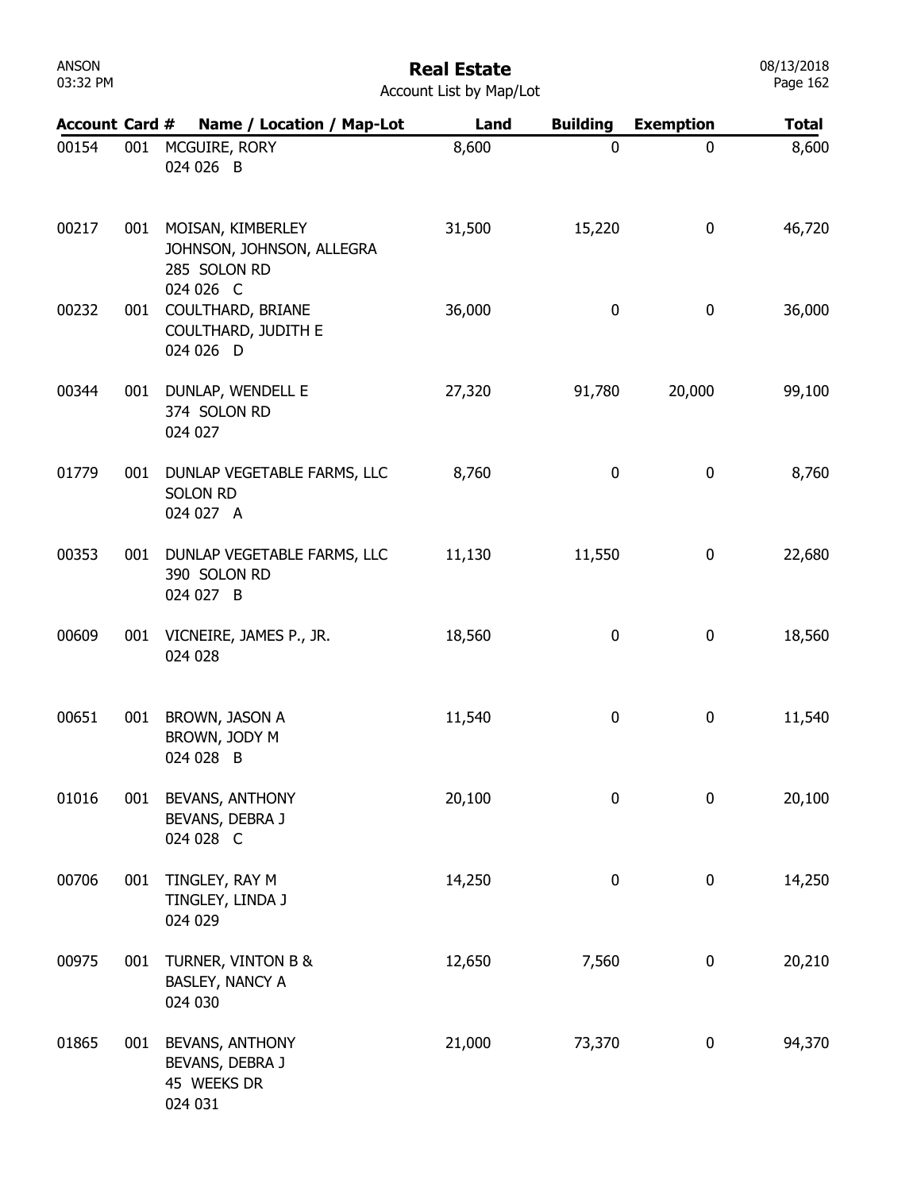# Real Estate

Account List by Map/Lot

| Account | Card # | Name / Location / Map-Lot | Land | Building | Exemption | Total |
|---|---|---|---|---|---|---|
| 00154 | 001 | MCGUIRE, RORY<br>024 026 B | 8,600 | 0 | 0 | 8,600 |
| 00217 | 001 | MOISAN, KIMBERLEY<br>JOHNSON, JOHNSON, ALLEGRA<br>285 SOLON RD<br>024 026 C | 31,500 | 15,220 | 0 | 46,720 |
| 00232 | 001 | COULTHARD, BRIANE<br>COULTHARD, JUDITH E<br>024 026 D | 36,000 | 0 | 0 | 36,000 |
| 00344 | 001 | DUNLAP, WENDELL E<br>374 SOLON RD<br>024 027 | 27,320 | 91,780 | 20,000 | 99,100 |
| 01779 | 001 | DUNLAP VEGETABLE FARMS, LLC<br>SOLON RD<br>024 027 A | 8,760 | 0 | 0 | 8,760 |
| 00353 | 001 | DUNLAP VEGETABLE FARMS, LLC<br>390 SOLON RD<br>024 027 B | 11,130 | 11,550 | 0 | 22,680 |
| 00609 | 001 | VICNEIRE, JAMES P., JR.<br>024 028 | 18,560 | 0 | 0 | 18,560 |
| 00651 | 001 | BROWN, JASON A<br>BROWN, JODY M<br>024 028 B | 11,540 | 0 | 0 | 11,540 |
| 01016 | 001 | BEVANS, ANTHONY<br>BEVANS, DEBRA J<br>024 028 C | 20,100 | 0 | 0 | 20,100 |
| 00706 | 001 | TINGLEY, RAY M<br>TINGLEY, LINDA J<br>024 029 | 14,250 | 0 | 0 | 14,250 |
| 00975 | 001 | TURNER, VINTON B &<br>BASLEY, NANCY A<br>024 030 | 12,650 | 7,560 | 0 | 20,210 |
| 01865 | 001 | BEVANS, ANTHONY<br>BEVANS, DEBRA J<br>45 WEEKS DR<br>024 031 | 21,000 | 73,370 | 0 | 94,370 |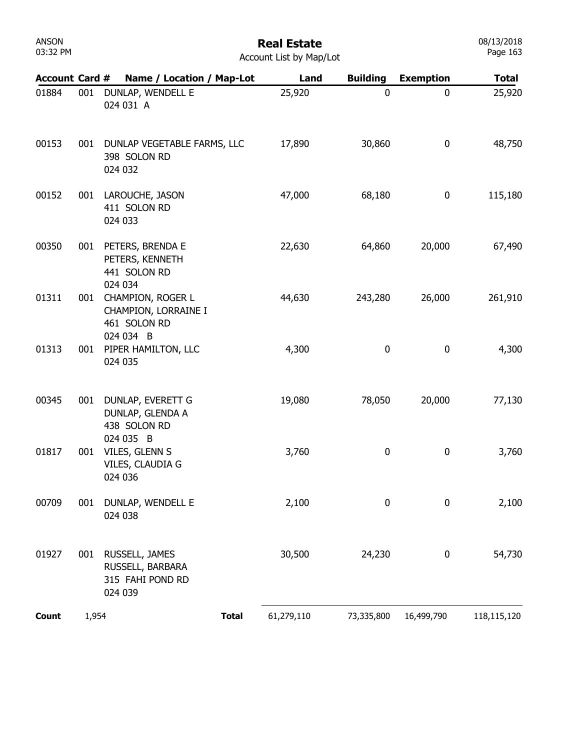# Real Estate

Account List by Map/Lot

ANSON 03:32 PM — 08/13/2018

| Account | Card # | Name / Location / Map-Lot | Land | Building | Exemption | Total |
|---|---|---|---|---|---|---|
| 01884 | 001 | DUNLAP, WENDELL E<br>024 031 A | 25,920 | 0 | 0 | 25,920 |
| 00153 | 001 | DUNLAP VEGETABLE FARMS, LLC<br>398 SOLON RD<br>024 032 | 17,890 | 30,860 | 0 | 48,750 |
| 00152 | 001 | LAROUCHE, JASON<br>411 SOLON RD<br>024 033 | 47,000 | 68,180 | 0 | 115,180 |
| 00350 | 001 | PETERS, BRENDA E<br>PETERS, KENNETH<br>441 SOLON RD<br>024 034 | 22,630 | 64,860 | 20,000 | 67,490 |
| 01311 | 001 | CHAMPION, ROGER L<br>CHAMPION, LORRAINE I<br>461 SOLON RD<br>024 034 B | 44,630 | 243,280 | 26,000 | 261,910 |
| 01313 | 001 | PIPER HAMILTON, LLC<br>024 035 | 4,300 | 0 | 0 | 4,300 |
| 00345 | 001 | DUNLAP, EVERETT G<br>DUNLAP, GLENDA A<br>438 SOLON RD<br>024 035 B | 19,080 | 78,050 | 20,000 | 77,130 |
| 01817 | 001 | VILES, GLENN S<br>VILES, CLAUDIA G<br>024 036 | 3,760 | 0 | 0 | 3,760 |
| 00709 | 001 | DUNLAP, WENDELL E<br>024 038 | 2,100 | 0 | 0 | 2,100 |
| 01927 | 001 | RUSSELL, JAMES<br>RUSSELL, BARBARA<br>315 FAHI POND RD<br>024 039 | 30,500 | 24,230 | 0 | 54,730 |
| **Count** | 1,954 | **Total** | 61,279,110 | 73,335,800 | 16,499,790 | 118,115,120 |